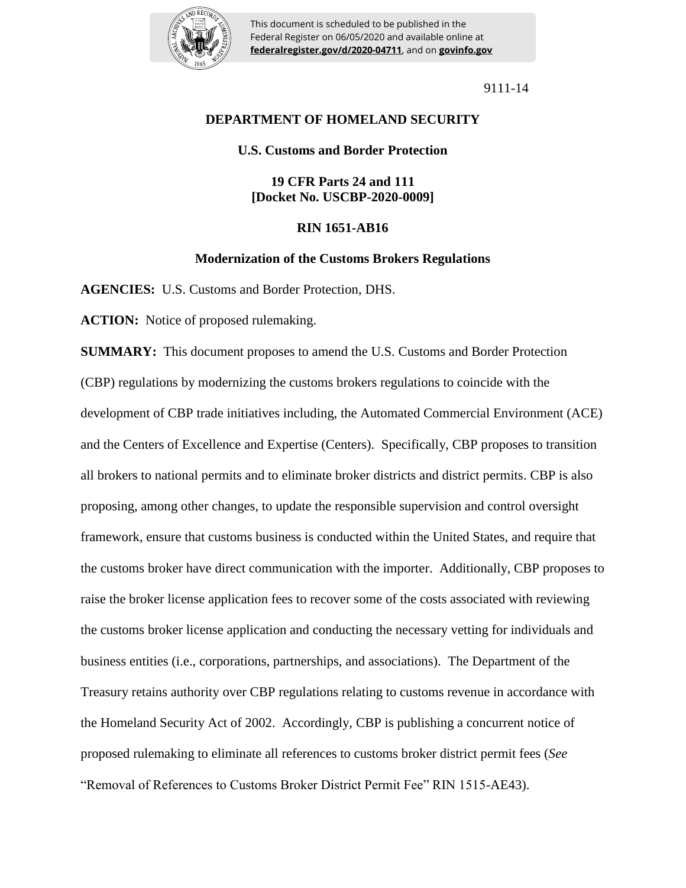This document is scheduled to be published in the Federal Register on 06/05/2020 and available online at **federalregister.gov/d/2020-04711**, and on **govinfo.gov**

9111-14

**DEPARTMENT OF HOMELAND SECURITY**

**U.S. Customs and Border Protection**

**19 CFR Parts 24 and 111**
**[Docket No. USCBP-2020-0009]**

**RIN 1651-AB16**

**Modernization of the Customs Brokers Regulations**

**AGENCIES:** U.S. Customs and Border Protection, DHS.

**ACTION:** Notice of proposed rulemaking.

**SUMMARY:** This document proposes to amend the U.S. Customs and Border Protection (CBP) regulations by modernizing the customs brokers regulations to coincide with the development of CBP trade initiatives including, the Automated Commercial Environment (ACE) and the Centers of Excellence and Expertise (Centers). Specifically, CBP proposes to transition all brokers to national permits and to eliminate broker districts and district permits. CBP is also proposing, among other changes, to update the responsible supervision and control oversight framework, ensure that customs business is conducted within the United States, and require that the customs broker have direct communication with the importer. Additionally, CBP proposes to raise the broker license application fees to recover some of the costs associated with reviewing the customs broker license application and conducting the necessary vetting for individuals and business entities (i.e., corporations, partnerships, and associations). The Department of the Treasury retains authority over CBP regulations relating to customs revenue in accordance with the Homeland Security Act of 2002. Accordingly, CBP is publishing a concurrent notice of proposed rulemaking to eliminate all references to customs broker district permit fees (*See* "Removal of References to Customs Broker District Permit Fee" RIN 1515-AE43).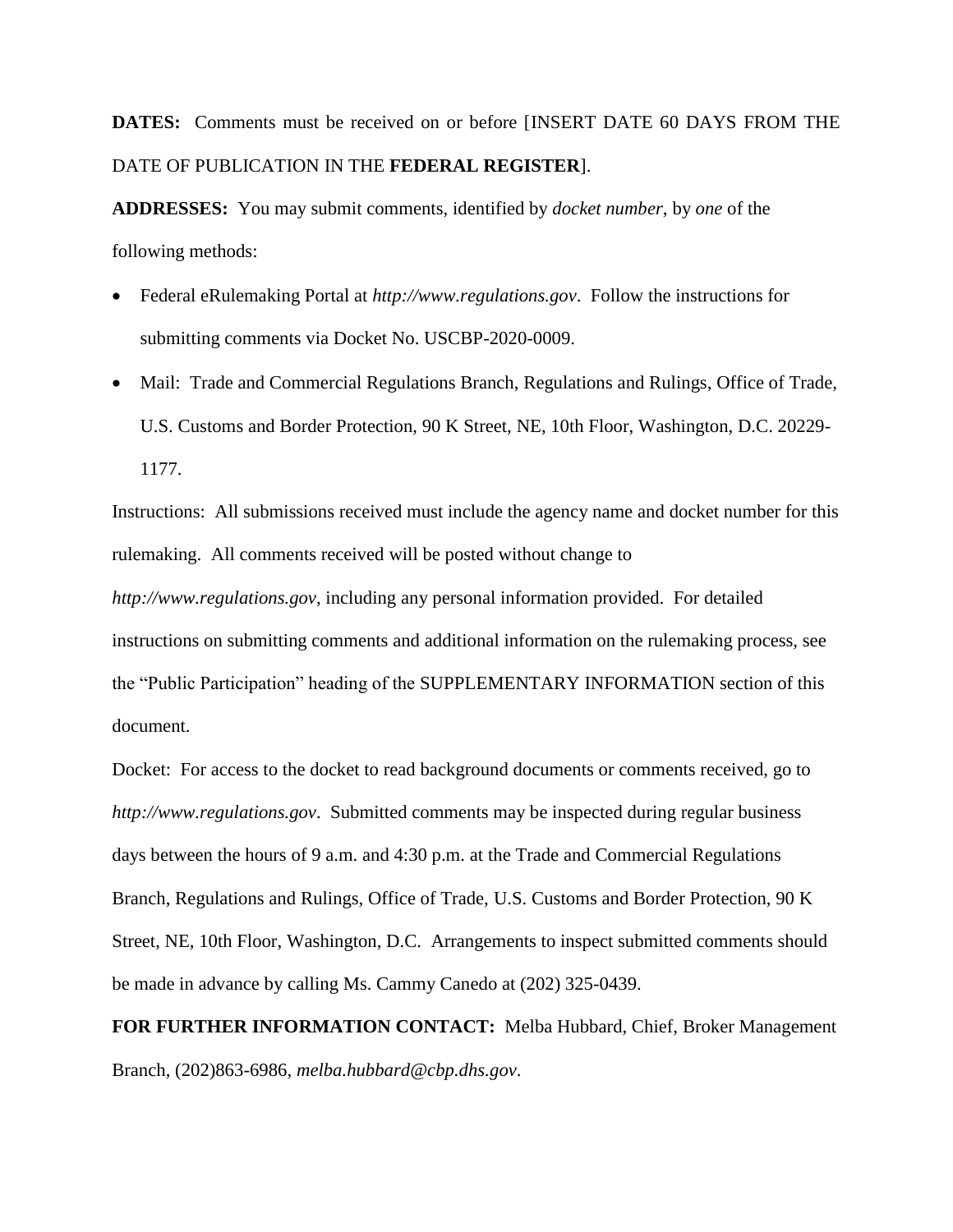**DATES:** Comments must be received on or before [INSERT DATE 60 DAYS FROM THE DATE OF PUBLICATION IN THE **FEDERAL REGISTER**].

**ADDRESSES:** You may submit comments, identified by *docket number*, by *one* of the following methods:

- Federal eRulemaking Portal at *http://www.regulations.gov*. Follow the instructions for submitting comments via Docket No. USCBP-2020-0009.
- Mail: Trade and Commercial Regulations Branch, Regulations and Rulings, Office of Trade, U.S. Customs and Border Protection, 90 K Street, NE, 10th Floor, Washington, D.C. 20229-1177.

Instructions: All submissions received must include the agency name and docket number for this rulemaking. All comments received will be posted without change to *http://www.regulations.gov*, including any personal information provided. For detailed instructions on submitting comments and additional information on the rulemaking process, see the "Public Participation" heading of the SUPPLEMENTARY INFORMATION section of this document.

Docket: For access to the docket to read background documents or comments received, go to *http://www.regulations.gov*. Submitted comments may be inspected during regular business days between the hours of 9 a.m. and 4:30 p.m. at the Trade and Commercial Regulations Branch, Regulations and Rulings, Office of Trade, U.S. Customs and Border Protection, 90 K Street, NE, 10th Floor, Washington, D.C. Arrangements to inspect submitted comments should be made in advance by calling Ms. Cammy Canedo at (202) 325-0439.

**FOR FURTHER INFORMATION CONTACT:** Melba Hubbard, Chief, Broker Management Branch, (202)863-6986, *melba.hubbard@cbp.dhs.gov*.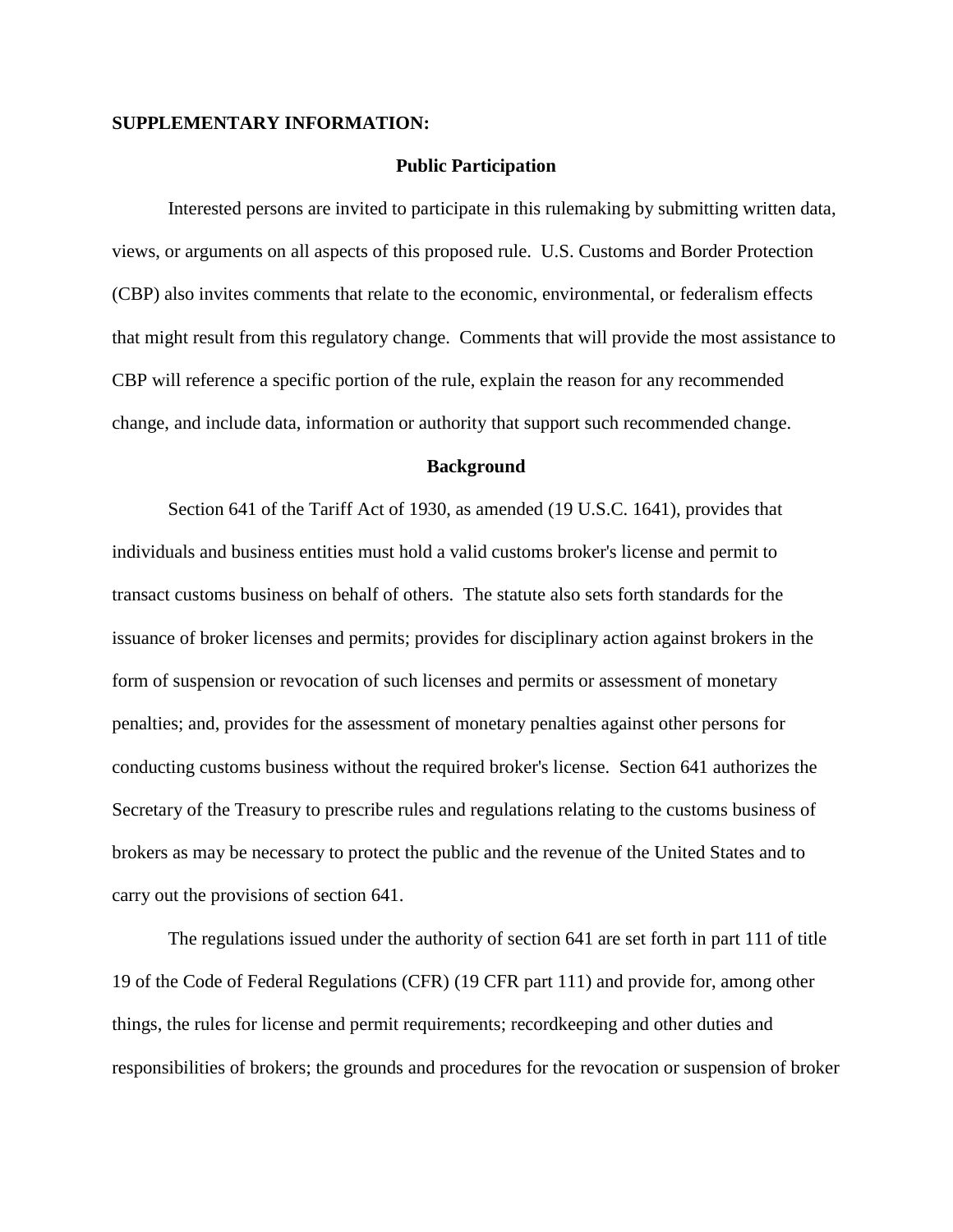**SUPPLEMENTARY INFORMATION:**

## Public Participation

Interested persons are invited to participate in this rulemaking by submitting written data, views, or arguments on all aspects of this proposed rule. U.S. Customs and Border Protection (CBP) also invites comments that relate to the economic, environmental, or federalism effects that might result from this regulatory change. Comments that will provide the most assistance to CBP will reference a specific portion of the rule, explain the reason for any recommended change, and include data, information or authority that support such recommended change.

## Background

Section 641 of the Tariff Act of 1930, as amended (19 U.S.C. 1641), provides that individuals and business entities must hold a valid customs broker's license and permit to transact customs business on behalf of others. The statute also sets forth standards for the issuance of broker licenses and permits; provides for disciplinary action against brokers in the form of suspension or revocation of such licenses and permits or assessment of monetary penalties; and, provides for the assessment of monetary penalties against other persons for conducting customs business without the required broker's license. Section 641 authorizes the Secretary of the Treasury to prescribe rules and regulations relating to the customs business of brokers as may be necessary to protect the public and the revenue of the United States and to carry out the provisions of section 641.

The regulations issued under the authority of section 641 are set forth in part 111 of title 19 of the Code of Federal Regulations (CFR) (19 CFR part 111) and provide for, among other things, the rules for license and permit requirements; recordkeeping and other duties and responsibilities of brokers; the grounds and procedures for the revocation or suspension of broker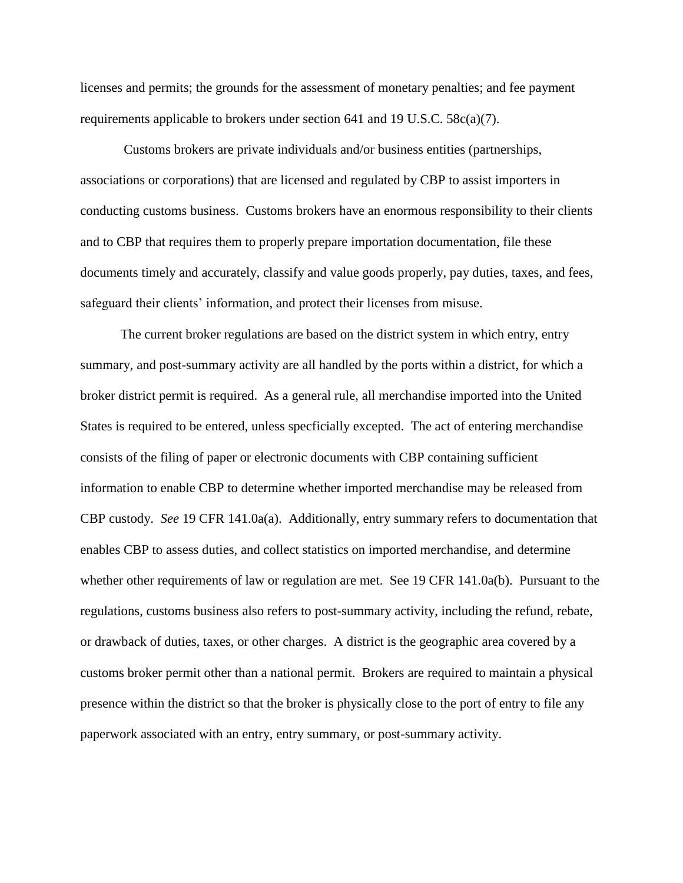licenses and permits; the grounds for the assessment of monetary penalties; and fee payment requirements applicable to brokers under section 641 and 19 U.S.C. 58c(a)(7).

Customs brokers are private individuals and/or business entities (partnerships, associations or corporations) that are licensed and regulated by CBP to assist importers in conducting customs business. Customs brokers have an enormous responsibility to their clients and to CBP that requires them to properly prepare importation documentation, file these documents timely and accurately, classify and value goods properly, pay duties, taxes, and fees, safeguard their clients' information, and protect their licenses from misuse.

The current broker regulations are based on the district system in which entry, entry summary, and post-summary activity are all handled by the ports within a district, for which a broker district permit is required. As a general rule, all merchandise imported into the United States is required to be entered, unless specficially excepted. The act of entering merchandise consists of the filing of paper or electronic documents with CBP containing sufficient information to enable CBP to determine whether imported merchandise may be released from CBP custody. *See* 19 CFR 141.0a(a). Additionally, entry summary refers to documentation that enables CBP to assess duties, and collect statistics on imported merchandise, and determine whether other requirements of law or regulation are met. See 19 CFR 141.0a(b). Pursuant to the regulations, customs business also refers to post-summary activity, including the refund, rebate, or drawback of duties, taxes, or other charges. A district is the geographic area covered by a customs broker permit other than a national permit. Brokers are required to maintain a physical presence within the district so that the broker is physically close to the port of entry to file any paperwork associated with an entry, entry summary, or post-summary activity.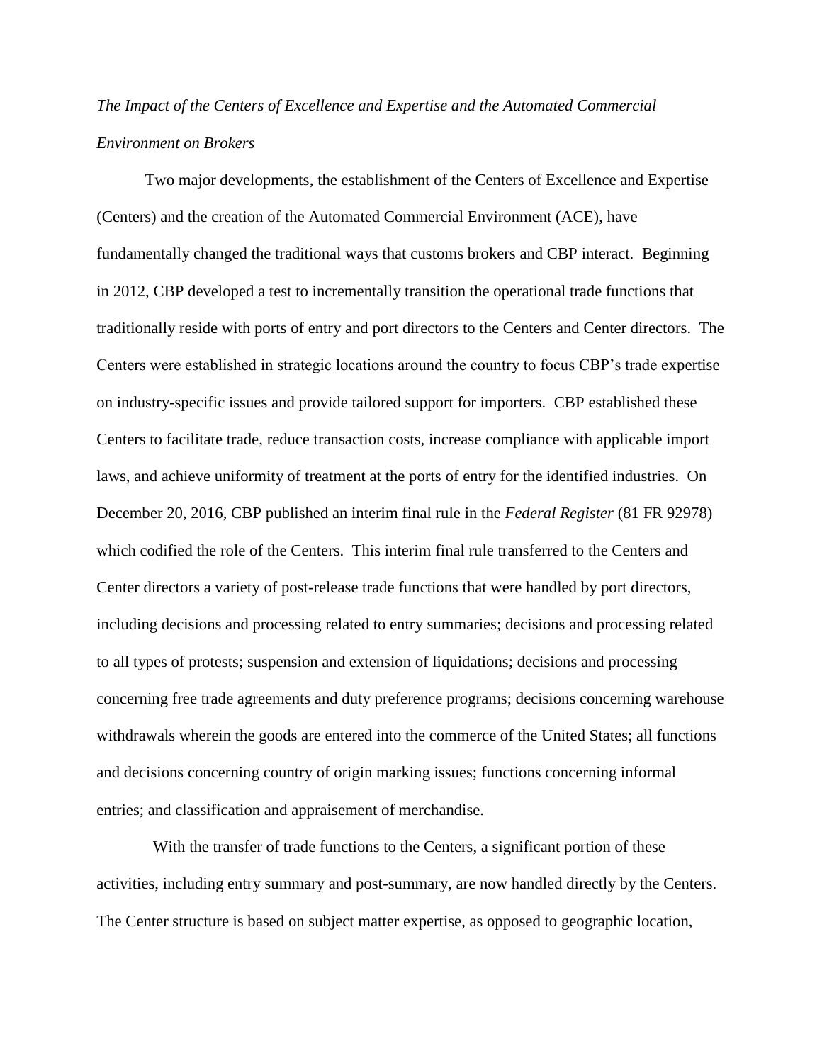*The Impact of the Centers of Excellence and Expertise and the Automated Commercial Environment on Brokers*

Two major developments, the establishment of the Centers of Excellence and Expertise (Centers) and the creation of the Automated Commercial Environment (ACE), have fundamentally changed the traditional ways that customs brokers and CBP interact. Beginning in 2012, CBP developed a test to incrementally transition the operational trade functions that traditionally reside with ports of entry and port directors to the Centers and Center directors. The Centers were established in strategic locations around the country to focus CBP's trade expertise on industry-specific issues and provide tailored support for importers. CBP established these Centers to facilitate trade, reduce transaction costs, increase compliance with applicable import laws, and achieve uniformity of treatment at the ports of entry for the identified industries. On December 20, 2016, CBP published an interim final rule in the *Federal Register* (81 FR 92978) which codified the role of the Centers. This interim final rule transferred to the Centers and Center directors a variety of post-release trade functions that were handled by port directors, including decisions and processing related to entry summaries; decisions and processing related to all types of protests; suspension and extension of liquidations; decisions and processing concerning free trade agreements and duty preference programs; decisions concerning warehouse withdrawals wherein the goods are entered into the commerce of the United States; all functions and decisions concerning country of origin marking issues; functions concerning informal entries; and classification and appraisement of merchandise.

With the transfer of trade functions to the Centers, a significant portion of these activities, including entry summary and post-summary, are now handled directly by the Centers. The Center structure is based on subject matter expertise, as opposed to geographic location,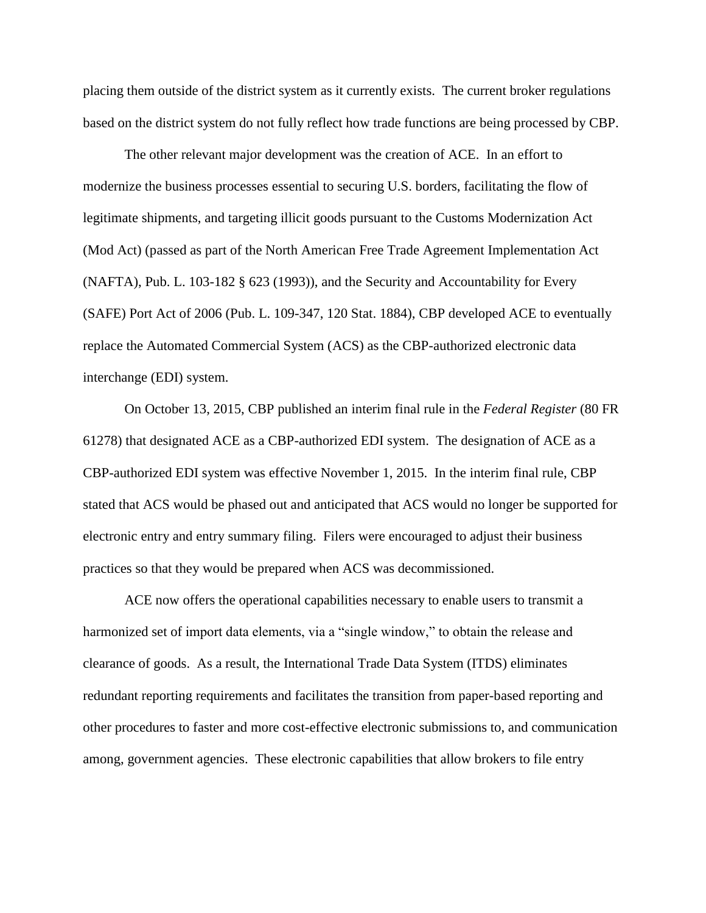placing them outside of the district system as it currently exists. The current broker regulations based on the district system do not fully reflect how trade functions are being processed by CBP.

The other relevant major development was the creation of ACE. In an effort to modernize the business processes essential to securing U.S. borders, facilitating the flow of legitimate shipments, and targeting illicit goods pursuant to the Customs Modernization Act (Mod Act) (passed as part of the North American Free Trade Agreement Implementation Act (NAFTA), Pub. L. 103-182 § 623 (1993)), and the Security and Accountability for Every (SAFE) Port Act of 2006 (Pub. L. 109-347, 120 Stat. 1884), CBP developed ACE to eventually replace the Automated Commercial System (ACS) as the CBP-authorized electronic data interchange (EDI) system.

On October 13, 2015, CBP published an interim final rule in the *Federal Register* (80 FR 61278) that designated ACE as a CBP-authorized EDI system. The designation of ACE as a CBP-authorized EDI system was effective November 1, 2015. In the interim final rule, CBP stated that ACS would be phased out and anticipated that ACS would no longer be supported for electronic entry and entry summary filing. Filers were encouraged to adjust their business practices so that they would be prepared when ACS was decommissioned.

ACE now offers the operational capabilities necessary to enable users to transmit a harmonized set of import data elements, via a "single window," to obtain the release and clearance of goods. As a result, the International Trade Data System (ITDS) eliminates redundant reporting requirements and facilitates the transition from paper-based reporting and other procedures to faster and more cost-effective electronic submissions to, and communication among, government agencies. These electronic capabilities that allow brokers to file entry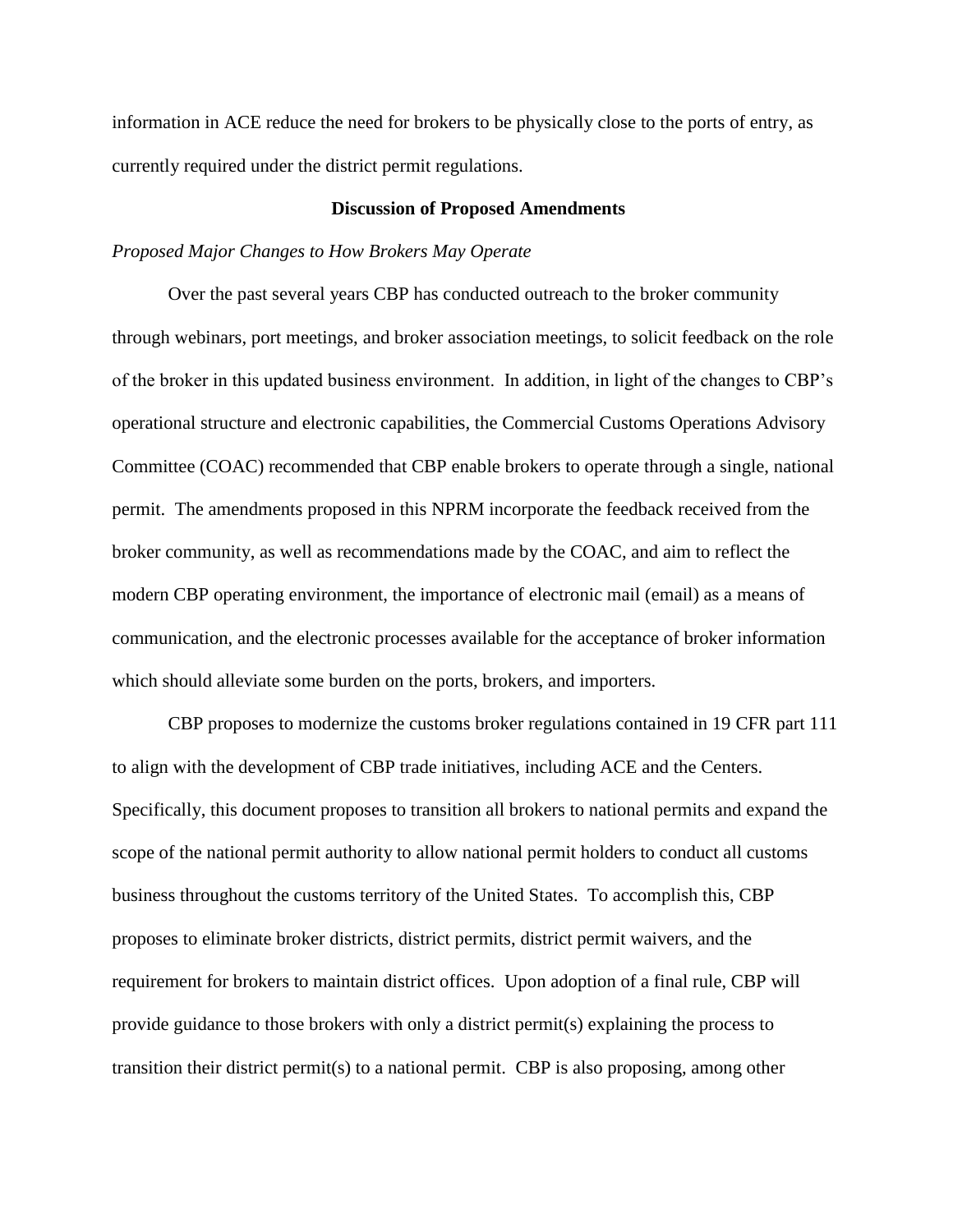information in ACE reduce the need for brokers to be physically close to the ports of entry, as currently required under the district permit regulations.

## Discussion of Proposed Amendments

*Proposed Major Changes to How Brokers May Operate*

Over the past several years CBP has conducted outreach to the broker community through webinars, port meetings, and broker association meetings, to solicit feedback on the role of the broker in this updated business environment. In addition, in light of the changes to CBP's operational structure and electronic capabilities, the Commercial Customs Operations Advisory Committee (COAC) recommended that CBP enable brokers to operate through a single, national permit. The amendments proposed in this NPRM incorporate the feedback received from the broker community, as well as recommendations made by the COAC, and aim to reflect the modern CBP operating environment, the importance of electronic mail (email) as a means of communication, and the electronic processes available for the acceptance of broker information which should alleviate some burden on the ports, brokers, and importers.

CBP proposes to modernize the customs broker regulations contained in 19 CFR part 111 to align with the development of CBP trade initiatives, including ACE and the Centers. Specifically, this document proposes to transition all brokers to national permits and expand the scope of the national permit authority to allow national permit holders to conduct all customs business throughout the customs territory of the United States. To accomplish this, CBP proposes to eliminate broker districts, district permits, district permit waivers, and the requirement for brokers to maintain district offices. Upon adoption of a final rule, CBP will provide guidance to those brokers with only a district permit(s) explaining the process to transition their district permit(s) to a national permit. CBP is also proposing, among other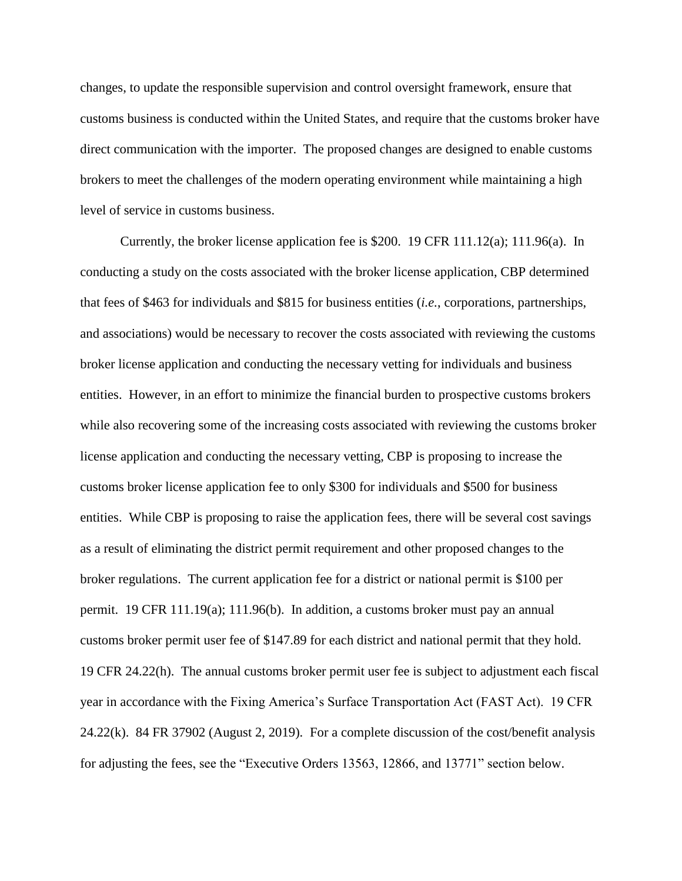changes, to update the responsible supervision and control oversight framework, ensure that customs business is conducted within the United States, and require that the customs broker have direct communication with the importer. The proposed changes are designed to enable customs brokers to meet the challenges of the modern operating environment while maintaining a high level of service in customs business.

Currently, the broker license application fee is $200. 19 CFR 111.12(a); 111.96(a). In conducting a study on the costs associated with the broker license application, CBP determined that fees of $463 for individuals and $815 for business entities (*i.e.*, corporations, partnerships, and associations) would be necessary to recover the costs associated with reviewing the customs broker license application and conducting the necessary vetting for individuals and business entities. However, in an effort to minimize the financial burden to prospective customs brokers while also recovering some of the increasing costs associated with reviewing the customs broker license application and conducting the necessary vetting, CBP is proposing to increase the customs broker license application fee to only $300 for individuals and $500 for business entities. While CBP is proposing to raise the application fees, there will be several cost savings as a result of eliminating the district permit requirement and other proposed changes to the broker regulations. The current application fee for a district or national permit is $100 per permit. 19 CFR 111.19(a); 111.96(b). In addition, a customs broker must pay an annual customs broker permit user fee of $147.89 for each district and national permit that they hold. 19 CFR 24.22(h). The annual customs broker permit user fee is subject to adjustment each fiscal year in accordance with the Fixing America's Surface Transportation Act (FAST Act). 19 CFR 24.22(k). 84 FR 37902 (August 2, 2019). For a complete discussion of the cost/benefit analysis for adjusting the fees, see the "Executive Orders 13563, 12866, and 13771" section below.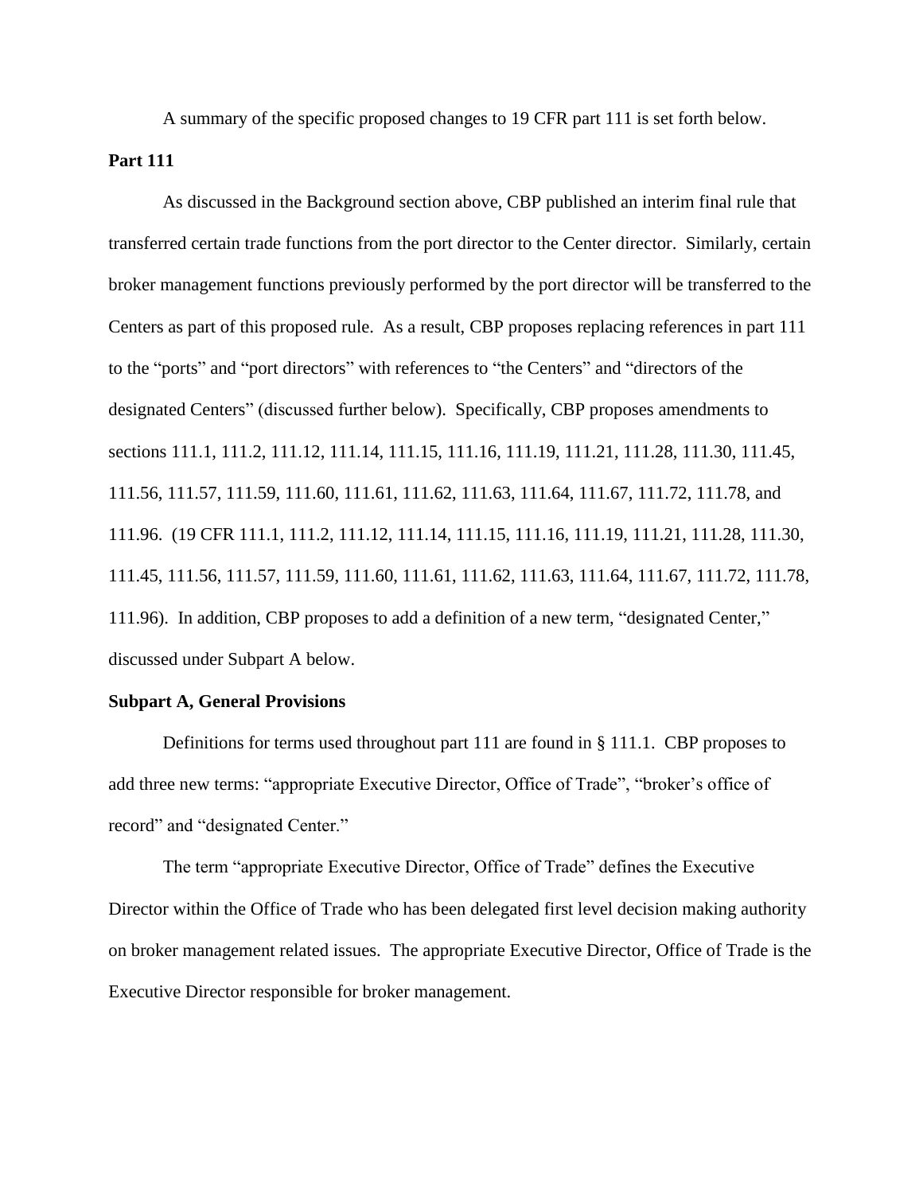A summary of the specific proposed changes to 19 CFR part 111 is set forth below.

**Part 111**

As discussed in the Background section above, CBP published an interim final rule that transferred certain trade functions from the port director to the Center director. Similarly, certain broker management functions previously performed by the port director will be transferred to the Centers as part of this proposed rule. As a result, CBP proposes replacing references in part 111 to the "ports" and "port directors" with references to "the Centers" and "directors of the designated Centers" (discussed further below). Specifically, CBP proposes amendments to sections 111.1, 111.2, 111.12, 111.14, 111.15, 111.16, 111.19, 111.21, 111.28, 111.30, 111.45, 111.56, 111.57, 111.59, 111.60, 111.61, 111.62, 111.63, 111.64, 111.67, 111.72, 111.78, and 111.96. (19 CFR 111.1, 111.2, 111.12, 111.14, 111.15, 111.16, 111.19, 111.21, 111.28, 111.30, 111.45, 111.56, 111.57, 111.59, 111.60, 111.61, 111.62, 111.63, 111.64, 111.67, 111.72, 111.78, 111.96). In addition, CBP proposes to add a definition of a new term, "designated Center," discussed under Subpart A below.

**Subpart A, General Provisions**

Definitions for terms used throughout part 111 are found in § 111.1. CBP proposes to add three new terms: "appropriate Executive Director, Office of Trade", "broker's office of record" and "designated Center."

The term "appropriate Executive Director, Office of Trade" defines the Executive Director within the Office of Trade who has been delegated first level decision making authority on broker management related issues. The appropriate Executive Director, Office of Trade is the Executive Director responsible for broker management.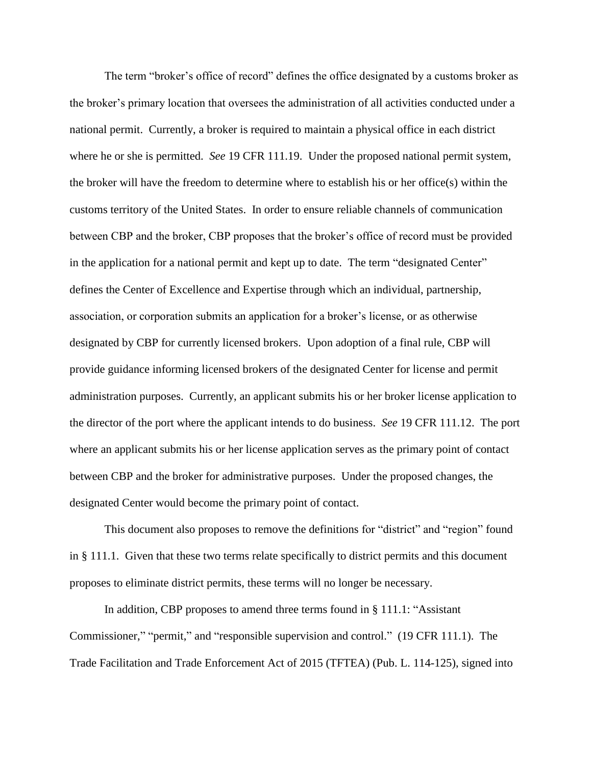The term "broker's office of record" defines the office designated by a customs broker as the broker's primary location that oversees the administration of all activities conducted under a national permit. Currently, a broker is required to maintain a physical office in each district where he or she is permitted. *See* 19 CFR 111.19. Under the proposed national permit system, the broker will have the freedom to determine where to establish his or her office(s) within the customs territory of the United States. In order to ensure reliable channels of communication between CBP and the broker, CBP proposes that the broker's office of record must be provided in the application for a national permit and kept up to date. The term "designated Center" defines the Center of Excellence and Expertise through which an individual, partnership, association, or corporation submits an application for a broker's license, or as otherwise designated by CBP for currently licensed brokers. Upon adoption of a final rule, CBP will provide guidance informing licensed brokers of the designated Center for license and permit administration purposes. Currently, an applicant submits his or her broker license application to the director of the port where the applicant intends to do business. *See* 19 CFR 111.12. The port where an applicant submits his or her license application serves as the primary point of contact between CBP and the broker for administrative purposes. Under the proposed changes, the designated Center would become the primary point of contact.

This document also proposes to remove the definitions for "district" and "region" found in § 111.1. Given that these two terms relate specifically to district permits and this document proposes to eliminate district permits, these terms will no longer be necessary.

In addition, CBP proposes to amend three terms found in § 111.1: "Assistant Commissioner," "permit," and "responsible supervision and control." (19 CFR 111.1). The Trade Facilitation and Trade Enforcement Act of 2015 (TFTEA) (Pub. L. 114-125), signed into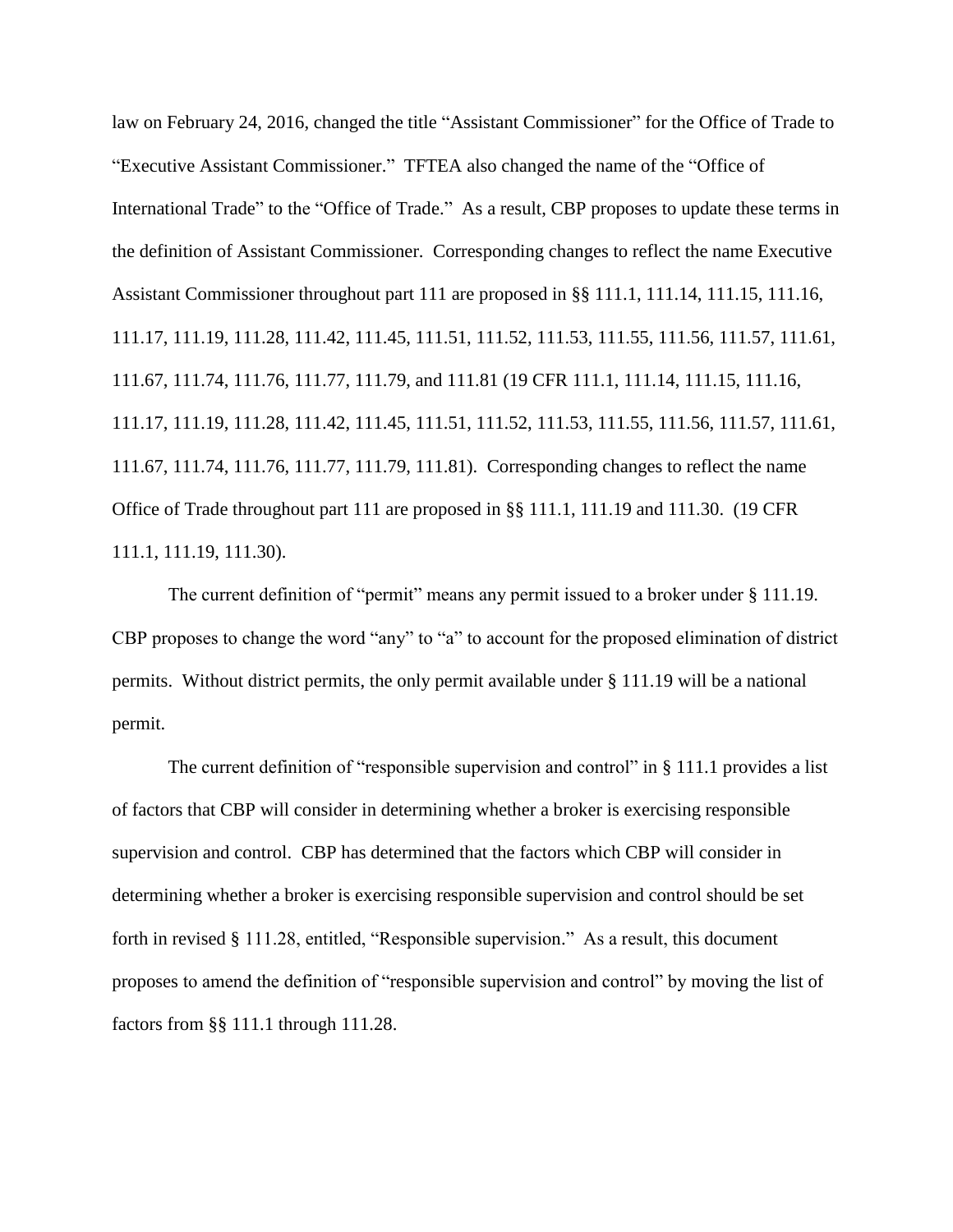law on February 24, 2016, changed the title "Assistant Commissioner" for the Office of Trade to "Executive Assistant Commissioner." TFTEA also changed the name of the "Office of International Trade" to the "Office of Trade." As a result, CBP proposes to update these terms in the definition of Assistant Commissioner. Corresponding changes to reflect the name Executive Assistant Commissioner throughout part 111 are proposed in §§ 111.1, 111.14, 111.15, 111.16, 111.17, 111.19, 111.28, 111.42, 111.45, 111.51, 111.52, 111.53, 111.55, 111.56, 111.57, 111.61, 111.67, 111.74, 111.76, 111.77, 111.79, and 111.81 (19 CFR 111.1, 111.14, 111.15, 111.16, 111.17, 111.19, 111.28, 111.42, 111.45, 111.51, 111.52, 111.53, 111.55, 111.56, 111.57, 111.61, 111.67, 111.74, 111.76, 111.77, 111.79, 111.81). Corresponding changes to reflect the name Office of Trade throughout part 111 are proposed in §§ 111.1, 111.19 and 111.30. (19 CFR 111.1, 111.19, 111.30).

The current definition of "permit" means any permit issued to a broker under § 111.19. CBP proposes to change the word "any" to "a" to account for the proposed elimination of district permits. Without district permits, the only permit available under § 111.19 will be a national permit.

The current definition of "responsible supervision and control" in § 111.1 provides a list of factors that CBP will consider in determining whether a broker is exercising responsible supervision and control. CBP has determined that the factors which CBP will consider in determining whether a broker is exercising responsible supervision and control should be set forth in revised § 111.28, entitled, "Responsible supervision." As a result, this document proposes to amend the definition of "responsible supervision and control" by moving the list of factors from §§ 111.1 through 111.28.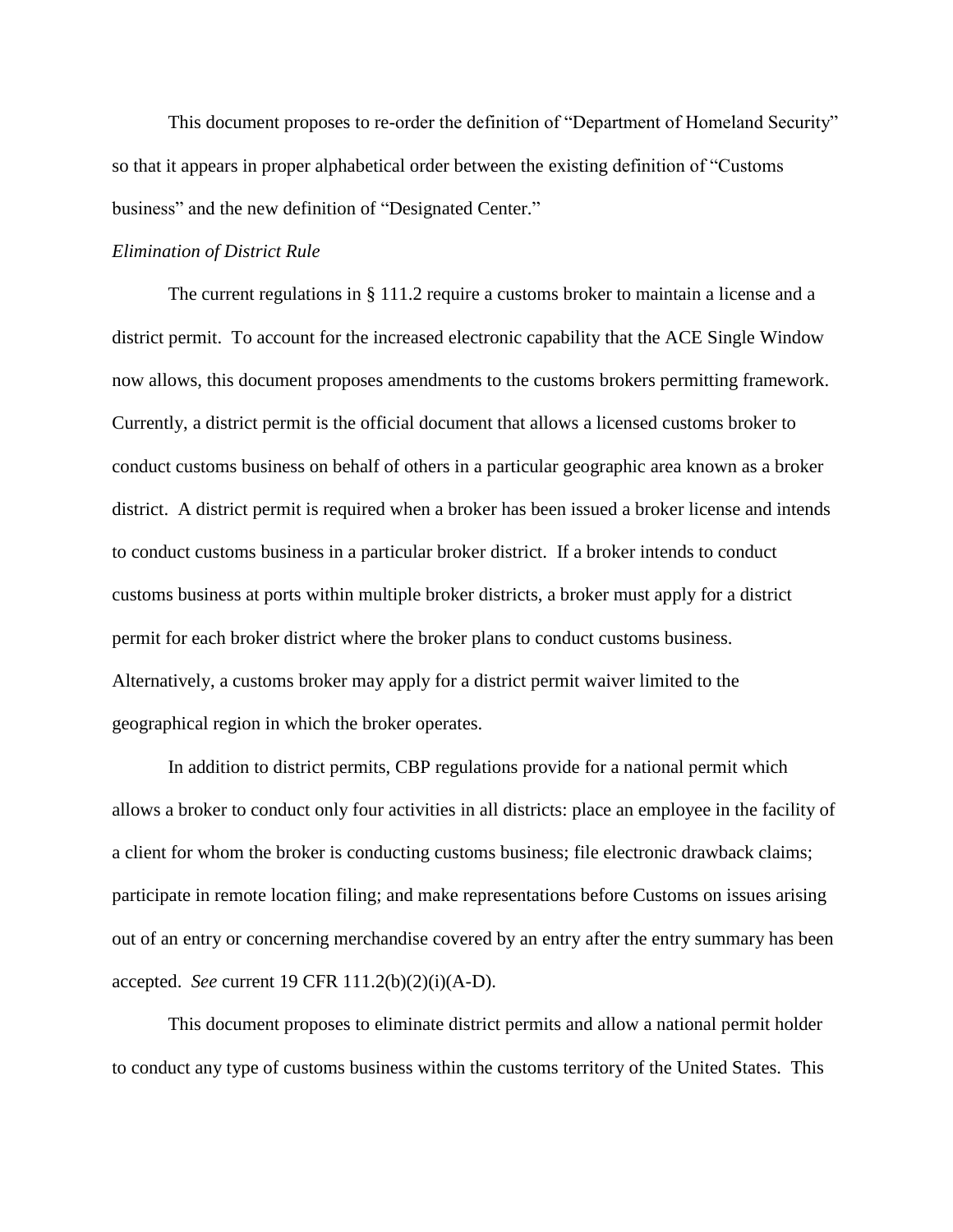This document proposes to re-order the definition of "Department of Homeland Security" so that it appears in proper alphabetical order between the existing definition of "Customs business" and the new definition of "Designated Center."

*Elimination of District Rule*

The current regulations in § 111.2 require a customs broker to maintain a license and a district permit. To account for the increased electronic capability that the ACE Single Window now allows, this document proposes amendments to the customs brokers permitting framework. Currently, a district permit is the official document that allows a licensed customs broker to conduct customs business on behalf of others in a particular geographic area known as a broker district. A district permit is required when a broker has been issued a broker license and intends to conduct customs business in a particular broker district. If a broker intends to conduct customs business at ports within multiple broker districts, a broker must apply for a district permit for each broker district where the broker plans to conduct customs business. Alternatively, a customs broker may apply for a district permit waiver limited to the geographical region in which the broker operates.

In addition to district permits, CBP regulations provide for a national permit which allows a broker to conduct only four activities in all districts: place an employee in the facility of a client for whom the broker is conducting customs business; file electronic drawback claims; participate in remote location filing; and make representations before Customs on issues arising out of an entry or concerning merchandise covered by an entry after the entry summary has been accepted. *See* current 19 CFR 111.2(b)(2)(i)(A-D).

This document proposes to eliminate district permits and allow a national permit holder to conduct any type of customs business within the customs territory of the United States. This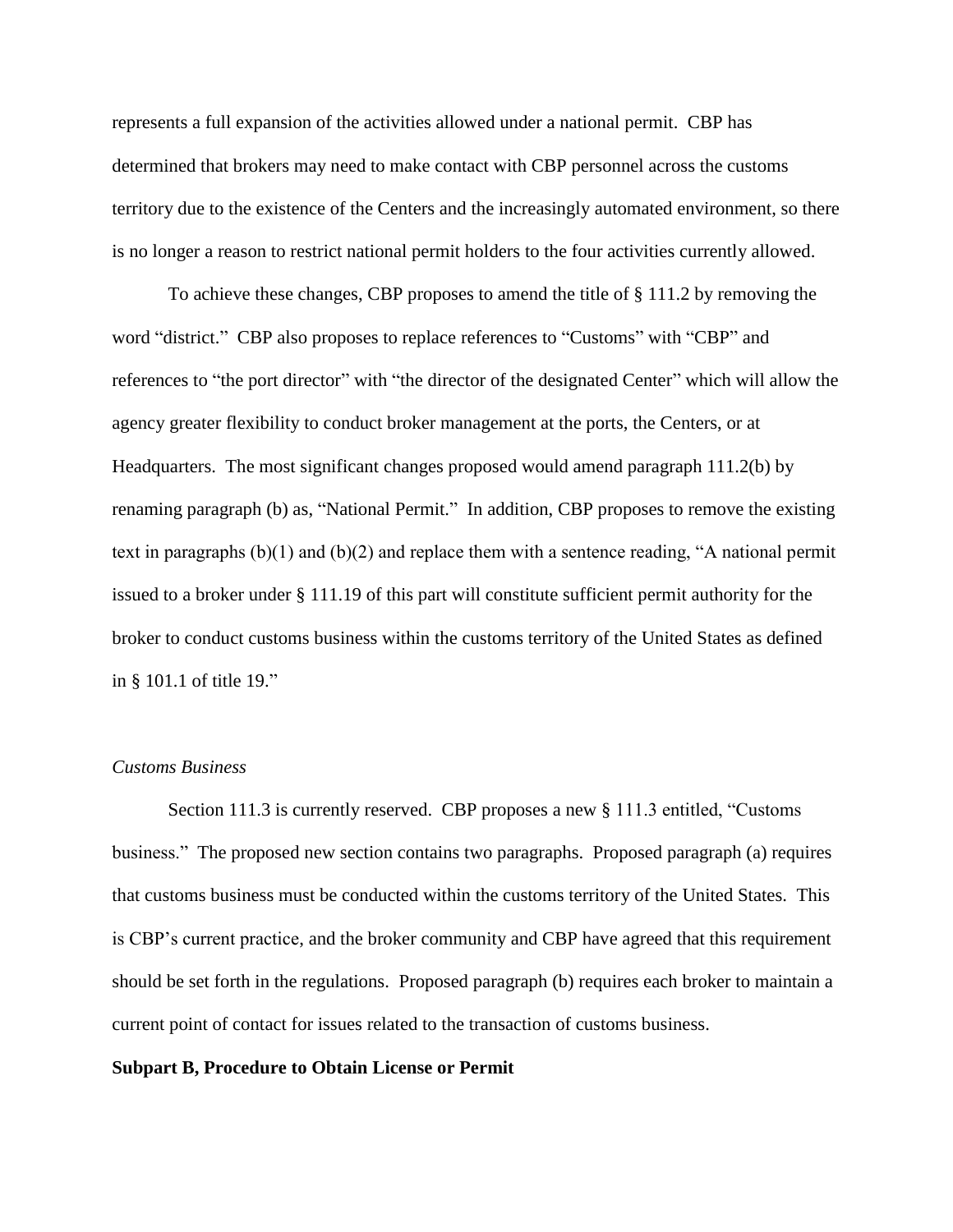represents a full expansion of the activities allowed under a national permit. CBP has determined that brokers may need to make contact with CBP personnel across the customs territory due to the existence of the Centers and the increasingly automated environment, so there is no longer a reason to restrict national permit holders to the four activities currently allowed.

To achieve these changes, CBP proposes to amend the title of § 111.2 by removing the word "district." CBP also proposes to replace references to "Customs" with "CBP" and references to "the port director" with "the director of the designated Center" which will allow the agency greater flexibility to conduct broker management at the ports, the Centers, or at Headquarters. The most significant changes proposed would amend paragraph 111.2(b) by renaming paragraph (b) as, "National Permit." In addition, CBP proposes to remove the existing text in paragraphs (b)(1) and (b)(2) and replace them with a sentence reading, "A national permit issued to a broker under § 111.19 of this part will constitute sufficient permit authority for the broker to conduct customs business within the customs territory of the United States as defined in § 101.1 of title 19."

*Customs Business*

Section 111.3 is currently reserved. CBP proposes a new § 111.3 entitled, "Customs business." The proposed new section contains two paragraphs. Proposed paragraph (a) requires that customs business must be conducted within the customs territory of the United States. This is CBP's current practice, and the broker community and CBP have agreed that this requirement should be set forth in the regulations. Proposed paragraph (b) requires each broker to maintain a current point of contact for issues related to the transaction of customs business.

**Subpart B, Procedure to Obtain License or Permit**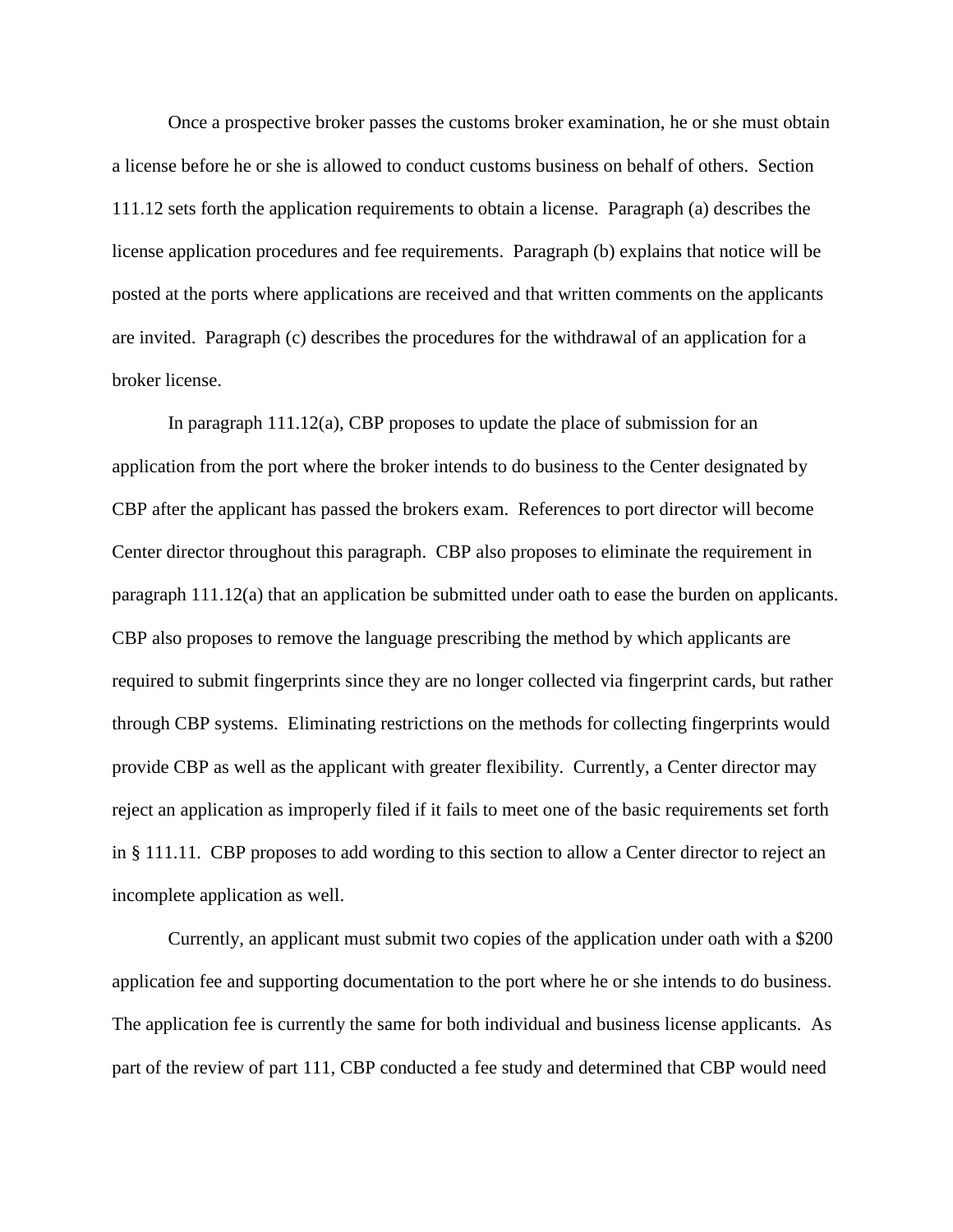Once a prospective broker passes the customs broker examination, he or she must obtain a license before he or she is allowed to conduct customs business on behalf of others. Section 111.12 sets forth the application requirements to obtain a license. Paragraph (a) describes the license application procedures and fee requirements. Paragraph (b) explains that notice will be posted at the ports where applications are received and that written comments on the applicants are invited. Paragraph (c) describes the procedures for the withdrawal of an application for a broker license.

In paragraph 111.12(a), CBP proposes to update the place of submission for an application from the port where the broker intends to do business to the Center designated by CBP after the applicant has passed the brokers exam. References to port director will become Center director throughout this paragraph. CBP also proposes to eliminate the requirement in paragraph 111.12(a) that an application be submitted under oath to ease the burden on applicants. CBP also proposes to remove the language prescribing the method by which applicants are required to submit fingerprints since they are no longer collected via fingerprint cards, but rather through CBP systems. Eliminating restrictions on the methods for collecting fingerprints would provide CBP as well as the applicant with greater flexibility. Currently, a Center director may reject an application as improperly filed if it fails to meet one of the basic requirements set forth in § 111.11. CBP proposes to add wording to this section to allow a Center director to reject an incomplete application as well.

Currently, an applicant must submit two copies of the application under oath with a $200 application fee and supporting documentation to the port where he or she intends to do business. The application fee is currently the same for both individual and business license applicants. As part of the review of part 111, CBP conducted a fee study and determined that CBP would need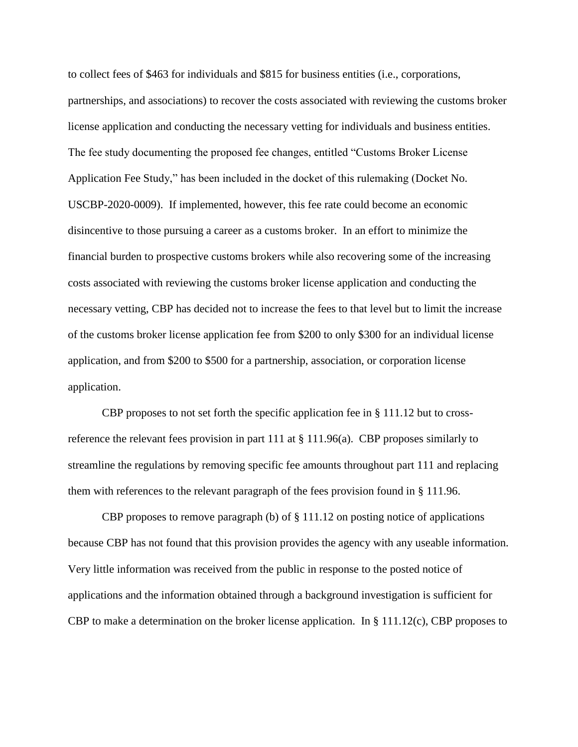to collect fees of $463 for individuals and $815 for business entities (i.e., corporations, partnerships, and associations) to recover the costs associated with reviewing the customs broker license application and conducting the necessary vetting for individuals and business entities. The fee study documenting the proposed fee changes, entitled "Customs Broker License Application Fee Study," has been included in the docket of this rulemaking (Docket No. USCBP-2020-0009). If implemented, however, this fee rate could become an economic disincentive to those pursuing a career as a customs broker. In an effort to minimize the financial burden to prospective customs brokers while also recovering some of the increasing costs associated with reviewing the customs broker license application and conducting the necessary vetting, CBP has decided not to increase the fees to that level but to limit the increase of the customs broker license application fee from $200 to only $300 for an individual license application, and from $200 to $500 for a partnership, association, or corporation license application.

CBP proposes to not set forth the specific application fee in § 111.12 but to cross-reference the relevant fees provision in part 111 at § 111.96(a). CBP proposes similarly to streamline the regulations by removing specific fee amounts throughout part 111 and replacing them with references to the relevant paragraph of the fees provision found in § 111.96.

CBP proposes to remove paragraph (b) of § 111.12 on posting notice of applications because CBP has not found that this provision provides the agency with any useable information. Very little information was received from the public in response to the posted notice of applications and the information obtained through a background investigation is sufficient for CBP to make a determination on the broker license application. In § 111.12(c), CBP proposes to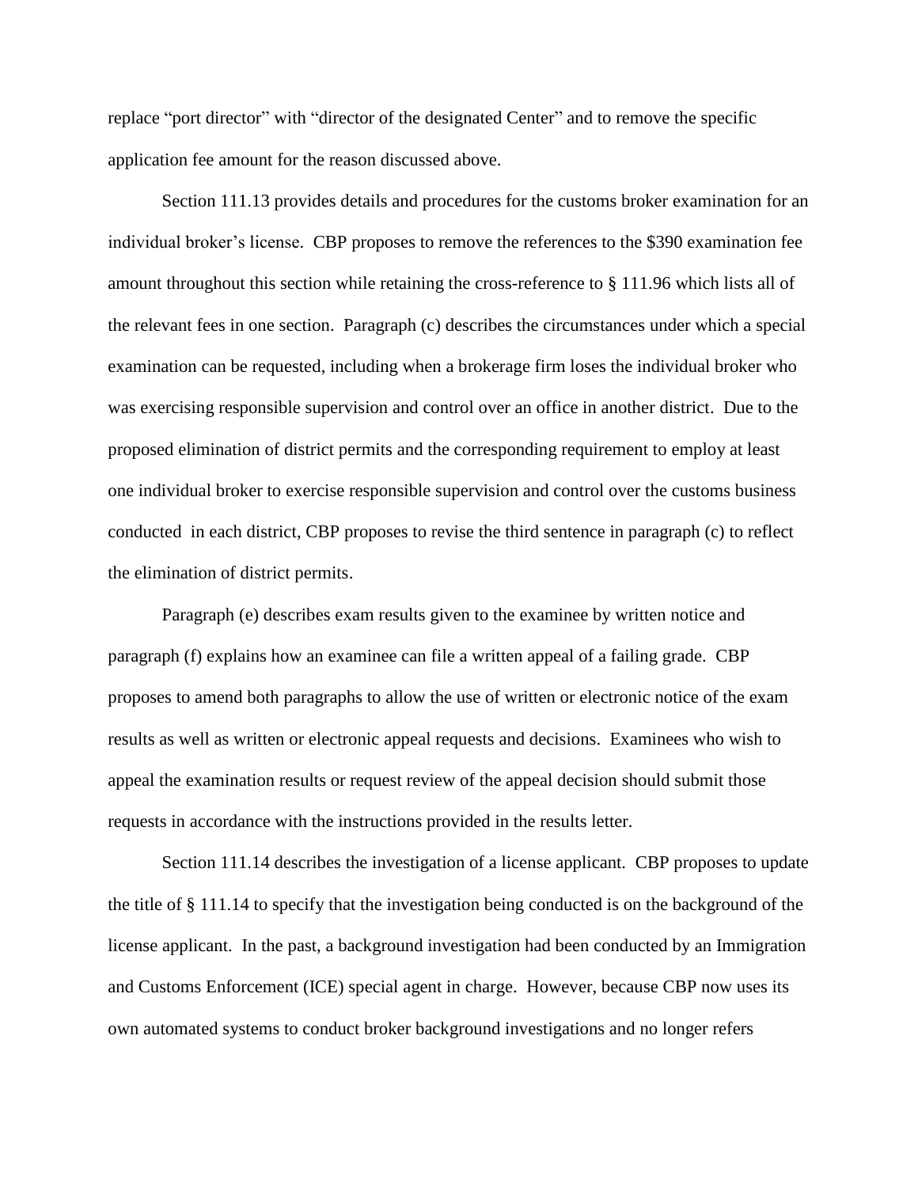replace "port director" with "director of the designated Center" and to remove the specific application fee amount for the reason discussed above.

Section 111.13 provides details and procedures for the customs broker examination for an individual broker's license. CBP proposes to remove the references to the $390 examination fee amount throughout this section while retaining the cross-reference to § 111.96 which lists all of the relevant fees in one section. Paragraph (c) describes the circumstances under which a special examination can be requested, including when a brokerage firm loses the individual broker who was exercising responsible supervision and control over an office in another district. Due to the proposed elimination of district permits and the corresponding requirement to employ at least one individual broker to exercise responsible supervision and control over the customs business conducted in each district, CBP proposes to revise the third sentence in paragraph (c) to reflect the elimination of district permits.

Paragraph (e) describes exam results given to the examinee by written notice and paragraph (f) explains how an examinee can file a written appeal of a failing grade. CBP proposes to amend both paragraphs to allow the use of written or electronic notice of the exam results as well as written or electronic appeal requests and decisions. Examinees who wish to appeal the examination results or request review of the appeal decision should submit those requests in accordance with the instructions provided in the results letter.

Section 111.14 describes the investigation of a license applicant. CBP proposes to update the title of § 111.14 to specify that the investigation being conducted is on the background of the license applicant. In the past, a background investigation had been conducted by an Immigration and Customs Enforcement (ICE) special agent in charge. However, because CBP now uses its own automated systems to conduct broker background investigations and no longer refers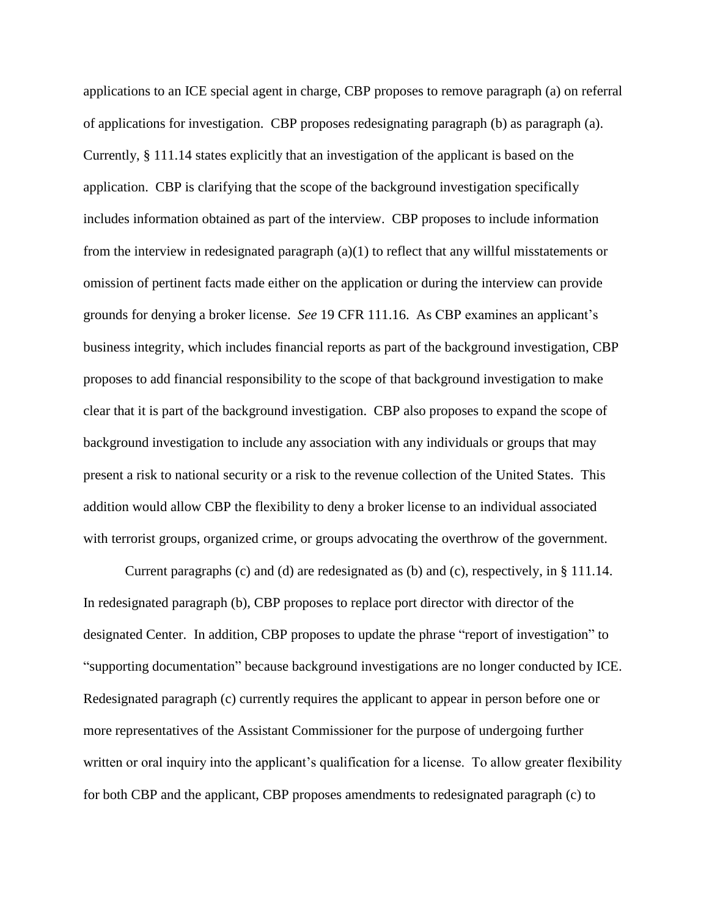applications to an ICE special agent in charge, CBP proposes to remove paragraph (a) on referral of applications for investigation. CBP proposes redesignating paragraph (b) as paragraph (a). Currently, § 111.14 states explicitly that an investigation of the applicant is based on the application. CBP is clarifying that the scope of the background investigation specifically includes information obtained as part of the interview. CBP proposes to include information from the interview in redesignated paragraph (a)(1) to reflect that any willful misstatements or omission of pertinent facts made either on the application or during the interview can provide grounds for denying a broker license. *See* 19 CFR 111.16. As CBP examines an applicant's business integrity, which includes financial reports as part of the background investigation, CBP proposes to add financial responsibility to the scope of that background investigation to make clear that it is part of the background investigation. CBP also proposes to expand the scope of background investigation to include any association with any individuals or groups that may present a risk to national security or a risk to the revenue collection of the United States. This addition would allow CBP the flexibility to deny a broker license to an individual associated with terrorist groups, organized crime, or groups advocating the overthrow of the government.

Current paragraphs (c) and (d) are redesignated as (b) and (c), respectively, in § 111.14. In redesignated paragraph (b), CBP proposes to replace port director with director of the designated Center. In addition, CBP proposes to update the phrase "report of investigation" to "supporting documentation" because background investigations are no longer conducted by ICE. Redesignated paragraph (c) currently requires the applicant to appear in person before one or more representatives of the Assistant Commissioner for the purpose of undergoing further written or oral inquiry into the applicant's qualification for a license. To allow greater flexibility for both CBP and the applicant, CBP proposes amendments to redesignated paragraph (c) to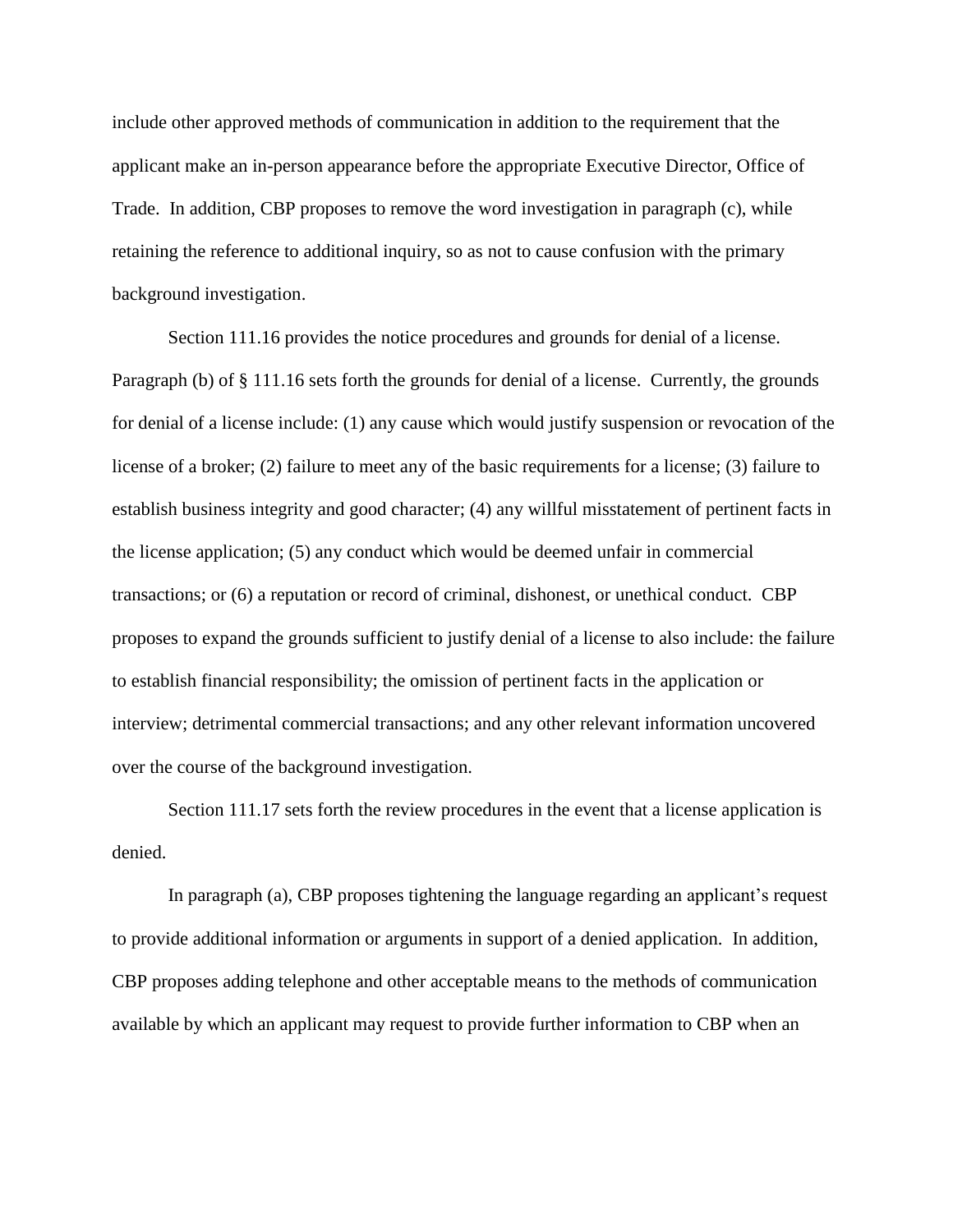include other approved methods of communication in addition to the requirement that the applicant make an in-person appearance before the appropriate Executive Director, Office of Trade. In addition, CBP proposes to remove the word investigation in paragraph (c), while retaining the reference to additional inquiry, so as not to cause confusion with the primary background investigation.

Section 111.16 provides the notice procedures and grounds for denial of a license. Paragraph (b) of § 111.16 sets forth the grounds for denial of a license. Currently, the grounds for denial of a license include: (1) any cause which would justify suspension or revocation of the license of a broker; (2) failure to meet any of the basic requirements for a license; (3) failure to establish business integrity and good character; (4) any willful misstatement of pertinent facts in the license application; (5) any conduct which would be deemed unfair in commercial transactions; or (6) a reputation or record of criminal, dishonest, or unethical conduct. CBP proposes to expand the grounds sufficient to justify denial of a license to also include: the failure to establish financial responsibility; the omission of pertinent facts in the application or interview; detrimental commercial transactions; and any other relevant information uncovered over the course of the background investigation.

Section 111.17 sets forth the review procedures in the event that a license application is denied.

In paragraph (a), CBP proposes tightening the language regarding an applicant's request to provide additional information or arguments in support of a denied application. In addition, CBP proposes adding telephone and other acceptable means to the methods of communication available by which an applicant may request to provide further information to CBP when an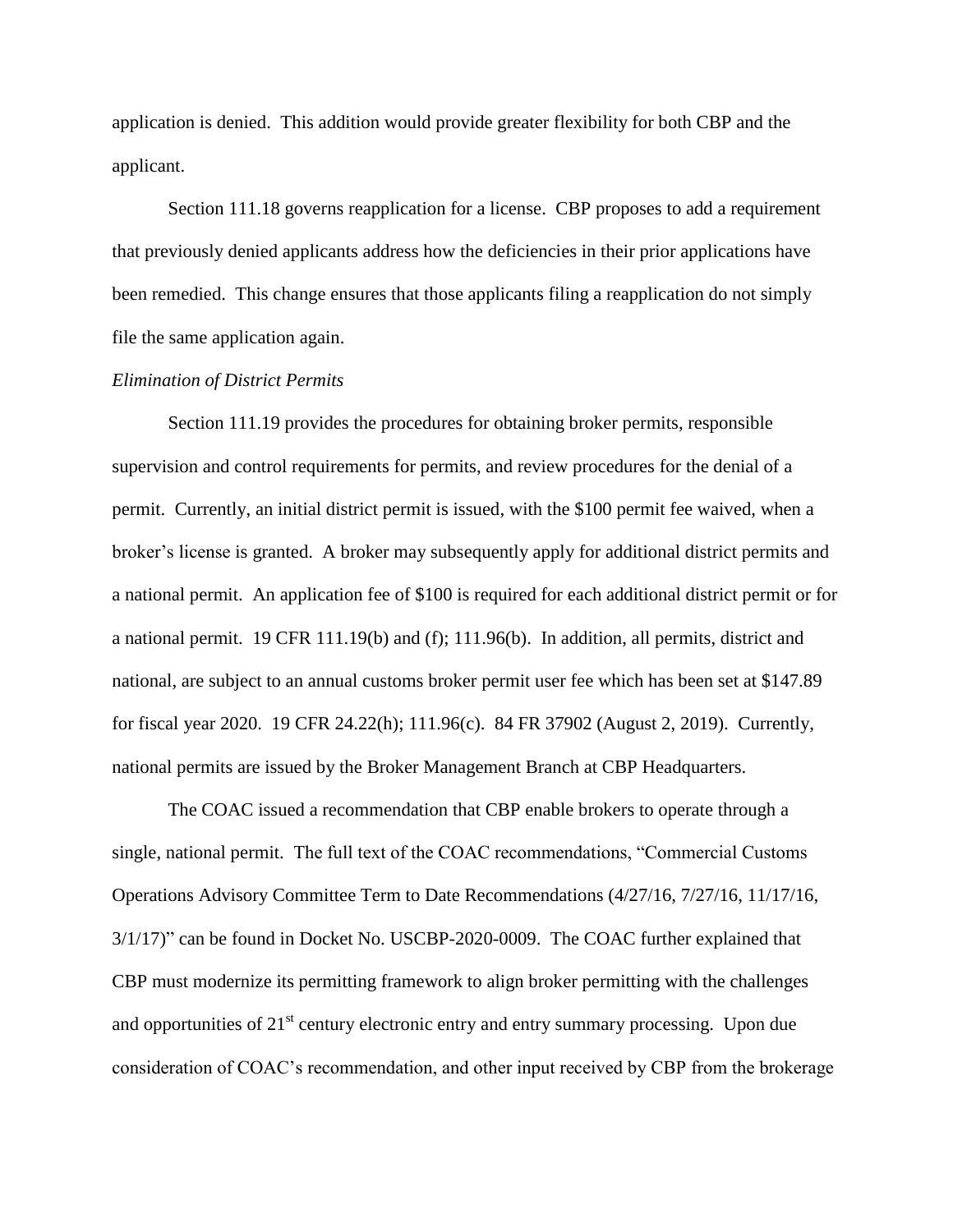application is denied. This addition would provide greater flexibility for both CBP and the applicant.

Section 111.18 governs reapplication for a license. CBP proposes to add a requirement that previously denied applicants address how the deficiencies in their prior applications have been remedied. This change ensures that those applicants filing a reapplication do not simply file the same application again.

*Elimination of District Permits*

Section 111.19 provides the procedures for obtaining broker permits, responsible supervision and control requirements for permits, and review procedures for the denial of a permit. Currently, an initial district permit is issued, with the \$100 permit fee waived, when a broker's license is granted. A broker may subsequently apply for additional district permits and a national permit. An application fee of \$100 is required for each additional district permit or for a national permit. 19 CFR 111.19(b) and (f); 111.96(b). In addition, all permits, district and national, are subject to an annual customs broker permit user fee which has been set at \$147.89 for fiscal year 2020. 19 CFR 24.22(h); 111.96(c). 84 FR 37902 (August 2, 2019). Currently, national permits are issued by the Broker Management Branch at CBP Headquarters.

The COAC issued a recommendation that CBP enable brokers to operate through a single, national permit. The full text of the COAC recommendations, "Commercial Customs Operations Advisory Committee Term to Date Recommendations (4/27/16, 7/27/16, 11/17/16, 3/1/17)" can be found in Docket No. USCBP-2020-0009. The COAC further explained that CBP must modernize its permitting framework to align broker permitting with the challenges and opportunities of 21st century electronic entry and entry summary processing. Upon due consideration of COAC's recommendation, and other input received by CBP from the brokerage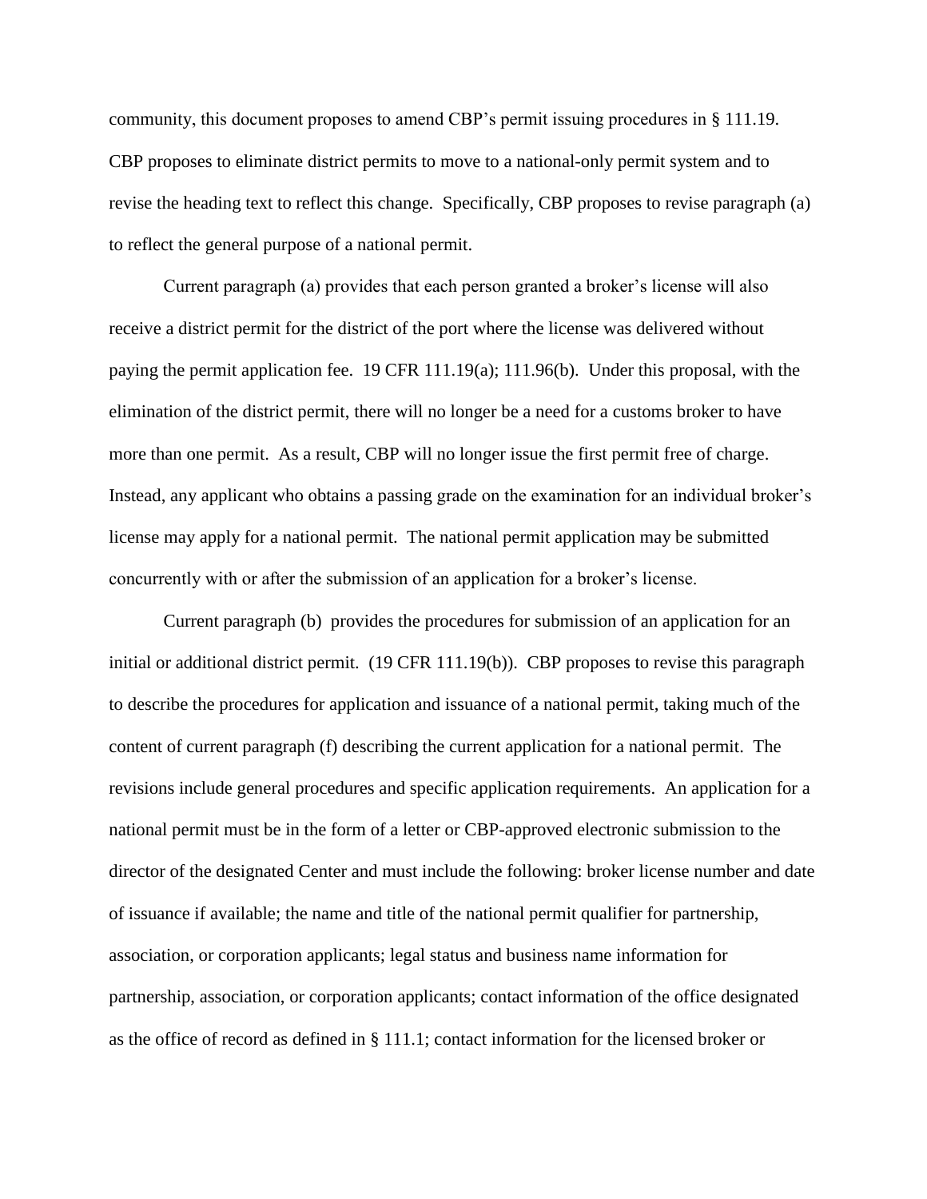community, this document proposes to amend CBP's permit issuing procedures in § 111.19. CBP proposes to eliminate district permits to move to a national-only permit system and to revise the heading text to reflect this change. Specifically, CBP proposes to revise paragraph (a) to reflect the general purpose of a national permit.

Current paragraph (a) provides that each person granted a broker's license will also receive a district permit for the district of the port where the license was delivered without paying the permit application fee. 19 CFR 111.19(a); 111.96(b). Under this proposal, with the elimination of the district permit, there will no longer be a need for a customs broker to have more than one permit. As a result, CBP will no longer issue the first permit free of charge. Instead, any applicant who obtains a passing grade on the examination for an individual broker's license may apply for a national permit. The national permit application may be submitted concurrently with or after the submission of an application for a broker's license.

Current paragraph (b) provides the procedures for submission of an application for an initial or additional district permit. (19 CFR 111.19(b)). CBP proposes to revise this paragraph to describe the procedures for application and issuance of a national permit, taking much of the content of current paragraph (f) describing the current application for a national permit. The revisions include general procedures and specific application requirements. An application for a national permit must be in the form of a letter or CBP-approved electronic submission to the director of the designated Center and must include the following: broker license number and date of issuance if available; the name and title of the national permit qualifier for partnership, association, or corporation applicants; legal status and business name information for partnership, association, or corporation applicants; contact information of the office designated as the office of record as defined in § 111.1; contact information for the licensed broker or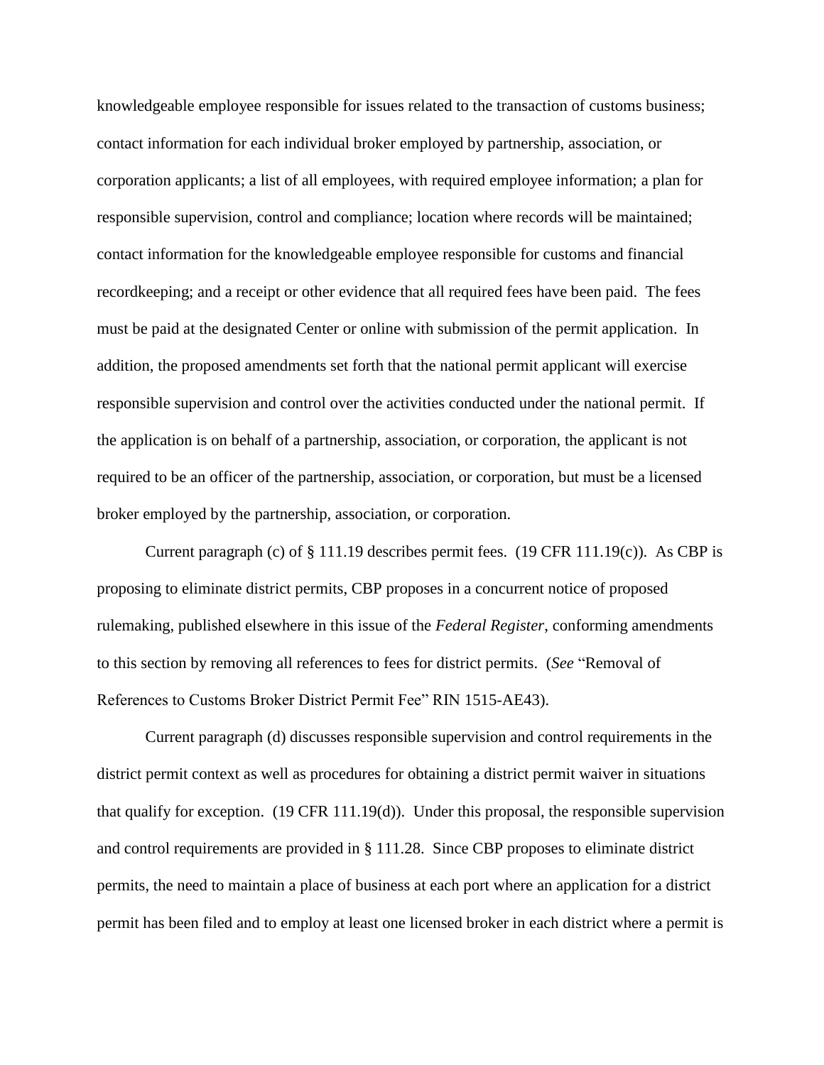knowledgeable employee responsible for issues related to the transaction of customs business; contact information for each individual broker employed by partnership, association, or corporation applicants; a list of all employees, with required employee information; a plan for responsible supervision, control and compliance; location where records will be maintained; contact information for the knowledgeable employee responsible for customs and financial recordkeeping; and a receipt or other evidence that all required fees have been paid. The fees must be paid at the designated Center or online with submission of the permit application. In addition, the proposed amendments set forth that the national permit applicant will exercise responsible supervision and control over the activities conducted under the national permit. If the application is on behalf of a partnership, association, or corporation, the applicant is not required to be an officer of the partnership, association, or corporation, but must be a licensed broker employed by the partnership, association, or corporation.

Current paragraph (c) of § 111.19 describes permit fees. (19 CFR 111.19(c)). As CBP is proposing to eliminate district permits, CBP proposes in a concurrent notice of proposed rulemaking, published elsewhere in this issue of the *Federal Register*, conforming amendments to this section by removing all references to fees for district permits. (*See* "Removal of References to Customs Broker District Permit Fee" RIN 1515-AE43).

Current paragraph (d) discusses responsible supervision and control requirements in the district permit context as well as procedures for obtaining a district permit waiver in situations that qualify for exception. (19 CFR 111.19(d)). Under this proposal, the responsible supervision and control requirements are provided in § 111.28. Since CBP proposes to eliminate district permits, the need to maintain a place of business at each port where an application for a district permit has been filed and to employ at least one licensed broker in each district where a permit is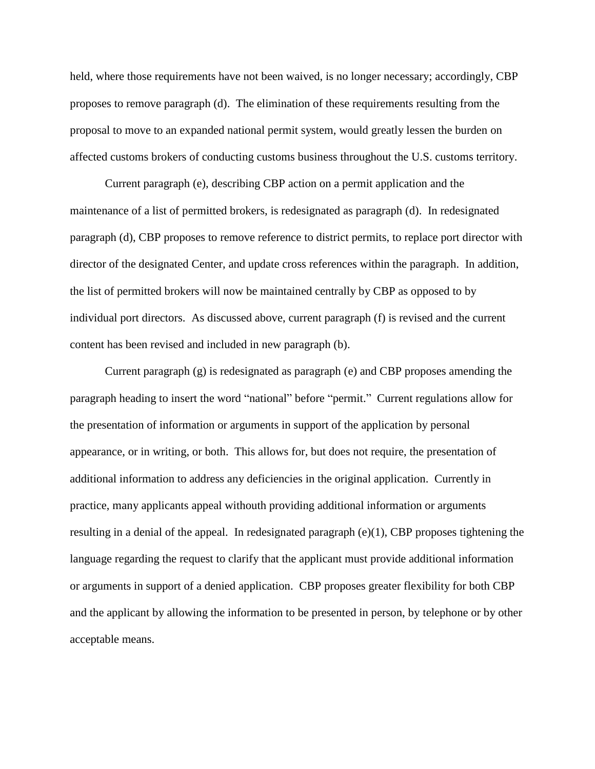held, where those requirements have not been waived, is no longer necessary; accordingly, CBP proposes to remove paragraph (d). The elimination of these requirements resulting from the proposal to move to an expanded national permit system, would greatly lessen the burden on affected customs brokers of conducting customs business throughout the U.S. customs territory.

Current paragraph (e), describing CBP action on a permit application and the maintenance of a list of permitted brokers, is redesignated as paragraph (d). In redesignated paragraph (d), CBP proposes to remove reference to district permits, to replace port director with director of the designated Center, and update cross references within the paragraph. In addition, the list of permitted brokers will now be maintained centrally by CBP as opposed to by individual port directors. As discussed above, current paragraph (f) is revised and the current content has been revised and included in new paragraph (b).

Current paragraph (g) is redesignated as paragraph (e) and CBP proposes amending the paragraph heading to insert the word "national" before "permit." Current regulations allow for the presentation of information or arguments in support of the application by personal appearance, or in writing, or both. This allows for, but does not require, the presentation of additional information to address any deficiencies in the original application. Currently in practice, many applicants appeal withouth providing additional information or arguments resulting in a denial of the appeal. In redesignated paragraph (e)(1), CBP proposes tightening the language regarding the request to clarify that the applicant must provide additional information or arguments in support of a denied application. CBP proposes greater flexibility for both CBP and the applicant by allowing the information to be presented in person, by telephone or by other acceptable means.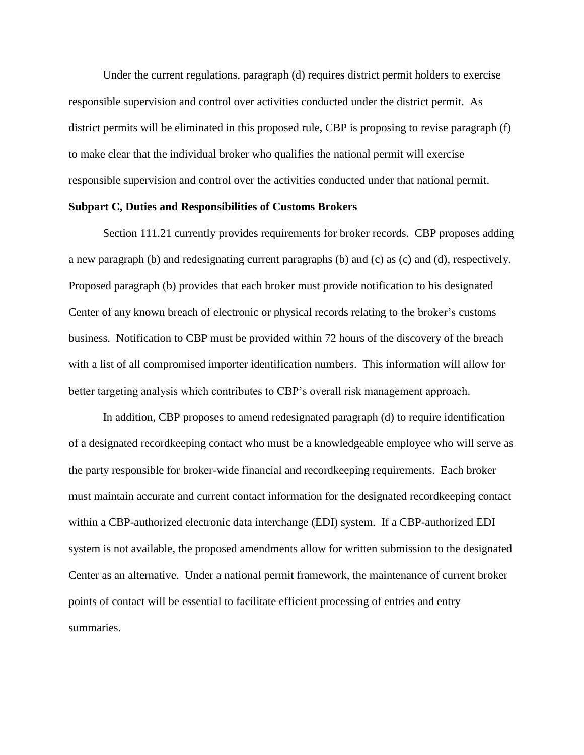Under the current regulations, paragraph (d) requires district permit holders to exercise responsible supervision and control over activities conducted under the district permit. As district permits will be eliminated in this proposed rule, CBP is proposing to revise paragraph (f) to make clear that the individual broker who qualifies the national permit will exercise responsible supervision and control over the activities conducted under that national permit.

**Subpart C, Duties and Responsibilities of Customs Brokers**

Section 111.21 currently provides requirements for broker records. CBP proposes adding a new paragraph (b) and redesignating current paragraphs (b) and (c) as (c) and (d), respectively. Proposed paragraph (b) provides that each broker must provide notification to his designated Center of any known breach of electronic or physical records relating to the broker's customs business. Notification to CBP must be provided within 72 hours of the discovery of the breach with a list of all compromised importer identification numbers. This information will allow for better targeting analysis which contributes to CBP's overall risk management approach.

In addition, CBP proposes to amend redesignated paragraph (d) to require identification of a designated recordkeeping contact who must be a knowledgeable employee who will serve as the party responsible for broker-wide financial and recordkeeping requirements. Each broker must maintain accurate and current contact information for the designated recordkeeping contact within a CBP-authorized electronic data interchange (EDI) system. If a CBP-authorized EDI system is not available, the proposed amendments allow for written submission to the designated Center as an alternative. Under a national permit framework, the maintenance of current broker points of contact will be essential to facilitate efficient processing of entries and entry summaries.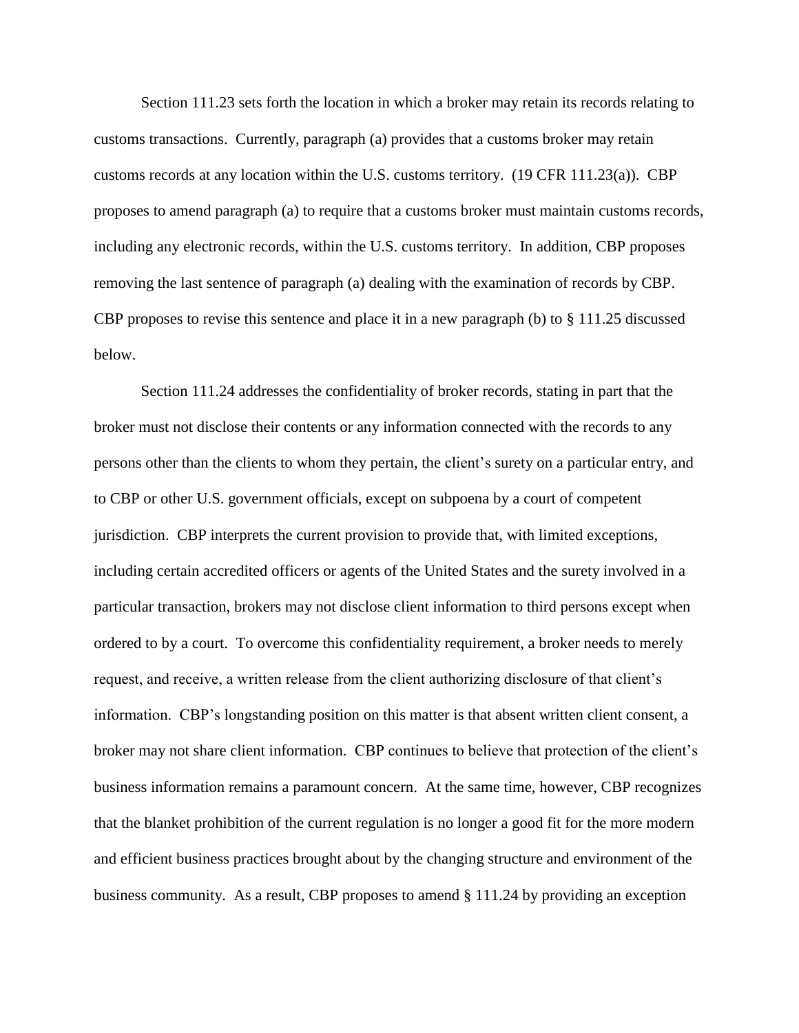Section 111.23 sets forth the location in which a broker may retain its records relating to customs transactions. Currently, paragraph (a) provides that a customs broker may retain customs records at any location within the U.S. customs territory. (19 CFR 111.23(a)). CBP proposes to amend paragraph (a) to require that a customs broker must maintain customs records, including any electronic records, within the U.S. customs territory. In addition, CBP proposes removing the last sentence of paragraph (a) dealing with the examination of records by CBP. CBP proposes to revise this sentence and place it in a new paragraph (b) to § 111.25 discussed below.

Section 111.24 addresses the confidentiality of broker records, stating in part that the broker must not disclose their contents or any information connected with the records to any persons other than the clients to whom they pertain, the client's surety on a particular entry, and to CBP or other U.S. government officials, except on subpoena by a court of competent jurisdiction. CBP interprets the current provision to provide that, with limited exceptions, including certain accredited officers or agents of the United States and the surety involved in a particular transaction, brokers may not disclose client information to third persons except when ordered to by a court. To overcome this confidentiality requirement, a broker needs to merely request, and receive, a written release from the client authorizing disclosure of that client's information. CBP's longstanding position on this matter is that absent written client consent, a broker may not share client information. CBP continues to believe that protection of the client's business information remains a paramount concern. At the same time, however, CBP recognizes that the blanket prohibition of the current regulation is no longer a good fit for the more modern and efficient business practices brought about by the changing structure and environment of the business community. As a result, CBP proposes to amend § 111.24 by providing an exception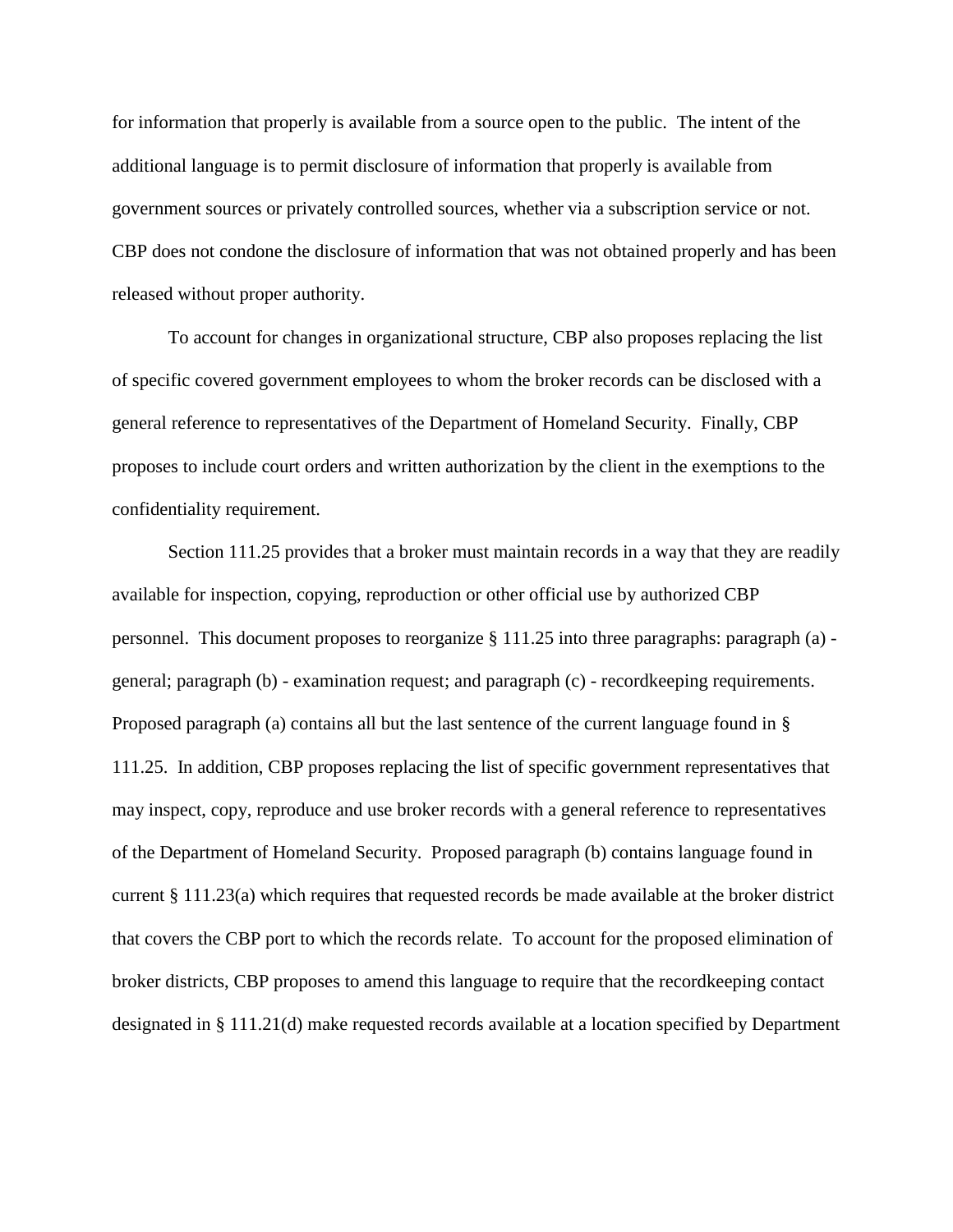for information that properly is available from a source open to the public. The intent of the additional language is to permit disclosure of information that properly is available from government sources or privately controlled sources, whether via a subscription service or not. CBP does not condone the disclosure of information that was not obtained properly and has been released without proper authority.

To account for changes in organizational structure, CBP also proposes replacing the list of specific covered government employees to whom the broker records can be disclosed with a general reference to representatives of the Department of Homeland Security. Finally, CBP proposes to include court orders and written authorization by the client in the exemptions to the confidentiality requirement.

Section 111.25 provides that a broker must maintain records in a way that they are readily available for inspection, copying, reproduction or other official use by authorized CBP personnel. This document proposes to reorganize § 111.25 into three paragraphs: paragraph (a) - general; paragraph (b) - examination request; and paragraph (c) - recordkeeping requirements. Proposed paragraph (a) contains all but the last sentence of the current language found in § 111.25. In addition, CBP proposes replacing the list of specific government representatives that may inspect, copy, reproduce and use broker records with a general reference to representatives of the Department of Homeland Security. Proposed paragraph (b) contains language found in current § 111.23(a) which requires that requested records be made available at the broker district that covers the CBP port to which the records relate. To account for the proposed elimination of broker districts, CBP proposes to amend this language to require that the recordkeeping contact designated in § 111.21(d) make requested records available at a location specified by Department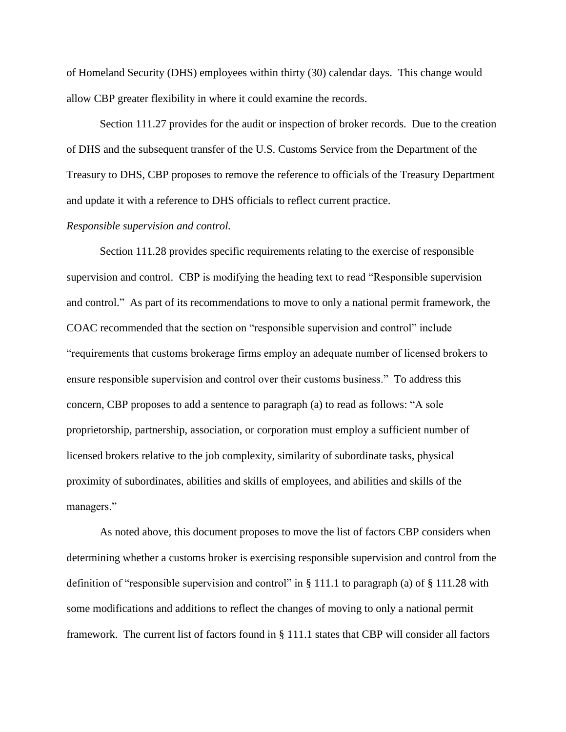of Homeland Security (DHS) employees within thirty (30) calendar days. This change would allow CBP greater flexibility in where it could examine the records.

Section 111.27 provides for the audit or inspection of broker records. Due to the creation of DHS and the subsequent transfer of the U.S. Customs Service from the Department of the Treasury to DHS, CBP proposes to remove the reference to officials of the Treasury Department and update it with a reference to DHS officials to reflect current practice.

*Responsible supervision and control.*

Section 111.28 provides specific requirements relating to the exercise of responsible supervision and control. CBP is modifying the heading text to read "Responsible supervision and control." As part of its recommendations to move to only a national permit framework, the COAC recommended that the section on "responsible supervision and control" include "requirements that customs brokerage firms employ an adequate number of licensed brokers to ensure responsible supervision and control over their customs business." To address this concern, CBP proposes to add a sentence to paragraph (a) to read as follows: "A sole proprietorship, partnership, association, or corporation must employ a sufficient number of licensed brokers relative to the job complexity, similarity of subordinate tasks, physical proximity of subordinates, abilities and skills of employees, and abilities and skills of the managers."

As noted above, this document proposes to move the list of factors CBP considers when determining whether a customs broker is exercising responsible supervision and control from the definition of "responsible supervision and control" in § 111.1 to paragraph (a) of § 111.28 with some modifications and additions to reflect the changes of moving to only a national permit framework. The current list of factors found in § 111.1 states that CBP will consider all factors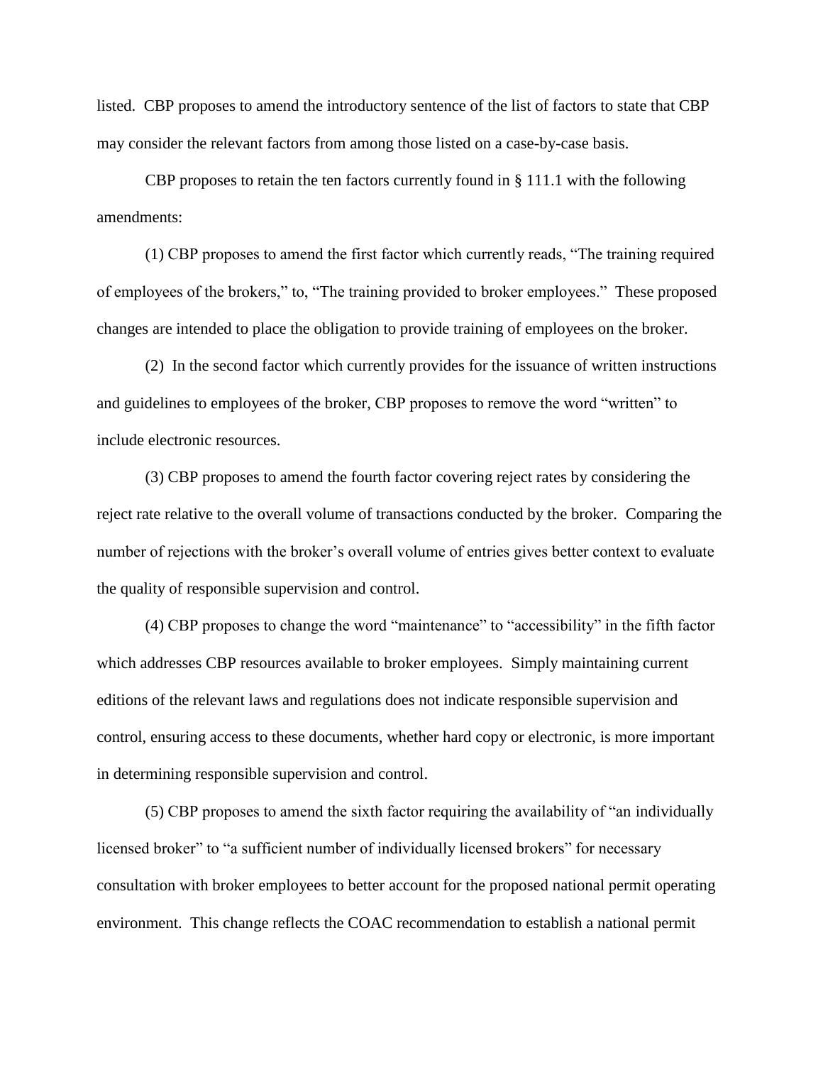listed. CBP proposes to amend the introductory sentence of the list of factors to state that CBP may consider the relevant factors from among those listed on a case-by-case basis.

CBP proposes to retain the ten factors currently found in § 111.1 with the following amendments:

(1) CBP proposes to amend the first factor which currently reads, "The training required of employees of the brokers," to, "The training provided to broker employees." These proposed changes are intended to place the obligation to provide training of employees on the broker.

(2) In the second factor which currently provides for the issuance of written instructions and guidelines to employees of the broker, CBP proposes to remove the word "written" to include electronic resources.

(3) CBP proposes to amend the fourth factor covering reject rates by considering the reject rate relative to the overall volume of transactions conducted by the broker. Comparing the number of rejections with the broker's overall volume of entries gives better context to evaluate the quality of responsible supervision and control.

(4) CBP proposes to change the word "maintenance" to "accessibility" in the fifth factor which addresses CBP resources available to broker employees. Simply maintaining current editions of the relevant laws and regulations does not indicate responsible supervision and control, ensuring access to these documents, whether hard copy or electronic, is more important in determining responsible supervision and control.

(5) CBP proposes to amend the sixth factor requiring the availability of "an individually licensed broker" to "a sufficient number of individually licensed brokers" for necessary consultation with broker employees to better account for the proposed national permit operating environment. This change reflects the COAC recommendation to establish a national permit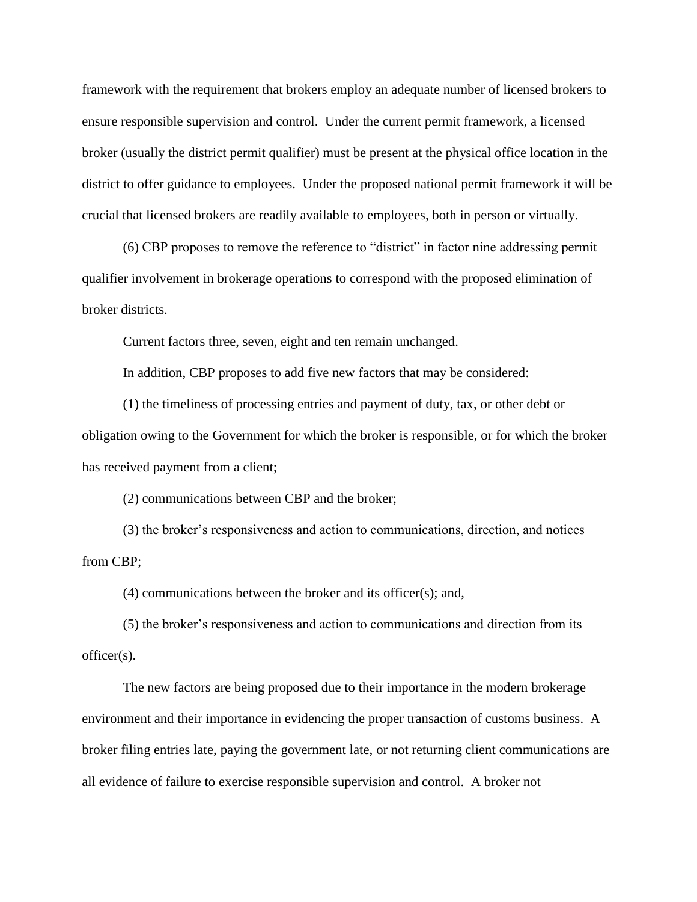framework with the requirement that brokers employ an adequate number of licensed brokers to ensure responsible supervision and control. Under the current permit framework, a licensed broker (usually the district permit qualifier) must be present at the physical office location in the district to offer guidance to employees. Under the proposed national permit framework it will be crucial that licensed brokers are readily available to employees, both in person or virtually.

(6) CBP proposes to remove the reference to "district" in factor nine addressing permit qualifier involvement in brokerage operations to correspond with the proposed elimination of broker districts.

Current factors three, seven, eight and ten remain unchanged.

In addition, CBP proposes to add five new factors that may be considered:

(1) the timeliness of processing entries and payment of duty, tax, or other debt or obligation owing to the Government for which the broker is responsible, or for which the broker has received payment from a client;

(2) communications between CBP and the broker;

(3) the broker's responsiveness and action to communications, direction, and notices from CBP;

(4) communications between the broker and its officer(s); and,

(5) the broker's responsiveness and action to communications and direction from its officer(s).

The new factors are being proposed due to their importance in the modern brokerage environment and their importance in evidencing the proper transaction of customs business. A broker filing entries late, paying the government late, or not returning client communications are all evidence of failure to exercise responsible supervision and control. A broker not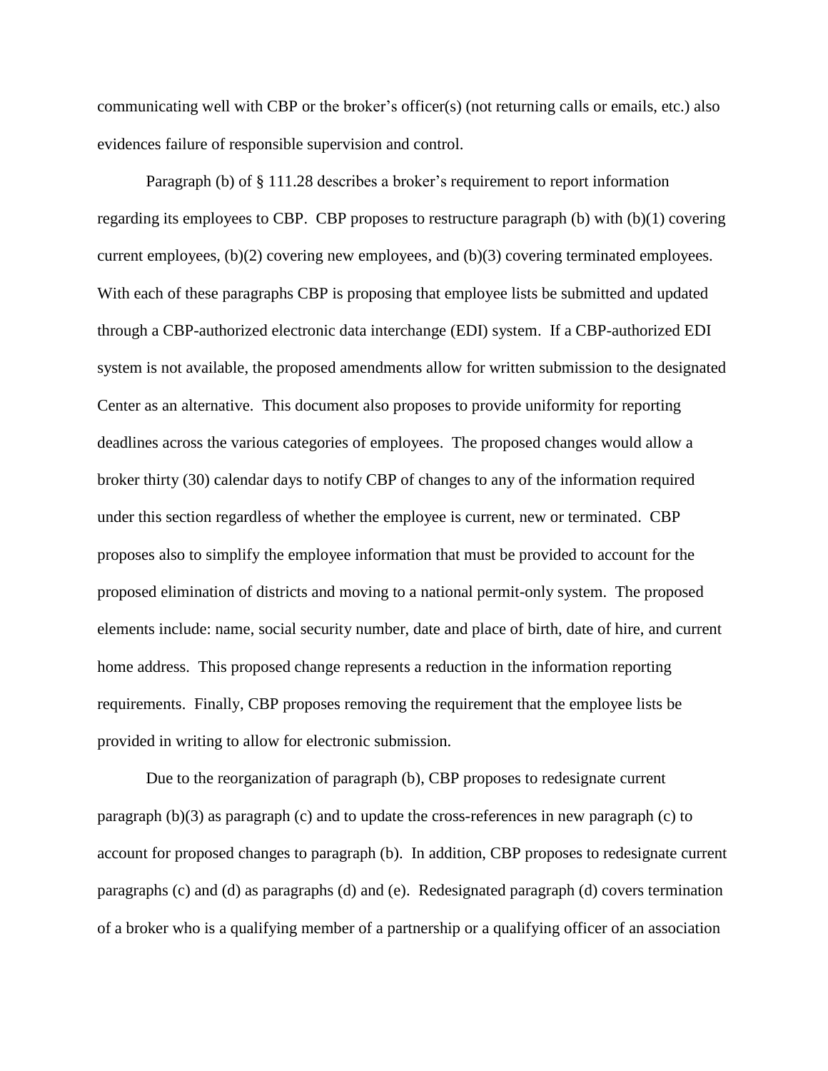communicating well with CBP or the broker's officer(s) (not returning calls or emails, etc.) also evidences failure of responsible supervision and control.

Paragraph (b) of § 111.28 describes a broker's requirement to report information regarding its employees to CBP. CBP proposes to restructure paragraph (b) with (b)(1) covering current employees, (b)(2) covering new employees, and (b)(3) covering terminated employees. With each of these paragraphs CBP is proposing that employee lists be submitted and updated through a CBP-authorized electronic data interchange (EDI) system. If a CBP-authorized EDI system is not available, the proposed amendments allow for written submission to the designated Center as an alternative. This document also proposes to provide uniformity for reporting deadlines across the various categories of employees. The proposed changes would allow a broker thirty (30) calendar days to notify CBP of changes to any of the information required under this section regardless of whether the employee is current, new or terminated. CBP proposes also to simplify the employee information that must be provided to account for the proposed elimination of districts and moving to a national permit-only system. The proposed elements include: name, social security number, date and place of birth, date of hire, and current home address. This proposed change represents a reduction in the information reporting requirements. Finally, CBP proposes removing the requirement that the employee lists be provided in writing to allow for electronic submission.

Due to the reorganization of paragraph (b), CBP proposes to redesignate current paragraph (b)(3) as paragraph (c) and to update the cross-references in new paragraph (c) to account for proposed changes to paragraph (b). In addition, CBP proposes to redesignate current paragraphs (c) and (d) as paragraphs (d) and (e). Redesignated paragraph (d) covers termination of a broker who is a qualifying member of a partnership or a qualifying officer of an association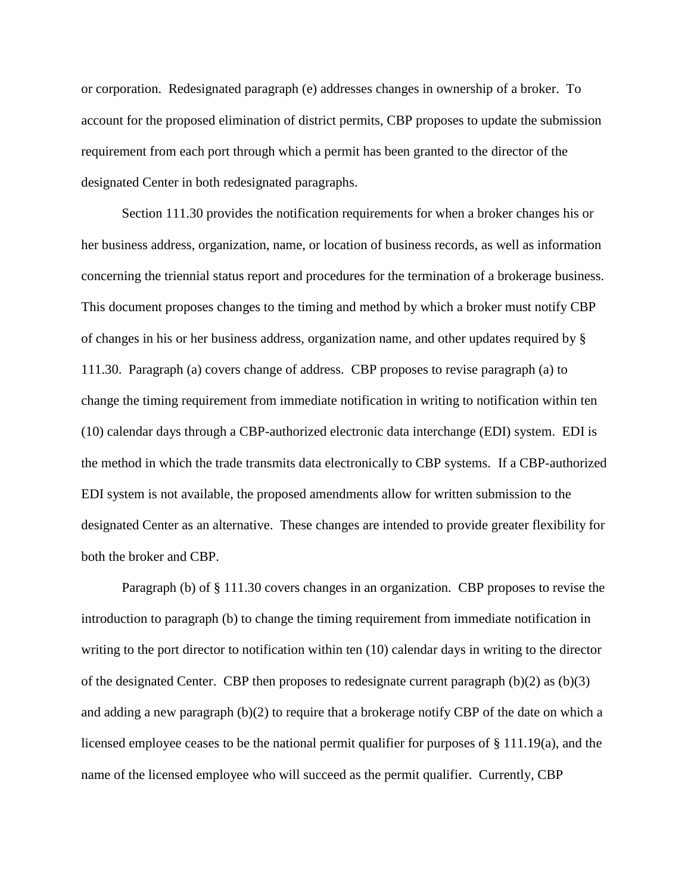or corporation. Redesignated paragraph (e) addresses changes in ownership of a broker. To account for the proposed elimination of district permits, CBP proposes to update the submission requirement from each port through which a permit has been granted to the director of the designated Center in both redesignated paragraphs.

Section 111.30 provides the notification requirements for when a broker changes his or her business address, organization, name, or location of business records, as well as information concerning the triennial status report and procedures for the termination of a brokerage business. This document proposes changes to the timing and method by which a broker must notify CBP of changes in his or her business address, organization name, and other updates required by § 111.30. Paragraph (a) covers change of address. CBP proposes to revise paragraph (a) to change the timing requirement from immediate notification in writing to notification within ten (10) calendar days through a CBP-authorized electronic data interchange (EDI) system. EDI is the method in which the trade transmits data electronically to CBP systems. If a CBP-authorized EDI system is not available, the proposed amendments allow for written submission to the designated Center as an alternative. These changes are intended to provide greater flexibility for both the broker and CBP.

Paragraph (b) of § 111.30 covers changes in an organization. CBP proposes to revise the introduction to paragraph (b) to change the timing requirement from immediate notification in writing to the port director to notification within ten (10) calendar days in writing to the director of the designated Center. CBP then proposes to redesignate current paragraph (b)(2) as (b)(3) and adding a new paragraph (b)(2) to require that a brokerage notify CBP of the date on which a licensed employee ceases to be the national permit qualifier for purposes of § 111.19(a), and the name of the licensed employee who will succeed as the permit qualifier. Currently, CBP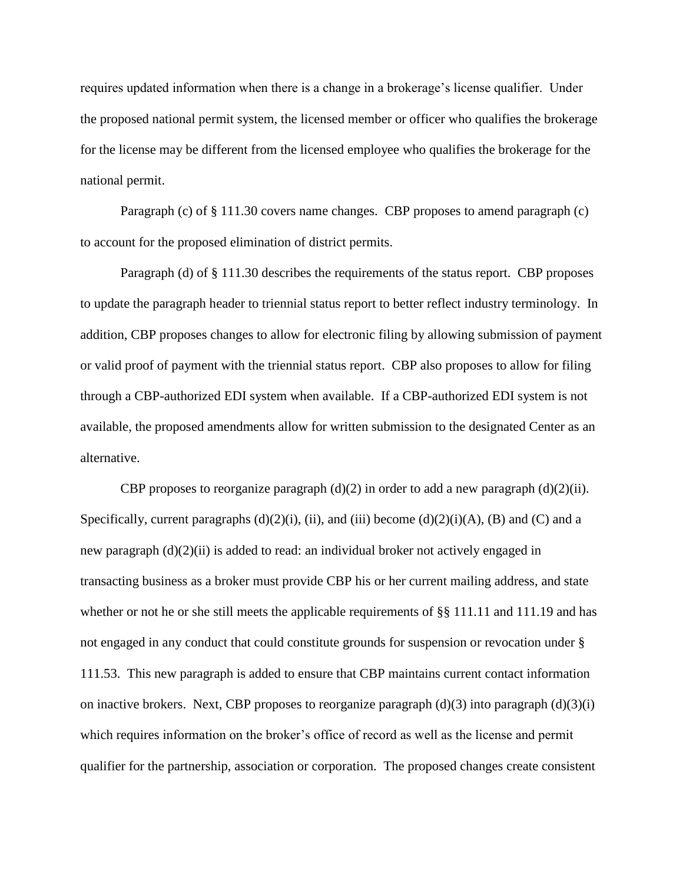requires updated information when there is a change in a brokerage's license qualifier. Under the proposed national permit system, the licensed member or officer who qualifies the brokerage for the license may be different from the licensed employee who qualifies the brokerage for the national permit.

Paragraph (c) of § 111.30 covers name changes. CBP proposes to amend paragraph (c) to account for the proposed elimination of district permits.

Paragraph (d) of § 111.30 describes the requirements of the status report. CBP proposes to update the paragraph header to triennial status report to better reflect industry terminology. In addition, CBP proposes changes to allow for electronic filing by allowing submission of payment or valid proof of payment with the triennial status report. CBP also proposes to allow for filing through a CBP-authorized EDI system when available. If a CBP-authorized EDI system is not available, the proposed amendments allow for written submission to the designated Center as an alternative.

CBP proposes to reorganize paragraph (d)(2) in order to add a new paragraph (d)(2)(ii). Specifically, current paragraphs (d)(2)(i), (ii), and (iii) become (d)(2)(i)(A), (B) and (C) and a new paragraph (d)(2)(ii) is added to read: an individual broker not actively engaged in transacting business as a broker must provide CBP his or her current mailing address, and state whether or not he or she still meets the applicable requirements of §§ 111.11 and 111.19 and has not engaged in any conduct that could constitute grounds for suspension or revocation under § 111.53. This new paragraph is added to ensure that CBP maintains current contact information on inactive brokers. Next, CBP proposes to reorganize paragraph (d)(3) into paragraph (d)(3)(i) which requires information on the broker's office of record as well as the license and permit qualifier for the partnership, association or corporation. The proposed changes create consistent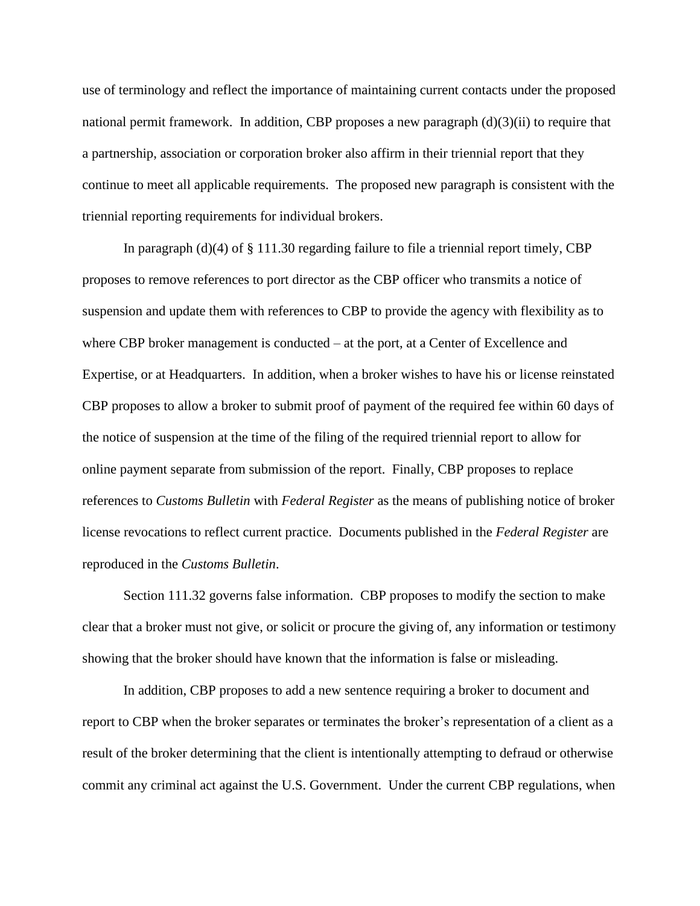use of terminology and reflect the importance of maintaining current contacts under the proposed national permit framework. In addition, CBP proposes a new paragraph (d)(3)(ii) to require that a partnership, association or corporation broker also affirm in their triennial report that they continue to meet all applicable requirements. The proposed new paragraph is consistent with the triennial reporting requirements for individual brokers.

In paragraph (d)(4) of § 111.30 regarding failure to file a triennial report timely, CBP proposes to remove references to port director as the CBP officer who transmits a notice of suspension and update them with references to CBP to provide the agency with flexibility as to where CBP broker management is conducted – at the port, at a Center of Excellence and Expertise, or at Headquarters. In addition, when a broker wishes to have his or license reinstated CBP proposes to allow a broker to submit proof of payment of the required fee within 60 days of the notice of suspension at the time of the filing of the required triennial report to allow for online payment separate from submission of the report. Finally, CBP proposes to replace references to *Customs Bulletin* with *Federal Register* as the means of publishing notice of broker license revocations to reflect current practice. Documents published in the *Federal Register* are reproduced in the *Customs Bulletin*.

Section 111.32 governs false information. CBP proposes to modify the section to make clear that a broker must not give, or solicit or procure the giving of, any information or testimony showing that the broker should have known that the information is false or misleading.

In addition, CBP proposes to add a new sentence requiring a broker to document and report to CBP when the broker separates or terminates the broker's representation of a client as a result of the broker determining that the client is intentionally attempting to defraud or otherwise commit any criminal act against the U.S. Government. Under the current CBP regulations, when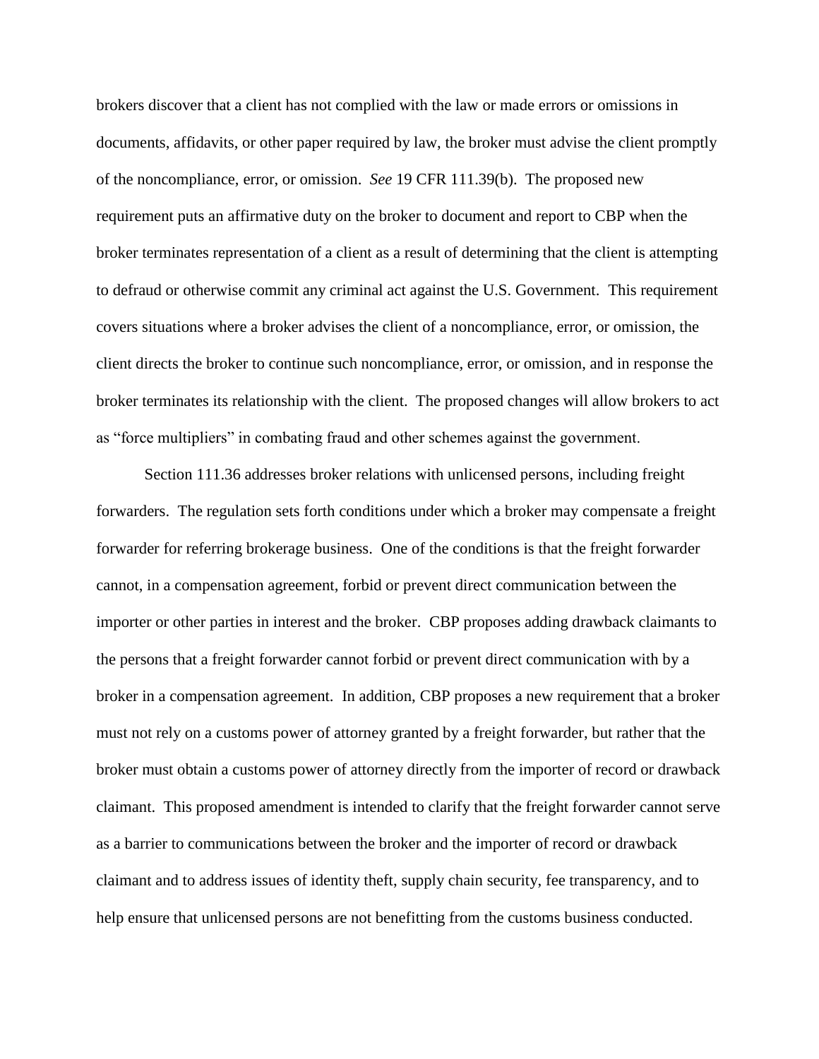brokers discover that a client has not complied with the law or made errors or omissions in documents, affidavits, or other paper required by law, the broker must advise the client promptly of the noncompliance, error, or omission. *See* 19 CFR 111.39(b). The proposed new requirement puts an affirmative duty on the broker to document and report to CBP when the broker terminates representation of a client as a result of determining that the client is attempting to defraud or otherwise commit any criminal act against the U.S. Government. This requirement covers situations where a broker advises the client of a noncompliance, error, or omission, the client directs the broker to continue such noncompliance, error, or omission, and in response the broker terminates its relationship with the client. The proposed changes will allow brokers to act as "force multipliers" in combating fraud and other schemes against the government.

Section 111.36 addresses broker relations with unlicensed persons, including freight forwarders. The regulation sets forth conditions under which a broker may compensate a freight forwarder for referring brokerage business. One of the conditions is that the freight forwarder cannot, in a compensation agreement, forbid or prevent direct communication between the importer or other parties in interest and the broker. CBP proposes adding drawback claimants to the persons that a freight forwarder cannot forbid or prevent direct communication with by a broker in a compensation agreement. In addition, CBP proposes a new requirement that a broker must not rely on a customs power of attorney granted by a freight forwarder, but rather that the broker must obtain a customs power of attorney directly from the importer of record or drawback claimant. This proposed amendment is intended to clarify that the freight forwarder cannot serve as a barrier to communications between the broker and the importer of record or drawback claimant and to address issues of identity theft, supply chain security, fee transparency, and to help ensure that unlicensed persons are not benefitting from the customs business conducted.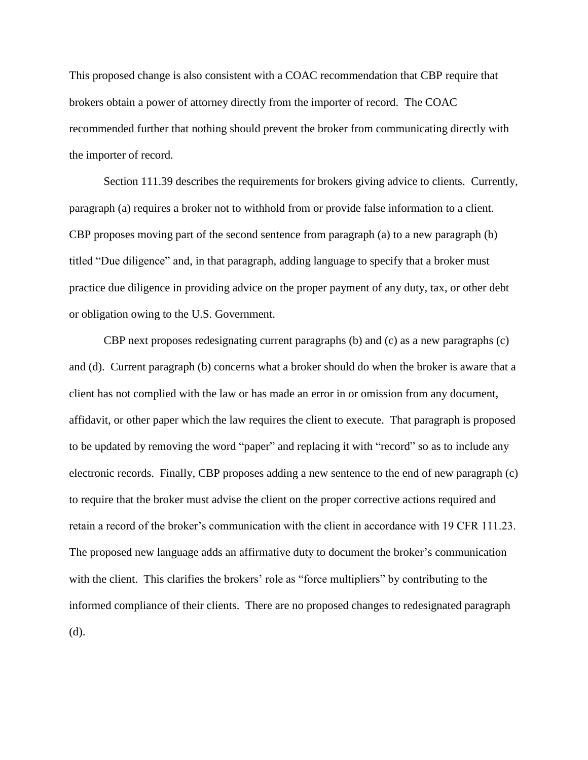This proposed change is also consistent with a COAC recommendation that CBP require that brokers obtain a power of attorney directly from the importer of record. The COAC recommended further that nothing should prevent the broker from communicating directly with the importer of record.

Section 111.39 describes the requirements for brokers giving advice to clients. Currently, paragraph (a) requires a broker not to withhold from or provide false information to a client. CBP proposes moving part of the second sentence from paragraph (a) to a new paragraph (b) titled "Due diligence" and, in that paragraph, adding language to specify that a broker must practice due diligence in providing advice on the proper payment of any duty, tax, or other debt or obligation owing to the U.S. Government.

CBP next proposes redesignating current paragraphs (b) and (c) as a new paragraphs (c) and (d). Current paragraph (b) concerns what a broker should do when the broker is aware that a client has not complied with the law or has made an error in or omission from any document, affidavit, or other paper which the law requires the client to execute. That paragraph is proposed to be updated by removing the word "paper" and replacing it with "record" so as to include any electronic records. Finally, CBP proposes adding a new sentence to the end of new paragraph (c) to require that the broker must advise the client on the proper corrective actions required and retain a record of the broker's communication with the client in accordance with 19 CFR 111.23. The proposed new language adds an affirmative duty to document the broker's communication with the client. This clarifies the brokers' role as "force multipliers" by contributing to the informed compliance of their clients. There are no proposed changes to redesignated paragraph (d).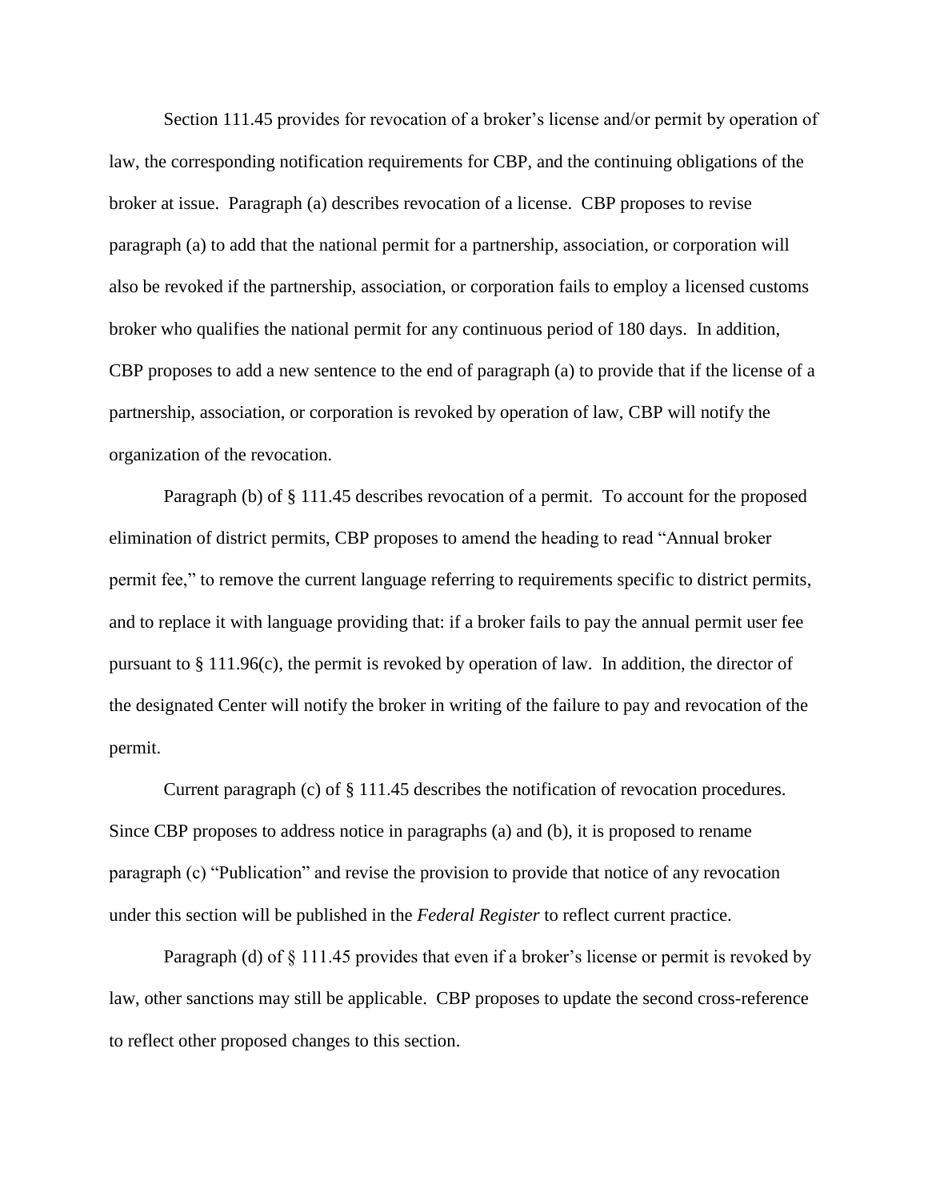Section 111.45 provides for revocation of a broker's license and/or permit by operation of law, the corresponding notification requirements for CBP, and the continuing obligations of the broker at issue. Paragraph (a) describes revocation of a license. CBP proposes to revise paragraph (a) to add that the national permit for a partnership, association, or corporation will also be revoked if the partnership, association, or corporation fails to employ a licensed customs broker who qualifies the national permit for any continuous period of 180 days. In addition, CBP proposes to add a new sentence to the end of paragraph (a) to provide that if the license of a partnership, association, or corporation is revoked by operation of law, CBP will notify the organization of the revocation.

Paragraph (b) of § 111.45 describes revocation of a permit. To account for the proposed elimination of district permits, CBP proposes to amend the heading to read "Annual broker permit fee," to remove the current language referring to requirements specific to district permits, and to replace it with language providing that: if a broker fails to pay the annual permit user fee pursuant to § 111.96(c), the permit is revoked by operation of law. In addition, the director of the designated Center will notify the broker in writing of the failure to pay and revocation of the permit.

Current paragraph (c) of § 111.45 describes the notification of revocation procedures. Since CBP proposes to address notice in paragraphs (a) and (b), it is proposed to rename paragraph (c) "Publication" and revise the provision to provide that notice of any revocation under this section will be published in the *Federal Register* to reflect current practice.

Paragraph (d) of § 111.45 provides that even if a broker's license or permit is revoked by law, other sanctions may still be applicable. CBP proposes to update the second cross-reference to reflect other proposed changes to this section.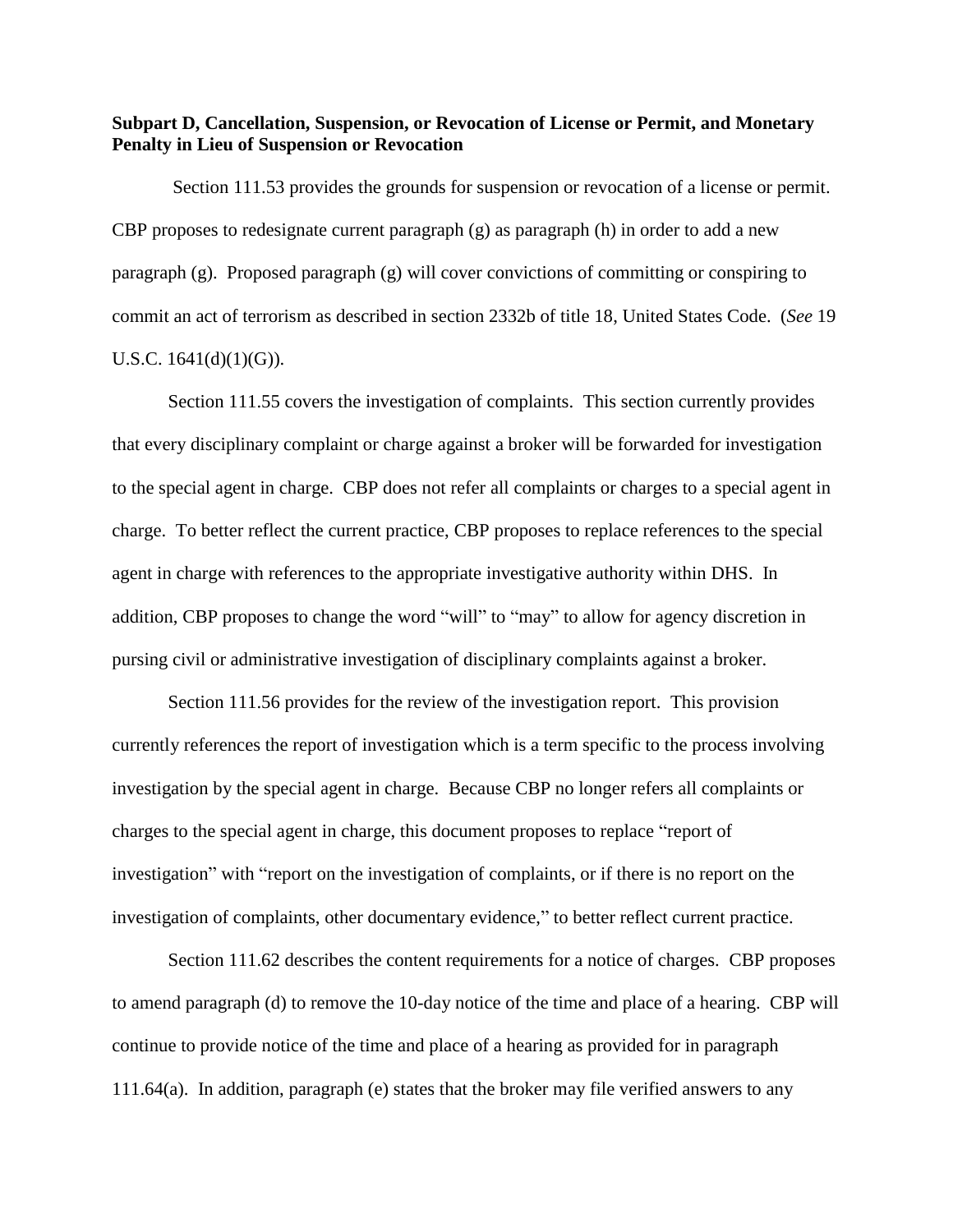**Subpart D, Cancellation, Suspension, or Revocation of License or Permit, and Monetary Penalty in Lieu of Suspension or Revocation**

Section 111.53 provides the grounds for suspension or revocation of a license or permit. CBP proposes to redesignate current paragraph (g) as paragraph (h) in order to add a new paragraph (g). Proposed paragraph (g) will cover convictions of committing or conspiring to commit an act of terrorism as described in section 2332b of title 18, United States Code. (*See* 19 U.S.C. 1641(d)(1)(G)).

Section 111.55 covers the investigation of complaints. This section currently provides that every disciplinary complaint or charge against a broker will be forwarded for investigation to the special agent in charge. CBP does not refer all complaints or charges to a special agent in charge. To better reflect the current practice, CBP proposes to replace references to the special agent in charge with references to the appropriate investigative authority within DHS. In addition, CBP proposes to change the word "will" to "may" to allow for agency discretion in pursing civil or administrative investigation of disciplinary complaints against a broker.

Section 111.56 provides for the review of the investigation report. This provision currently references the report of investigation which is a term specific to the process involving investigation by the special agent in charge. Because CBP no longer refers all complaints or charges to the special agent in charge, this document proposes to replace "report of investigation" with "report on the investigation of complaints, or if there is no report on the investigation of complaints, other documentary evidence," to better reflect current practice.

Section 111.62 describes the content requirements for a notice of charges. CBP proposes to amend paragraph (d) to remove the 10-day notice of the time and place of a hearing. CBP will continue to provide notice of the time and place of a hearing as provided for in paragraph 111.64(a). In addition, paragraph (e) states that the broker may file verified answers to any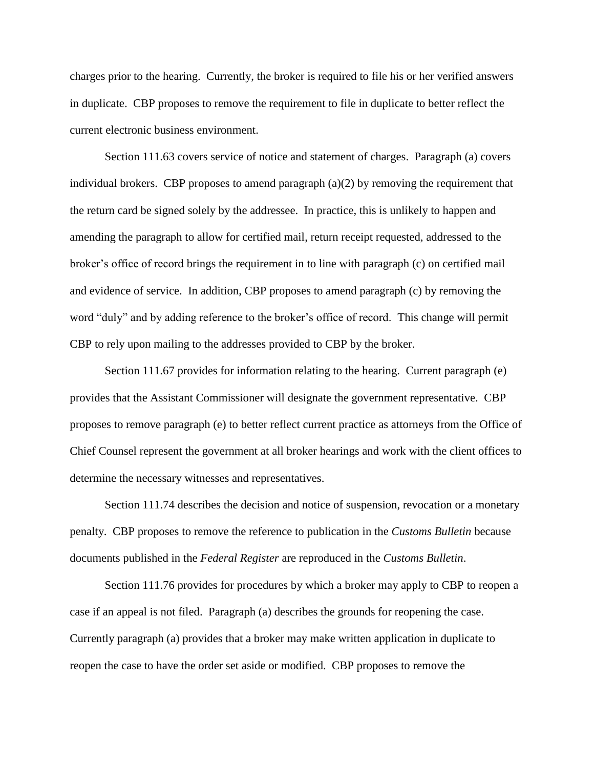charges prior to the hearing. Currently, the broker is required to file his or her verified answers in duplicate. CBP proposes to remove the requirement to file in duplicate to better reflect the current electronic business environment.

Section 111.63 covers service of notice and statement of charges. Paragraph (a) covers individual brokers. CBP proposes to amend paragraph (a)(2) by removing the requirement that the return card be signed solely by the addressee. In practice, this is unlikely to happen and amending the paragraph to allow for certified mail, return receipt requested, addressed to the broker's office of record brings the requirement in to line with paragraph (c) on certified mail and evidence of service. In addition, CBP proposes to amend paragraph (c) by removing the word "duly" and by adding reference to the broker's office of record. This change will permit CBP to rely upon mailing to the addresses provided to CBP by the broker.

Section 111.67 provides for information relating to the hearing. Current paragraph (e) provides that the Assistant Commissioner will designate the government representative. CBP proposes to remove paragraph (e) to better reflect current practice as attorneys from the Office of Chief Counsel represent the government at all broker hearings and work with the client offices to determine the necessary witnesses and representatives.

Section 111.74 describes the decision and notice of suspension, revocation or a monetary penalty. CBP proposes to remove the reference to publication in the *Customs Bulletin* because documents published in the *Federal Register* are reproduced in the *Customs Bulletin*.

Section 111.76 provides for procedures by which a broker may apply to CBP to reopen a case if an appeal is not filed. Paragraph (a) describes the grounds for reopening the case. Currently paragraph (a) provides that a broker may make written application in duplicate to reopen the case to have the order set aside or modified. CBP proposes to remove the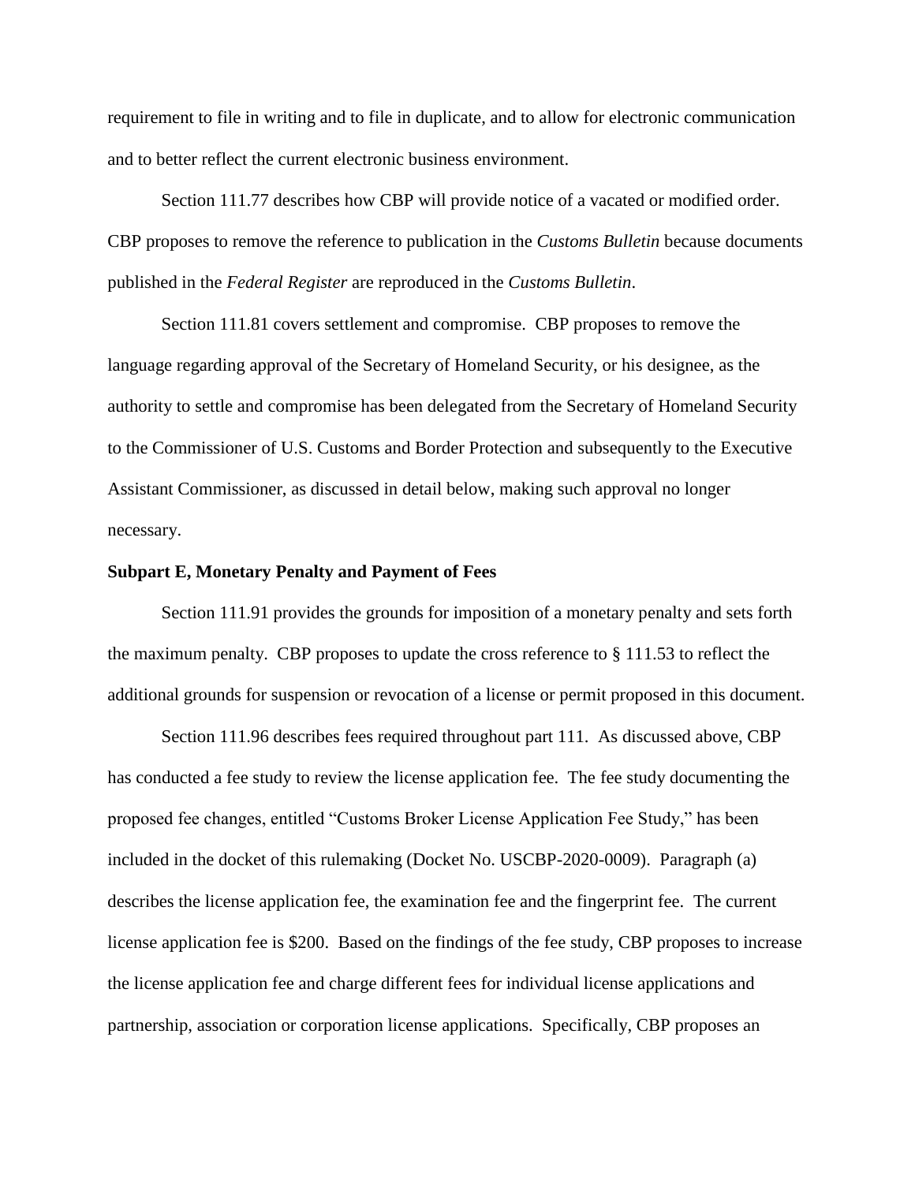requirement to file in writing and to file in duplicate, and to allow for electronic communication and to better reflect the current electronic business environment.

Section 111.77 describes how CBP will provide notice of a vacated or modified order. CBP proposes to remove the reference to publication in the *Customs Bulletin* because documents published in the *Federal Register* are reproduced in the *Customs Bulletin*.

Section 111.81 covers settlement and compromise. CBP proposes to remove the language regarding approval of the Secretary of Homeland Security, or his designee, as the authority to settle and compromise has been delegated from the Secretary of Homeland Security to the Commissioner of U.S. Customs and Border Protection and subsequently to the Executive Assistant Commissioner, as discussed in detail below, making such approval no longer necessary.

**Subpart E, Monetary Penalty and Payment of Fees**

Section 111.91 provides the grounds for imposition of a monetary penalty and sets forth the maximum penalty. CBP proposes to update the cross reference to § 111.53 to reflect the additional grounds for suspension or revocation of a license or permit proposed in this document.

Section 111.96 describes fees required throughout part 111. As discussed above, CBP has conducted a fee study to review the license application fee. The fee study documenting the proposed fee changes, entitled "Customs Broker License Application Fee Study," has been included in the docket of this rulemaking (Docket No. USCBP-2020-0009). Paragraph (a) describes the license application fee, the examination fee and the fingerprint fee. The current license application fee is $200. Based on the findings of the fee study, CBP proposes to increase the license application fee and charge different fees for individual license applications and partnership, association or corporation license applications. Specifically, CBP proposes an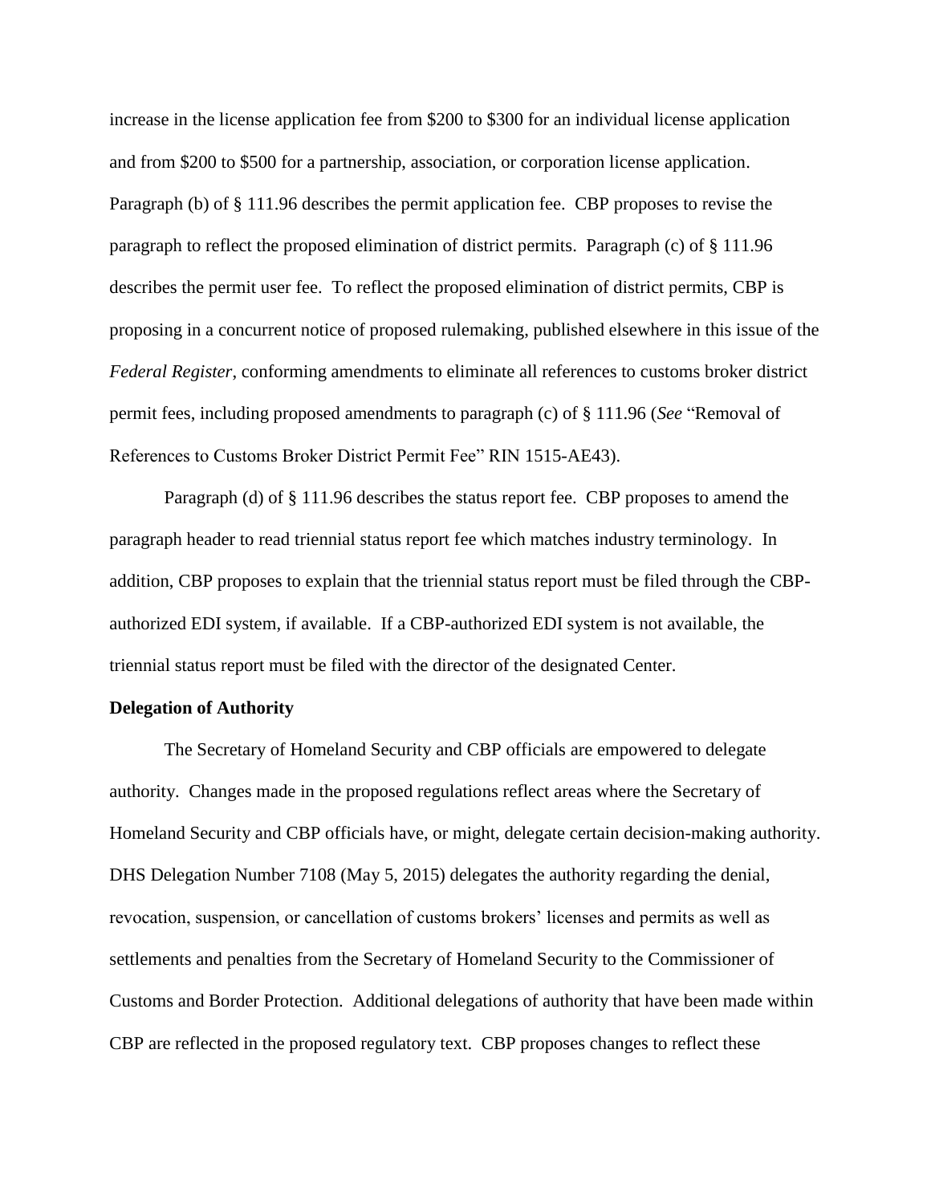increase in the license application fee from $200 to $300 for an individual license application and from $200 to $500 for a partnership, association, or corporation license application. Paragraph (b) of § 111.96 describes the permit application fee. CBP proposes to revise the paragraph to reflect the proposed elimination of district permits. Paragraph (c) of § 111.96 describes the permit user fee. To reflect the proposed elimination of district permits, CBP is proposing in a concurrent notice of proposed rulemaking, published elsewhere in this issue of the *Federal Register*, conforming amendments to eliminate all references to customs broker district permit fees, including proposed amendments to paragraph (c) of § 111.96 (*See* "Removal of References to Customs Broker District Permit Fee" RIN 1515-AE43).

Paragraph (d) of § 111.96 describes the status report fee. CBP proposes to amend the paragraph header to read triennial status report fee which matches industry terminology. In addition, CBP proposes to explain that the triennial status report must be filed through the CBP-authorized EDI system, if available. If a CBP-authorized EDI system is not available, the triennial status report must be filed with the director of the designated Center.

**Delegation of Authority**

The Secretary of Homeland Security and CBP officials are empowered to delegate authority. Changes made in the proposed regulations reflect areas where the Secretary of Homeland Security and CBP officials have, or might, delegate certain decision-making authority. DHS Delegation Number 7108 (May 5, 2015) delegates the authority regarding the denial, revocation, suspension, or cancellation of customs brokers' licenses and permits as well as settlements and penalties from the Secretary of Homeland Security to the Commissioner of Customs and Border Protection. Additional delegations of authority that have been made within CBP are reflected in the proposed regulatory text. CBP proposes changes to reflect these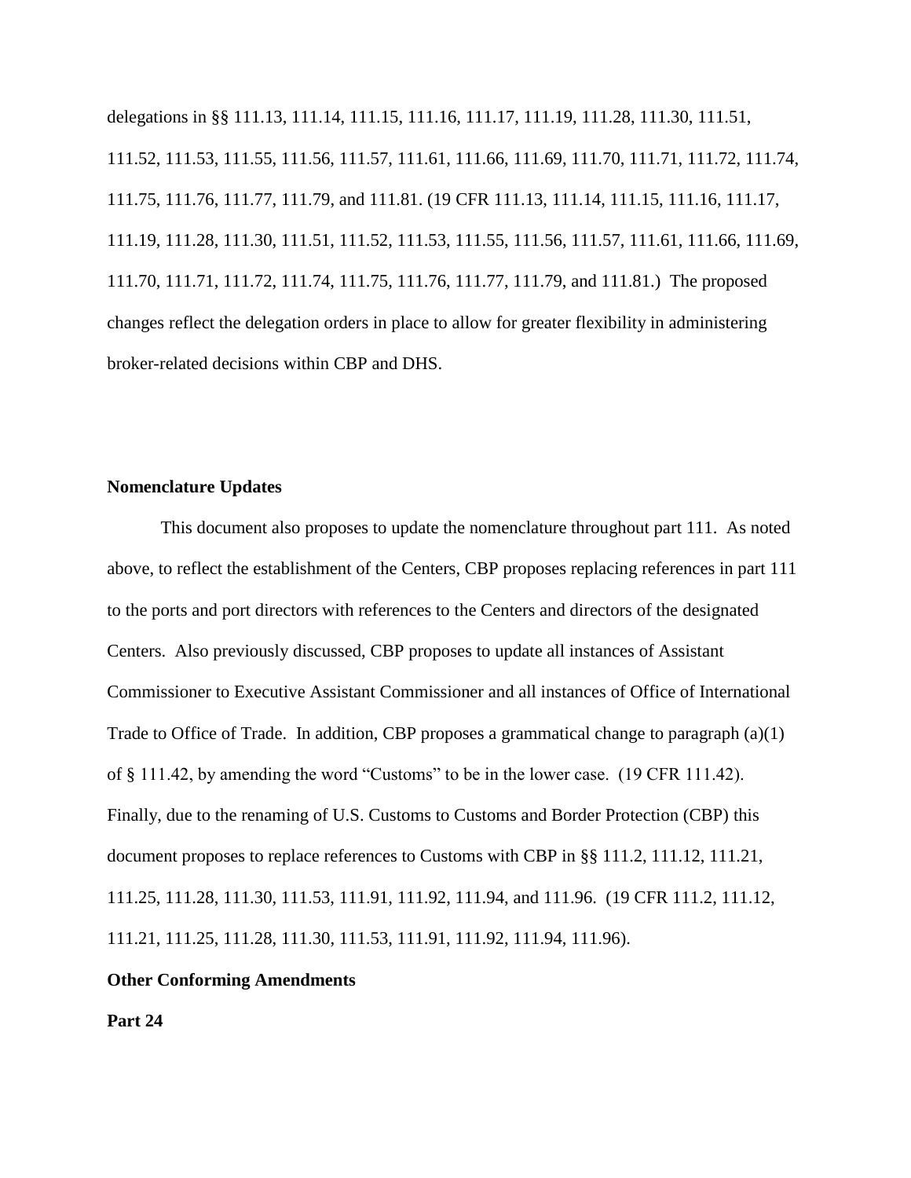delegations in §§ 111.13, 111.14, 111.15, 111.16, 111.17, 111.19, 111.28, 111.30, 111.51, 111.52, 111.53, 111.55, 111.56, 111.57, 111.61, 111.66, 111.69, 111.70, 111.71, 111.72, 111.74, 111.75, 111.76, 111.77, 111.79, and 111.81. (19 CFR 111.13, 111.14, 111.15, 111.16, 111.17, 111.19, 111.28, 111.30, 111.51, 111.52, 111.53, 111.55, 111.56, 111.57, 111.61, 111.66, 111.69, 111.70, 111.71, 111.72, 111.74, 111.75, 111.76, 111.77, 111.79, and 111.81.) The proposed changes reflect the delegation orders in place to allow for greater flexibility in administering broker-related decisions within CBP and DHS.

**Nomenclature Updates**

This document also proposes to update the nomenclature throughout part 111. As noted above, to reflect the establishment of the Centers, CBP proposes replacing references in part 111 to the ports and port directors with references to the Centers and directors of the designated Centers. Also previously discussed, CBP proposes to update all instances of Assistant Commissioner to Executive Assistant Commissioner and all instances of Office of International Trade to Office of Trade. In addition, CBP proposes a grammatical change to paragraph (a)(1) of § 111.42, by amending the word "Customs" to be in the lower case. (19 CFR 111.42). Finally, due to the renaming of U.S. Customs to Customs and Border Protection (CBP) this document proposes to replace references to Customs with CBP in §§ 111.2, 111.12, 111.21, 111.25, 111.28, 111.30, 111.53, 111.91, 111.92, 111.94, and 111.96. (19 CFR 111.2, 111.12, 111.21, 111.25, 111.28, 111.30, 111.53, 111.91, 111.92, 111.94, 111.96).

**Other Conforming Amendments**

**Part 24**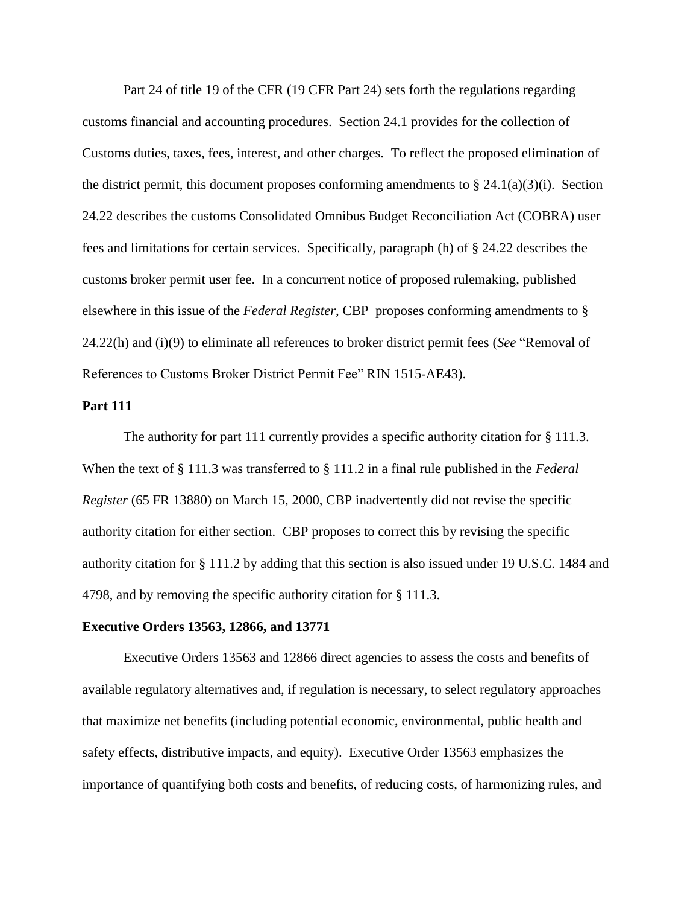Part 24 of title 19 of the CFR (19 CFR Part 24) sets forth the regulations regarding customs financial and accounting procedures. Section 24.1 provides for the collection of Customs duties, taxes, fees, interest, and other charges. To reflect the proposed elimination of the district permit, this document proposes conforming amendments to § 24.1(a)(3)(i). Section 24.22 describes the customs Consolidated Omnibus Budget Reconciliation Act (COBRA) user fees and limitations for certain services. Specifically, paragraph (h) of § 24.22 describes the customs broker permit user fee. In a concurrent notice of proposed rulemaking, published elsewhere in this issue of the *Federal Register*, CBP proposes conforming amendments to § 24.22(h) and (i)(9) to eliminate all references to broker district permit fees (*See* "Removal of References to Customs Broker District Permit Fee" RIN 1515-AE43).

**Part 111**

The authority for part 111 currently provides a specific authority citation for § 111.3. When the text of § 111.3 was transferred to § 111.2 in a final rule published in the *Federal Register* (65 FR 13880) on March 15, 2000, CBP inadvertently did not revise the specific authority citation for either section. CBP proposes to correct this by revising the specific authority citation for § 111.2 by adding that this section is also issued under 19 U.S.C. 1484 and 4798, and by removing the specific authority citation for § 111.3.

**Executive Orders 13563, 12866, and 13771**

Executive Orders 13563 and 12866 direct agencies to assess the costs and benefits of available regulatory alternatives and, if regulation is necessary, to select regulatory approaches that maximize net benefits (including potential economic, environmental, public health and safety effects, distributive impacts, and equity). Executive Order 13563 emphasizes the importance of quantifying both costs and benefits, of reducing costs, of harmonizing rules, and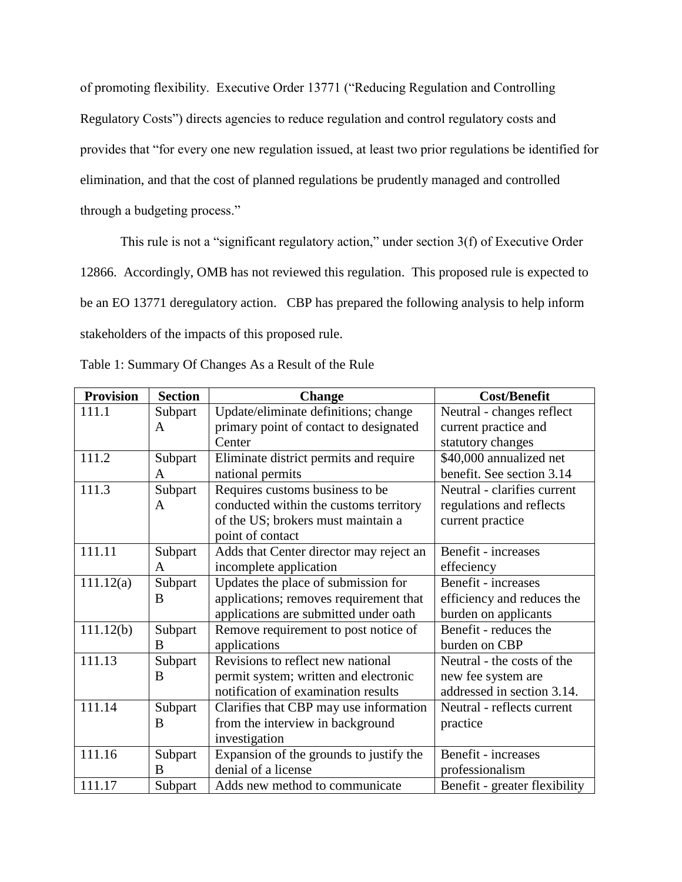of promoting flexibility. Executive Order 13771 ("Reducing Regulation and Controlling Regulatory Costs") directs agencies to reduce regulation and control regulatory costs and provides that "for every one new regulation issued, at least two prior regulations be identified for elimination, and that the cost of planned regulations be prudently managed and controlled through a budgeting process."

This rule is not a "significant regulatory action," under section 3(f) of Executive Order 12866. Accordingly, OMB has not reviewed this regulation. This proposed rule is expected to be an EO 13771 deregulatory action. CBP has prepared the following analysis to help inform stakeholders of the impacts of this proposed rule.

Table 1: Summary Of Changes As a Result of the Rule

| Provision | Section | Change | Cost/Benefit |
|---|---|---|---|
| 111.1 | Subpart A | Update/eliminate definitions; change primary point of contact to designated Center | Neutral - changes reflect current practice and statutory changes |
| 111.2 | Subpart A | Eliminate district permits and require national permits | $40,000 annualized net benefit. See section 3.14 |
| 111.3 | Subpart A | Requires customs business to be conducted within the customs territory of the US; brokers must maintain a point of contact | Neutral - clarifies current regulations and reflects current practice |
| 111.11 | Subpart A | Adds that Center director may reject an incomplete application | Benefit - increases effeciency |
| 111.12(a) | Subpart B | Updates the place of submission for applications; removes requirement that applications are submitted under oath | Benefit - increases efficiency and reduces the burden on applicants |
| 111.12(b) | Subpart B | Remove requirement to post notice of applications | Benefit - reduces the burden on CBP |
| 111.13 | Subpart B | Revisions to reflect new national permit system; written and electronic notification of examination results | Neutral - the costs of the new fee system are addressed in section 3.14. |
| 111.14 | Subpart B | Clarifies that CBP may use information from the interview in background investigation | Neutral - reflects current practice |
| 111.16 | Subpart B | Expansion of the grounds to justify the denial of a license | Benefit - increases professionalism |
| 111.17 | Subpart | Adds new method to communicate | Benefit - greater flexibility |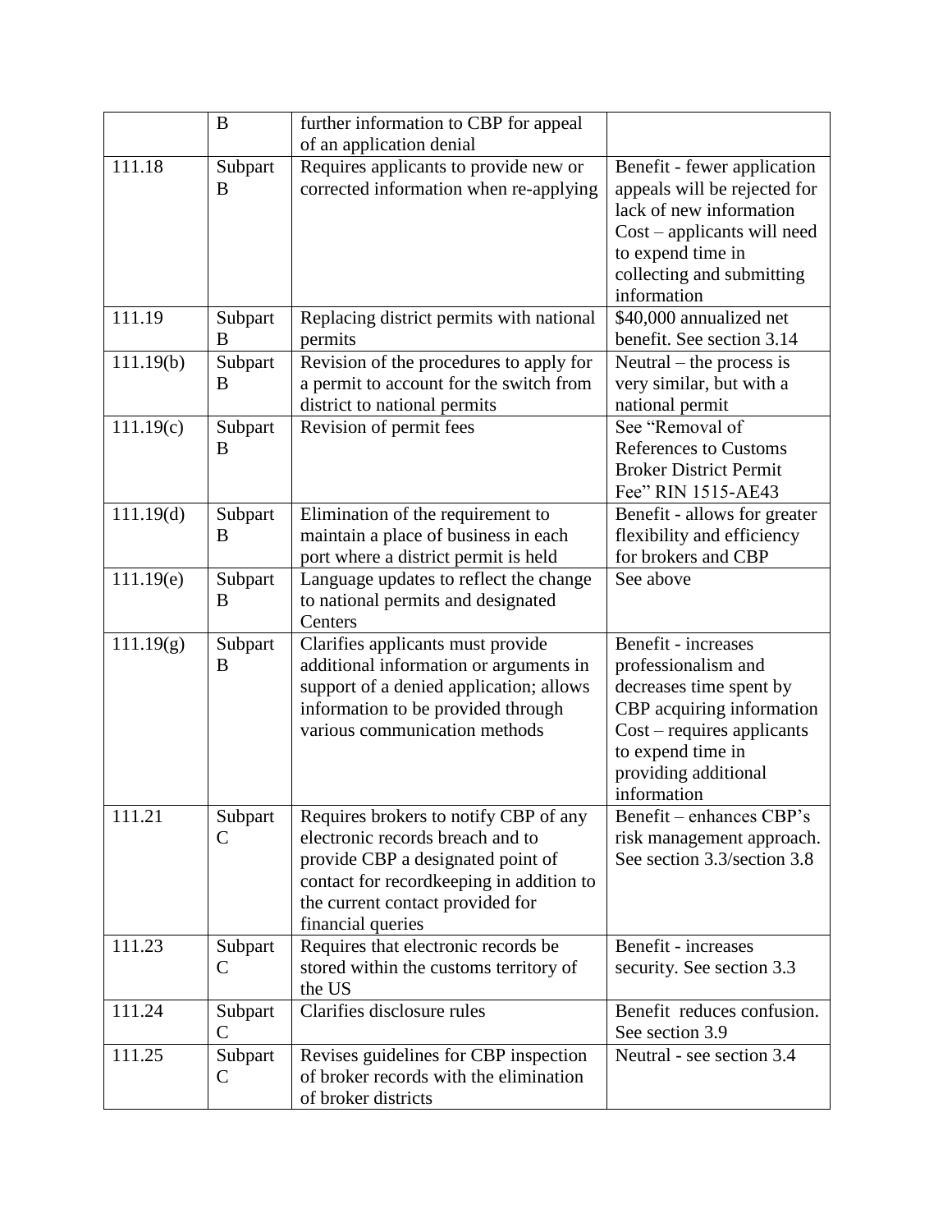|  | B | further information to CBP for appeal of an application denial |  |
|---|---|---|---|
| 111.18 | Subpart B | Requires applicants to provide new or corrected information when re-applying | Benefit - fewer application appeals will be rejected for lack of new information Cost – applicants will need to expend time in collecting and submitting information |
| 111.19 | Subpart B | Replacing district permits with national permits | $40,000 annualized net benefit. See section 3.14 |
| 111.19(b) | Subpart B | Revision of the procedures to apply for a permit to account for the switch from district to national permits | Neutral – the process is very similar, but with a national permit |
| 111.19(c) | Subpart B | Revision of permit fees | See "Removal of References to Customs Broker District Permit Fee" RIN 1515-AE43 |
| 111.19(d) | Subpart B | Elimination of the requirement to maintain a place of business in each port where a district permit is held | Benefit - allows for greater flexibility and efficiency for brokers and CBP |
| 111.19(e) | Subpart B | Language updates to reflect the change to national permits and designated Centers | See above |
| 111.19(g) | Subpart B | Clarifies applicants must provide additional information or arguments in support of a denied application; allows information to be provided through various communication methods | Benefit - increases professionalism and decreases time spent by CBP acquiring information Cost – requires applicants to expend time in providing additional information |
| 111.21 | Subpart C | Requires brokers to notify CBP of any electronic records breach and to provide CBP a designated point of contact for recordkeeping in addition to the current contact provided for financial queries | Benefit – enhances CBP's risk management approach. See section 3.3/section 3.8 |
| 111.23 | Subpart C | Requires that electronic records be stored within the customs territory of the US | Benefit - increases security. See section 3.3 |
| 111.24 | Subpart C | Clarifies disclosure rules | Benefit reduces confusion. See section 3.9 |
| 111.25 | Subpart C | Revises guidelines for CBP inspection of broker records with the elimination of broker districts | Neutral - see section 3.4 |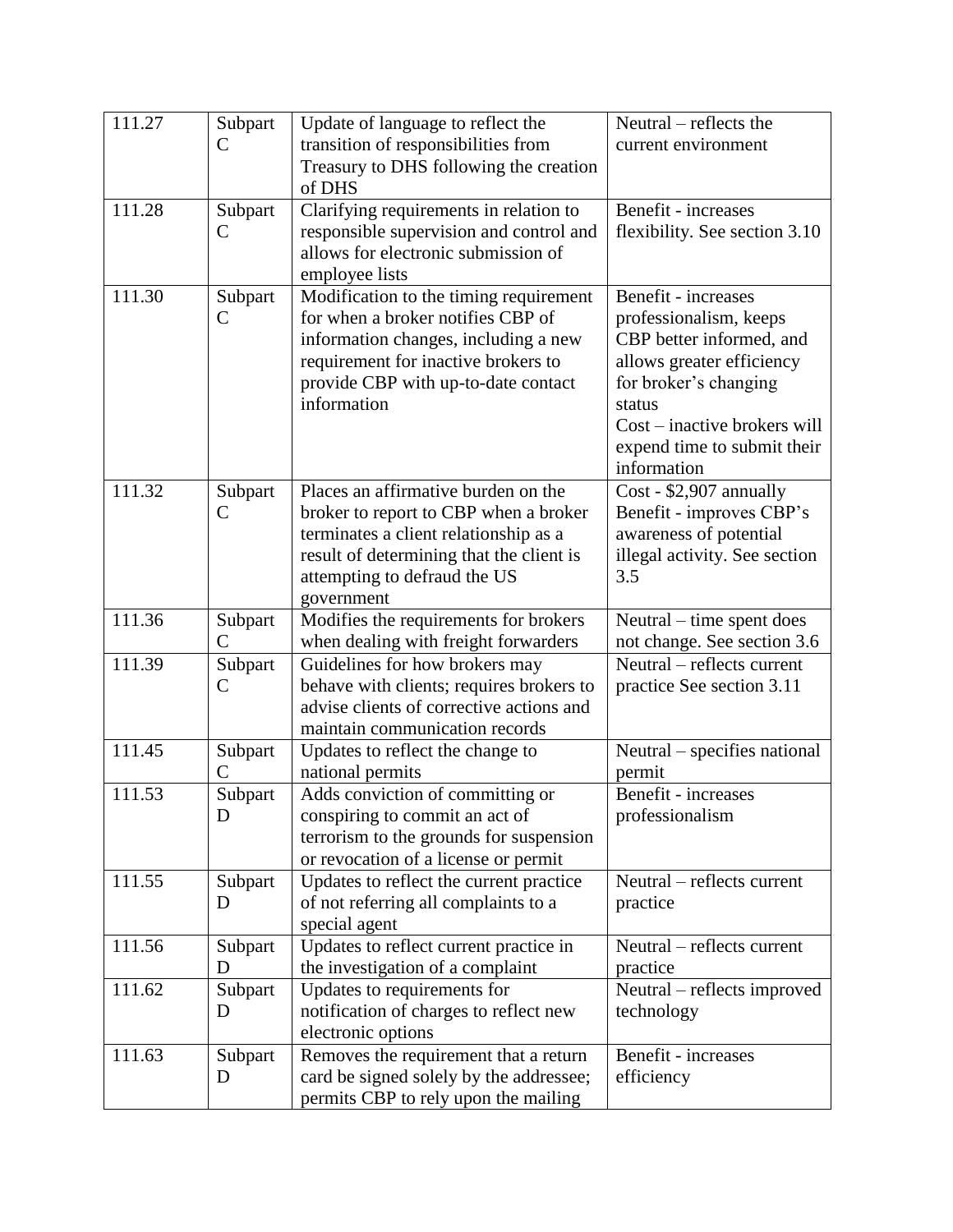| | | | |
|---|---|---|---|
| 111.27 | Subpart C | Update of language to reflect the transition of responsibilities from Treasury to DHS following the creation of DHS | Neutral – reflects the current environment |
| 111.28 | Subpart C | Clarifying requirements in relation to responsible supervision and control and allows for electronic submission of employee lists | Benefit - increases flexibility. See section 3.10 |
| 111.30 | Subpart C | Modification to the timing requirement for when a broker notifies CBP of information changes, including a new requirement for inactive brokers to provide CBP with up-to-date contact information | Benefit - increases professionalism, keeps CBP better informed, and allows greater efficiency for broker's changing status<br>Cost – inactive brokers will expend time to submit their information |
| 111.32 | Subpart C | Places an affirmative burden on the broker to report to CBP when a broker terminates a client relationship as a result of determining that the client is attempting to defraud the US government | Cost - $2,907 annually<br>Benefit - improves CBP's awareness of potential illegal activity. See section 3.5 |
| 111.36 | Subpart C | Modifies the requirements for brokers when dealing with freight forwarders | Neutral – time spent does not change. See section 3.6 |
| 111.39 | Subpart C | Guidelines for how brokers may behave with clients; requires brokers to advise clients of corrective actions and maintain communication records | Neutral – reflects current practice See section 3.11 |
| 111.45 | Subpart C | Updates to reflect the change to national permits | Neutral – specifies national permit |
| 111.53 | Subpart D | Adds conviction of committing or conspiring to commit an act of terrorism to the grounds for suspension or revocation of a license or permit | Benefit - increases professionalism |
| 111.55 | Subpart D | Updates to reflect the current practice of not referring all complaints to a special agent | Neutral – reflects current practice |
| 111.56 | Subpart D | Updates to reflect current practice in the investigation of a complaint | Neutral – reflects current practice |
| 111.62 | Subpart D | Updates to requirements for notification of charges to reflect new electronic options | Neutral – reflects improved technology |
| 111.63 | Subpart D | Removes the requirement that a return card be signed solely by the addressee; permits CBP to rely upon the mailing | Benefit - increases efficiency |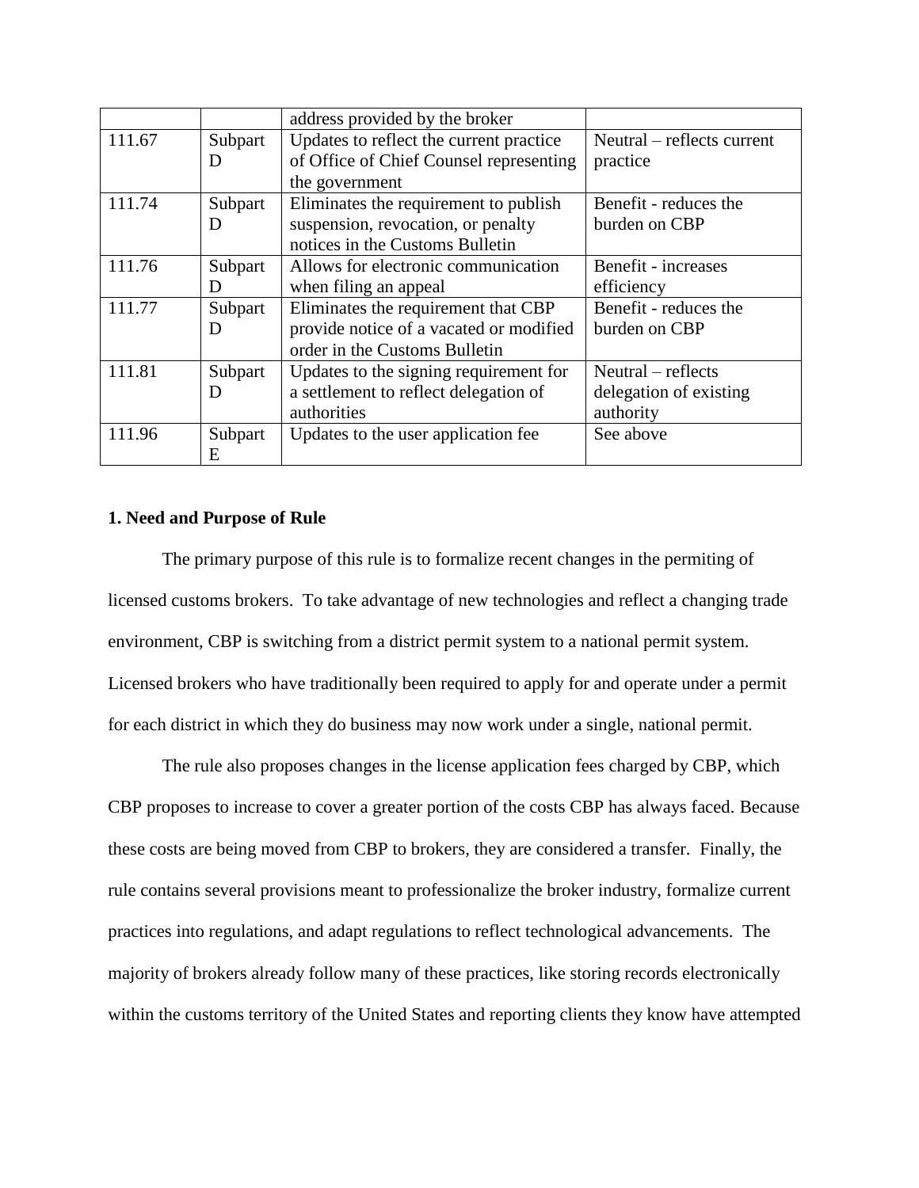| | | address provided by the broker | |
|---|---|---|---|
| 111.67 | Subpart D | Updates to reflect the current practice of Office of Chief Counsel representing the government | Neutral – reflects current practice |
| 111.74 | Subpart D | Eliminates the requirement to publish suspension, revocation, or penalty notices in the Customs Bulletin | Benefit - reduces the burden on CBP |
| 111.76 | Subpart D | Allows for electronic communication when filing an appeal | Benefit - increases efficiency |
| 111.77 | Subpart D | Eliminates the requirement that CBP provide notice of a vacated or modified order in the Customs Bulletin | Benefit - reduces the burden on CBP |
| 111.81 | Subpart D | Updates to the signing requirement for a settlement to reflect delegation of authorities | Neutral – reflects delegation of existing authority |
| 111.96 | Subpart E | Updates to the user application fee | See above |

**1. Need and Purpose of Rule**

The primary purpose of this rule is to formalize recent changes in the permiting of licensed customs brokers. To take advantage of new technologies and reflect a changing trade environment, CBP is switching from a district permit system to a national permit system. Licensed brokers who have traditionally been required to apply for and operate under a permit for each district in which they do business may now work under a single, national permit.

The rule also proposes changes in the license application fees charged by CBP, which CBP proposes to increase to cover a greater portion of the costs CBP has always faced. Because these costs are being moved from CBP to brokers, they are considered a transfer. Finally, the rule contains several provisions meant to professionalize the broker industry, formalize current practices into regulations, and adapt regulations to reflect technological advancements. The majority of brokers already follow many of these practices, like storing records electronically within the customs territory of the United States and reporting clients they know have attempted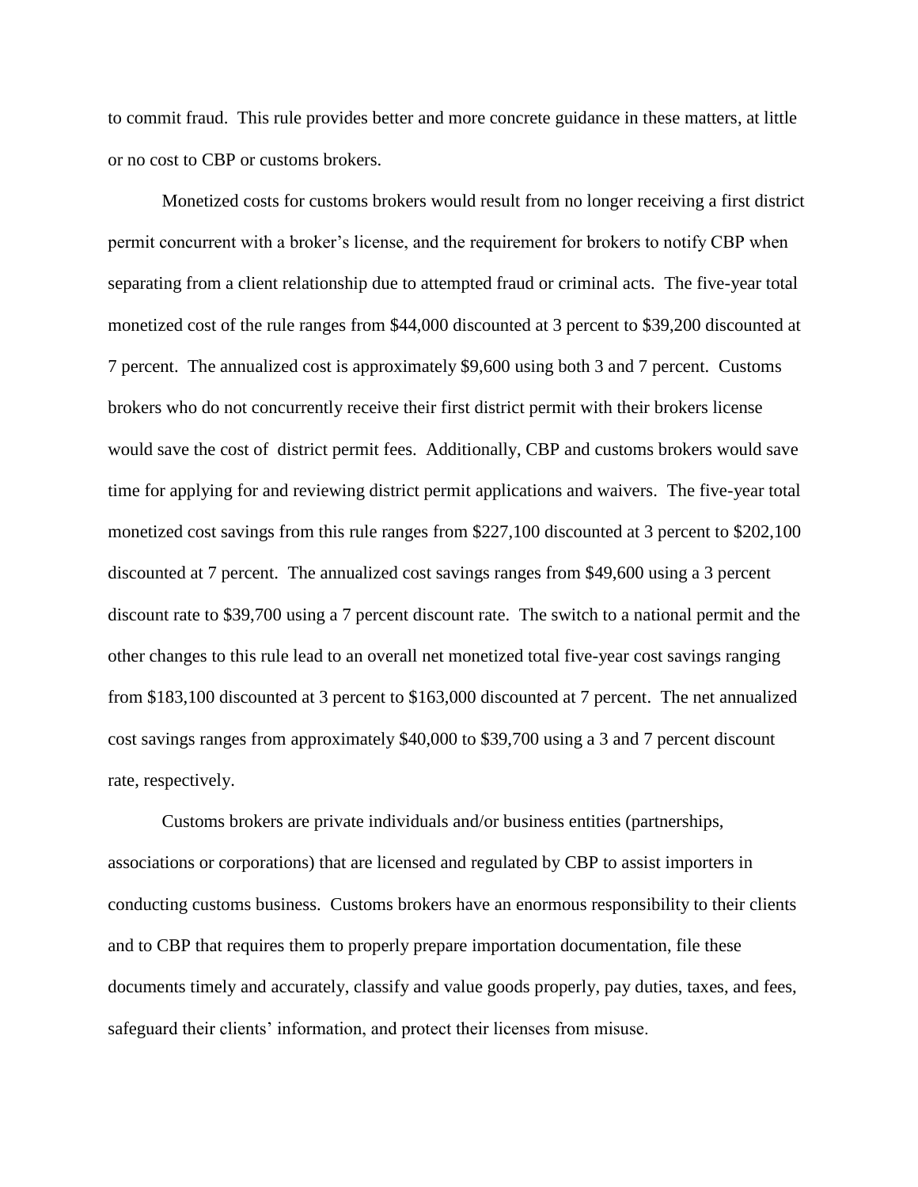to commit fraud. This rule provides better and more concrete guidance in these matters, at little or no cost to CBP or customs brokers.

Monetized costs for customs brokers would result from no longer receiving a first district permit concurrent with a broker's license, and the requirement for brokers to notify CBP when separating from a client relationship due to attempted fraud or criminal acts. The five-year total monetized cost of the rule ranges from $44,000 discounted at 3 percent to $39,200 discounted at 7 percent. The annualized cost is approximately $9,600 using both 3 and 7 percent. Customs brokers who do not concurrently receive their first district permit with their brokers license would save the cost of district permit fees. Additionally, CBP and customs brokers would save time for applying for and reviewing district permit applications and waivers. The five-year total monetized cost savings from this rule ranges from $227,100 discounted at 3 percent to $202,100 discounted at 7 percent. The annualized cost savings ranges from $49,600 using a 3 percent discount rate to $39,700 using a 7 percent discount rate. The switch to a national permit and the other changes to this rule lead to an overall net monetized total five-year cost savings ranging from $183,100 discounted at 3 percent to $163,000 discounted at 7 percent. The net annualized cost savings ranges from approximately $40,000 to $39,700 using a 3 and 7 percent discount rate, respectively.

Customs brokers are private individuals and/or business entities (partnerships, associations or corporations) that are licensed and regulated by CBP to assist importers in conducting customs business. Customs brokers have an enormous responsibility to their clients and to CBP that requires them to properly prepare importation documentation, file these documents timely and accurately, classify and value goods properly, pay duties, taxes, and fees, safeguard their clients' information, and protect their licenses from misuse.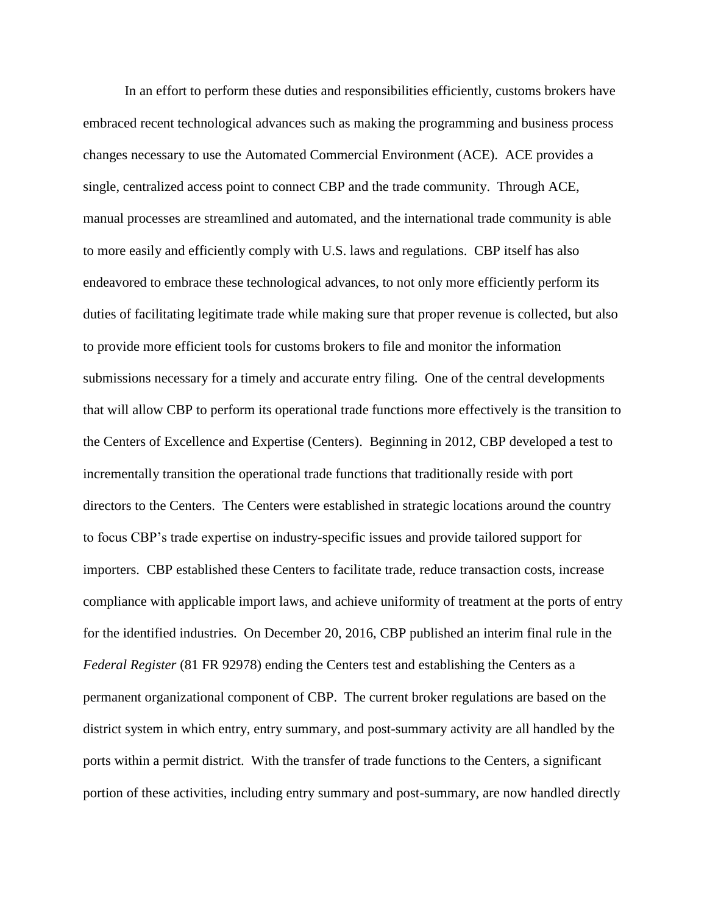In an effort to perform these duties and responsibilities efficiently, customs brokers have embraced recent technological advances such as making the programming and business process changes necessary to use the Automated Commercial Environment (ACE). ACE provides a single, centralized access point to connect CBP and the trade community. Through ACE, manual processes are streamlined and automated, and the international trade community is able to more easily and efficiently comply with U.S. laws and regulations. CBP itself has also endeavored to embrace these technological advances, to not only more efficiently perform its duties of facilitating legitimate trade while making sure that proper revenue is collected, but also to provide more efficient tools for customs brokers to file and monitor the information submissions necessary for a timely and accurate entry filing. One of the central developments that will allow CBP to perform its operational trade functions more effectively is the transition to the Centers of Excellence and Expertise (Centers). Beginning in 2012, CBP developed a test to incrementally transition the operational trade functions that traditionally reside with port directors to the Centers. The Centers were established in strategic locations around the country to focus CBP's trade expertise on industry-specific issues and provide tailored support for importers. CBP established these Centers to facilitate trade, reduce transaction costs, increase compliance with applicable import laws, and achieve uniformity of treatment at the ports of entry for the identified industries. On December 20, 2016, CBP published an interim final rule in the *Federal Register* (81 FR 92978) ending the Centers test and establishing the Centers as a permanent organizational component of CBP. The current broker regulations are based on the district system in which entry, entry summary, and post-summary activity are all handled by the ports within a permit district. With the transfer of trade functions to the Centers, a significant portion of these activities, including entry summary and post-summary, are now handled directly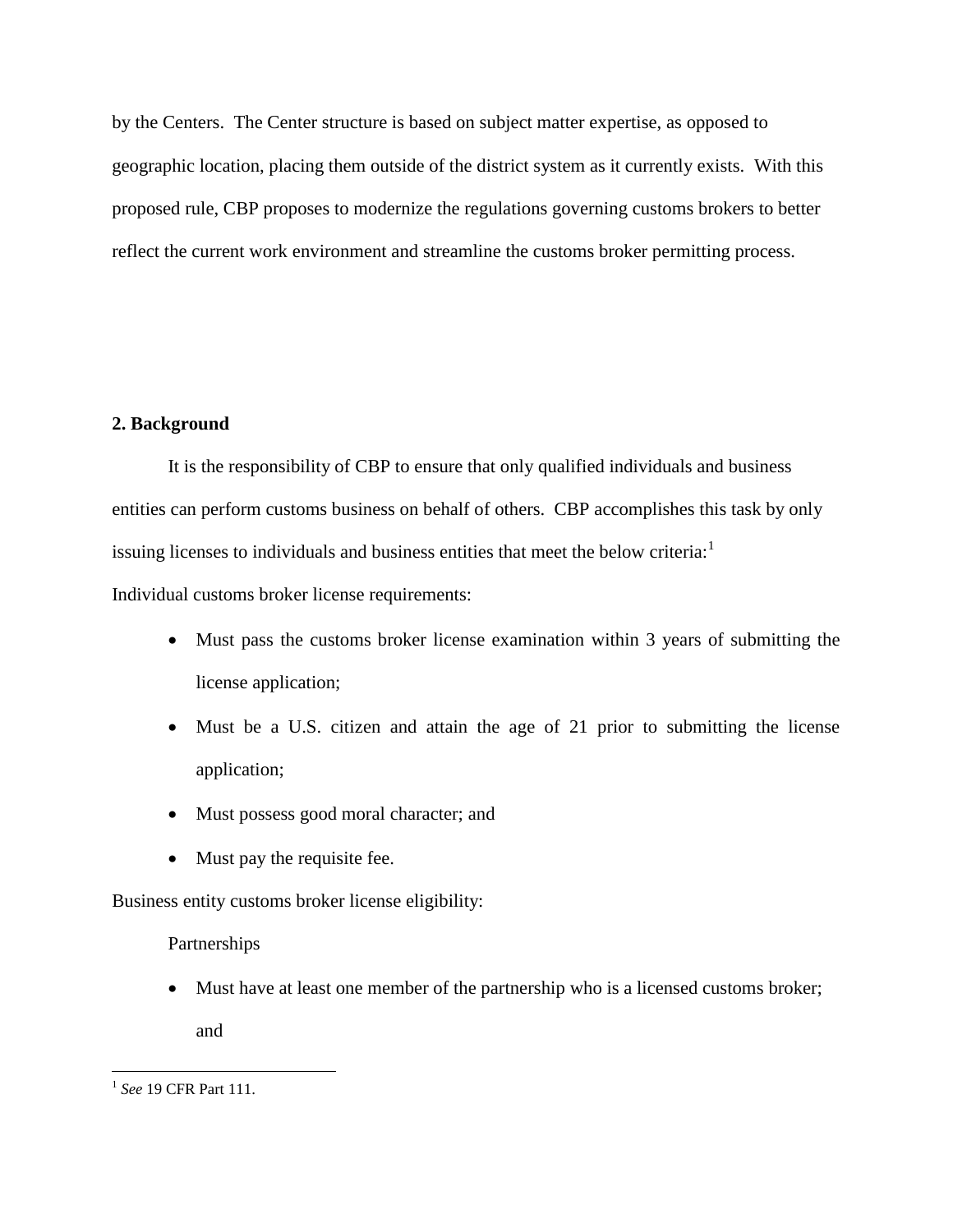by the Centers. The Center structure is based on subject matter expertise, as opposed to geographic location, placing them outside of the district system as it currently exists. With this proposed rule, CBP proposes to modernize the regulations governing customs brokers to better reflect the current work environment and streamline the customs broker permitting process.

## 2. Background

It is the responsibility of CBP to ensure that only qualified individuals and business entities can perform customs business on behalf of others. CBP accomplishes this task by only issuing licenses to individuals and business entities that meet the below criteria:[1]

Individual customs broker license requirements:

- Must pass the customs broker license examination within 3 years of submitting the license application;
- Must be a U.S. citizen and attain the age of 21 prior to submitting the license application;
- Must possess good moral character; and
- Must pay the requisite fee.

Business entity customs broker license eligibility:

Partnerships

- Must have at least one member of the partnership who is a licensed customs broker; and

[1] *See* 19 CFR Part 111.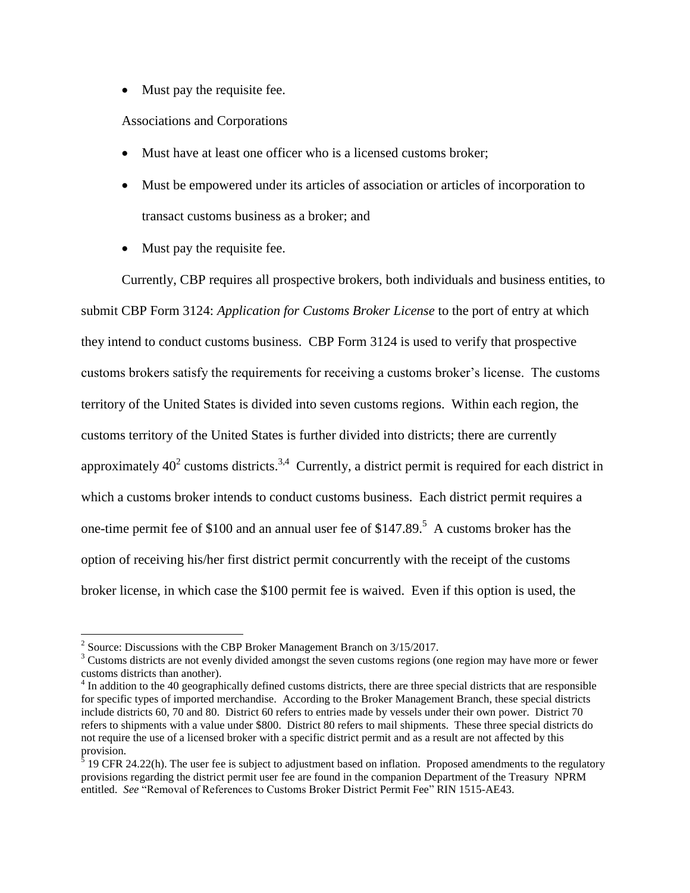- Must pay the requisite fee.

Associations and Corporations

- Must have at least one officer who is a licensed customs broker;
- Must be empowered under its articles of association or articles of incorporation to transact customs business as a broker; and
- Must pay the requisite fee.

Currently, CBP requires all prospective brokers, both individuals and business entities, to submit CBP Form 3124: *Application for Customs Broker License* to the port of entry at which they intend to conduct customs business. CBP Form 3124 is used to verify that prospective customs brokers satisfy the requirements for receiving a customs broker's license. The customs territory of the United States is divided into seven customs regions. Within each region, the customs territory of the United States is further divided into districts; there are currently approximately 40[2] customs districts.[3,4] Currently, a district permit is required for each district in which a customs broker intends to conduct customs business. Each district permit requires a one-time permit fee of $100 and an annual user fee of $147.89.[5] A customs broker has the option of receiving his/her first district permit concurrently with the receipt of the customs broker license, in which case the $100 permit fee is waived. Even if this option is used, the

---

[2] Source: Discussions with the CBP Broker Management Branch on 3/15/2017.

[3] Customs districts are not evenly divided amongst the seven customs regions (one region may have more or fewer customs districts than another).

[4] In addition to the 40 geographically defined customs districts, there are three special districts that are responsible for specific types of imported merchandise. According to the Broker Management Branch, these special districts include districts 60, 70 and 80. District 60 refers to entries made by vessels under their own power. District 70 refers to shipments with a value under $800. District 80 refers to mail shipments. These three special districts do not require the use of a licensed broker with a specific district permit and as a result are not affected by this provision.

[5] 19 CFR 24.22(h). The user fee is subject to adjustment based on inflation. Proposed amendments to the regulatory provisions regarding the district permit user fee are found in the companion Department of the Treasury NPRM entitled. *See* "Removal of References to Customs Broker District Permit Fee" RIN 1515-AE43.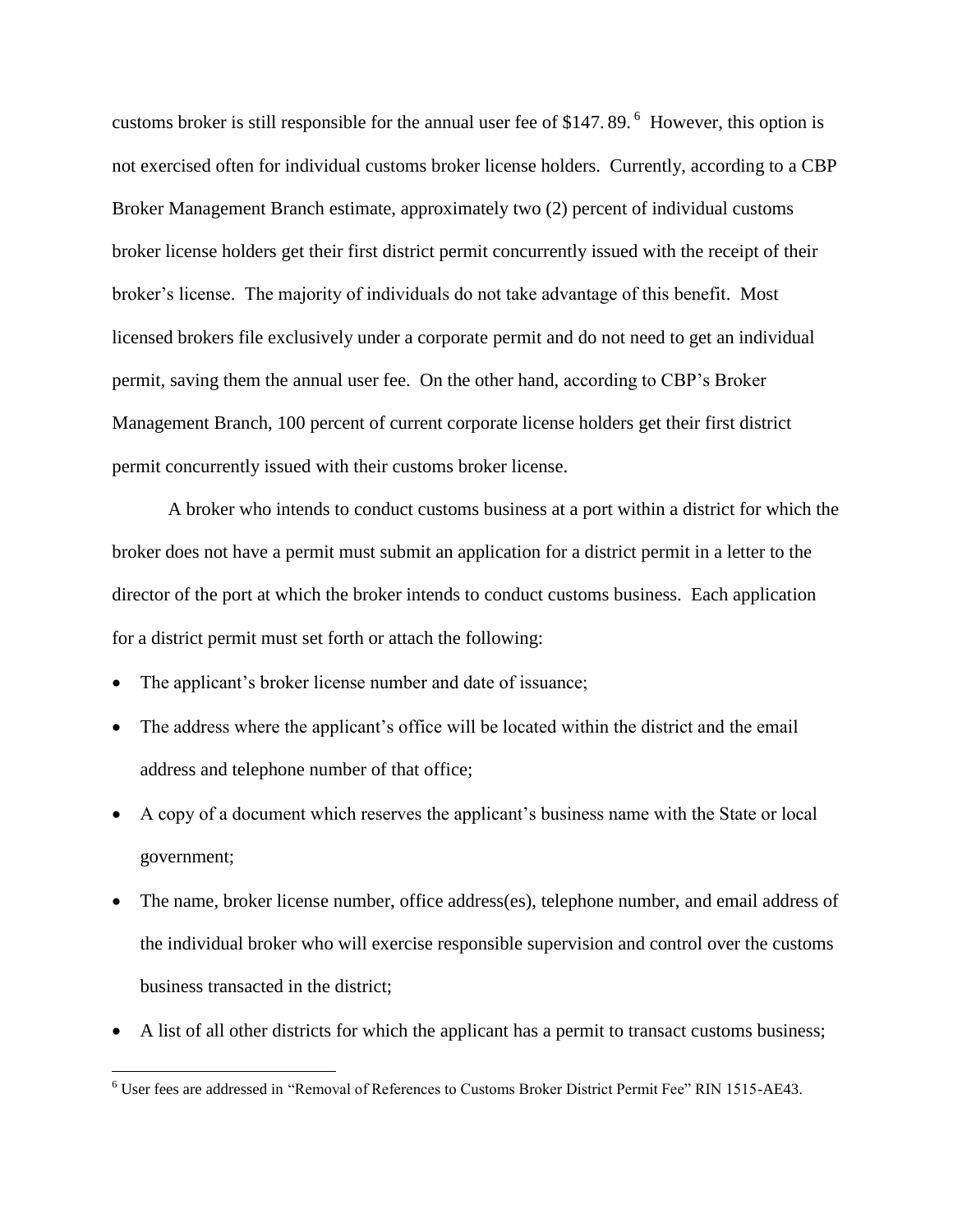customs broker is still responsible for the annual user fee of \$147. 89.[6] However, this option is not exercised often for individual customs broker license holders. Currently, according to a CBP Broker Management Branch estimate, approximately two (2) percent of individual customs broker license holders get their first district permit concurrently issued with the receipt of their broker's license. The majority of individuals do not take advantage of this benefit. Most licensed brokers file exclusively under a corporate permit and do not need to get an individual permit, saving them the annual user fee. On the other hand, according to CBP's Broker Management Branch, 100 percent of current corporate license holders get their first district permit concurrently issued with their customs broker license.

A broker who intends to conduct customs business at a port within a district for which the broker does not have a permit must submit an application for a district permit in a letter to the director of the port at which the broker intends to conduct customs business. Each application for a district permit must set forth or attach the following:

- The applicant's broker license number and date of issuance;
- The address where the applicant's office will be located within the district and the email address and telephone number of that office;
- A copy of a document which reserves the applicant's business name with the State or local government;
- The name, broker license number, office address(es), telephone number, and email address of the individual broker who will exercise responsible supervision and control over the customs business transacted in the district;
- A list of all other districts for which the applicant has a permit to transact customs business;

[6] User fees are addressed in "Removal of References to Customs Broker District Permit Fee" RIN 1515-AE43.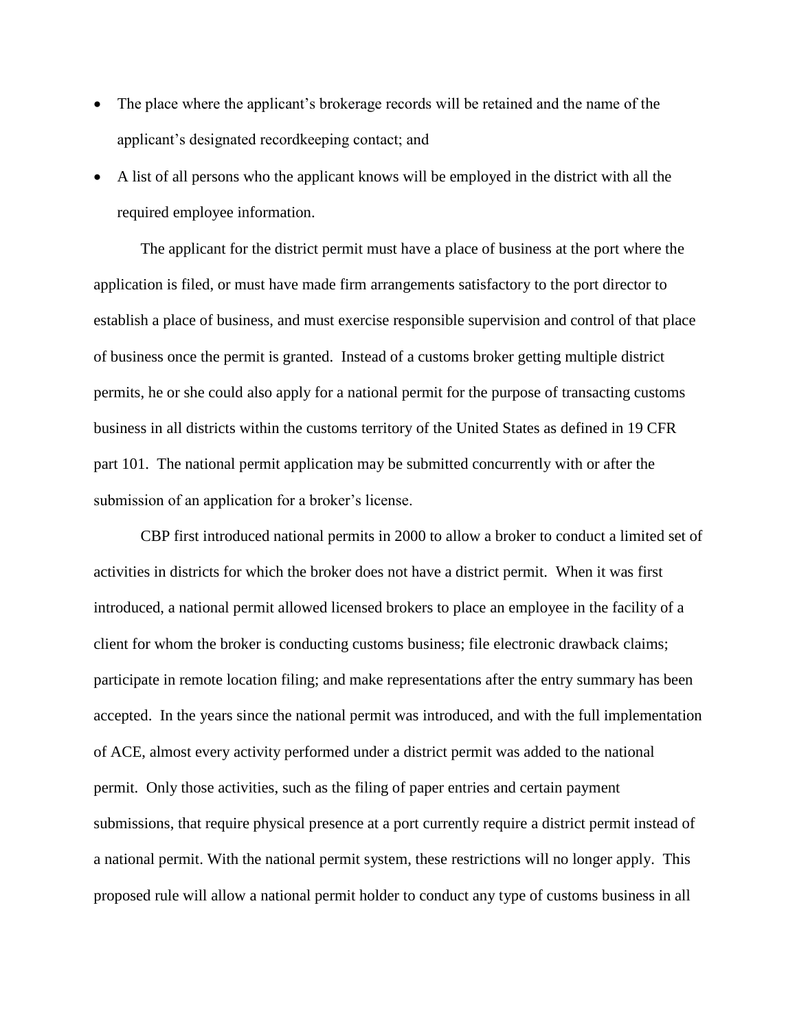- The place where the applicant's brokerage records will be retained and the name of the applicant's designated recordkeeping contact; and
- A list of all persons who the applicant knows will be employed in the district with all the required employee information.

The applicant for the district permit must have a place of business at the port where the application is filed, or must have made firm arrangements satisfactory to the port director to establish a place of business, and must exercise responsible supervision and control of that place of business once the permit is granted. Instead of a customs broker getting multiple district permits, he or she could also apply for a national permit for the purpose of transacting customs business in all districts within the customs territory of the United States as defined in 19 CFR part 101. The national permit application may be submitted concurrently with or after the submission of an application for a broker's license.

CBP first introduced national permits in 2000 to allow a broker to conduct a limited set of activities in districts for which the broker does not have a district permit. When it was first introduced, a national permit allowed licensed brokers to place an employee in the facility of a client for whom the broker is conducting customs business; file electronic drawback claims; participate in remote location filing; and make representations after the entry summary has been accepted. In the years since the national permit was introduced, and with the full implementation of ACE, almost every activity performed under a district permit was added to the national permit. Only those activities, such as the filing of paper entries and certain payment submissions, that require physical presence at a port currently require a district permit instead of a national permit. With the national permit system, these restrictions will no longer apply. This proposed rule will allow a national permit holder to conduct any type of customs business in all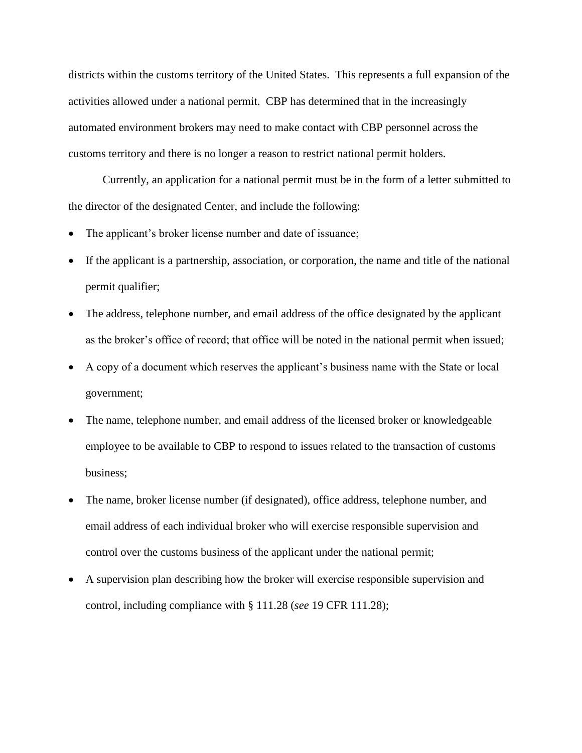districts within the customs territory of the United States. This represents a full expansion of the activities allowed under a national permit. CBP has determined that in the increasingly automated environment brokers may need to make contact with CBP personnel across the customs territory and there is no longer a reason to restrict national permit holders.

Currently, an application for a national permit must be in the form of a letter submitted to the director of the designated Center, and include the following:

- The applicant's broker license number and date of issuance;
- If the applicant is a partnership, association, or corporation, the name and title of the national permit qualifier;
- The address, telephone number, and email address of the office designated by the applicant as the broker's office of record; that office will be noted in the national permit when issued;
- A copy of a document which reserves the applicant's business name with the State or local government;
- The name, telephone number, and email address of the licensed broker or knowledgeable employee to be available to CBP to respond to issues related to the transaction of customs business;
- The name, broker license number (if designated), office address, telephone number, and email address of each individual broker who will exercise responsible supervision and control over the customs business of the applicant under the national permit;
- A supervision plan describing how the broker will exercise responsible supervision and control, including compliance with § 111.28 (*see* 19 CFR 111.28);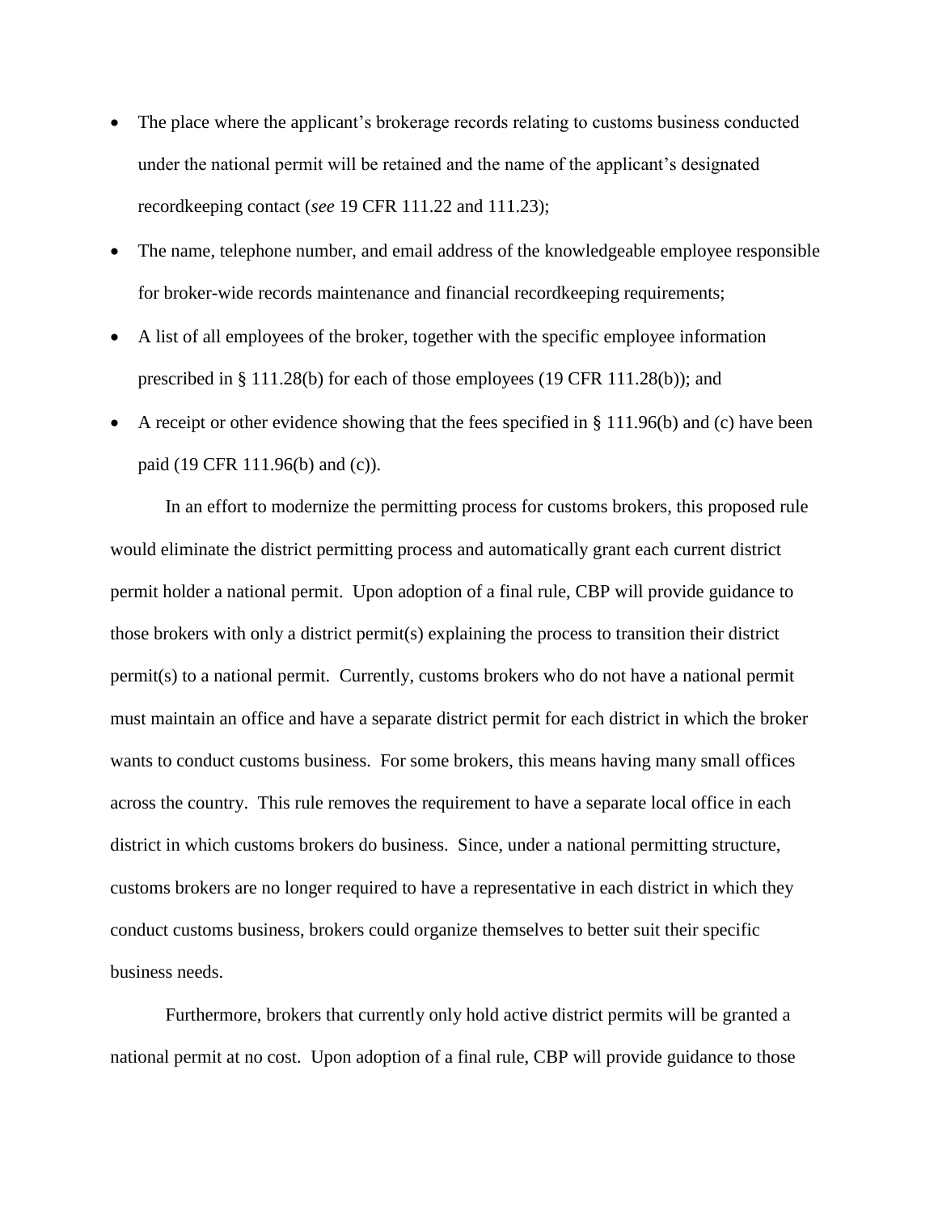- The place where the applicant's brokerage records relating to customs business conducted under the national permit will be retained and the name of the applicant's designated recordkeeping contact (*see* 19 CFR 111.22 and 111.23);
- The name, telephone number, and email address of the knowledgeable employee responsible for broker-wide records maintenance and financial recordkeeping requirements;
- A list of all employees of the broker, together with the specific employee information prescribed in § 111.28(b) for each of those employees (19 CFR 111.28(b)); and
- A receipt or other evidence showing that the fees specified in § 111.96(b) and (c) have been paid (19 CFR 111.96(b) and (c)).

In an effort to modernize the permitting process for customs brokers, this proposed rule would eliminate the district permitting process and automatically grant each current district permit holder a national permit. Upon adoption of a final rule, CBP will provide guidance to those brokers with only a district permit(s) explaining the process to transition their district permit(s) to a national permit. Currently, customs brokers who do not have a national permit must maintain an office and have a separate district permit for each district in which the broker wants to conduct customs business. For some brokers, this means having many small offices across the country. This rule removes the requirement to have a separate local office in each district in which customs brokers do business. Since, under a national permitting structure, customs brokers are no longer required to have a representative in each district in which they conduct customs business, brokers could organize themselves to better suit their specific business needs.

Furthermore, brokers that currently only hold active district permits will be granted a national permit at no cost. Upon adoption of a final rule, CBP will provide guidance to those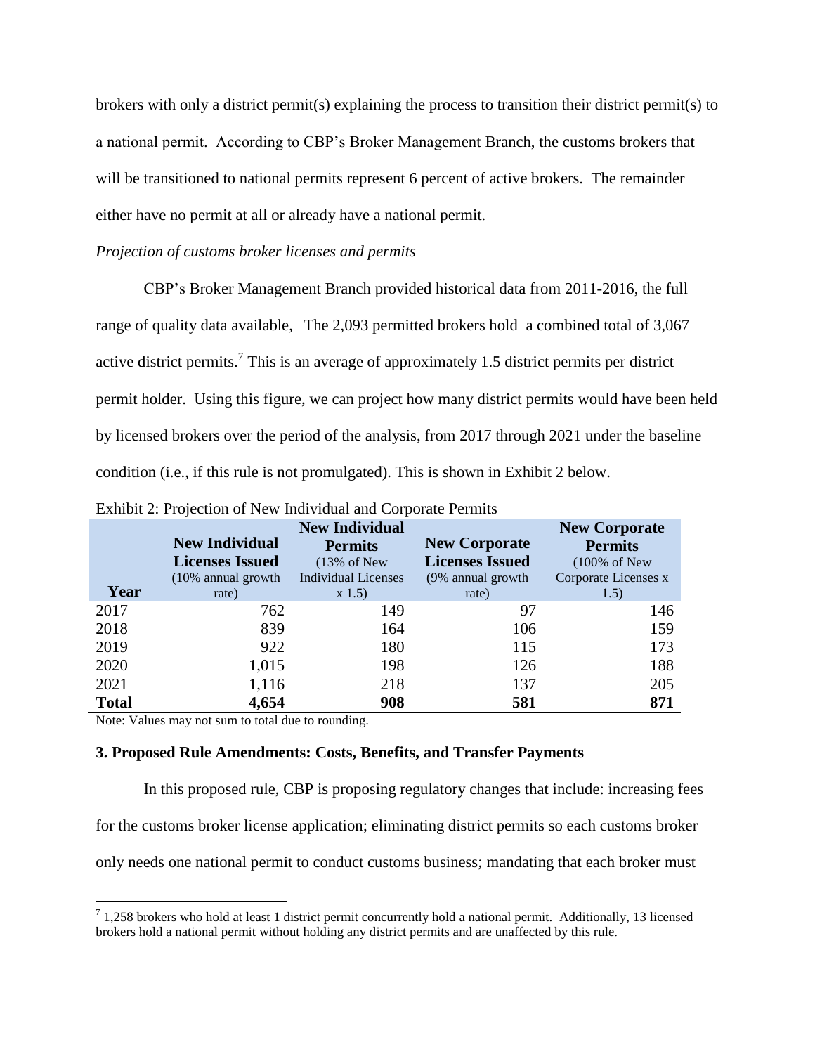brokers with only a district permit(s) explaining the process to transition their district permit(s) to a national permit. According to CBP's Broker Management Branch, the customs brokers that will be transitioned to national permits represent 6 percent of active brokers. The remainder either have no permit at all or already have a national permit.

*Projection of customs broker licenses and permits*

CBP's Broker Management Branch provided historical data from 2011-2016, the full range of quality data available, The 2,093 permitted brokers hold a combined total of 3,067 active district permits.[7] This is an average of approximately 1.5 district permits per district permit holder. Using this figure, we can project how many district permits would have been held by licensed brokers over the period of the analysis, from 2017 through 2021 under the baseline condition (i.e., if this rule is not promulgated). This is shown in Exhibit 2 below.

Exhibit 2: Projection of New Individual and Corporate Permits

| Year | **New Individual Licenses Issued** (10% annual growth rate) | **New Individual Permits** (13% of New Individual Licenses x 1.5) | **New Corporate Licenses Issued** (9% annual growth rate) | **New Corporate Permits** (100% of New Corporate Licenses x 1.5) |
|---|---|---|---|---|
| 2017 | 762 | 149 | 97 | 146 |
| 2018 | 839 | 164 | 106 | 159 |
| 2019 | 922 | 180 | 115 | 173 |
| 2020 | 1,015 | 198 | 126 | 188 |
| 2021 | 1,116 | 218 | 137 | 205 |
| **Total** | **4,654** | **908** | **581** | **871** |

Note: Values may not sum to total due to rounding.

**3. Proposed Rule Amendments: Costs, Benefits, and Transfer Payments**

In this proposed rule, CBP is proposing regulatory changes that include: increasing fees for the customs broker license application; eliminating district permits so each customs broker only needs one national permit to conduct customs business; mandating that each broker must

[7] 1,258 brokers who hold at least 1 district permit concurrently hold a national permit. Additionally, 13 licensed brokers hold a national permit without holding any district permits and are unaffected by this rule.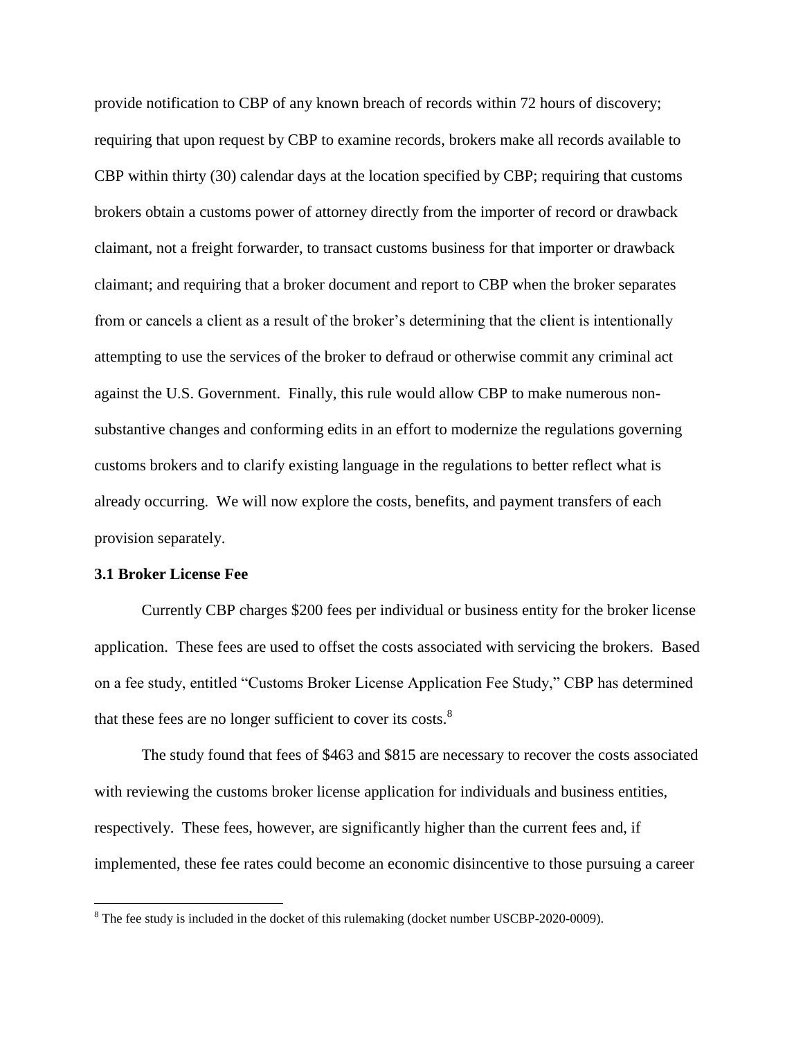provide notification to CBP of any known breach of records within 72 hours of discovery; requiring that upon request by CBP to examine records, brokers make all records available to CBP within thirty (30) calendar days at the location specified by CBP; requiring that customs brokers obtain a customs power of attorney directly from the importer of record or drawback claimant, not a freight forwarder, to transact customs business for that importer or drawback claimant; and requiring that a broker document and report to CBP when the broker separates from or cancels a client as a result of the broker's determining that the client is intentionally attempting to use the services of the broker to defraud or otherwise commit any criminal act against the U.S. Government. Finally, this rule would allow CBP to make numerous non-substantive changes and conforming edits in an effort to modernize the regulations governing customs brokers and to clarify existing language in the regulations to better reflect what is already occurring. We will now explore the costs, benefits, and payment transfers of each provision separately.

### 3.1 Broker License Fee

Currently CBP charges $200 fees per individual or business entity for the broker license application. These fees are used to offset the costs associated with servicing the brokers. Based on a fee study, entitled "Customs Broker License Application Fee Study," CBP has determined that these fees are no longer sufficient to cover its costs.[8]

The study found that fees of $463 and $815 are necessary to recover the costs associated with reviewing the customs broker license application for individuals and business entities, respectively. These fees, however, are significantly higher than the current fees and, if implemented, these fee rates could become an economic disincentive to those pursuing a career

[8] The fee study is included in the docket of this rulemaking (docket number USCBP-2020-0009).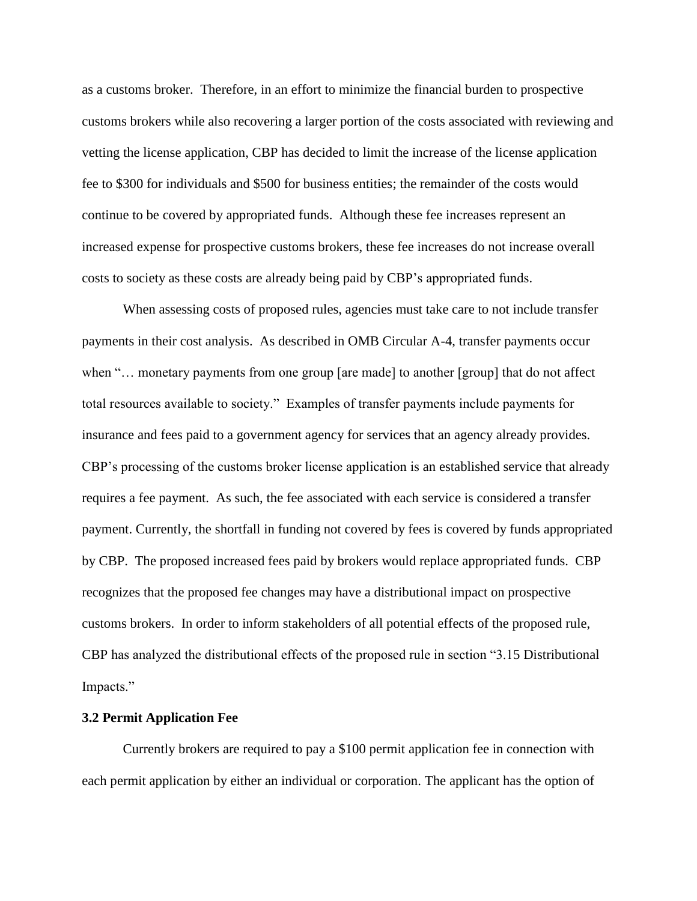as a customs broker. Therefore, in an effort to minimize the financial burden to prospective customs brokers while also recovering a larger portion of the costs associated with reviewing and vetting the license application, CBP has decided to limit the increase of the license application fee to $300 for individuals and $500 for business entities; the remainder of the costs would continue to be covered by appropriated funds. Although these fee increases represent an increased expense for prospective customs brokers, these fee increases do not increase overall costs to society as these costs are already being paid by CBP's appropriated funds.

When assessing costs of proposed rules, agencies must take care to not include transfer payments in their cost analysis. As described in OMB Circular A-4, transfer payments occur when "… monetary payments from one group [are made] to another [group] that do not affect total resources available to society." Examples of transfer payments include payments for insurance and fees paid to a government agency for services that an agency already provides. CBP's processing of the customs broker license application is an established service that already requires a fee payment. As such, the fee associated with each service is considered a transfer payment. Currently, the shortfall in funding not covered by fees is covered by funds appropriated by CBP. The proposed increased fees paid by brokers would replace appropriated funds. CBP recognizes that the proposed fee changes may have a distributional impact on prospective customs brokers. In order to inform stakeholders of all potential effects of the proposed rule, CBP has analyzed the distributional effects of the proposed rule in section "3.15 Distributional Impacts."

### 3.2 Permit Application Fee

Currently brokers are required to pay a $100 permit application fee in connection with each permit application by either an individual or corporation. The applicant has the option of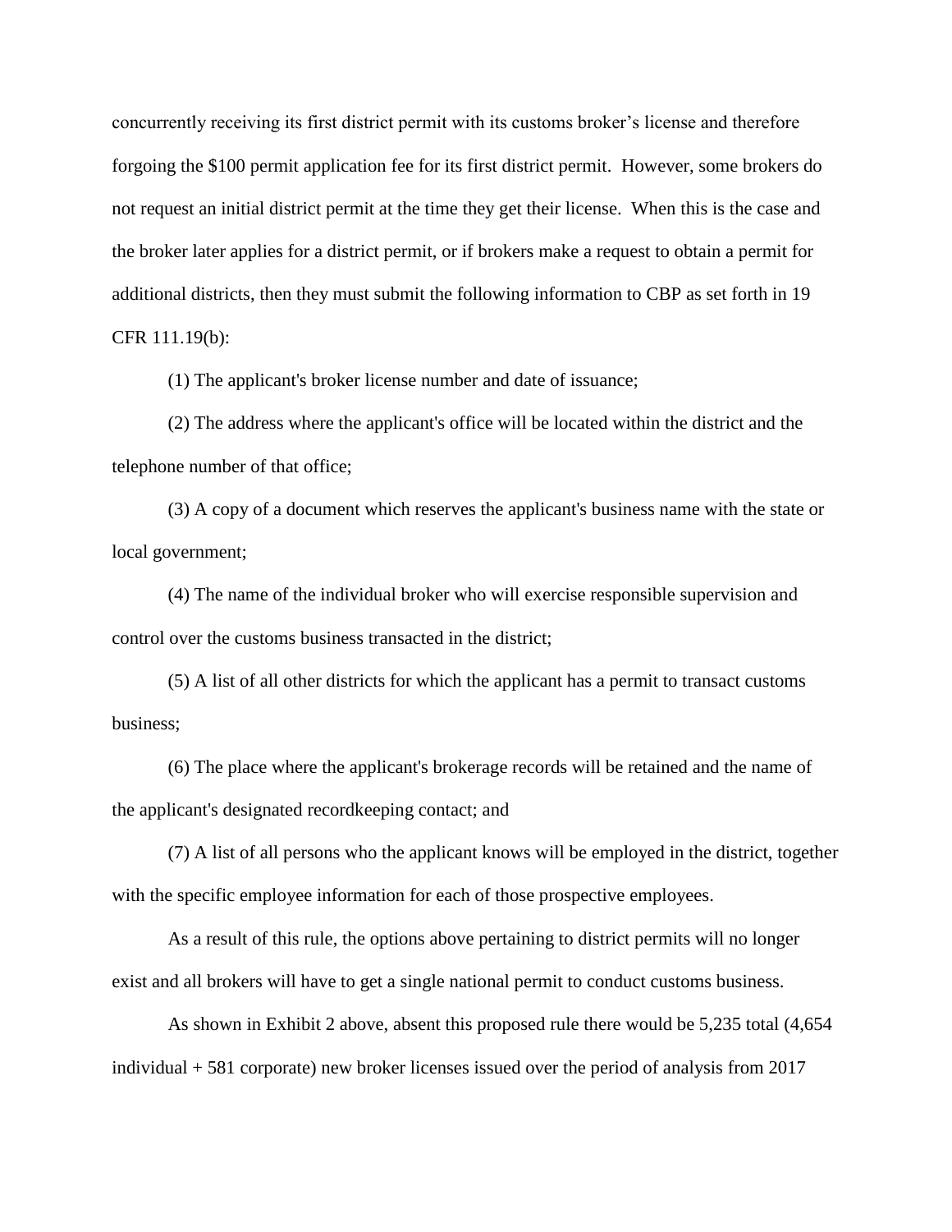concurrently receiving its first district permit with its customs broker's license and therefore forgoing the $100 permit application fee for its first district permit. However, some brokers do not request an initial district permit at the time they get their license. When this is the case and the broker later applies for a district permit, or if brokers make a request to obtain a permit for additional districts, then they must submit the following information to CBP as set forth in 19 CFR 111.19(b):

(1) The applicant's broker license number and date of issuance;

(2) The address where the applicant's office will be located within the district and the telephone number of that office;

(3) A copy of a document which reserves the applicant's business name with the state or local government;

(4) The name of the individual broker who will exercise responsible supervision and control over the customs business transacted in the district;

(5) A list of all other districts for which the applicant has a permit to transact customs business;

(6) The place where the applicant's brokerage records will be retained and the name of the applicant's designated recordkeeping contact; and

(7) A list of all persons who the applicant knows will be employed in the district, together with the specific employee information for each of those prospective employees.

As a result of this rule, the options above pertaining to district permits will no longer exist and all brokers will have to get a single national permit to conduct customs business.

As shown in Exhibit 2 above, absent this proposed rule there would be 5,235 total (4,654 individual + 581 corporate) new broker licenses issued over the period of analysis from 2017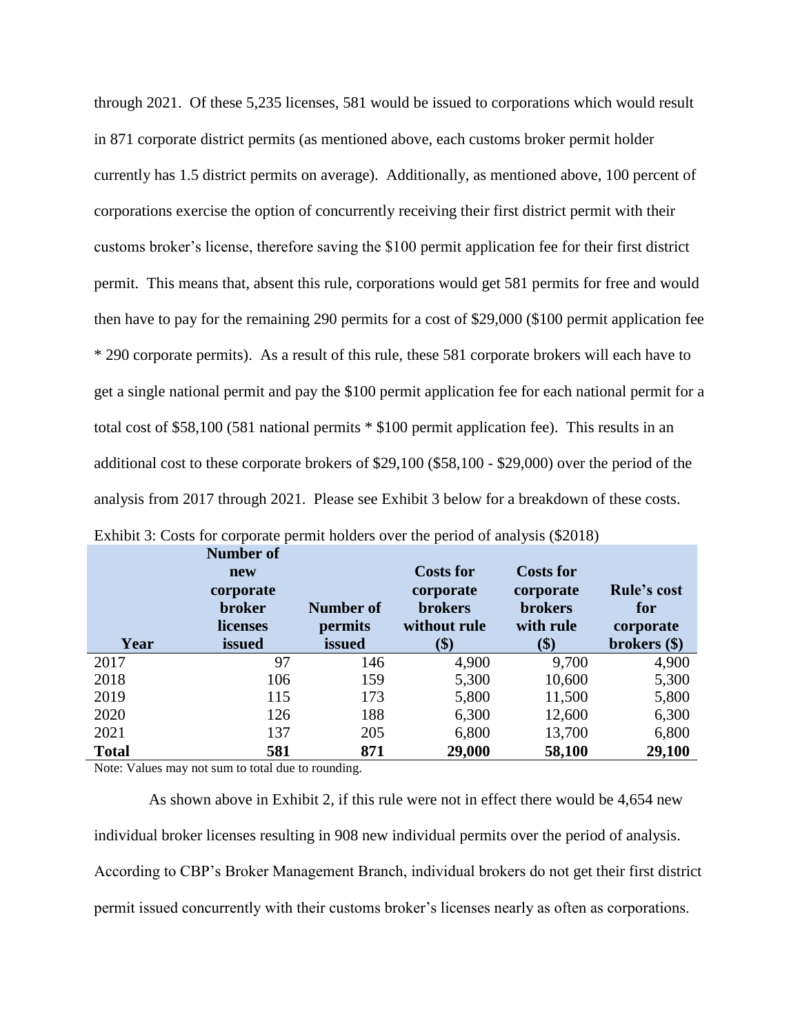through 2021. Of these 5,235 licenses, 581 would be issued to corporations which would result in 871 corporate district permits (as mentioned above, each customs broker permit holder currently has 1.5 district permits on average). Additionally, as mentioned above, 100 percent of corporations exercise the option of concurrently receiving their first district permit with their customs broker's license, therefore saving the $100 permit application fee for their first district permit. This means that, absent this rule, corporations would get 581 permits for free and would then have to pay for the remaining 290 permits for a cost of $29,000 ($100 permit application fee * 290 corporate permits). As a result of this rule, these 581 corporate brokers will each have to get a single national permit and pay the $100 permit application fee for each national permit for a total cost of $58,100 (581 national permits * $100 permit application fee). This results in an additional cost to these corporate brokers of $29,100 ($58,100 - $29,000) over the period of the analysis from 2017 through 2021. Please see Exhibit 3 below for a breakdown of these costs.

Exhibit 3: Costs for corporate permit holders over the period of analysis ($2018)

| Year | Number of new corporate broker licenses issued | Number of permits issued | Costs for corporate brokers without rule ($) | Costs for corporate brokers with rule ($) | Rule's cost for corporate brokers ($) |
|---|---|---|---|---|---|
| 2017 | 97 | 146 | 4,900 | 9,700 | 4,900 |
| 2018 | 106 | 159 | 5,300 | 10,600 | 5,300 |
| 2019 | 115 | 173 | 5,800 | 11,500 | 5,800 |
| 2020 | 126 | 188 | 6,300 | 12,600 | 6,300 |
| 2021 | 137 | 205 | 6,800 | 13,700 | 6,800 |
| **Total** | **581** | **871** | **29,000** | **58,100** | **29,100** |

Note: Values may not sum to total due to rounding.

As shown above in Exhibit 2, if this rule were not in effect there would be 4,654 new individual broker licenses resulting in 908 new individual permits over the period of analysis. According to CBP's Broker Management Branch, individual brokers do not get their first district permit issued concurrently with their customs broker's licenses nearly as often as corporations.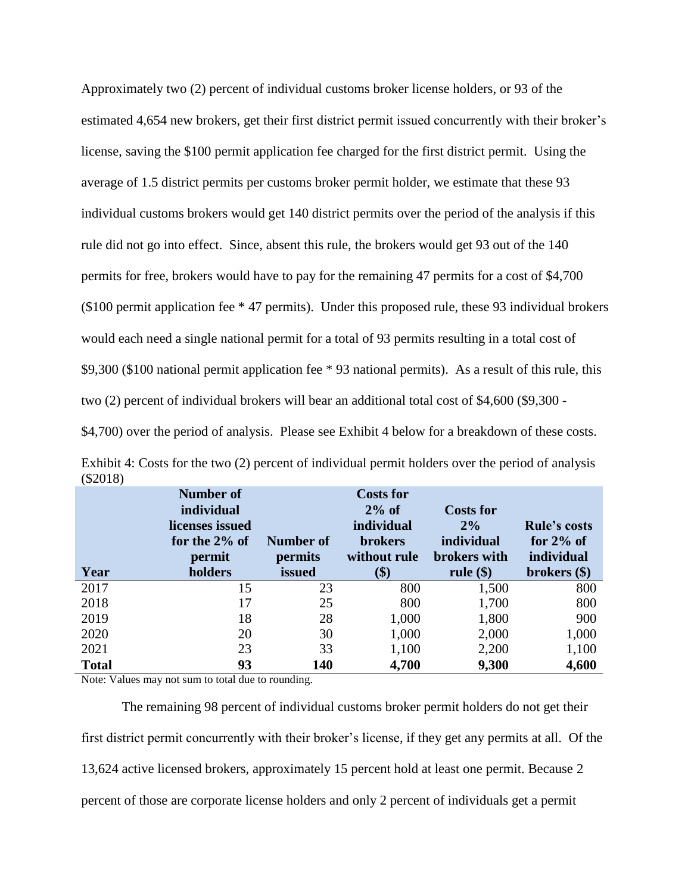Approximately two (2) percent of individual customs broker license holders, or 93 of the estimated 4,654 new brokers, get their first district permit issued concurrently with their broker's license, saving the $100 permit application fee charged for the first district permit. Using the average of 1.5 district permits per customs broker permit holder, we estimate that these 93 individual customs brokers would get 140 district permits over the period of the analysis if this rule did not go into effect. Since, absent this rule, the brokers would get 93 out of the 140 permits for free, brokers would have to pay for the remaining 47 permits for a cost of $4,700 ($100 permit application fee * 47 permits). Under this proposed rule, these 93 individual brokers would each need a single national permit for a total of 93 permits resulting in a total cost of $9,300 ($100 national permit application fee * 93 national permits). As a result of this rule, this two (2) percent of individual brokers will bear an additional total cost of $4,600 ($9,300 - $4,700) over the period of analysis. Please see Exhibit 4 below for a breakdown of these costs.

Exhibit 4: Costs for the two (2) percent of individual permit holders over the period of analysis ($2018)

| Year | Number of individual licenses issued for the 2% of permit holders | Number of permits issued | Costs for 2% of individual brokers without rule ($) | Costs for 2% individual brokers with rule ($) | Rule's costs for 2% of individual brokers ($) |
|---|---|---|---|---|---|
| 2017 | 15 | 23 | 800 | 1,500 | 800 |
| 2018 | 17 | 25 | 800 | 1,700 | 800 |
| 2019 | 18 | 28 | 1,000 | 1,800 | 900 |
| 2020 | 20 | 30 | 1,000 | 2,000 | 1,000 |
| 2021 | 23 | 33 | 1,100 | 2,200 | 1,100 |
| **Total** | **93** | **140** | **4,700** | **9,300** | **4,600** |

Note: Values may not sum to total due to rounding.

The remaining 98 percent of individual customs broker permit holders do not get their first district permit concurrently with their broker's license, if they get any permits at all. Of the 13,624 active licensed brokers, approximately 15 percent hold at least one permit. Because 2 percent of those are corporate license holders and only 2 percent of individuals get a permit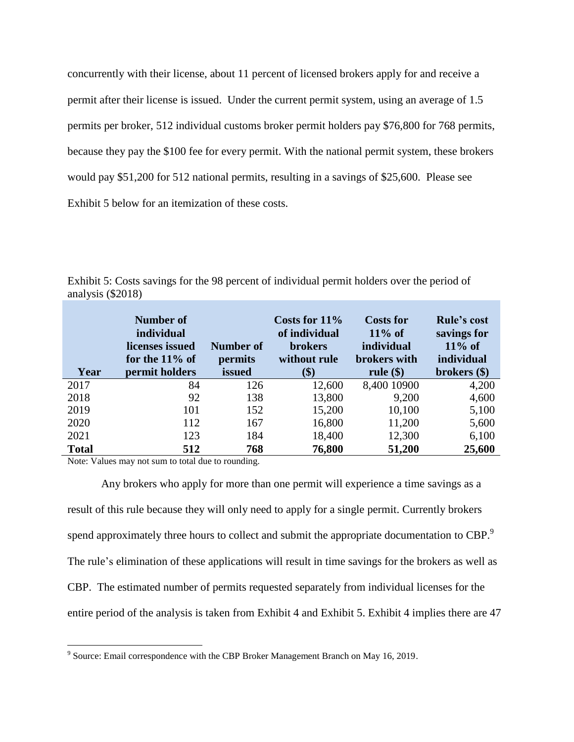concurrently with their license, about 11 percent of licensed brokers apply for and receive a permit after their license is issued. Under the current permit system, using an average of 1.5 permits per broker, 512 individual customs broker permit holders pay $76,800 for 768 permits, because they pay the $100 fee for every permit. With the national permit system, these brokers would pay $51,200 for 512 national permits, resulting in a savings of $25,600. Please see Exhibit 5 below for an itemization of these costs.

Exhibit 5: Costs savings for the 98 percent of individual permit holders over the period of analysis ($2018)

| Year | Number of individual licenses issued for the 11% of permit holders | Number of permits issued | Costs for 11% of individual brokers without rule ($) | Costs for 11% of individual brokers with rule ($) | Rule's cost savings for 11% of individual brokers ($) |
|---|---|---|---|---|---|
| 2017 | 84 | 126 | 12,600 | 8,400 10900 | 4,200 |
| 2018 | 92 | 138 | 13,800 | 9,200 | 4,600 |
| 2019 | 101 | 152 | 15,200 | 10,100 | 5,100 |
| 2020 | 112 | 167 | 16,800 | 11,200 | 5,600 |
| 2021 | 123 | 184 | 18,400 | 12,300 | 6,100 |
| **Total** | **512** | **768** | **76,800** | **51,200** | **25,600** |

Note: Values may not sum to total due to rounding.

Any brokers who apply for more than one permit will experience a time savings as a result of this rule because they will only need to apply for a single permit. Currently brokers spend approximately three hours to collect and submit the appropriate documentation to CBP.[9] The rule's elimination of these applications will result in time savings for the brokers as well as CBP. The estimated number of permits requested separately from individual licenses for the entire period of the analysis is taken from Exhibit 4 and Exhibit 5. Exhibit 4 implies there are 47

[9] Source: Email correspondence with the CBP Broker Management Branch on May 16, 2019.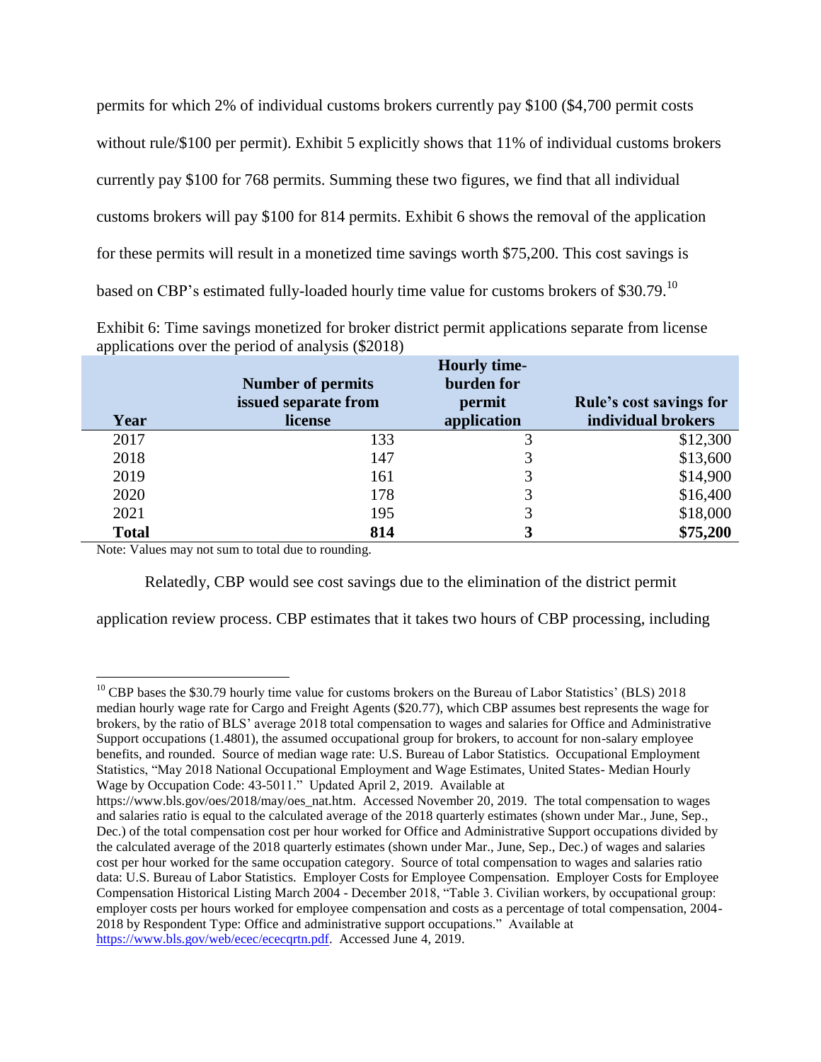permits for which 2% of individual customs brokers currently pay $100 ($4,700 permit costs without rule/$100 per permit). Exhibit 5 explicitly shows that 11% of individual customs brokers currently pay $100 for 768 permits. Summing these two figures, we find that all individual customs brokers will pay $100 for 814 permits. Exhibit 6 shows the removal of the application for these permits will result in a monetized time savings worth $75,200. This cost savings is based on CBP's estimated fully-loaded hourly time value for customs brokers of $30.79.[10]

Exhibit 6: Time savings monetized for broker district permit applications separate from license applications over the period of analysis ($2018)

| Year | Number of permits issued separate from license | Hourly time-burden for permit application | Rule's cost savings for individual brokers |
|---|---|---|---|
| 2017 | 133 | 3 | $12,300 |
| 2018 | 147 | 3 | $13,600 |
| 2019 | 161 | 3 | $14,900 |
| 2020 | 178 | 3 | $16,400 |
| 2021 | 195 | 3 | $18,000 |
| **Total** | **814** | **3** | **$75,200** |

Note: Values may not sum to total due to rounding.

Relatedly, CBP would see cost savings due to the elimination of the district permit application review process. CBP estimates that it takes two hours of CBP processing, including

---

[10] CBP bases the $30.79 hourly time value for customs brokers on the Bureau of Labor Statistics' (BLS) 2018 median hourly wage rate for Cargo and Freight Agents ($20.77), which CBP assumes best represents the wage for brokers, by the ratio of BLS' average 2018 total compensation to wages and salaries for Office and Administrative Support occupations (1.4801), the assumed occupational group for brokers, to account for non-salary employee benefits, and rounded. Source of median wage rate: U.S. Bureau of Labor Statistics. Occupational Employment Statistics, "May 2018 National Occupational Employment and Wage Estimates, United States- Median Hourly Wage by Occupation Code: 43-5011." Updated April 2, 2019. Available at https://www.bls.gov/oes/2018/may/oes_nat.htm. Accessed November 20, 2019. The total compensation to wages and salaries ratio is equal to the calculated average of the 2018 quarterly estimates (shown under Mar., June, Sep., Dec.) of the total compensation cost per hour worked for Office and Administrative Support occupations divided by the calculated average of the 2018 quarterly estimates (shown under Mar., June, Sep., Dec.) of wages and salaries cost per hour worked for the same occupation category. Source of total compensation to wages and salaries ratio data: U.S. Bureau of Labor Statistics. Employer Costs for Employee Compensation. Employer Costs for Employee Compensation Historical Listing March 2004 - December 2018, "Table 3. Civilian workers, by occupational group: employer costs per hours worked for employee compensation and costs as a percentage of total compensation, 2004-2018 by Respondent Type: Office and administrative support occupations." Available at https://www.bls.gov/web/ecec/ececqrtn.pdf. Accessed June 4, 2019.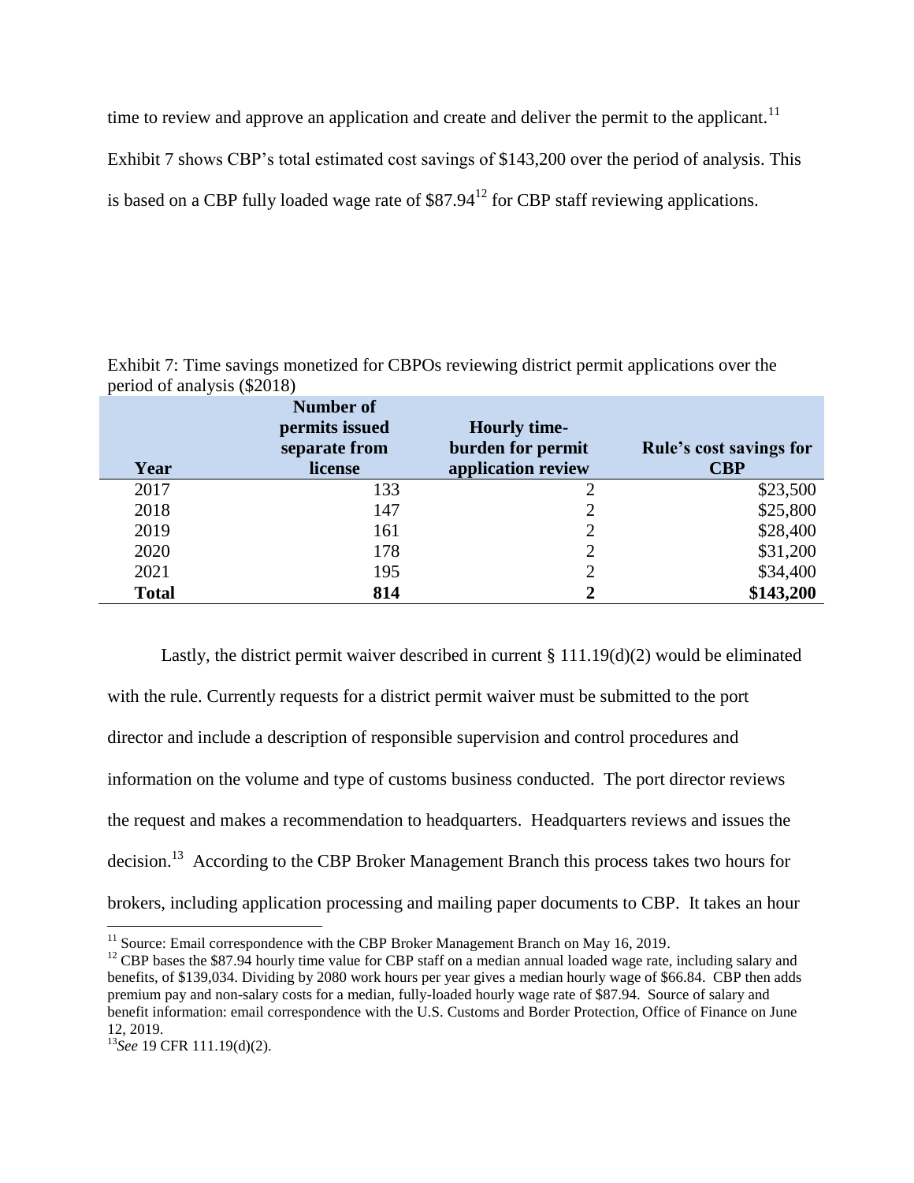time to review and approve an application and create and deliver the permit to the applicant.[11] Exhibit 7 shows CBP's total estimated cost savings of $143,200 over the period of analysis. This is based on a CBP fully loaded wage rate of $87.94[12] for CBP staff reviewing applications.

Exhibit 7: Time savings monetized for CBPOs reviewing district permit applications over the period of analysis ($2018)

| Year | Number of permits issued separate from license | Hourly time-burden for permit application review | Rule's cost savings for CBP |
|---|---|---|---|
| 2017 | 133 | 2 | $23,500 |
| 2018 | 147 | 2 | $25,800 |
| 2019 | 161 | 2 | $28,400 |
| 2020 | 178 | 2 | $31,200 |
| 2021 | 195 | 2 | $34,400 |
| **Total** | **814** | **2** | **$143,200** |

Lastly, the district permit waiver described in current § 111.19(d)(2) would be eliminated with the rule. Currently requests for a district permit waiver must be submitted to the port director and include a description of responsible supervision and control procedures and information on the volume and type of customs business conducted. The port director reviews the request and makes a recommendation to headquarters. Headquarters reviews and issues the decision.[13] According to the CBP Broker Management Branch this process takes two hours for brokers, including application processing and mailing paper documents to CBP. It takes an hour

[11] Source: Email correspondence with the CBP Broker Management Branch on May 16, 2019.

[12] CBP bases the $87.94 hourly time value for CBP staff on a median annual loaded wage rate, including salary and benefits, of $139,034. Dividing by 2080 work hours per year gives a median hourly wage of $66.84. CBP then adds premium pay and non-salary costs for a median, fully-loaded hourly wage rate of $87.94. Source of salary and benefit information: email correspondence with the U.S. Customs and Border Protection, Office of Finance on June 12, 2019.

[13] *See* 19 CFR 111.19(d)(2).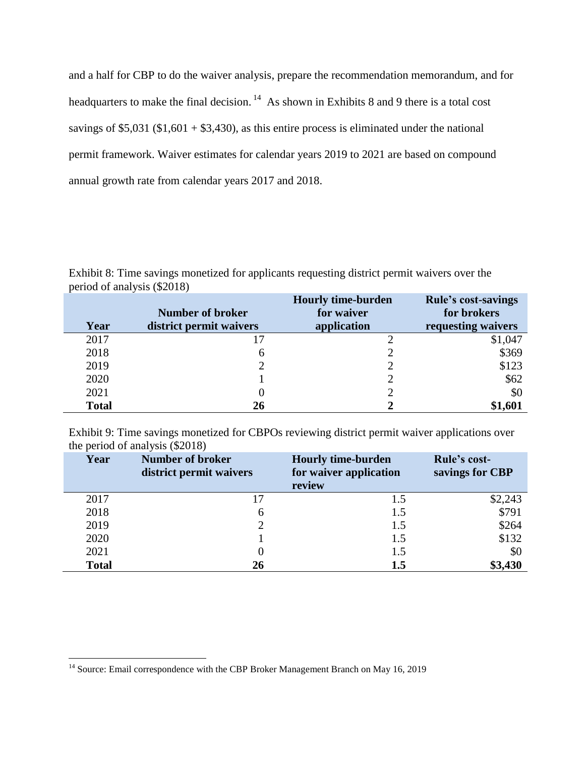and a half for CBP to do the waiver analysis, prepare the recommendation memorandum, and for headquarters to make the final decision.[14] As shown in Exhibits 8 and 9 there is a total cost savings of $5,031 ($1,601 + $3,430), as this entire process is eliminated under the national permit framework. Waiver estimates for calendar years 2019 to 2021 are based on compound annual growth rate from calendar years 2017 and 2018.

Exhibit 8: Time savings monetized for applicants requesting district permit waivers over the period of analysis ($2018)

| Year | Number of broker district permit waivers | Hourly time-burden for waiver application | Rule's cost-savings for brokers requesting waivers |
|---|---|---|---|
| 2017 | 17 | 2 | $1,047 |
| 2018 | 6 | 2 | $369 |
| 2019 | 2 | 2 | $123 |
| 2020 | 1 | 2 | $62 |
| 2021 | 0 | 2 | $0 |
| **Total** | **26** | **2** | **$1,601** |

Exhibit 9: Time savings monetized for CBPOs reviewing district permit waiver applications over the period of analysis ($2018)

| Year | Number of broker district permit waivers | Hourly time-burden for waiver application review | Rule's cost-savings for CBP |
|---|---|---|---|
| 2017 | 17 | 1.5 | $2,243 |
| 2018 | 6 | 1.5 | $791 |
| 2019 | 2 | 1.5 | $264 |
| 2020 | 1 | 1.5 | $132 |
| 2021 | 0 | 1.5 | $0 |
| **Total** | **26** | **1.5** | **$3,430** |

[14] Source: Email correspondence with the CBP Broker Management Branch on May 16, 2019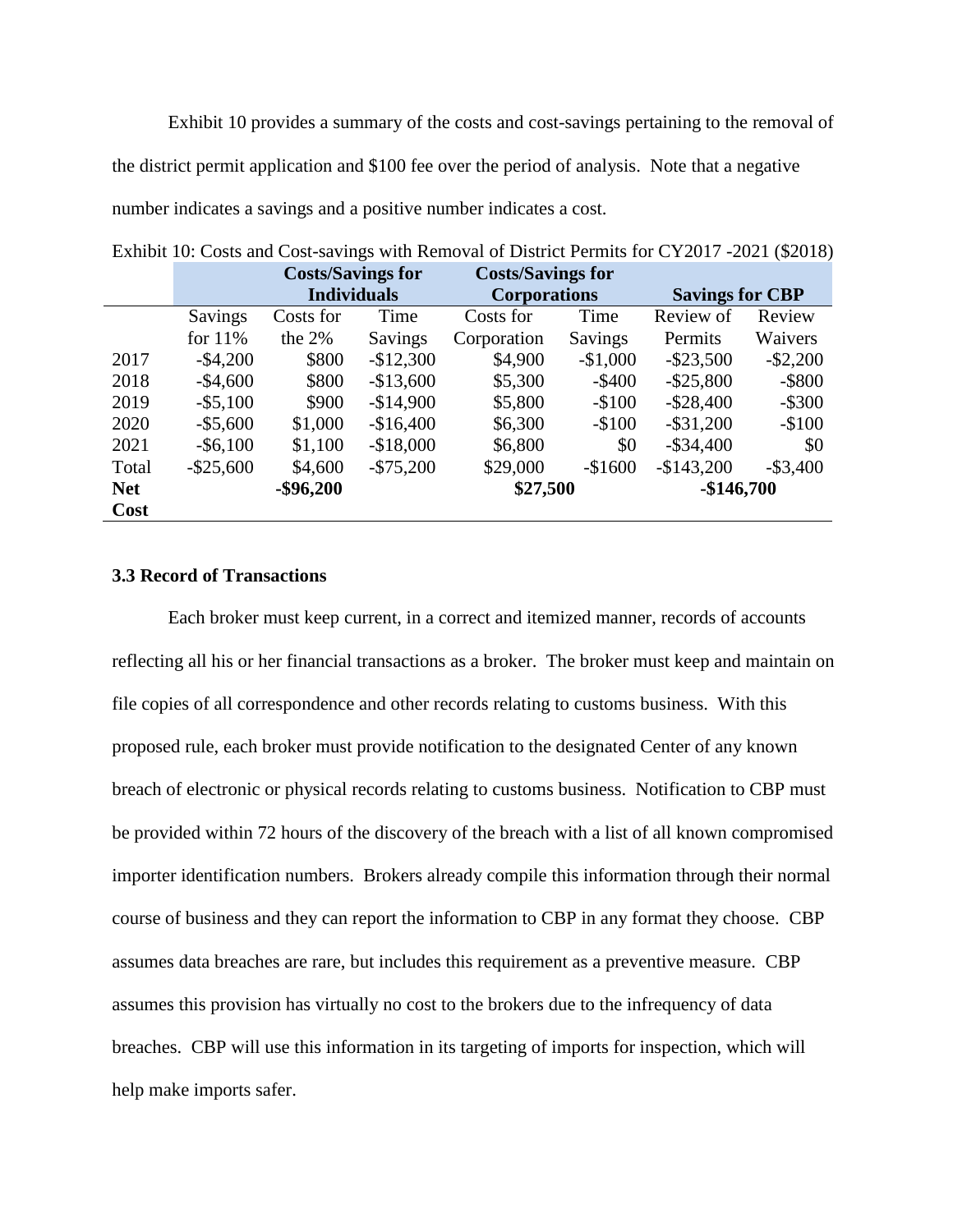Exhibit 10 provides a summary of the costs and cost-savings pertaining to the removal of the district permit application and $100 fee over the period of analysis. Note that a negative number indicates a savings and a positive number indicates a cost.

Exhibit 10: Costs and Cost-savings with Removal of District Permits for CY2017 -2021 ($2018)

| | **Costs/Savings for Individuals** | | | **Costs/Savings for Corporations** | | **Savings for CBP** | |
|---|---|---|---|---|---|---|---|
| | Savings for 11% | Costs for the 2% | Time Savings | Costs for Corporation | Time Savings | Review of Permits | Review Waivers |
| 2017 | -$4,200 | $800 | -$12,300 | $4,900 | -$1,000 | -$23,500 | -$2,200 |
| 2018 | -$4,600 | $800 | -$13,600 | $5,300 | -$400 | -$25,800 | -$800 |
| 2019 | -$5,100 | $900 | -$14,900 | $5,800 | -$100 | -$28,400 | -$300 |
| 2020 | -$5,600 | $1,000 | -$16,400 | $6,300 | -$100 | -$31,200 | -$100 |
| 2021 | -$6,100 | $1,100 | -$18,000 | $6,800 | $0 | -$34,400 | $0 |
| Total | -$25,600 | $4,600 | -$75,200 | $29,000 | -$1600 | -$143,200 | -$3,400 |
| **Net Cost** | | **-$96,200** | | **$27,500** | | **-$146,700** | |

### 3.3 Record of Transactions

Each broker must keep current, in a correct and itemized manner, records of accounts reflecting all his or her financial transactions as a broker. The broker must keep and maintain on file copies of all correspondence and other records relating to customs business. With this proposed rule, each broker must provide notification to the designated Center of any known breach of electronic or physical records relating to customs business. Notification to CBP must be provided within 72 hours of the discovery of the breach with a list of all known compromised importer identification numbers. Brokers already compile this information through their normal course of business and they can report the information to CBP in any format they choose. CBP assumes data breaches are rare, but includes this requirement as a preventive measure. CBP assumes this provision has virtually no cost to the brokers due to the infrequency of data breaches. CBP will use this information in its targeting of imports for inspection, which will help make imports safer.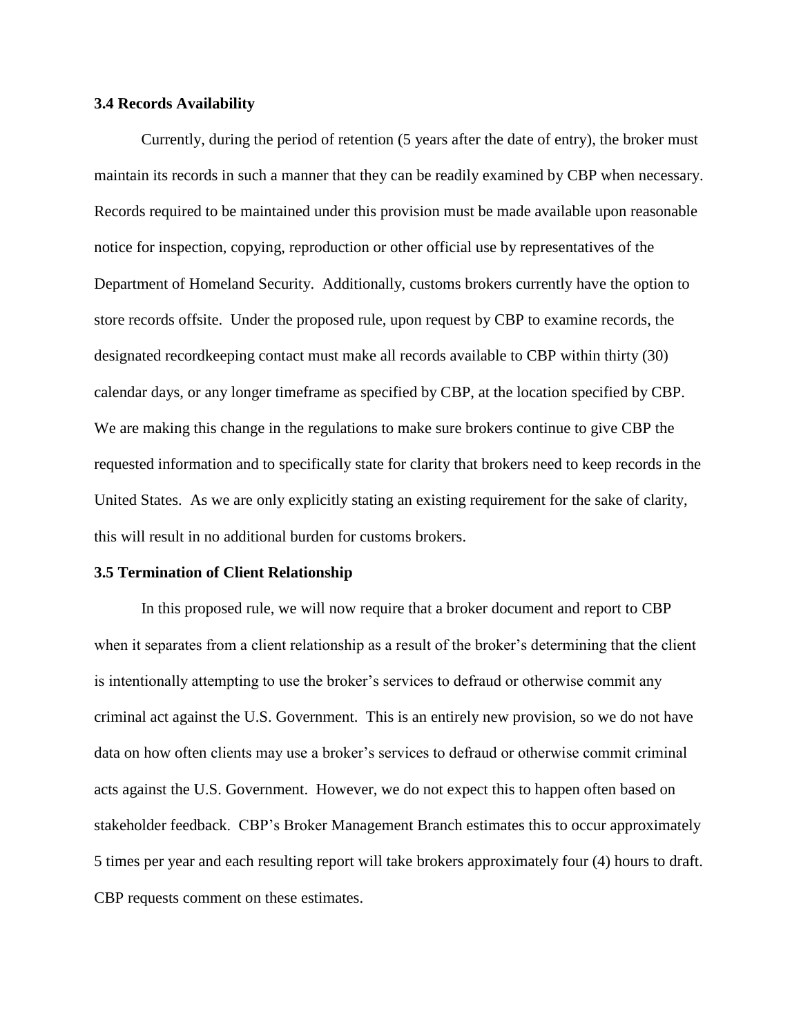### 3.4 Records Availability

Currently, during the period of retention (5 years after the date of entry), the broker must maintain its records in such a manner that they can be readily examined by CBP when necessary. Records required to be maintained under this provision must be made available upon reasonable notice for inspection, copying, reproduction or other official use by representatives of the Department of Homeland Security. Additionally, customs brokers currently have the option to store records offsite. Under the proposed rule, upon request by CBP to examine records, the designated recordkeeping contact must make all records available to CBP within thirty (30) calendar days, or any longer timeframe as specified by CBP, at the location specified by CBP. We are making this change in the regulations to make sure brokers continue to give CBP the requested information and to specifically state for clarity that brokers need to keep records in the United States. As we are only explicitly stating an existing requirement for the sake of clarity, this will result in no additional burden for customs brokers.

### 3.5 Termination of Client Relationship

In this proposed rule, we will now require that a broker document and report to CBP when it separates from a client relationship as a result of the broker's determining that the client is intentionally attempting to use the broker's services to defraud or otherwise commit any criminal act against the U.S. Government. This is an entirely new provision, so we do not have data on how often clients may use a broker's services to defraud or otherwise commit criminal acts against the U.S. Government. However, we do not expect this to happen often based on stakeholder feedback. CBP's Broker Management Branch estimates this to occur approximately 5 times per year and each resulting report will take brokers approximately four (4) hours to draft. CBP requests comment on these estimates.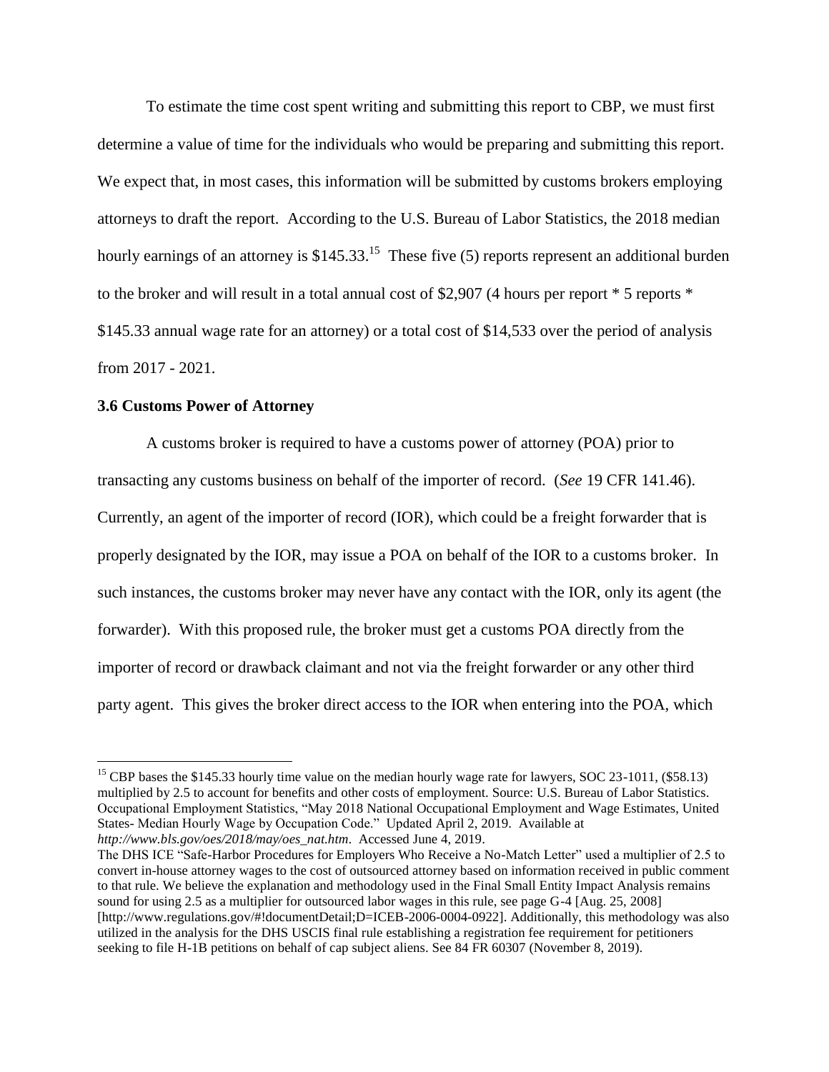To estimate the time cost spent writing and submitting this report to CBP, we must first determine a value of time for the individuals who would be preparing and submitting this report. We expect that, in most cases, this information will be submitted by customs brokers employing attorneys to draft the report. According to the U.S. Bureau of Labor Statistics, the 2018 median hourly earnings of an attorney is $145.33.[15] These five (5) reports represent an additional burden to the broker and will result in a total annual cost of $2,907 (4 hours per report * 5 reports * $145.33 annual wage rate for an attorney) or a total cost of $14,533 over the period of analysis from 2017 - 2021.

### 3.6 Customs Power of Attorney

A customs broker is required to have a customs power of attorney (POA) prior to transacting any customs business on behalf of the importer of record. (*See* 19 CFR 141.46). Currently, an agent of the importer of record (IOR), which could be a freight forwarder that is properly designated by the IOR, may issue a POA on behalf of the IOR to a customs broker. In such instances, the customs broker may never have any contact with the IOR, only its agent (the forwarder). With this proposed rule, the broker must get a customs POA directly from the importer of record or drawback claimant and not via the freight forwarder or any other third party agent. This gives the broker direct access to the IOR when entering into the POA, which

---

[15] CBP bases the $145.33 hourly time value on the median hourly wage rate for lawyers, SOC 23-1011, ($58.13) multiplied by 2.5 to account for benefits and other costs of employment. Source: U.S. Bureau of Labor Statistics. Occupational Employment Statistics, "May 2018 National Occupational Employment and Wage Estimates, United States- Median Hourly Wage by Occupation Code." Updated April 2, 2019. Available at *http://www.bls.gov/oes/2018/may/oes_nat.htm*. Accessed June 4, 2019.
The DHS ICE "Safe-Harbor Procedures for Employers Who Receive a No-Match Letter" used a multiplier of 2.5 to convert in-house attorney wages to the cost of outsourced attorney based on information received in public comment to that rule. We believe the explanation and methodology used in the Final Small Entity Impact Analysis remains sound for using 2.5 as a multiplier for outsourced labor wages in this rule, see page G-4 [Aug. 25, 2008] [http://www.regulations.gov/#!documentDetail;D=ICEB-2006-0004-0922]. Additionally, this methodology was also utilized in the analysis for the DHS USCIS final rule establishing a registration fee requirement for petitioners seeking to file H-1B petitions on behalf of cap subject aliens. See 84 FR 60307 (November 8, 2019).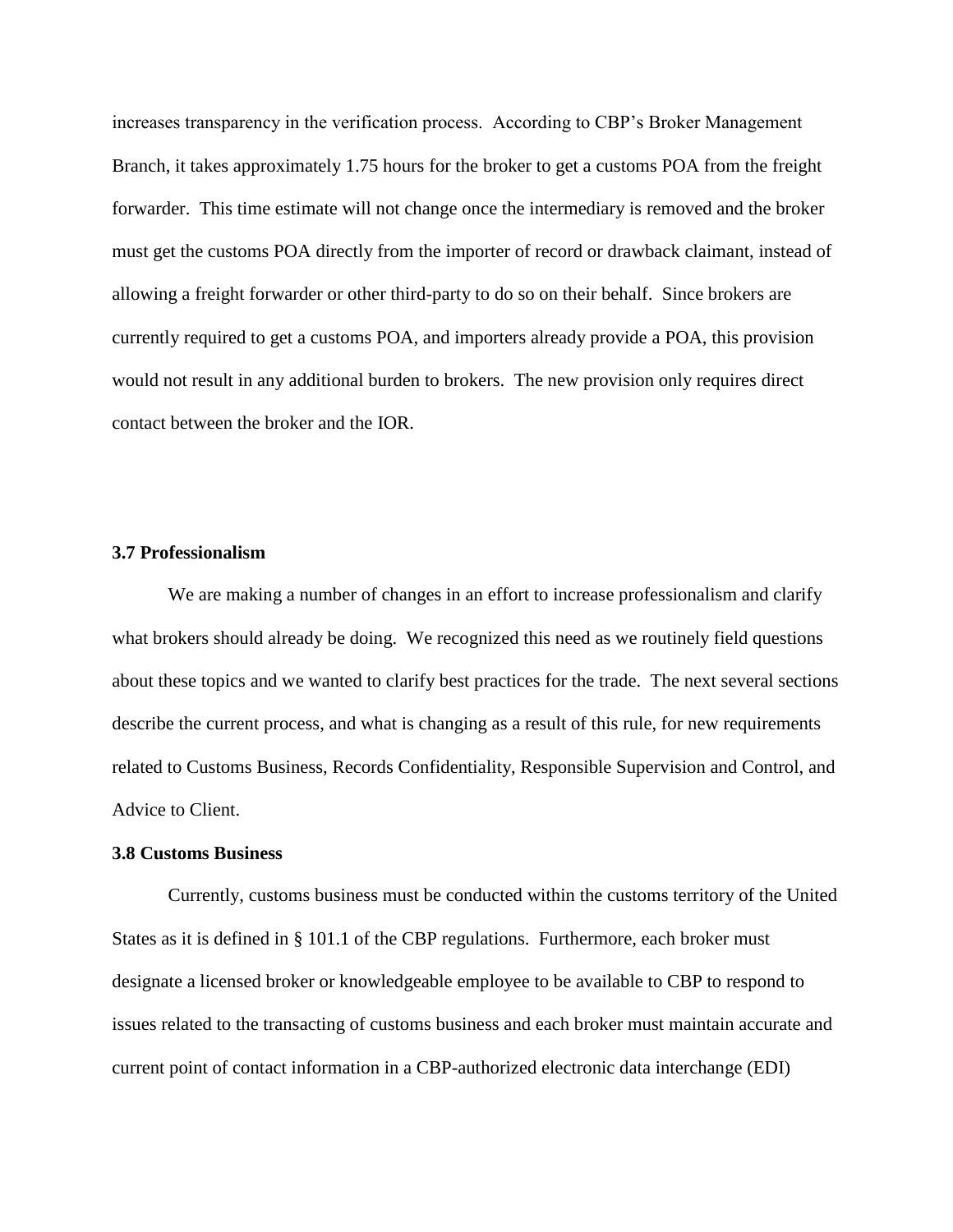increases transparency in the verification process. According to CBP's Broker Management Branch, it takes approximately 1.75 hours for the broker to get a customs POA from the freight forwarder. This time estimate will not change once the intermediary is removed and the broker must get the customs POA directly from the importer of record or drawback claimant, instead of allowing a freight forwarder or other third-party to do so on their behalf. Since brokers are currently required to get a customs POA, and importers already provide a POA, this provision would not result in any additional burden to brokers. The new provision only requires direct contact between the broker and the IOR.

### 3.7 Professionalism

We are making a number of changes in an effort to increase professionalism and clarify what brokers should already be doing. We recognized this need as we routinely field questions about these topics and we wanted to clarify best practices for the trade. The next several sections describe the current process, and what is changing as a result of this rule, for new requirements related to Customs Business, Records Confidentiality, Responsible Supervision and Control, and Advice to Client.

### 3.8 Customs Business

Currently, customs business must be conducted within the customs territory of the United States as it is defined in § 101.1 of the CBP regulations. Furthermore, each broker must designate a licensed broker or knowledgeable employee to be available to CBP to respond to issues related to the transacting of customs business and each broker must maintain accurate and current point of contact information in a CBP-authorized electronic data interchange (EDI)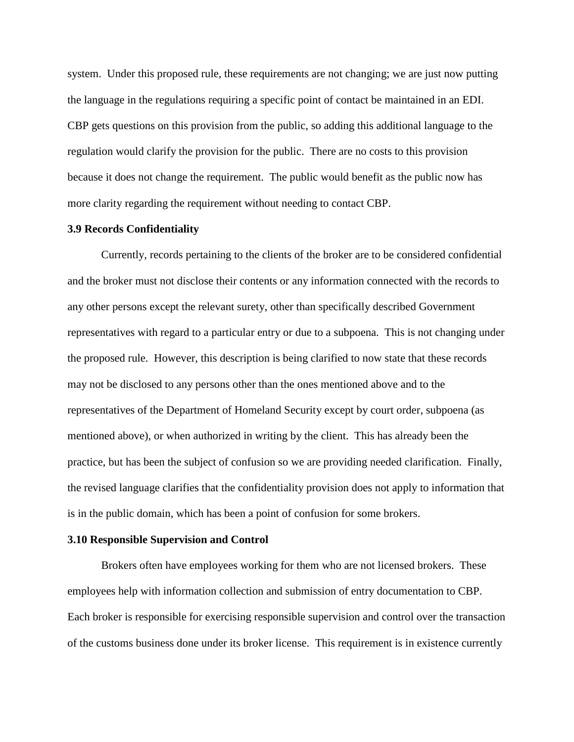system. Under this proposed rule, these requirements are not changing; we are just now putting the language in the regulations requiring a specific point of contact be maintained in an EDI. CBP gets questions on this provision from the public, so adding this additional language to the regulation would clarify the provision for the public. There are no costs to this provision because it does not change the requirement. The public would benefit as the public now has more clarity regarding the requirement without needing to contact CBP.

### 3.9 Records Confidentiality

Currently, records pertaining to the clients of the broker are to be considered confidential and the broker must not disclose their contents or any information connected with the records to any other persons except the relevant surety, other than specifically described Government representatives with regard to a particular entry or due to a subpoena. This is not changing under the proposed rule. However, this description is being clarified to now state that these records may not be disclosed to any persons other than the ones mentioned above and to the representatives of the Department of Homeland Security except by court order, subpoena (as mentioned above), or when authorized in writing by the client. This has already been the practice, but has been the subject of confusion so we are providing needed clarification. Finally, the revised language clarifies that the confidentiality provision does not apply to information that is in the public domain, which has been a point of confusion for some brokers.

### 3.10 Responsible Supervision and Control

Brokers often have employees working for them who are not licensed brokers. These employees help with information collection and submission of entry documentation to CBP. Each broker is responsible for exercising responsible supervision and control over the transaction of the customs business done under its broker license. This requirement is in existence currently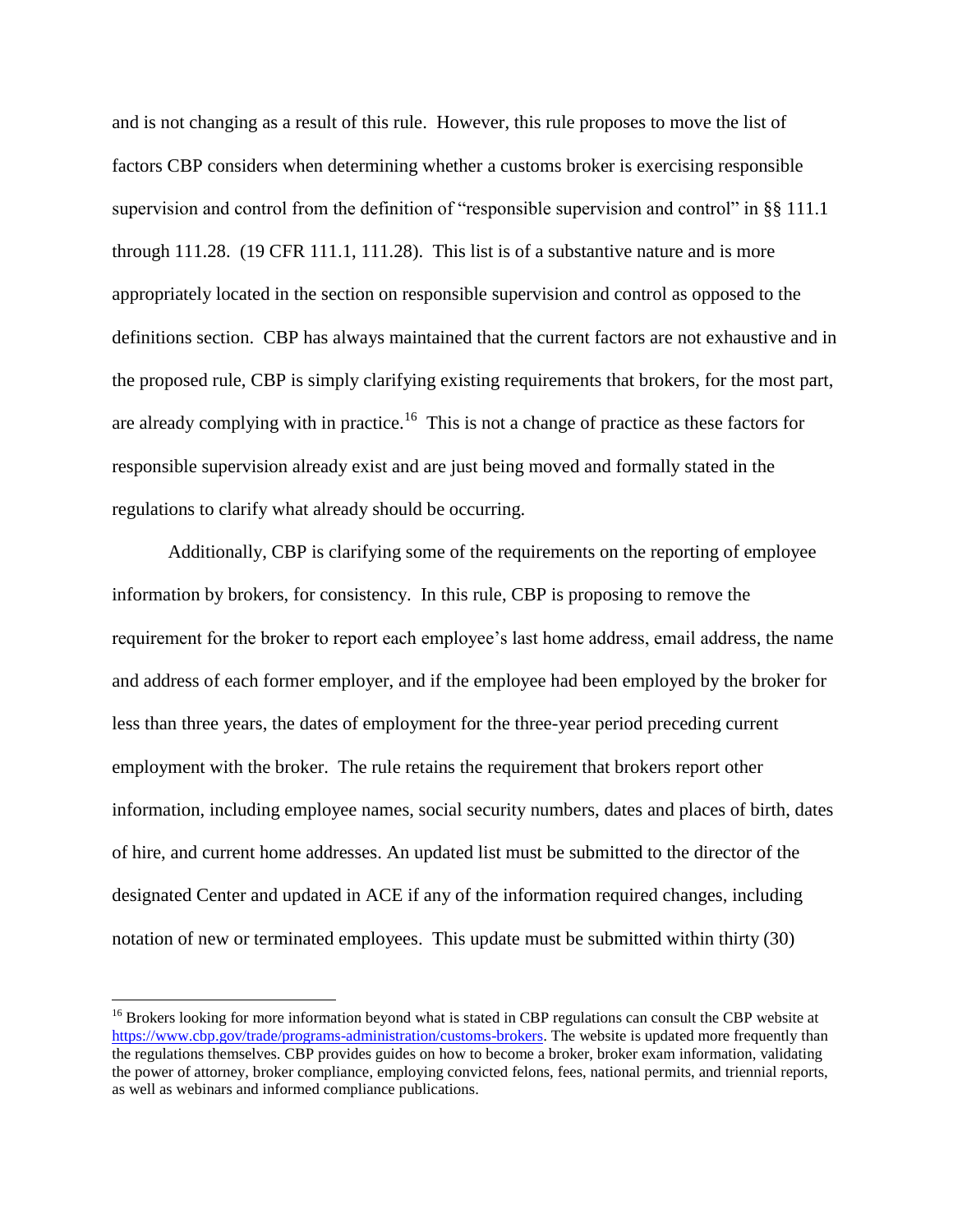and is not changing as a result of this rule. However, this rule proposes to move the list of factors CBP considers when determining whether a customs broker is exercising responsible supervision and control from the definition of "responsible supervision and control" in §§ 111.1 through 111.28. (19 CFR 111.1, 111.28). This list is of a substantive nature and is more appropriately located in the section on responsible supervision and control as opposed to the definitions section. CBP has always maintained that the current factors are not exhaustive and in the proposed rule, CBP is simply clarifying existing requirements that brokers, for the most part, are already complying with in practice.[16] This is not a change of practice as these factors for responsible supervision already exist and are just being moved and formally stated in the regulations to clarify what already should be occurring.

Additionally, CBP is clarifying some of the requirements on the reporting of employee information by brokers, for consistency. In this rule, CBP is proposing to remove the requirement for the broker to report each employee's last home address, email address, the name and address of each former employer, and if the employee had been employed by the broker for less than three years, the dates of employment for the three-year period preceding current employment with the broker. The rule retains the requirement that brokers report other information, including employee names, social security numbers, dates and places of birth, dates of hire, and current home addresses. An updated list must be submitted to the director of the designated Center and updated in ACE if any of the information required changes, including notation of new or terminated employees. This update must be submitted within thirty (30)

[16] Brokers looking for more information beyond what is stated in CBP regulations can consult the CBP website at https://www.cbp.gov/trade/programs-administration/customs-brokers. The website is updated more frequently than the regulations themselves. CBP provides guides on how to become a broker, broker exam information, validating the power of attorney, broker compliance, employing convicted felons, fees, national permits, and triennial reports, as well as webinars and informed compliance publications.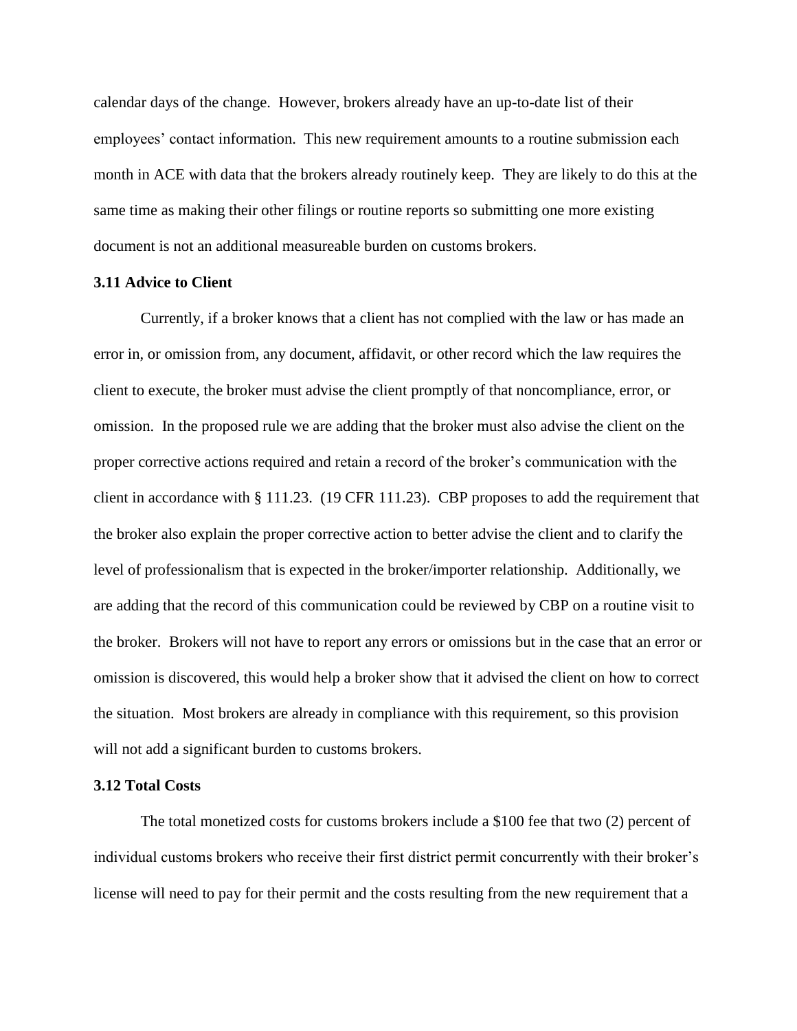calendar days of the change. However, brokers already have an up-to-date list of their employees' contact information. This new requirement amounts to a routine submission each month in ACE with data that the brokers already routinely keep. They are likely to do this at the same time as making their other filings or routine reports so submitting one more existing document is not an additional measureable burden on customs brokers.

### 3.11 Advice to Client

Currently, if a broker knows that a client has not complied with the law or has made an error in, or omission from, any document, affidavit, or other record which the law requires the client to execute, the broker must advise the client promptly of that noncompliance, error, or omission. In the proposed rule we are adding that the broker must also advise the client on the proper corrective actions required and retain a record of the broker's communication with the client in accordance with § 111.23. (19 CFR 111.23). CBP proposes to add the requirement that the broker also explain the proper corrective action to better advise the client and to clarify the level of professionalism that is expected in the broker/importer relationship. Additionally, we are adding that the record of this communication could be reviewed by CBP on a routine visit to the broker. Brokers will not have to report any errors or omissions but in the case that an error or omission is discovered, this would help a broker show that it advised the client on how to correct the situation. Most brokers are already in compliance with this requirement, so this provision will not add a significant burden to customs brokers.

### 3.12 Total Costs

The total monetized costs for customs brokers include a $100 fee that two (2) percent of individual customs brokers who receive their first district permit concurrently with their broker's license will need to pay for their permit and the costs resulting from the new requirement that a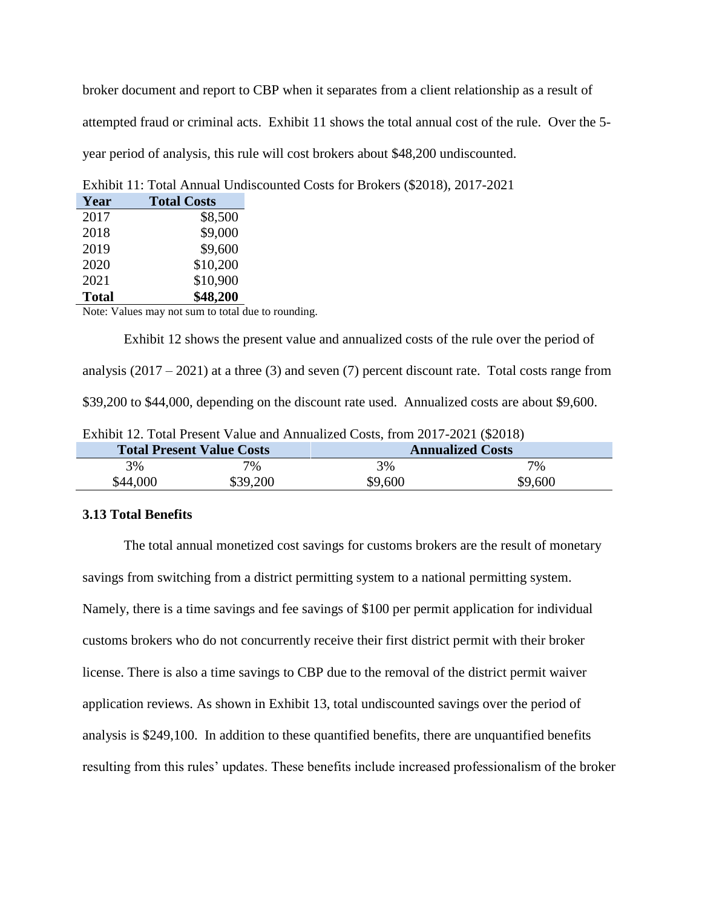broker document and report to CBP when it separates from a client relationship as a result of attempted fraud or criminal acts. Exhibit 11 shows the total annual cost of the rule. Over the 5-year period of analysis, this rule will cost brokers about $48,200 undiscounted.

Exhibit 11: Total Annual Undiscounted Costs for Brokers ($2018), 2017-2021

| Year | Total Costs |
|---|---|
| 2017 | $8,500 |
| 2018 | $9,000 |
| 2019 | $9,600 |
| 2020 | $10,200 |
| 2021 | $10,900 |
| **Total** | **$48,200** |

Note: Values may not sum to total due to rounding.

Exhibit 12 shows the present value and annualized costs of the rule over the period of analysis (2017 – 2021) at a three (3) and seven (7) percent discount rate. Total costs range from $39,200 to $44,000, depending on the discount rate used. Annualized costs are about $9,600.

Exhibit 12. Total Present Value and Annualized Costs, from 2017-2021 ($2018)

| Total Present Value Costs | | Annualized Costs | |
|---|---|---|---|
| 3% | 7% | 3% | 7% |
| $44,000 | $39,200 | $9,600 | $9,600 |

### 3.13 Total Benefits

The total annual monetized cost savings for customs brokers are the result of monetary savings from switching from a district permitting system to a national permitting system. Namely, there is a time savings and fee savings of $100 per permit application for individual customs brokers who do not concurrently receive their first district permit with their broker license. There is also a time savings to CBP due to the removal of the district permit waiver application reviews. As shown in Exhibit 13, total undiscounted savings over the period of analysis is $249,100. In addition to these quantified benefits, there are unquantified benefits resulting from this rules' updates. These benefits include increased professionalism of the broker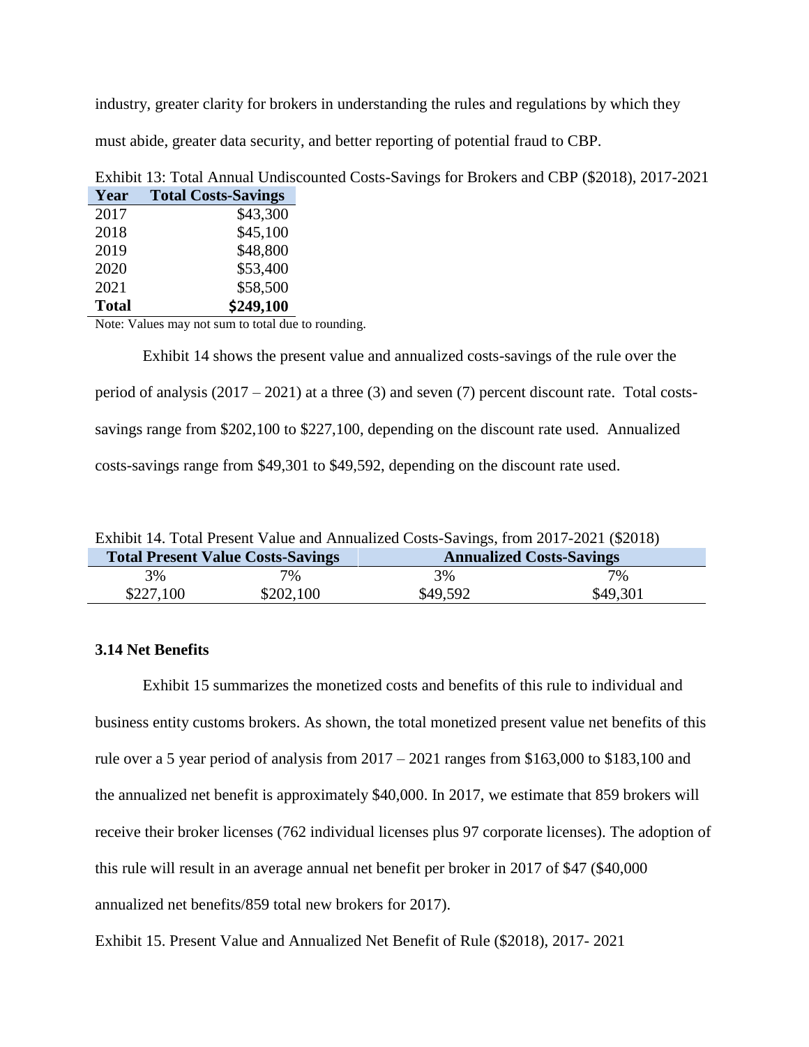industry, greater clarity for brokers in understanding the rules and regulations by which they must abide, greater data security, and better reporting of potential fraud to CBP.

Exhibit 13: Total Annual Undiscounted Costs-Savings for Brokers and CBP ($2018), 2017-2021

| Year | Total Costs-Savings |
|---|---|
| 2017 | $43,300 |
| 2018 | $45,100 |
| 2019 | $48,800 |
| 2020 | $53,400 |
| 2021 | $58,500 |
| **Total** | **$249,100** |

Note: Values may not sum to total due to rounding.

Exhibit 14 shows the present value and annualized costs-savings of the rule over the period of analysis (2017 – 2021) at a three (3) and seven (7) percent discount rate. Total costs-savings range from $202,100 to $227,100, depending on the discount rate used. Annualized costs-savings range from $49,301 to $49,592, depending on the discount rate used.

Exhibit 14. Total Present Value and Annualized Costs-Savings, from 2017-2021 ($2018)

| Total Present Value Costs-Savings | | Annualized Costs-Savings | |
|---|---|---|---|
| 3% | 7% | 3% | 7% |
| $227,100 | $202,100 | $49,592 | $49,301 |

### 3.14 Net Benefits

Exhibit 15 summarizes the monetized costs and benefits of this rule to individual and business entity customs brokers. As shown, the total monetized present value net benefits of this rule over a 5 year period of analysis from 2017 – 2021 ranges from $163,000 to $183,100 and the annualized net benefit is approximately $40,000. In 2017, we estimate that 859 brokers will receive their broker licenses (762 individual licenses plus 97 corporate licenses). The adoption of this rule will result in an average annual net benefit per broker in 2017 of $47 ($40,000 annualized net benefits/859 total new brokers for 2017).

Exhibit 15. Present Value and Annualized Net Benefit of Rule ($2018), 2017- 2021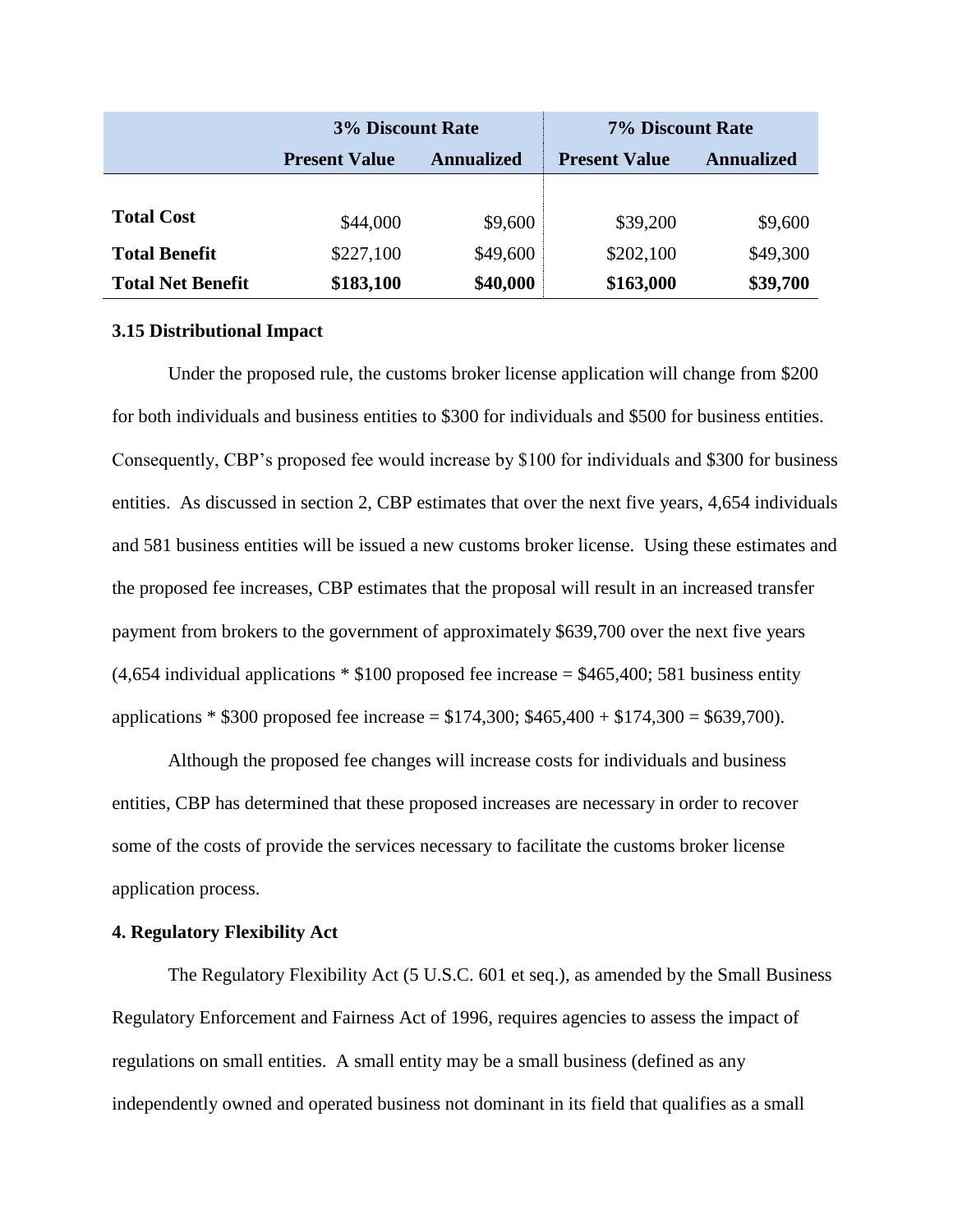| | 3% Discount Rate | | 7% Discount Rate | |
|---|---|---|---|---|
| | **Present Value** | **Annualized** | **Present Value** | **Annualized** |
| **Total Cost** | $44,000 | $9,600 | $39,200 | $9,600 |
| **Total Benefit** | $227,100 | $49,600 | $202,100 | $49,300 |
| **Total Net Benefit** | **$183,100** | **$40,000** | **$163,000** | **$39,700** |

### 3.15 Distributional Impact

Under the proposed rule, the customs broker license application will change from $200 for both individuals and business entities to $300 for individuals and $500 for business entities. Consequently, CBP's proposed fee would increase by $100 for individuals and $300 for business entities. As discussed in section 2, CBP estimates that over the next five years, 4,654 individuals and 581 business entities will be issued a new customs broker license. Using these estimates and the proposed fee increases, CBP estimates that the proposal will result in an increased transfer payment from brokers to the government of approximately $639,700 over the next five years (4,654 individual applications * $100 proposed fee increase = $465,400; 581 business entity applications * $300 proposed fee increase = $174,300; $465,400 + $174,300 = $639,700).

Although the proposed fee changes will increase costs for individuals and business entities, CBP has determined that these proposed increases are necessary in order to recover some of the costs of provide the services necessary to facilitate the customs broker license application process.

## 4. Regulatory Flexibility Act

The Regulatory Flexibility Act (5 U.S.C. 601 et seq.), as amended by the Small Business Regulatory Enforcement and Fairness Act of 1996, requires agencies to assess the impact of regulations on small entities. A small entity may be a small business (defined as any independently owned and operated business not dominant in its field that qualifies as a small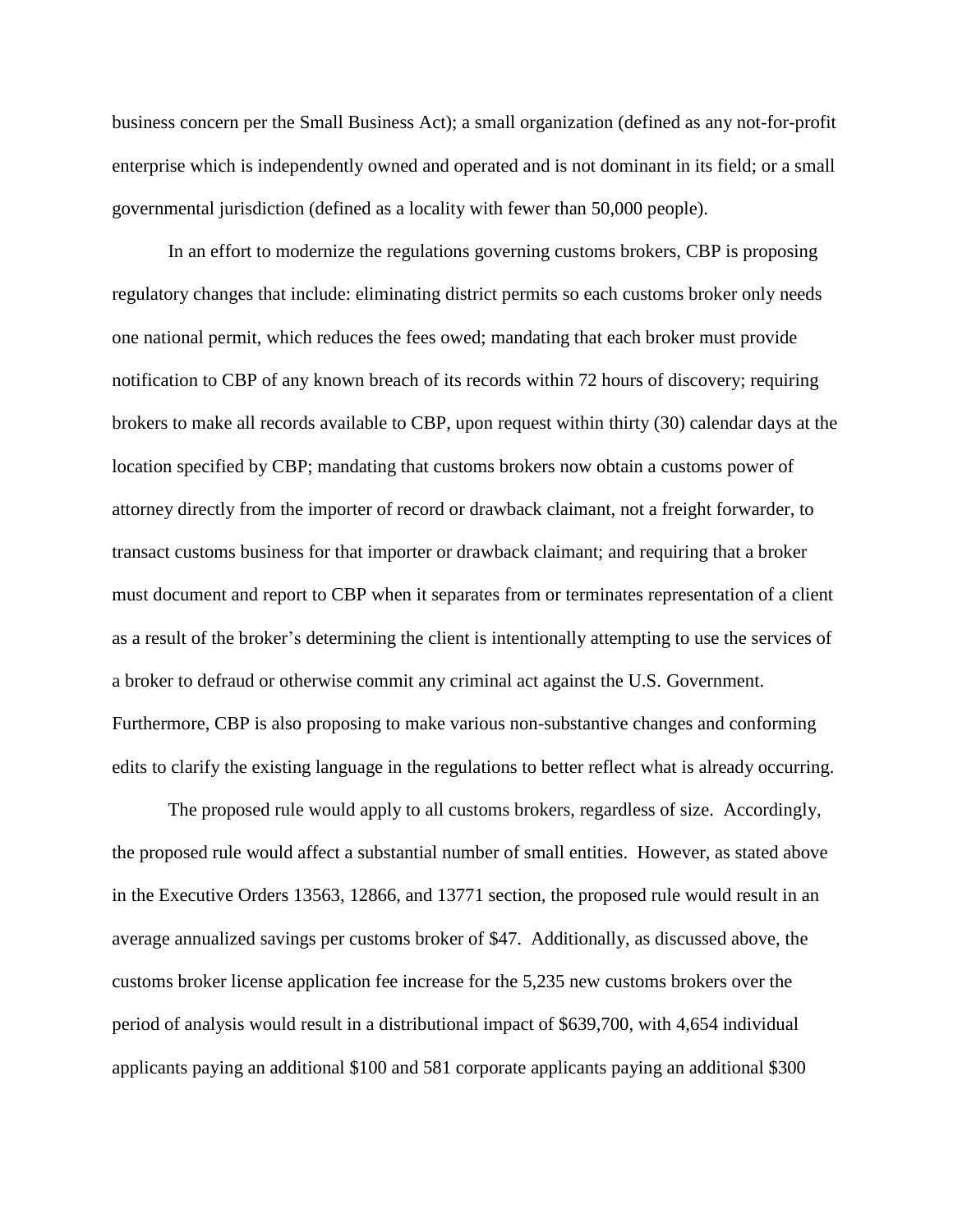business concern per the Small Business Act); a small organization (defined as any not-for-profit enterprise which is independently owned and operated and is not dominant in its field; or a small governmental jurisdiction (defined as a locality with fewer than 50,000 people).

In an effort to modernize the regulations governing customs brokers, CBP is proposing regulatory changes that include: eliminating district permits so each customs broker only needs one national permit, which reduces the fees owed; mandating that each broker must provide notification to CBP of any known breach of its records within 72 hours of discovery; requiring brokers to make all records available to CBP, upon request within thirty (30) calendar days at the location specified by CBP; mandating that customs brokers now obtain a customs power of attorney directly from the importer of record or drawback claimant, not a freight forwarder, to transact customs business for that importer or drawback claimant; and requiring that a broker must document and report to CBP when it separates from or terminates representation of a client as a result of the broker's determining the client is intentionally attempting to use the services of a broker to defraud or otherwise commit any criminal act against the U.S. Government. Furthermore, CBP is also proposing to make various non-substantive changes and conforming edits to clarify the existing language in the regulations to better reflect what is already occurring.

The proposed rule would apply to all customs brokers, regardless of size. Accordingly, the proposed rule would affect a substantial number of small entities. However, as stated above in the Executive Orders 13563, 12866, and 13771 section, the proposed rule would result in an average annualized savings per customs broker of $47. Additionally, as discussed above, the customs broker license application fee increase for the 5,235 new customs brokers over the period of analysis would result in a distributional impact of $639,700, with 4,654 individual applicants paying an additional $100 and 581 corporate applicants paying an additional $300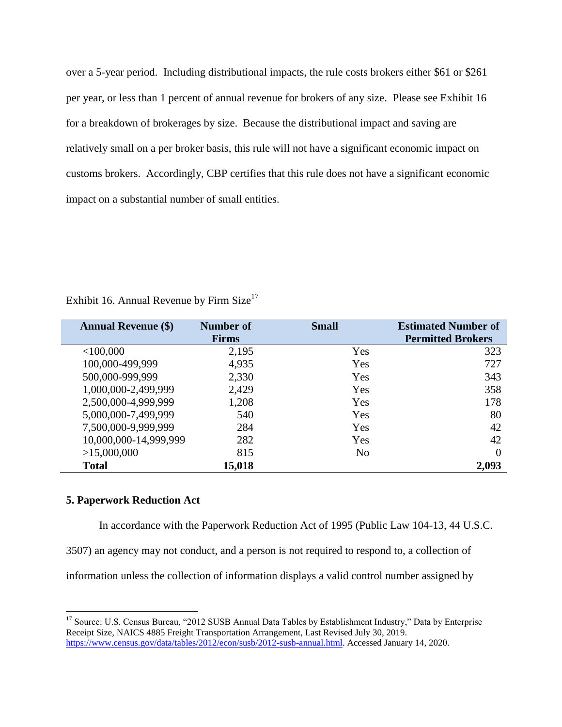over a 5-year period. Including distributional impacts, the rule costs brokers either $61 or $261 per year, or less than 1 percent of annual revenue for brokers of any size. Please see Exhibit 16 for a breakdown of brokerages by size. Because the distributional impact and saving are relatively small on a per broker basis, this rule will not have a significant economic impact on customs brokers. Accordingly, CBP certifies that this rule does not have a significant economic impact on a substantial number of small entities.

Exhibit 16. Annual Revenue by Firm Size[17]

| Annual Revenue ($) | Number of Firms | Small | Estimated Number of Permitted Brokers |
|---|---|---|---|
| <100,000 | 2,195 | Yes | 323 |
| 100,000-499,999 | 4,935 | Yes | 727 |
| 500,000-999,999 | 2,330 | Yes | 343 |
| 1,000,000-2,499,999 | 2,429 | Yes | 358 |
| 2,500,000-4,999,999 | 1,208 | Yes | 178 |
| 5,000,000-7,499,999 | 540 | Yes | 80 |
| 7,500,000-9,999,999 | 284 | Yes | 42 |
| 10,000,000-14,999,999 | 282 | Yes | 42 |
| >15,000,000 | 815 | No | 0 |
| **Total** | **15,018** | | **2,093** |

**5. Paperwork Reduction Act**

In accordance with the Paperwork Reduction Act of 1995 (Public Law 104-13, 44 U.S.C. 3507) an agency may not conduct, and a person is not required to respond to, a collection of information unless the collection of information displays a valid control number assigned by

[17] Source: U.S. Census Bureau, "2012 SUSB Annual Data Tables by Establishment Industry," Data by Enterprise Receipt Size, NAICS 4885 Freight Transportation Arrangement, Last Revised July 30, 2019. https://www.census.gov/data/tables/2012/econ/susb/2012-susb-annual.html. Accessed January 14, 2020.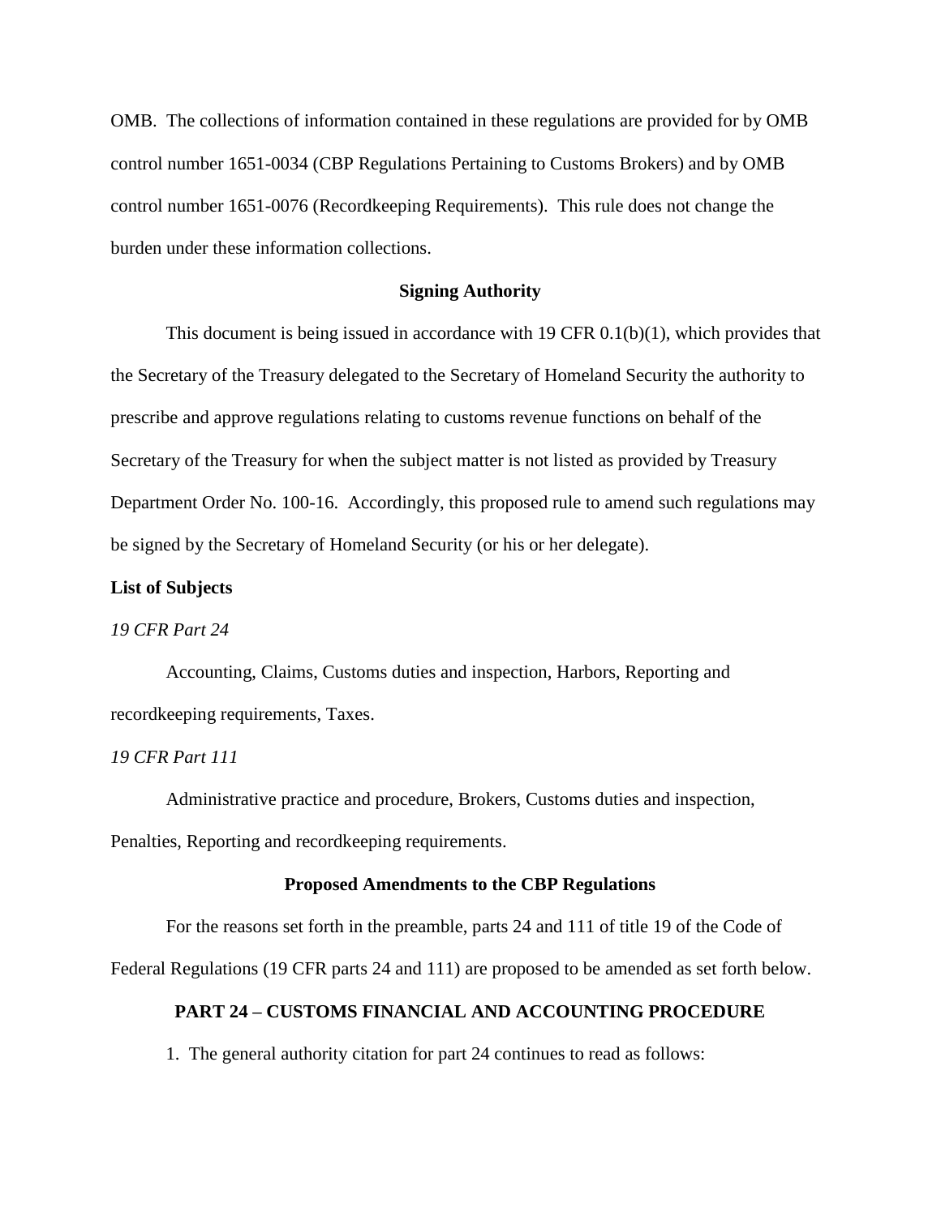OMB. The collections of information contained in these regulations are provided for by OMB control number 1651-0034 (CBP Regulations Pertaining to Customs Brokers) and by OMB control number 1651-0076 (Recordkeeping Requirements). This rule does not change the burden under these information collections.

## Signing Authority

This document is being issued in accordance with 19 CFR 0.1(b)(1), which provides that the Secretary of the Treasury delegated to the Secretary of Homeland Security the authority to prescribe and approve regulations relating to customs revenue functions on behalf of the Secretary of the Treasury for when the subject matter is not listed as provided by Treasury Department Order No. 100-16. Accordingly, this proposed rule to amend such regulations may be signed by the Secretary of Homeland Security (or his or her delegate).

**List of Subjects**

*19 CFR Part 24*

Accounting, Claims, Customs duties and inspection, Harbors, Reporting and recordkeeping requirements, Taxes.

*19 CFR Part 111*

Administrative practice and procedure, Brokers, Customs duties and inspection, Penalties, Reporting and recordkeeping requirements.

## Proposed Amendments to the CBP Regulations

For the reasons set forth in the preamble, parts 24 and 111 of title 19 of the Code of Federal Regulations (19 CFR parts 24 and 111) are proposed to be amended as set forth below.

## PART 24 – CUSTOMS FINANCIAL AND ACCOUNTING PROCEDURE

1. The general authority citation for part 24 continues to read as follows: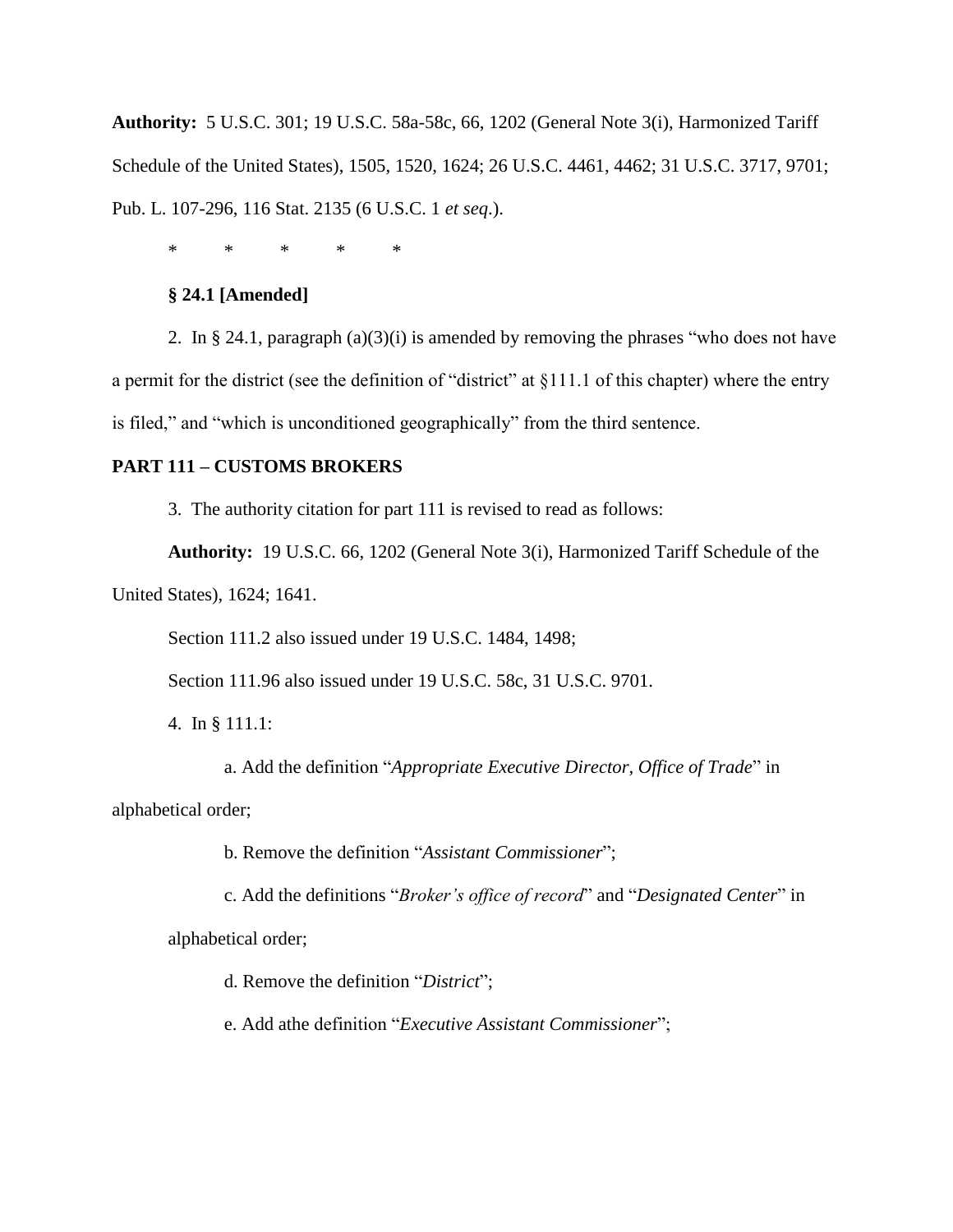**Authority:** 5 U.S.C. 301; 19 U.S.C. 58a-58c, 66, 1202 (General Note 3(i), Harmonized Tariff Schedule of the United States), 1505, 1520, 1624; 26 U.S.C. 4461, 4462; 31 U.S.C. 3717, 9701; Pub. L. 107-296, 116 Stat. 2135 (6 U.S.C. 1 *et seq.*).

\*  \*  \*  \*  \*

**§ 24.1 [Amended]**

2. In § 24.1, paragraph (a)(3)(i) is amended by removing the phrases "who does not have a permit for the district (see the definition of "district" at §111.1 of this chapter) where the entry is filed," and "which is unconditioned geographically" from the third sentence.

**PART 111 – CUSTOMS BROKERS**

3. The authority citation for part 111 is revised to read as follows:

**Authority:** 19 U.S.C. 66, 1202 (General Note 3(i), Harmonized Tariff Schedule of the United States), 1624; 1641.

Section 111.2 also issued under 19 U.S.C. 1484, 1498;

Section 111.96 also issued under 19 U.S.C. 58c, 31 U.S.C. 9701.

4. In § 111.1:

a. Add the definition "*Appropriate Executive Director, Office of Trade*" in alphabetical order;

b. Remove the definition "*Assistant Commissioner*";

c. Add the definitions "*Broker's office of record*" and "*Designated Center*" in alphabetical order;

d. Remove the definition "*District*";

e. Add athe definition "*Executive Assistant Commissioner*";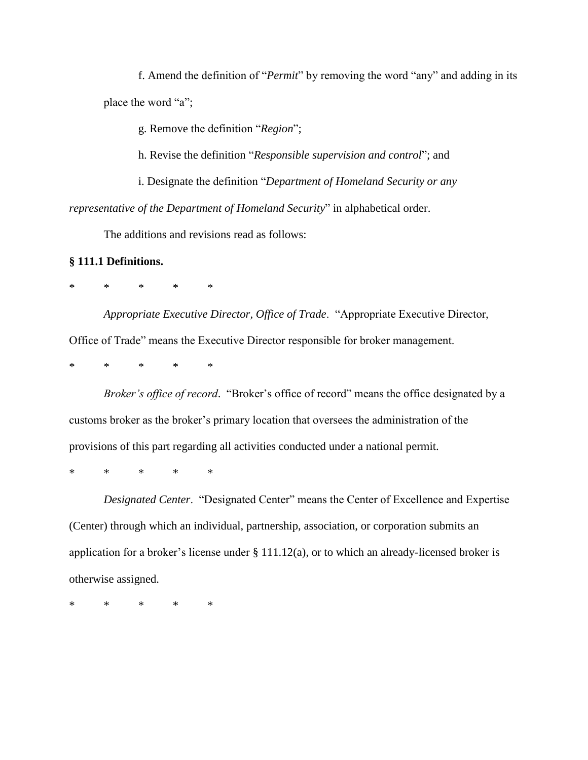f. Amend the definition of "*Permit*" by removing the word "any" and adding in its place the word "a";

g. Remove the definition "*Region*";

h. Revise the definition "*Responsible supervision and control*"; and

i. Designate the definition "*Department of Homeland Security or any representative of the Department of Homeland Security*" in alphabetical order.

The additions and revisions read as follows:

**§ 111.1 Definitions.**

\* \* \* \* \*

*Appropriate Executive Director, Office of Trade*. "Appropriate Executive Director, Office of Trade" means the Executive Director responsible for broker management.

\* \* \* \* \*

*Broker's office of record*. "Broker's office of record" means the office designated by a customs broker as the broker's primary location that oversees the administration of the provisions of this part regarding all activities conducted under a national permit.

\* \* \* \* \*

*Designated Center*. "Designated Center" means the Center of Excellence and Expertise (Center) through which an individual, partnership, association, or corporation submits an application for a broker's license under § 111.12(a), or to which an already-licensed broker is otherwise assigned.

\* \* \* \* \*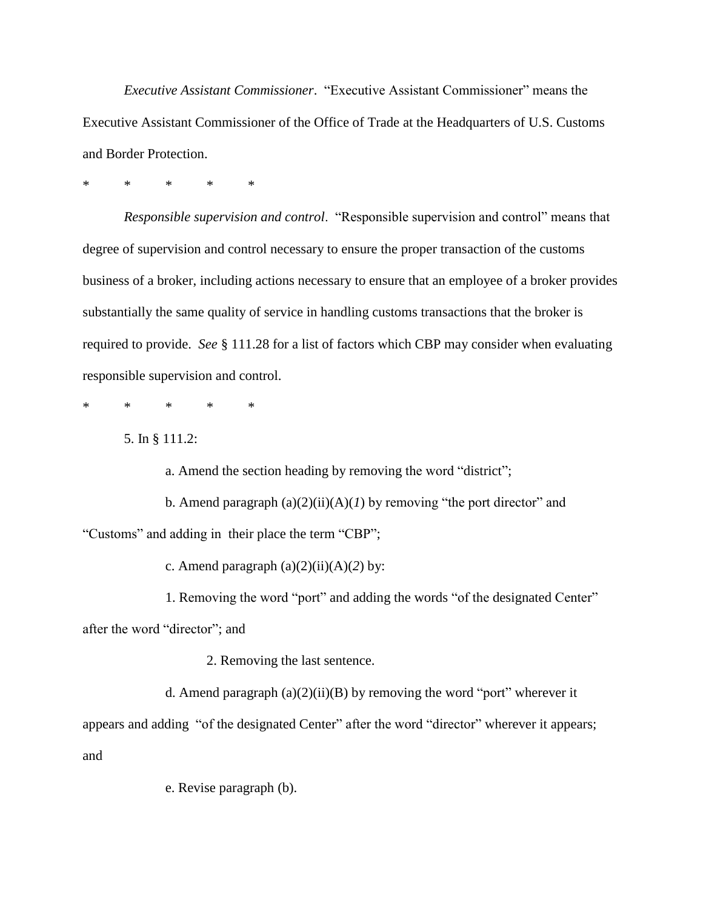*Executive Assistant Commissioner*. "Executive Assistant Commissioner" means the Executive Assistant Commissioner of the Office of Trade at the Headquarters of U.S. Customs and Border Protection.

\* \* \* \* \*

*Responsible supervision and control*. "Responsible supervision and control" means that degree of supervision and control necessary to ensure the proper transaction of the customs business of a broker, including actions necessary to ensure that an employee of a broker provides substantially the same quality of service in handling customs transactions that the broker is required to provide. *See* § 111.28 for a list of factors which CBP may consider when evaluating responsible supervision and control.

\* \* \* \* \*

5. In § 111.2:

a. Amend the section heading by removing the word "district";

b. Amend paragraph (a)(2)(ii)(A)(*1*) by removing "the port director" and "Customs" and adding in their place the term "CBP";

c. Amend paragraph (a)(2)(ii)(A)(*2*) by:

1. Removing the word "port" and adding the words "of the designated Center" after the word "director"; and

2. Removing the last sentence.

d. Amend paragraph (a)(2)(ii)(B) by removing the word "port" wherever it appears and adding "of the designated Center" after the word "director" wherever it appears; and

e. Revise paragraph (b).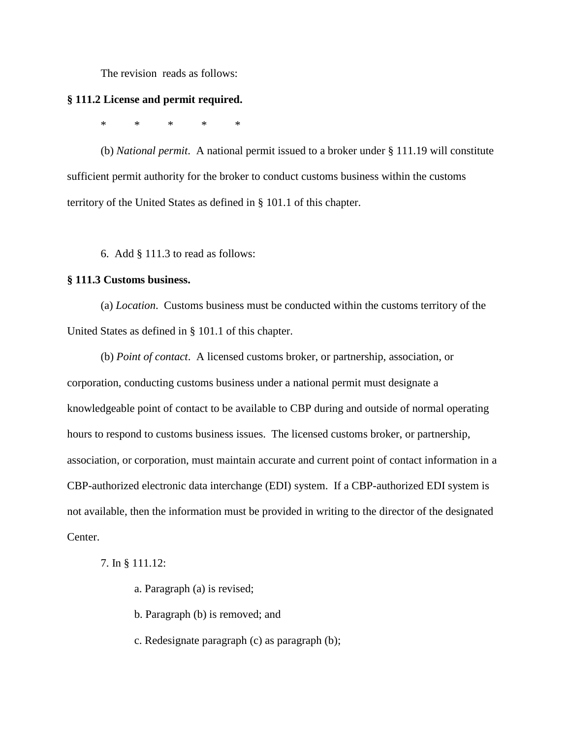The revision reads as follows:

**§ 111.2 License and permit required.**

\* \* \* \* \*

(b) *National permit*. A national permit issued to a broker under § 111.19 will constitute sufficient permit authority for the broker to conduct customs business within the customs territory of the United States as defined in § 101.1 of this chapter.

6. Add § 111.3 to read as follows:

**§ 111.3 Customs business.**

(a) *Location*. Customs business must be conducted within the customs territory of the United States as defined in § 101.1 of this chapter.

(b) *Point of contact*. A licensed customs broker, or partnership, association, or corporation, conducting customs business under a national permit must designate a knowledgeable point of contact to be available to CBP during and outside of normal operating hours to respond to customs business issues. The licensed customs broker, or partnership, association, or corporation, must maintain accurate and current point of contact information in a CBP-authorized electronic data interchange (EDI) system. If a CBP-authorized EDI system is not available, then the information must be provided in writing to the director of the designated Center.

7. In § 111.12:

a. Paragraph (a) is revised;

b. Paragraph (b) is removed; and

c. Redesignate paragraph (c) as paragraph (b);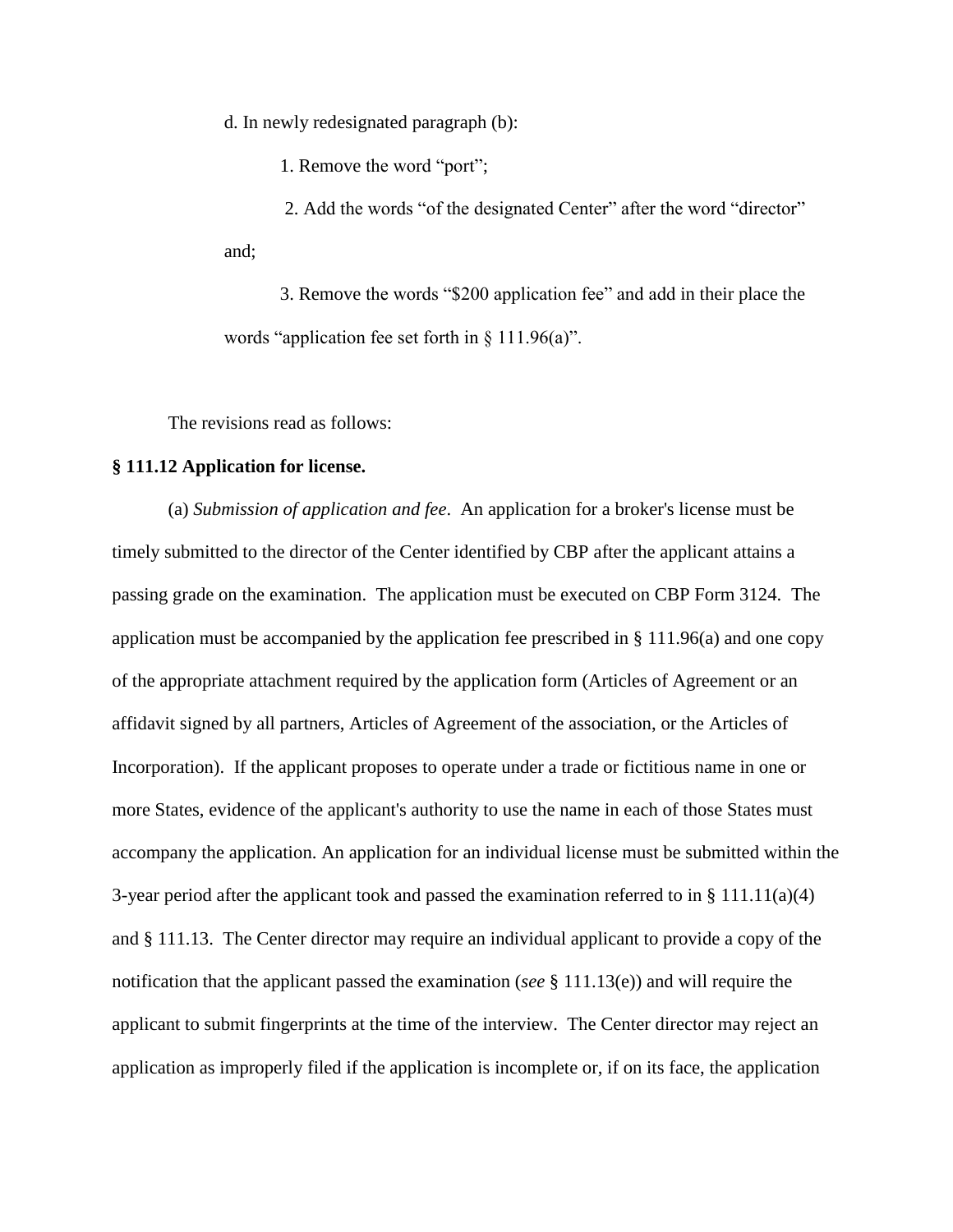d. In newly redesignated paragraph (b):

1. Remove the word "port";

2. Add the words "of the designated Center" after the word "director" and;

3. Remove the words "$200 application fee" and add in their place the words "application fee set forth in § 111.96(a)".

The revisions read as follows:

**§ 111.12 Application for license.**

(a) *Submission of application and fee*. An application for a broker's license must be timely submitted to the director of the Center identified by CBP after the applicant attains a passing grade on the examination. The application must be executed on CBP Form 3124. The application must be accompanied by the application fee prescribed in § 111.96(a) and one copy of the appropriate attachment required by the application form (Articles of Agreement or an affidavit signed by all partners, Articles of Agreement of the association, or the Articles of Incorporation). If the applicant proposes to operate under a trade or fictitious name in one or more States, evidence of the applicant's authority to use the name in each of those States must accompany the application. An application for an individual license must be submitted within the 3-year period after the applicant took and passed the examination referred to in § 111.11(a)(4) and § 111.13. The Center director may require an individual applicant to provide a copy of the notification that the applicant passed the examination (*see* § 111.13(e)) and will require the applicant to submit fingerprints at the time of the interview. The Center director may reject an application as improperly filed if the application is incomplete or, if on its face, the application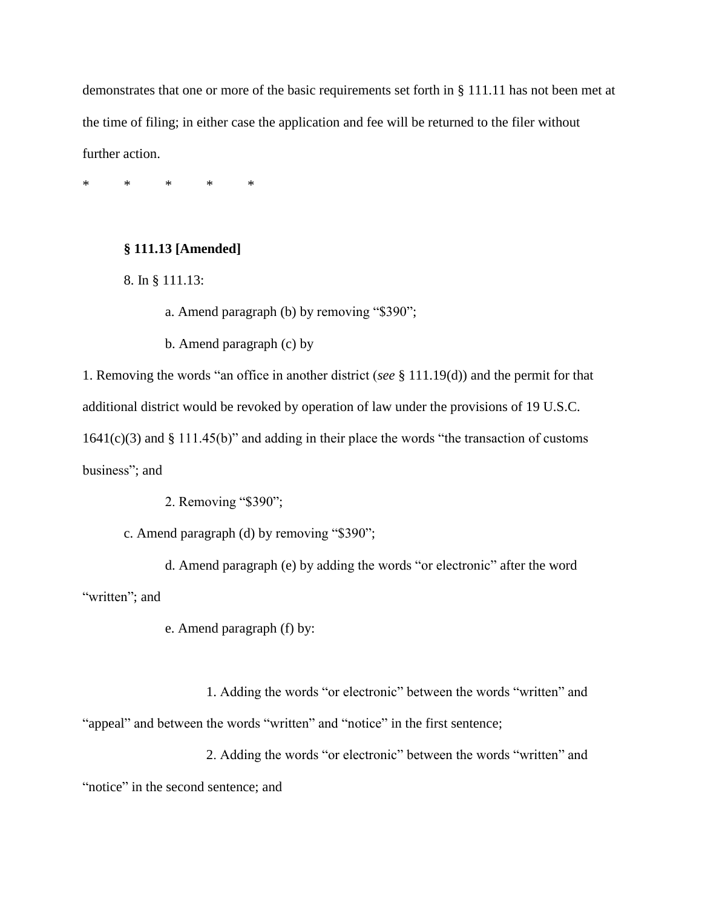demonstrates that one or more of the basic requirements set forth in § 111.11 has not been met at the time of filing; in either case the application and fee will be returned to the filer without further action.

\* \* \* \* \*

**§ 111.13 [Amended]**

8. In § 111.13:

a. Amend paragraph (b) by removing "$390";

b. Amend paragraph (c) by

1. Removing the words "an office in another district (*see* § 111.19(d)) and the permit for that additional district would be revoked by operation of law under the provisions of 19 U.S.C. 1641(c)(3) and § 111.45(b)" and adding in their place the words "the transaction of customs business"; and

2. Removing "$390";

c. Amend paragraph (d) by removing "$390";

d. Amend paragraph (e) by adding the words "or electronic" after the word "written"; and

e. Amend paragraph (f) by:

1. Adding the words "or electronic" between the words "written" and "appeal" and between the words "written" and "notice" in the first sentence;

2. Adding the words "or electronic" between the words "written" and "notice" in the second sentence; and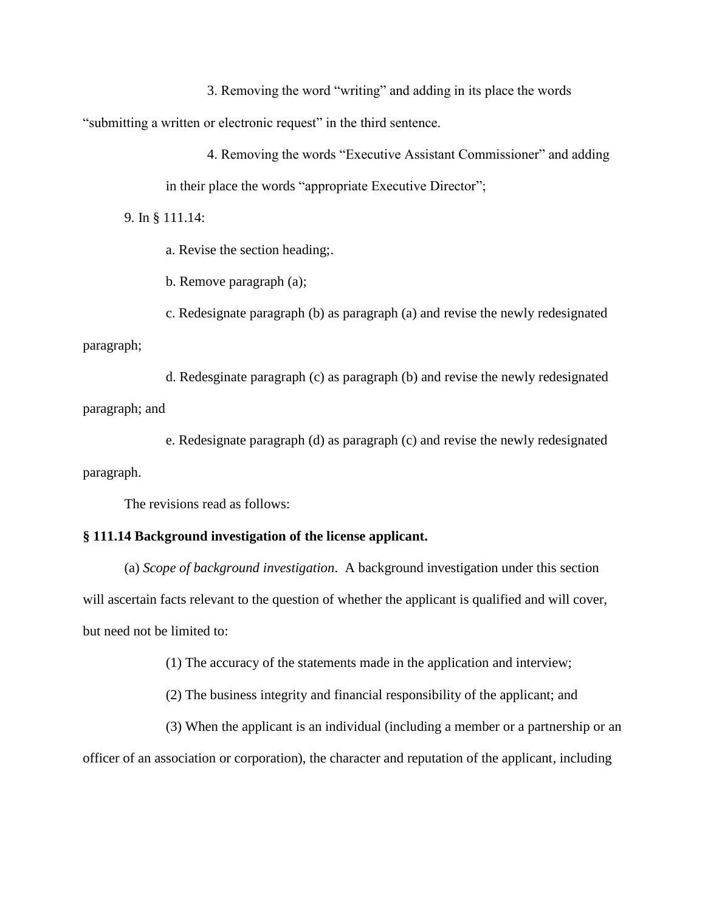3. Removing the word "writing" and adding in its place the words "submitting a written or electronic request" in the third sentence.

4. Removing the words "Executive Assistant Commissioner" and adding in their place the words "appropriate Executive Director";

9. In § 111.14:

a. Revise the section heading;.

b. Remove paragraph (a);

c. Redesignate paragraph (b) as paragraph (a) and revise the newly redesignated paragraph;

d. Redesginate paragraph (c) as paragraph (b) and revise the newly redesignated paragraph; and

e. Redesignate paragraph (d) as paragraph (c) and revise the newly redesignated paragraph.

The revisions read as follows:

**§ 111.14 Background investigation of the license applicant.**

(a) *Scope of background investigation*. A background investigation under this section will ascertain facts relevant to the question of whether the applicant is qualified and will cover, but need not be limited to:

(1) The accuracy of the statements made in the application and interview;

(2) The business integrity and financial responsibility of the applicant; and

(3) When the applicant is an individual (including a member or a partnership or an officer of an association or corporation), the character and reputation of the applicant, including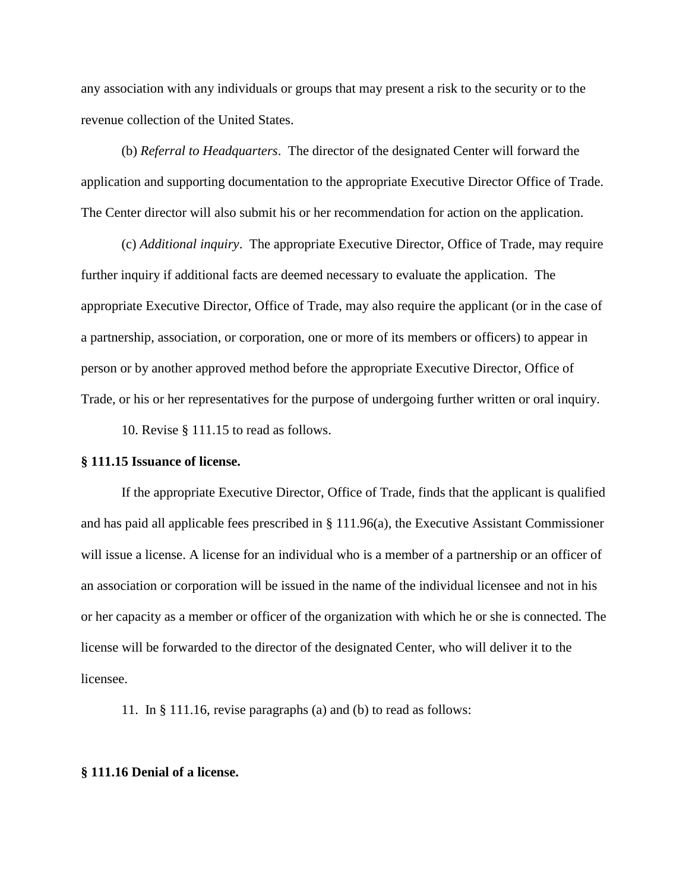any association with any individuals or groups that may present a risk to the security or to the revenue collection of the United States.

(b) *Referral to Headquarters*. The director of the designated Center will forward the application and supporting documentation to the appropriate Executive Director Office of Trade. The Center director will also submit his or her recommendation for action on the application.

(c) *Additional inquiry*. The appropriate Executive Director, Office of Trade, may require further inquiry if additional facts are deemed necessary to evaluate the application. The appropriate Executive Director, Office of Trade, may also require the applicant (or in the case of a partnership, association, or corporation, one or more of its members or officers) to appear in person or by another approved method before the appropriate Executive Director, Office of Trade, or his or her representatives for the purpose of undergoing further written or oral inquiry.

10. Revise § 111.15 to read as follows.

**§ 111.15 Issuance of license.**

If the appropriate Executive Director, Office of Trade, finds that the applicant is qualified and has paid all applicable fees prescribed in § 111.96(a), the Executive Assistant Commissioner will issue a license. A license for an individual who is a member of a partnership or an officer of an association or corporation will be issued in the name of the individual licensee and not in his or her capacity as a member or officer of the organization with which he or she is connected. The license will be forwarded to the director of the designated Center, who will deliver it to the licensee.

11. In § 111.16, revise paragraphs (a) and (b) to read as follows:

**§ 111.16 Denial of a license.**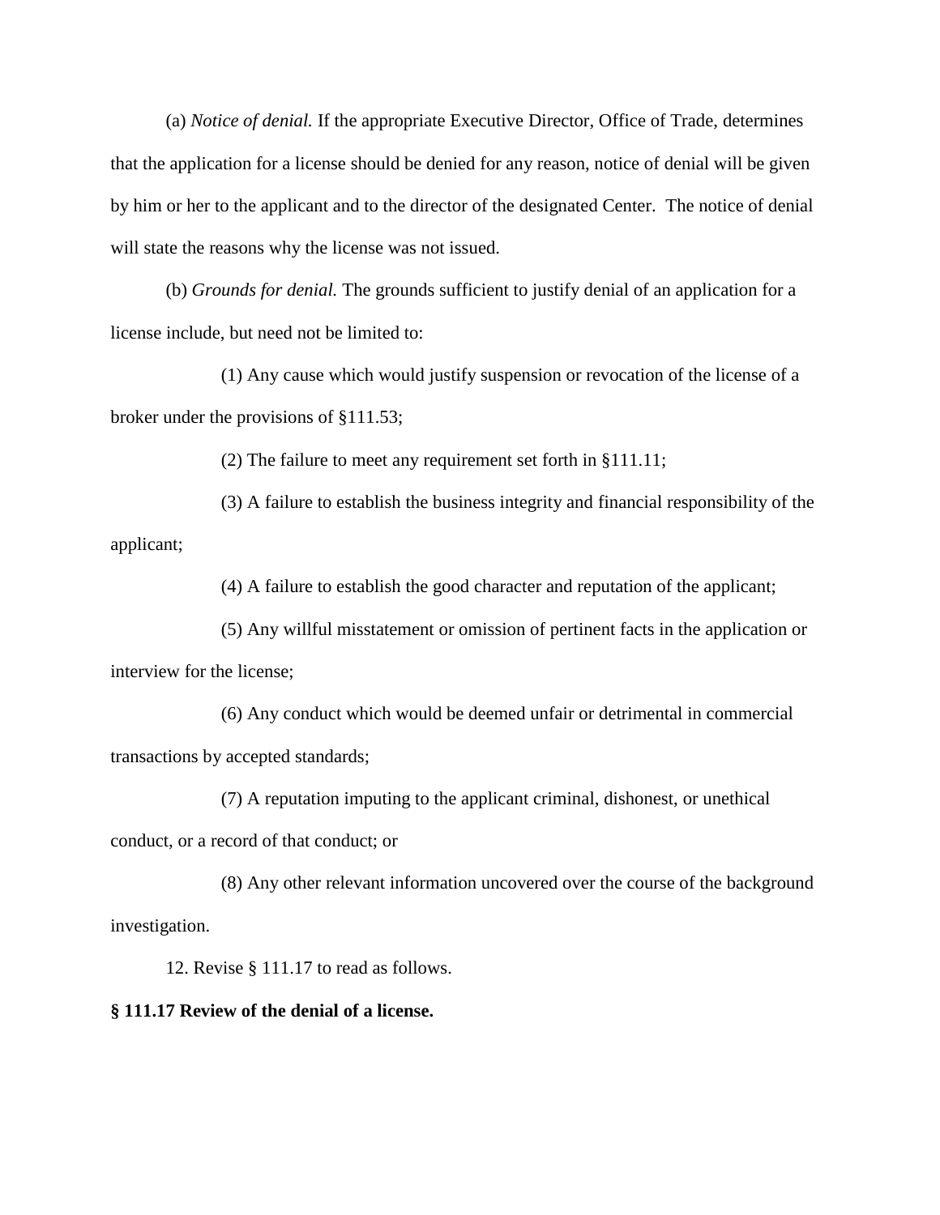(a) *Notice of denial.* If the appropriate Executive Director, Office of Trade, determines that the application for a license should be denied for any reason, notice of denial will be given by him or her to the applicant and to the director of the designated Center. The notice of denial will state the reasons why the license was not issued.

(b) *Grounds for denial.* The grounds sufficient to justify denial of an application for a license include, but need not be limited to:

(1) Any cause which would justify suspension or revocation of the license of a broker under the provisions of §111.53;

(2) The failure to meet any requirement set forth in §111.11;

(3) A failure to establish the business integrity and financial responsibility of the applicant;

(4) A failure to establish the good character and reputation of the applicant;

(5) Any willful misstatement or omission of pertinent facts in the application or interview for the license;

(6) Any conduct which would be deemed unfair or detrimental in commercial transactions by accepted standards;

(7) A reputation imputing to the applicant criminal, dishonest, or unethical conduct, or a record of that conduct; or

(8) Any other relevant information uncovered over the course of the background investigation.

12. Revise § 111.17 to read as follows.

**§ 111.17 Review of the denial of a license.**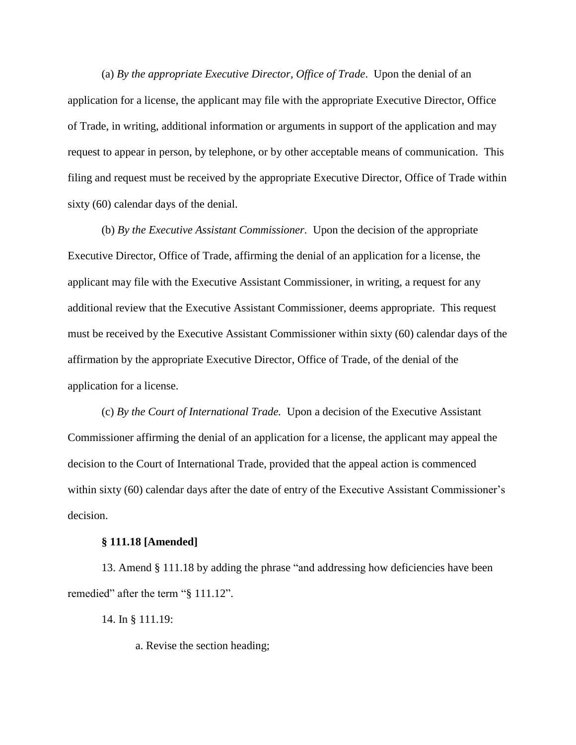(a) *By the appropriate Executive Director, Office of Trade*. Upon the denial of an application for a license, the applicant may file with the appropriate Executive Director, Office of Trade, in writing, additional information or arguments in support of the application and may request to appear in person, by telephone, or by other acceptable means of communication. This filing and request must be received by the appropriate Executive Director, Office of Trade within sixty (60) calendar days of the denial.

(b) *By the Executive Assistant Commissioner*. Upon the decision of the appropriate Executive Director, Office of Trade, affirming the denial of an application for a license, the applicant may file with the Executive Assistant Commissioner, in writing, a request for any additional review that the Executive Assistant Commissioner, deems appropriate. This request must be received by the Executive Assistant Commissioner within sixty (60) calendar days of the affirmation by the appropriate Executive Director, Office of Trade, of the denial of the application for a license.

(c) *By the Court of International Trade.* Upon a decision of the Executive Assistant Commissioner affirming the denial of an application for a license, the applicant may appeal the decision to the Court of International Trade, provided that the appeal action is commenced within sixty (60) calendar days after the date of entry of the Executive Assistant Commissioner's decision.

**§ 111.18 [Amended]**

13. Amend § 111.18 by adding the phrase "and addressing how deficiencies have been remedied" after the term "§ 111.12".

14. In § 111.19:

a. Revise the section heading;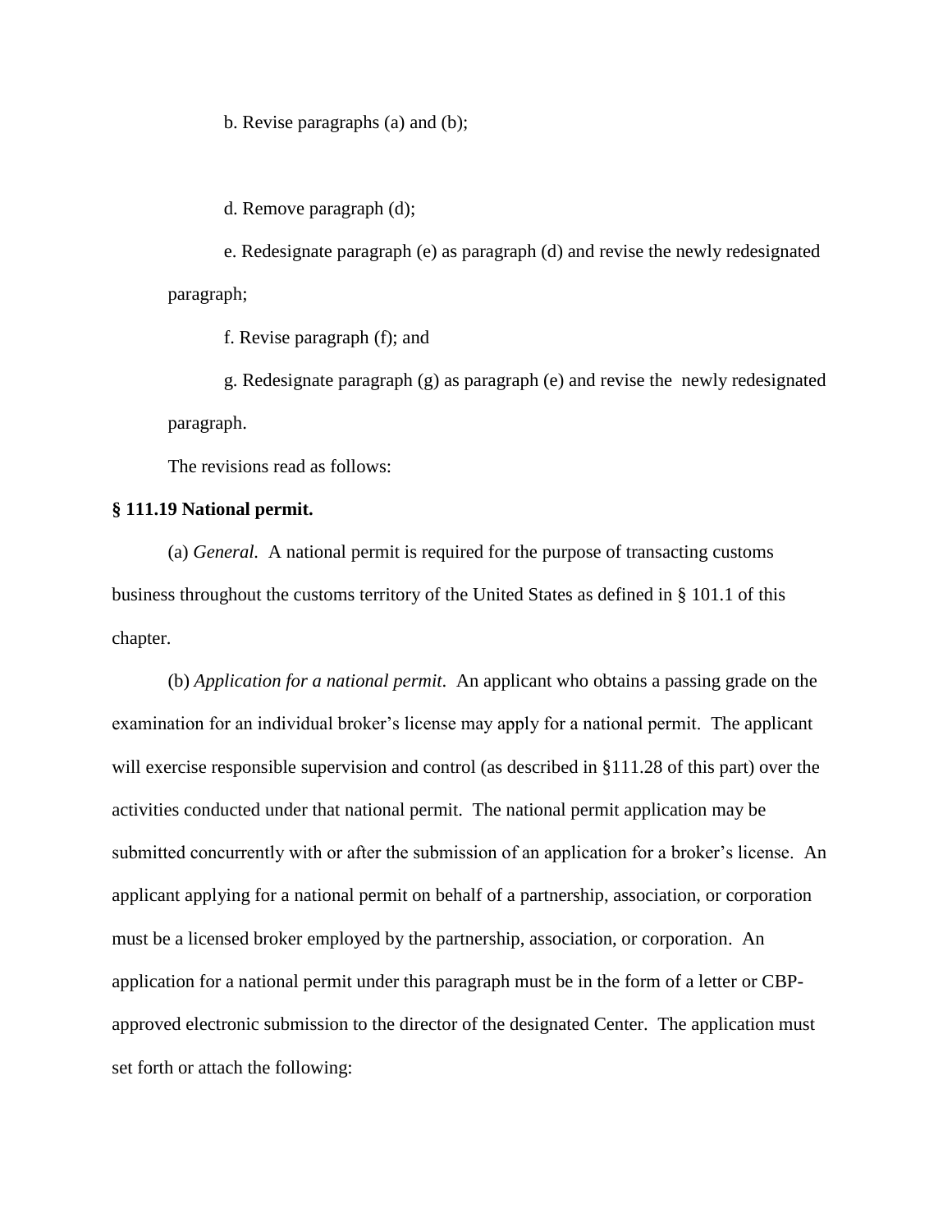b. Revise paragraphs (a) and (b);

d. Remove paragraph (d);

e. Redesignate paragraph (e) as paragraph (d) and revise the newly redesignated paragraph;

f. Revise paragraph (f); and

g. Redesignate paragraph (g) as paragraph (e) and revise the newly redesignated paragraph.

The revisions read as follows:

**§ 111.19 National permit.**

(a) *General.* A national permit is required for the purpose of transacting customs business throughout the customs territory of the United States as defined in § 101.1 of this chapter.

(b) *Application for a national permit*. An applicant who obtains a passing grade on the examination for an individual broker's license may apply for a national permit. The applicant will exercise responsible supervision and control (as described in §111.28 of this part) over the activities conducted under that national permit. The national permit application may be submitted concurrently with or after the submission of an application for a broker's license. An applicant applying for a national permit on behalf of a partnership, association, or corporation must be a licensed broker employed by the partnership, association, or corporation. An application for a national permit under this paragraph must be in the form of a letter or CBP-approved electronic submission to the director of the designated Center. The application must set forth or attach the following: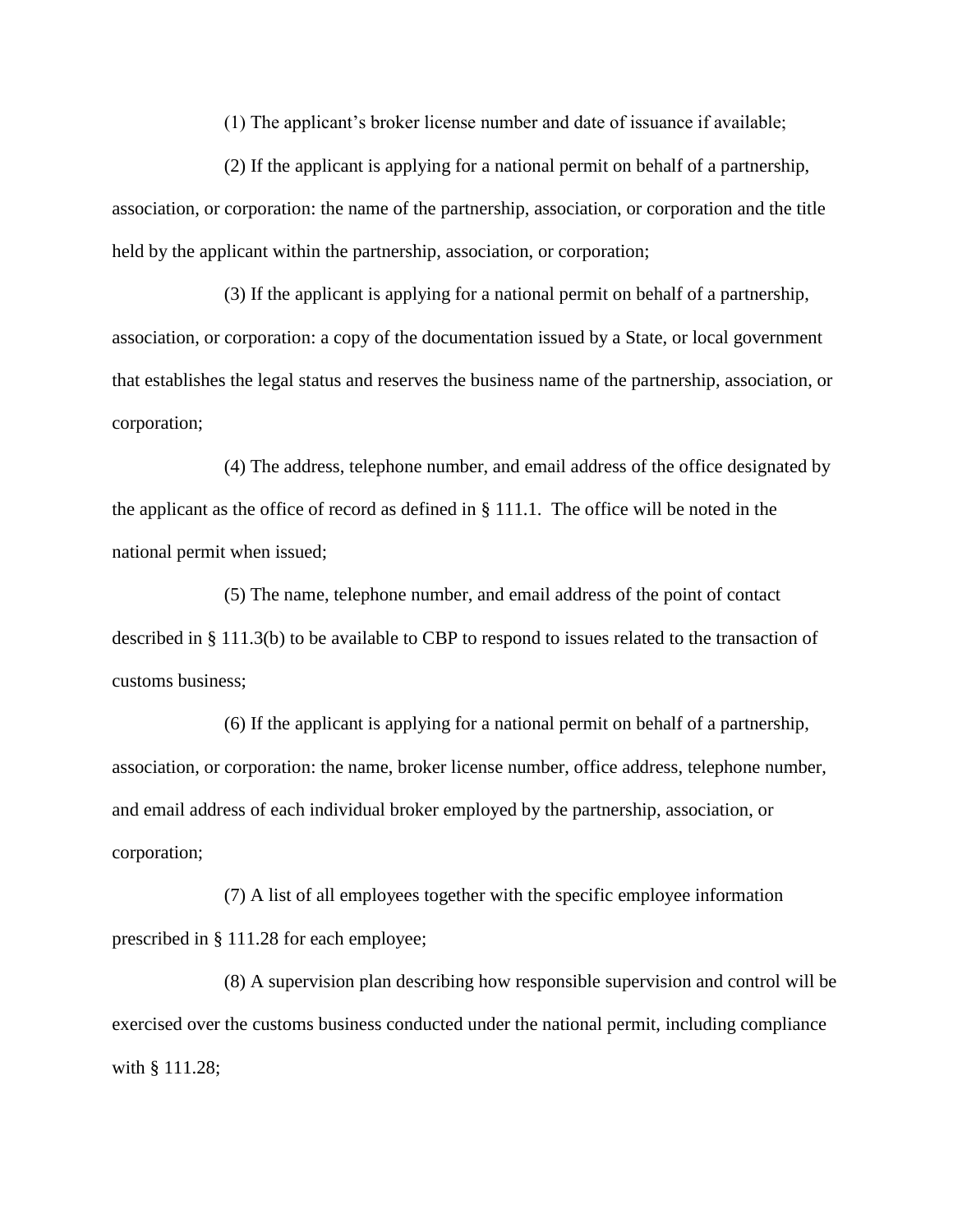(1) The applicant's broker license number and date of issuance if available;

(2) If the applicant is applying for a national permit on behalf of a partnership, association, or corporation: the name of the partnership, association, or corporation and the title held by the applicant within the partnership, association, or corporation;

(3) If the applicant is applying for a national permit on behalf of a partnership, association, or corporation: a copy of the documentation issued by a State, or local government that establishes the legal status and reserves the business name of the partnership, association, or corporation;

(4) The address, telephone number, and email address of the office designated by the applicant as the office of record as defined in § 111.1. The office will be noted in the national permit when issued;

(5) The name, telephone number, and email address of the point of contact described in § 111.3(b) to be available to CBP to respond to issues related to the transaction of customs business;

(6) If the applicant is applying for a national permit on behalf of a partnership, association, or corporation: the name, broker license number, office address, telephone number, and email address of each individual broker employed by the partnership, association, or corporation;

(7) A list of all employees together with the specific employee information prescribed in § 111.28 for each employee;

(8) A supervision plan describing how responsible supervision and control will be exercised over the customs business conducted under the national permit, including compliance with § 111.28;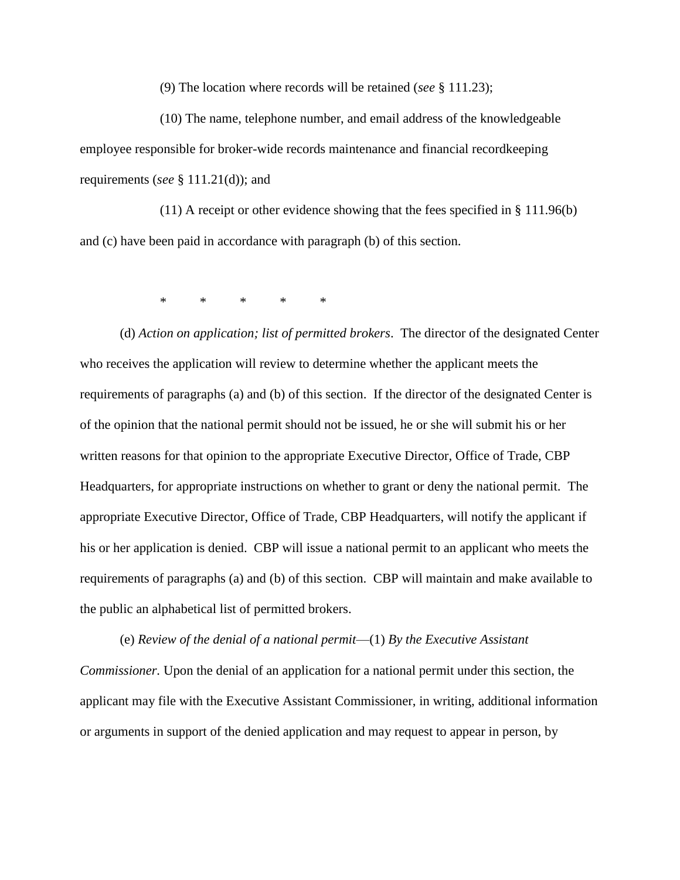(9) The location where records will be retained (*see* § 111.23);

(10) The name, telephone number, and email address of the knowledgeable employee responsible for broker-wide records maintenance and financial recordkeeping requirements (*see* § 111.21(d)); and

(11) A receipt or other evidence showing that the fees specified in § 111.96(b) and (c) have been paid in accordance with paragraph (b) of this section.

\* \* \* \* \*

(d) *Action on application; list of permitted brokers*. The director of the designated Center who receives the application will review to determine whether the applicant meets the requirements of paragraphs (a) and (b) of this section. If the director of the designated Center is of the opinion that the national permit should not be issued, he or she will submit his or her written reasons for that opinion to the appropriate Executive Director, Office of Trade, CBP Headquarters, for appropriate instructions on whether to grant or deny the national permit. The appropriate Executive Director, Office of Trade, CBP Headquarters, will notify the applicant if his or her application is denied. CBP will issue a national permit to an applicant who meets the requirements of paragraphs (a) and (b) of this section. CBP will maintain and make available to the public an alphabetical list of permitted brokers.

(e) *Review of the denial of a national permit*—(1) *By the Executive Assistant Commissioner.* Upon the denial of an application for a national permit under this section, the applicant may file with the Executive Assistant Commissioner, in writing, additional information or arguments in support of the denied application and may request to appear in person, by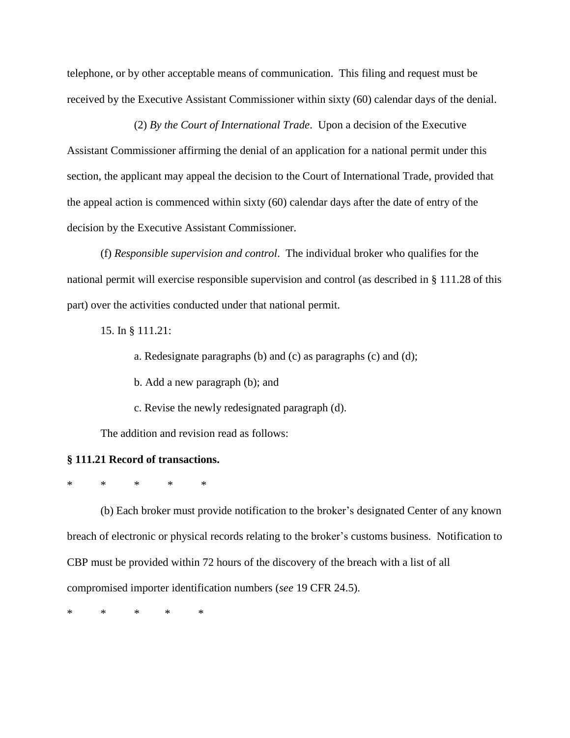telephone, or by other acceptable means of communication. This filing and request must be received by the Executive Assistant Commissioner within sixty (60) calendar days of the denial.

(2) *By the Court of International Trade*. Upon a decision of the Executive Assistant Commissioner affirming the denial of an application for a national permit under this section, the applicant may appeal the decision to the Court of International Trade, provided that the appeal action is commenced within sixty (60) calendar days after the date of entry of the decision by the Executive Assistant Commissioner.

(f) *Responsible supervision and control*. The individual broker who qualifies for the national permit will exercise responsible supervision and control (as described in § 111.28 of this part) over the activities conducted under that national permit.

15. In § 111.21:

a. Redesignate paragraphs (b) and (c) as paragraphs (c) and (d);

b. Add a new paragraph (b); and

c. Revise the newly redesignated paragraph (d).

The addition and revision read as follows:

**§ 111.21 Record of transactions.**

\* \* \* \* \*

(b) Each broker must provide notification to the broker's designated Center of any known breach of electronic or physical records relating to the broker's customs business. Notification to CBP must be provided within 72 hours of the discovery of the breach with a list of all compromised importer identification numbers (*see* 19 CFR 24.5).

\* \* \* \* \*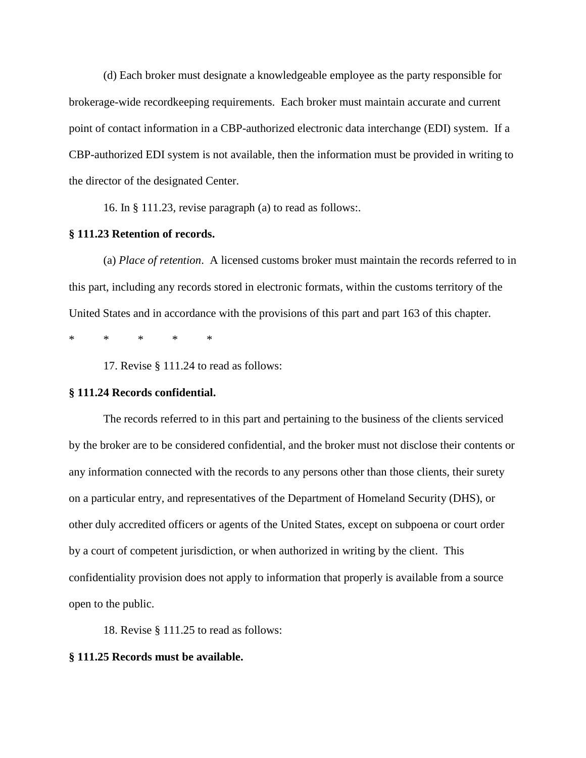(d) Each broker must designate a knowledgeable employee as the party responsible for brokerage-wide recordkeeping requirements. Each broker must maintain accurate and current point of contact information in a CBP-authorized electronic data interchange (EDI) system. If a CBP-authorized EDI system is not available, then the information must be provided in writing to the director of the designated Center.

16. In § 111.23, revise paragraph (a) to read as follows:.

**§ 111.23 Retention of records.**

(a) *Place of retention*. A licensed customs broker must maintain the records referred to in this part, including any records stored in electronic formats, within the customs territory of the United States and in accordance with the provisions of this part and part 163 of this chapter.

\* \* \* \* \*

17. Revise § 111.24 to read as follows:

**§ 111.24 Records confidential.**

The records referred to in this part and pertaining to the business of the clients serviced by the broker are to be considered confidential, and the broker must not disclose their contents or any information connected with the records to any persons other than those clients, their surety on a particular entry, and representatives of the Department of Homeland Security (DHS), or other duly accredited officers or agents of the United States, except on subpoena or court order by a court of competent jurisdiction, or when authorized in writing by the client. This confidentiality provision does not apply to information that properly is available from a source open to the public.

18. Revise § 111.25 to read as follows:

**§ 111.25 Records must be available.**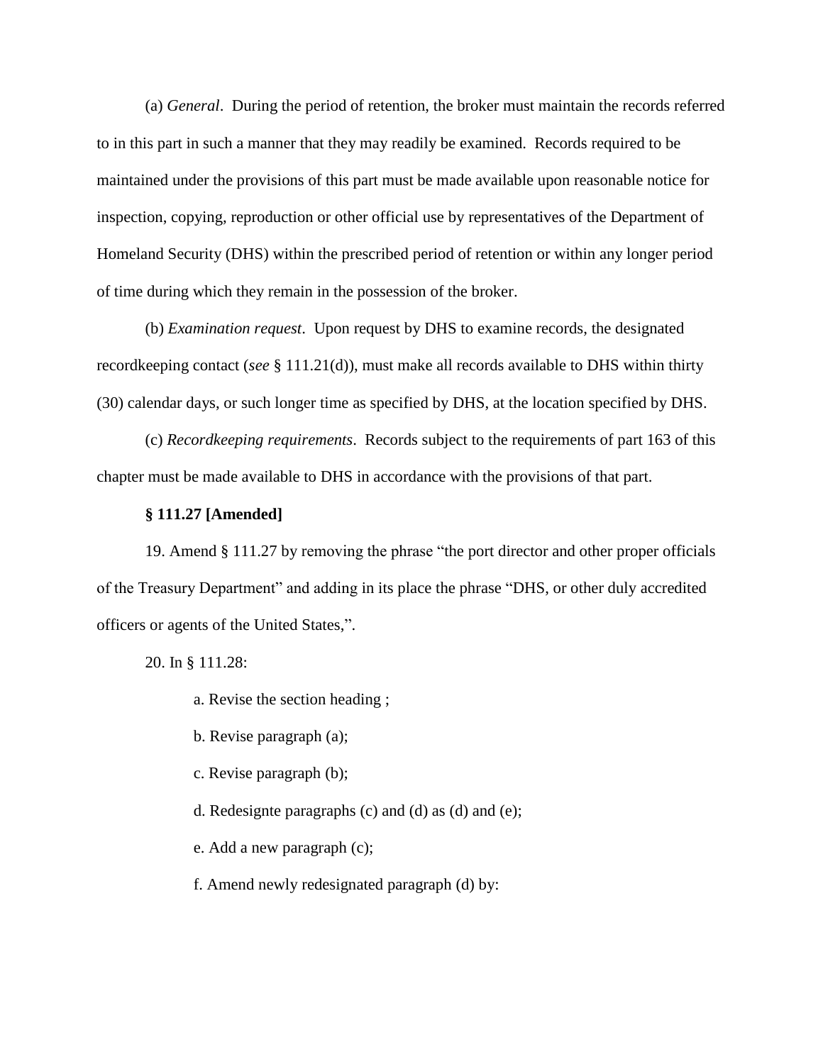(a) *General*. During the period of retention, the broker must maintain the records referred to in this part in such a manner that they may readily be examined. Records required to be maintained under the provisions of this part must be made available upon reasonable notice for inspection, copying, reproduction or other official use by representatives of the Department of Homeland Security (DHS) within the prescribed period of retention or within any longer period of time during which they remain in the possession of the broker.

(b) *Examination request*. Upon request by DHS to examine records, the designated recordkeeping contact (*see* § 111.21(d)), must make all records available to DHS within thirty (30) calendar days, or such longer time as specified by DHS, at the location specified by DHS.

(c) *Recordkeeping requirements*. Records subject to the requirements of part 163 of this chapter must be made available to DHS in accordance with the provisions of that part.

**§ 111.27 [Amended]**

19. Amend § 111.27 by removing the phrase "the port director and other proper officials of the Treasury Department" and adding in its place the phrase "DHS, or other duly accredited officers or agents of the United States,".

20. In § 111.28:

a. Revise the section heading ;

b. Revise paragraph (a);

c. Revise paragraph (b);

d. Redesignte paragraphs (c) and (d) as (d) and (e);

e. Add a new paragraph (c);

f. Amend newly redesignated paragraph (d) by: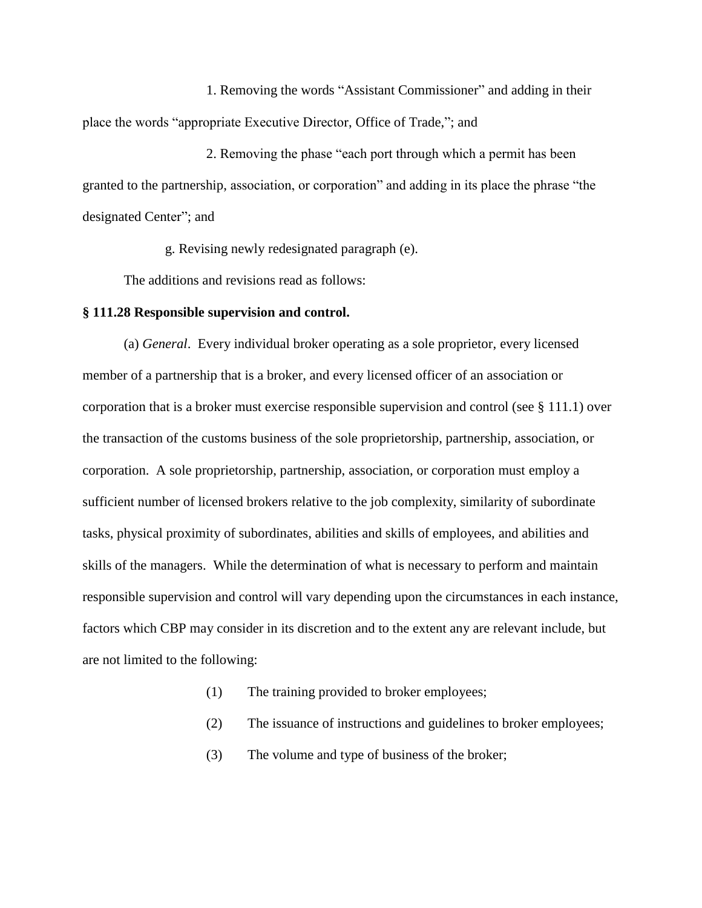1. Removing the words "Assistant Commissioner" and adding in their place the words "appropriate Executive Director, Office of Trade,"; and

2. Removing the phase "each port through which a permit has been granted to the partnership, association, or corporation" and adding in its place the phrase "the designated Center"; and

g. Revising newly redesignated paragraph (e).

The additions and revisions read as follows:

**§ 111.28 Responsible supervision and control.**

(a) *General*. Every individual broker operating as a sole proprietor, every licensed member of a partnership that is a broker, and every licensed officer of an association or corporation that is a broker must exercise responsible supervision and control (see § 111.1) over the transaction of the customs business of the sole proprietorship, partnership, association, or corporation. A sole proprietorship, partnership, association, or corporation must employ a sufficient number of licensed brokers relative to the job complexity, similarity of subordinate tasks, physical proximity of subordinates, abilities and skills of employees, and abilities and skills of the managers. While the determination of what is necessary to perform and maintain responsible supervision and control will vary depending upon the circumstances in each instance, factors which CBP may consider in its discretion and to the extent any are relevant include, but are not limited to the following:

(1) The training provided to broker employees;

(2) The issuance of instructions and guidelines to broker employees;

(3) The volume and type of business of the broker;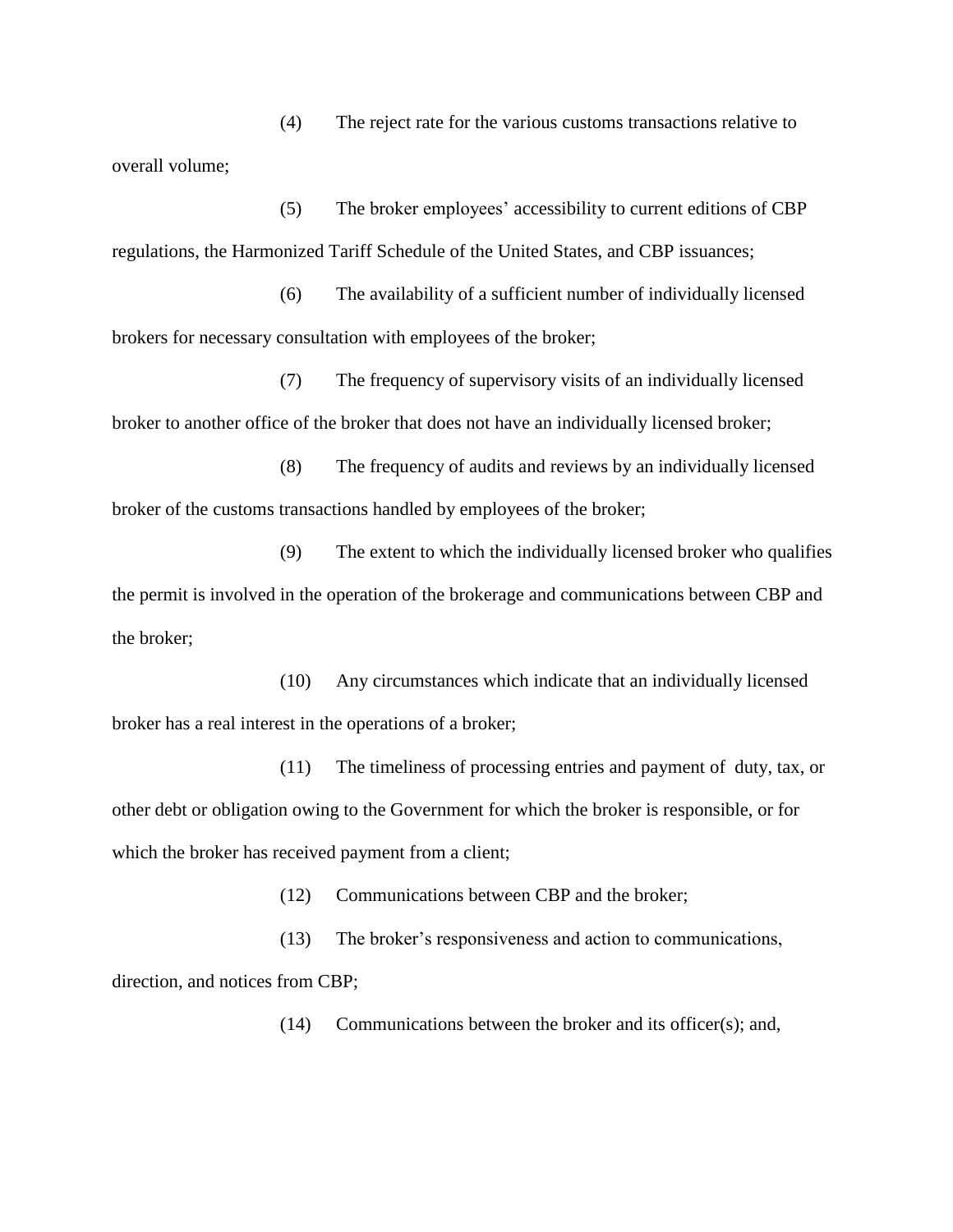(4) The reject rate for the various customs transactions relative to overall volume;

(5) The broker employees' accessibility to current editions of CBP regulations, the Harmonized Tariff Schedule of the United States, and CBP issuances;

(6) The availability of a sufficient number of individually licensed brokers for necessary consultation with employees of the broker;

(7) The frequency of supervisory visits of an individually licensed broker to another office of the broker that does not have an individually licensed broker;

(8) The frequency of audits and reviews by an individually licensed broker of the customs transactions handled by employees of the broker;

(9) The extent to which the individually licensed broker who qualifies the permit is involved in the operation of the brokerage and communications between CBP and the broker;

(10) Any circumstances which indicate that an individually licensed broker has a real interest in the operations of a broker;

(11) The timeliness of processing entries and payment of duty, tax, or other debt or obligation owing to the Government for which the broker is responsible, or for which the broker has received payment from a client;

(12) Communications between CBP and the broker;

(13) The broker's responsiveness and action to communications, direction, and notices from CBP;

(14) Communications between the broker and its officer(s); and,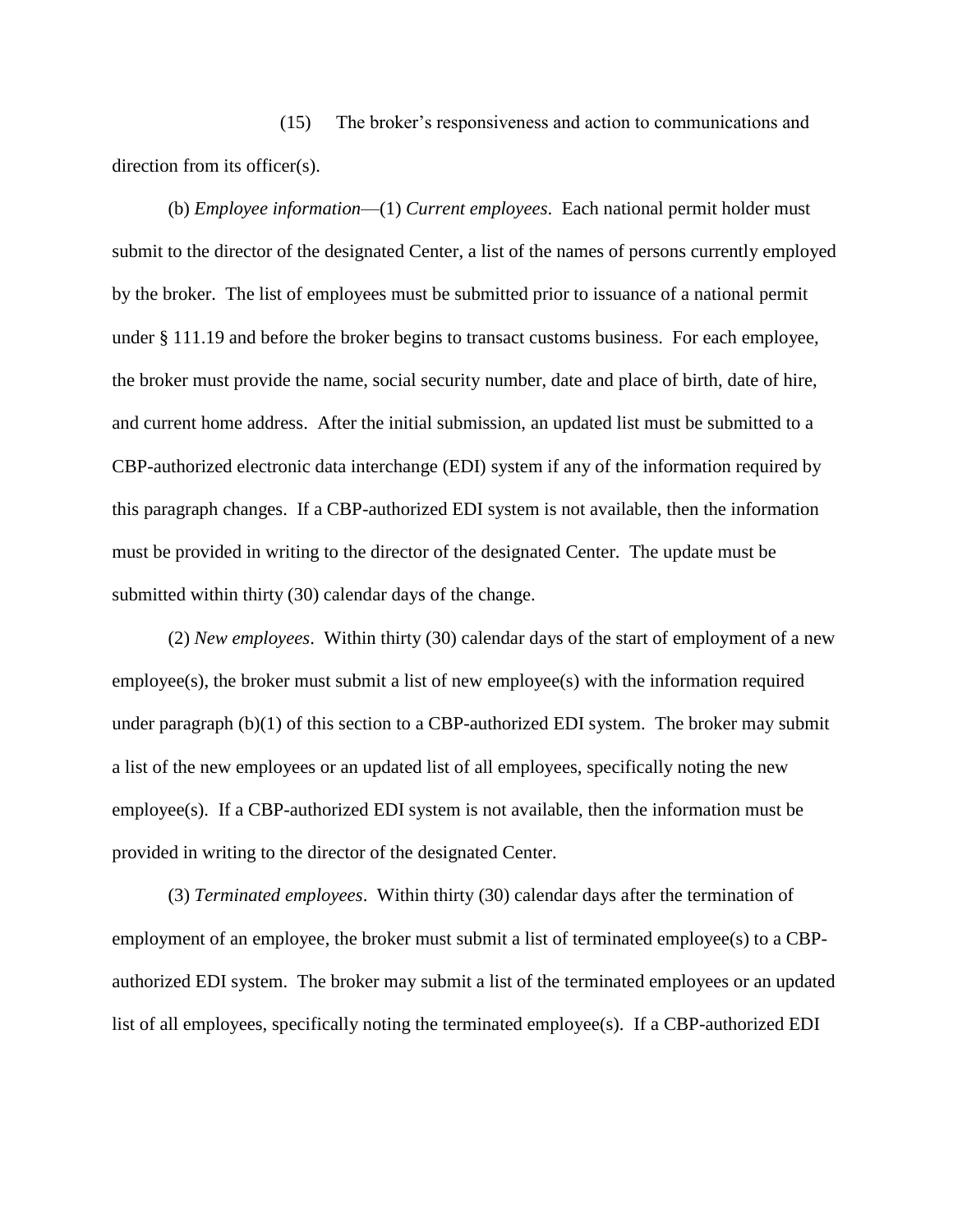(15) The broker's responsiveness and action to communications and direction from its officer(s).

(b) *Employee information*—(1) *Current employees*. Each national permit holder must submit to the director of the designated Center, a list of the names of persons currently employed by the broker. The list of employees must be submitted prior to issuance of a national permit under § 111.19 and before the broker begins to transact customs business. For each employee, the broker must provide the name, social security number, date and place of birth, date of hire, and current home address. After the initial submission, an updated list must be submitted to a CBP-authorized electronic data interchange (EDI) system if any of the information required by this paragraph changes. If a CBP-authorized EDI system is not available, then the information must be provided in writing to the director of the designated Center. The update must be submitted within thirty (30) calendar days of the change.

(2) *New employees*. Within thirty (30) calendar days of the start of employment of a new employee(s), the broker must submit a list of new employee(s) with the information required under paragraph (b)(1) of this section to a CBP-authorized EDI system. The broker may submit a list of the new employees or an updated list of all employees, specifically noting the new employee(s). If a CBP-authorized EDI system is not available, then the information must be provided in writing to the director of the designated Center.

(3) *Terminated employees*. Within thirty (30) calendar days after the termination of employment of an employee, the broker must submit a list of terminated employee(s) to a CBP-authorized EDI system. The broker may submit a list of the terminated employees or an updated list of all employees, specifically noting the terminated employee(s). If a CBP-authorized EDI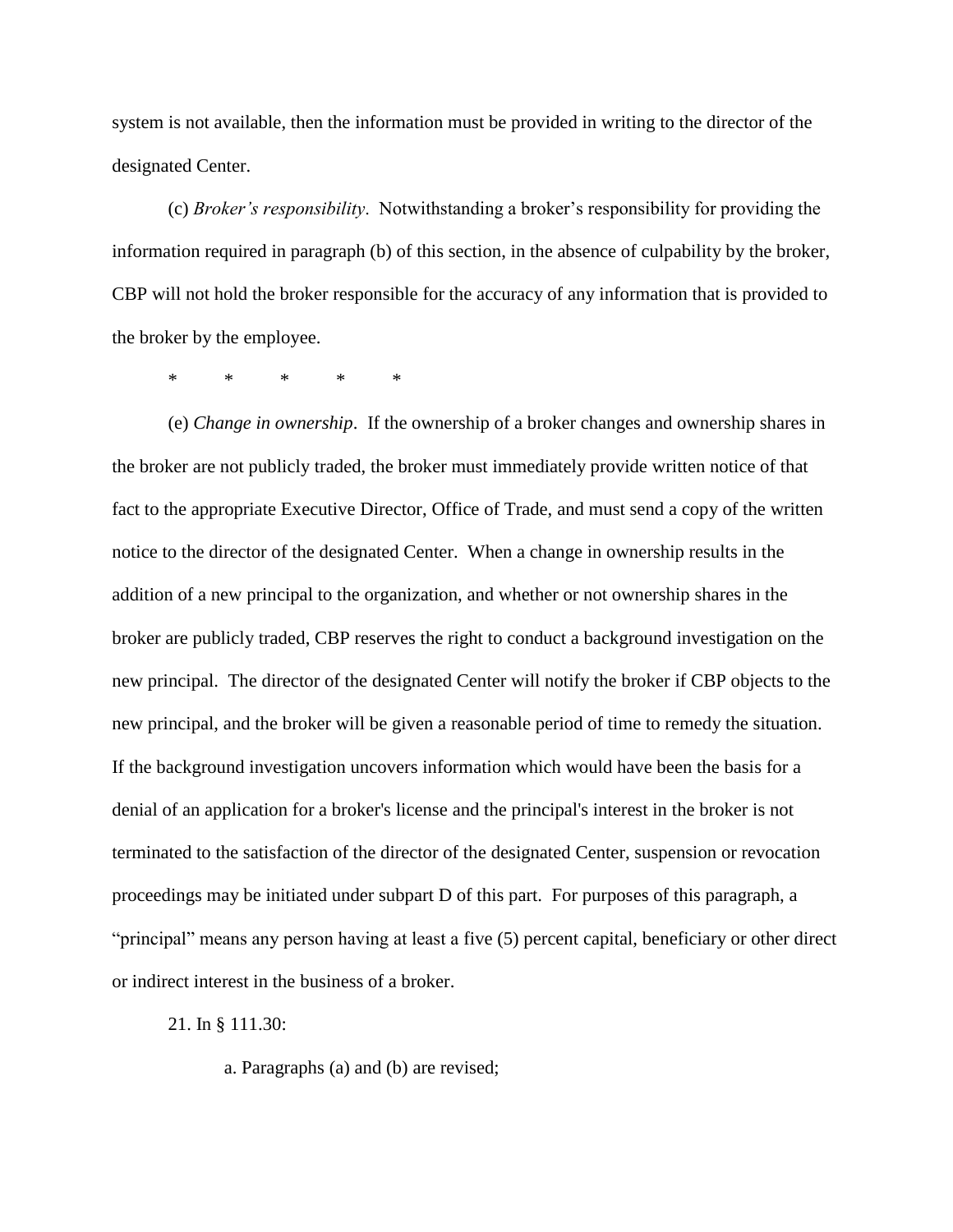system is not available, then the information must be provided in writing to the director of the designated Center.

(c) *Broker's responsibility*. Notwithstanding a broker's responsibility for providing the information required in paragraph (b) of this section, in the absence of culpability by the broker, CBP will not hold the broker responsible for the accuracy of any information that is provided to the broker by the employee.

\* \* \* \* \*

(e) *Change in ownership*. If the ownership of a broker changes and ownership shares in the broker are not publicly traded, the broker must immediately provide written notice of that fact to the appropriate Executive Director, Office of Trade, and must send a copy of the written notice to the director of the designated Center. When a change in ownership results in the addition of a new principal to the organization, and whether or not ownership shares in the broker are publicly traded, CBP reserves the right to conduct a background investigation on the new principal. The director of the designated Center will notify the broker if CBP objects to the new principal, and the broker will be given a reasonable period of time to remedy the situation. If the background investigation uncovers information which would have been the basis for a denial of an application for a broker's license and the principal's interest in the broker is not terminated to the satisfaction of the director of the designated Center, suspension or revocation proceedings may be initiated under subpart D of this part. For purposes of this paragraph, a "principal" means any person having at least a five (5) percent capital, beneficiary or other direct or indirect interest in the business of a broker.

21. In § 111.30:

a. Paragraphs (a) and (b) are revised;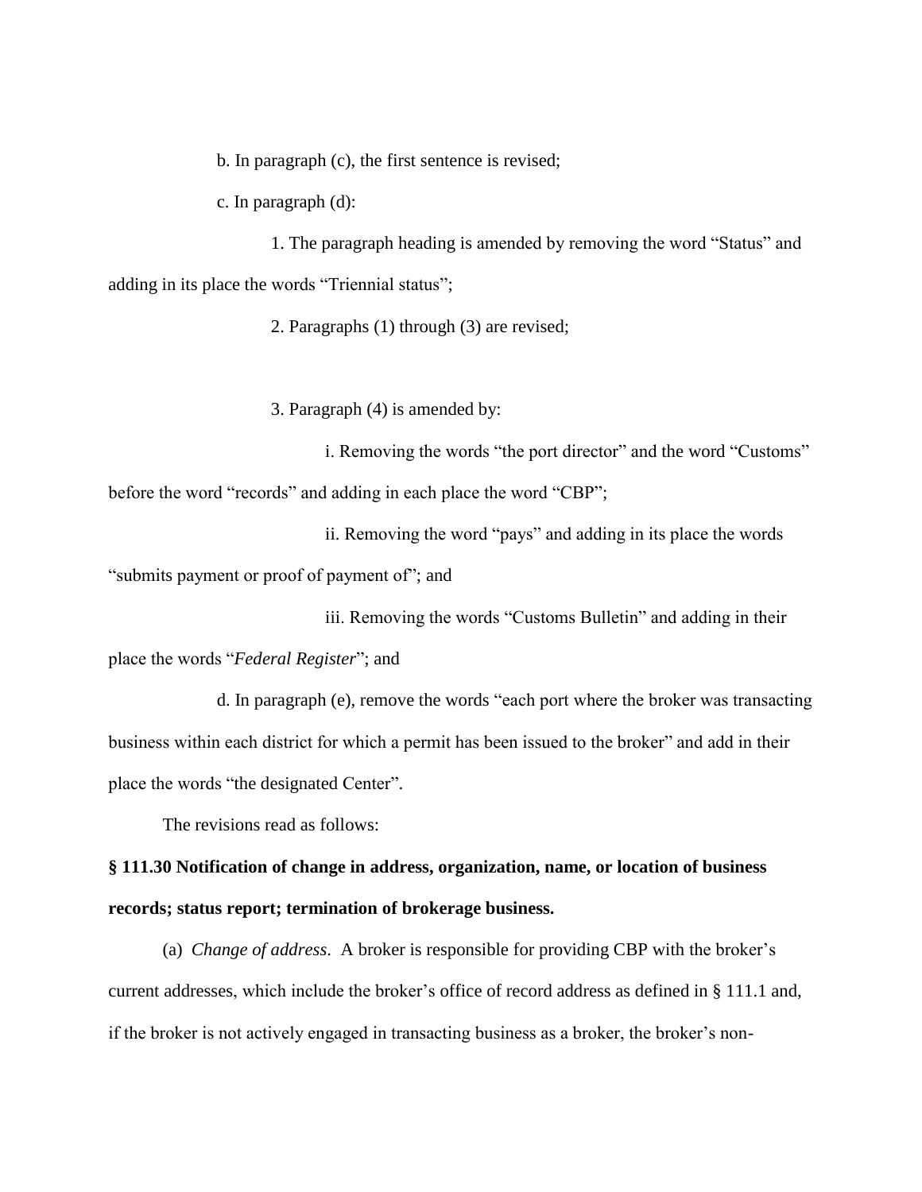b. In paragraph (c), the first sentence is revised;

c. In paragraph (d):

1. The paragraph heading is amended by removing the word "Status" and adding in its place the words "Triennial status";

2. Paragraphs (1) through (3) are revised;

3. Paragraph (4) is amended by:

i. Removing the words "the port director" and the word "Customs" before the word "records" and adding in each place the word "CBP";

ii. Removing the word "pays" and adding in its place the words "submits payment or proof of payment of"; and

iii. Removing the words "Customs Bulletin" and adding in their place the words "*Federal Register*"; and

d. In paragraph (e), remove the words "each port where the broker was transacting business within each district for which a permit has been issued to the broker" and add in their place the words "the designated Center".

The revisions read as follows:

**§ 111.30 Notification of change in address, organization, name, or location of business records; status report; termination of brokerage business.**

(a) *Change of address*. A broker is responsible for providing CBP with the broker's current addresses, which include the broker's office of record address as defined in § 111.1 and, if the broker is not actively engaged in transacting business as a broker, the broker's non-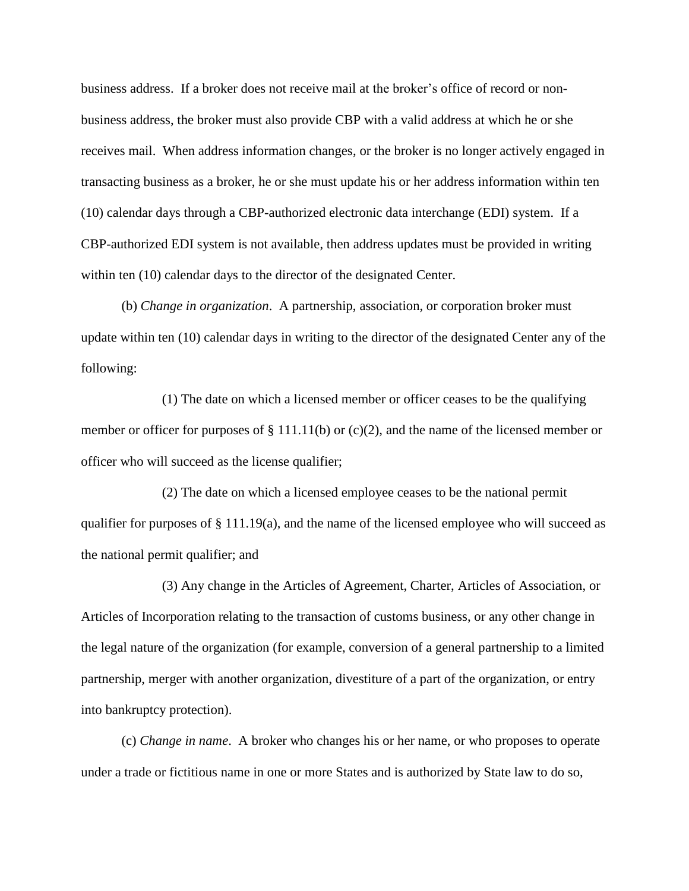business address. If a broker does not receive mail at the broker's office of record or non-business address, the broker must also provide CBP with a valid address at which he or she receives mail. When address information changes, or the broker is no longer actively engaged in transacting business as a broker, he or she must update his or her address information within ten (10) calendar days through a CBP-authorized electronic data interchange (EDI) system. If a CBP-authorized EDI system is not available, then address updates must be provided in writing within ten (10) calendar days to the director of the designated Center.

(b) *Change in organization*. A partnership, association, or corporation broker must update within ten (10) calendar days in writing to the director of the designated Center any of the following:

(1) The date on which a licensed member or officer ceases to be the qualifying member or officer for purposes of § 111.11(b) or (c)(2), and the name of the licensed member or officer who will succeed as the license qualifier;

(2) The date on which a licensed employee ceases to be the national permit qualifier for purposes of § 111.19(a), and the name of the licensed employee who will succeed as the national permit qualifier; and

(3) Any change in the Articles of Agreement, Charter, Articles of Association, or Articles of Incorporation relating to the transaction of customs business, or any other change in the legal nature of the organization (for example, conversion of a general partnership to a limited partnership, merger with another organization, divestiture of a part of the organization, or entry into bankruptcy protection).

(c) *Change in name*. A broker who changes his or her name, or who proposes to operate under a trade or fictitious name in one or more States and is authorized by State law to do so,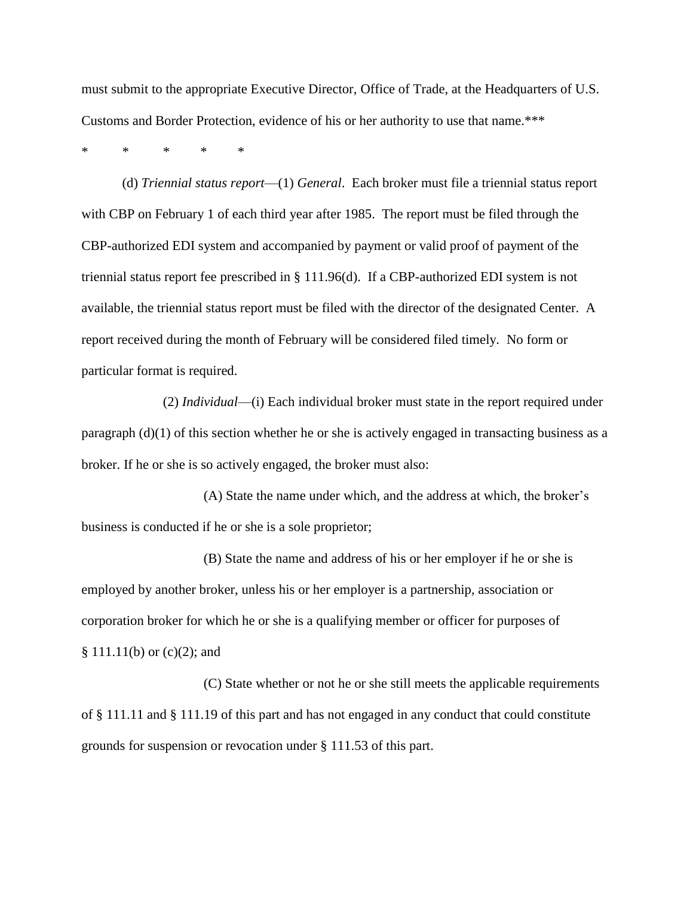must submit to the appropriate Executive Director, Office of Trade, at the Headquarters of U.S. Customs and Border Protection, evidence of his or her authority to use that name.***

\*     \*     \*     \*     \*

(d) *Triennial status report*—(1) *General*. Each broker must file a triennial status report with CBP on February 1 of each third year after 1985. The report must be filed through the CBP-authorized EDI system and accompanied by payment or valid proof of payment of the triennial status report fee prescribed in § 111.96(d). If a CBP-authorized EDI system is not available, the triennial status report must be filed with the director of the designated Center. A report received during the month of February will be considered filed timely. No form or particular format is required.

(2) *Individual*—(i) Each individual broker must state in the report required under paragraph (d)(1) of this section whether he or she is actively engaged in transacting business as a broker. If he or she is so actively engaged, the broker must also:

(A) State the name under which, and the address at which, the broker's business is conducted if he or she is a sole proprietor;

(B) State the name and address of his or her employer if he or she is employed by another broker, unless his or her employer is a partnership, association or corporation broker for which he or she is a qualifying member or officer for purposes of § 111.11(b) or (c)(2); and

(C) State whether or not he or she still meets the applicable requirements of § 111.11 and § 111.19 of this part and has not engaged in any conduct that could constitute grounds for suspension or revocation under § 111.53 of this part.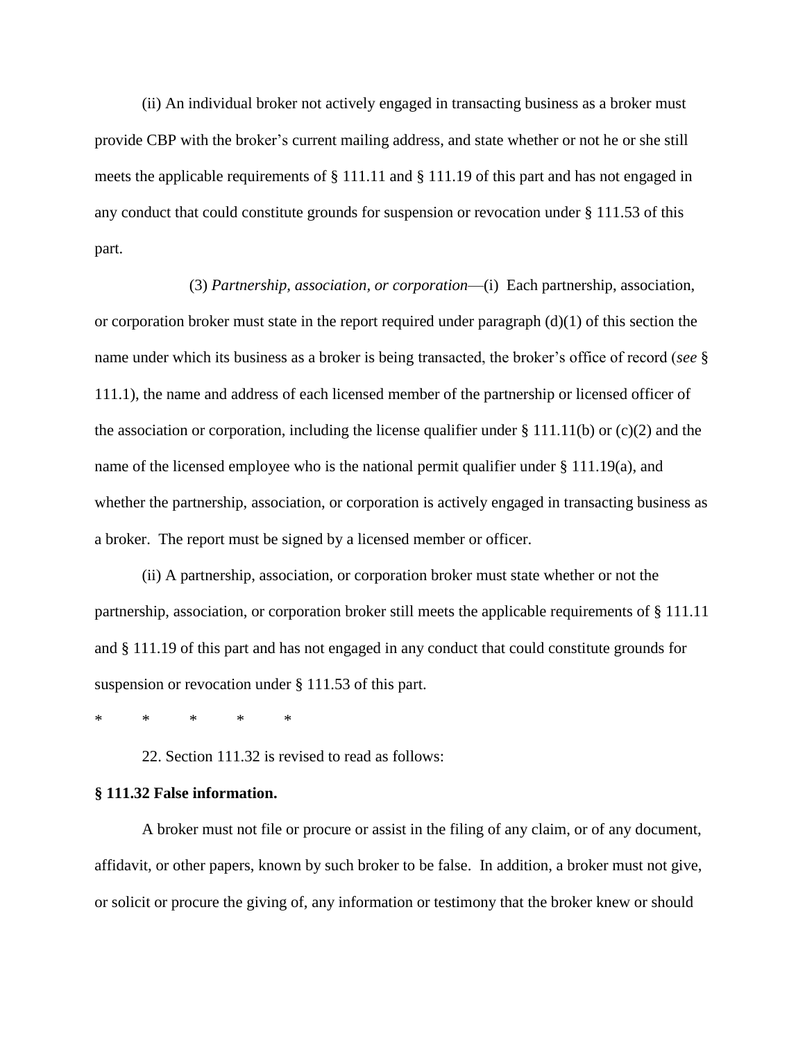(ii) An individual broker not actively engaged in transacting business as a broker must provide CBP with the broker's current mailing address, and state whether or not he or she still meets the applicable requirements of § 111.11 and § 111.19 of this part and has not engaged in any conduct that could constitute grounds for suspension or revocation under § 111.53 of this part.

(3) *Partnership, association, or corporation*—(i) Each partnership, association, or corporation broker must state in the report required under paragraph (d)(1) of this section the name under which its business as a broker is being transacted, the broker's office of record (*see* § 111.1), the name and address of each licensed member of the partnership or licensed officer of the association or corporation, including the license qualifier under § 111.11(b) or (c)(2) and the name of the licensed employee who is the national permit qualifier under § 111.19(a), and whether the partnership, association, or corporation is actively engaged in transacting business as a broker. The report must be signed by a licensed member or officer.

(ii) A partnership, association, or corporation broker must state whether or not the partnership, association, or corporation broker still meets the applicable requirements of § 111.11 and § 111.19 of this part and has not engaged in any conduct that could constitute grounds for suspension or revocation under § 111.53 of this part.

\* \* \* \* \*

22. Section 111.32 is revised to read as follows:

**§ 111.32 False information.**

A broker must not file or procure or assist in the filing of any claim, or of any document, affidavit, or other papers, known by such broker to be false. In addition, a broker must not give, or solicit or procure the giving of, any information or testimony that the broker knew or should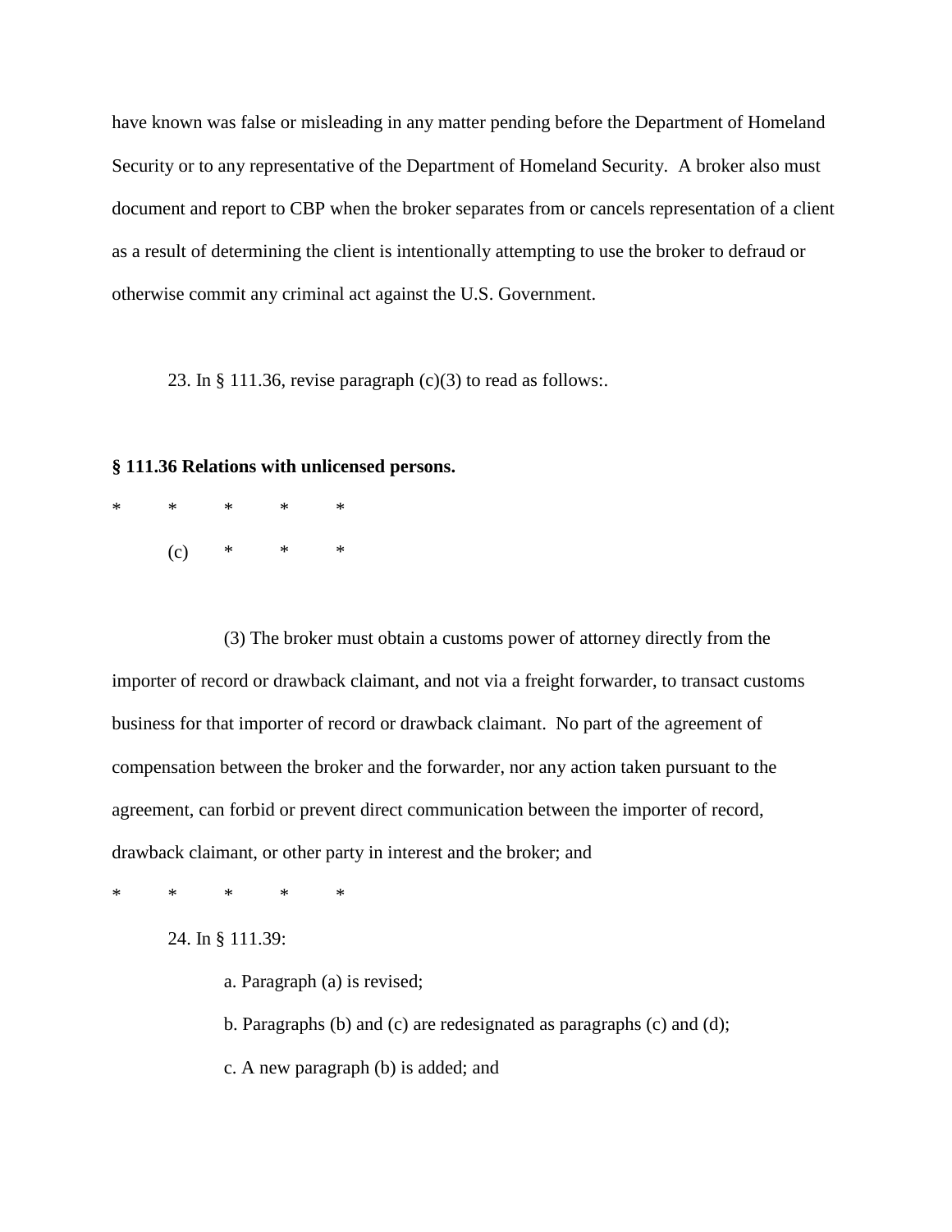have known was false or misleading in any matter pending before the Department of Homeland Security or to any representative of the Department of Homeland Security. A broker also must document and report to CBP when the broker separates from or cancels representation of a client as a result of determining the client is intentionally attempting to use the broker to defraud or otherwise commit any criminal act against the U.S. Government.

23. In § 111.36, revise paragraph (c)(3) to read as follows:.

**§ 111.36 Relations with unlicensed persons.**

\*     \*     \*     \*     \*

(c)     \*     \*     \*

(3) The broker must obtain a customs power of attorney directly from the importer of record or drawback claimant, and not via a freight forwarder, to transact customs business for that importer of record or drawback claimant. No part of the agreement of compensation between the broker and the forwarder, nor any action taken pursuant to the agreement, can forbid or prevent direct communication between the importer of record, drawback claimant, or other party in interest and the broker; and

\*     \*     \*     \*     \*

24. In § 111.39:

a. Paragraph (a) is revised;

b. Paragraphs (b) and (c) are redesignated as paragraphs (c) and (d);

c. A new paragraph (b) is added; and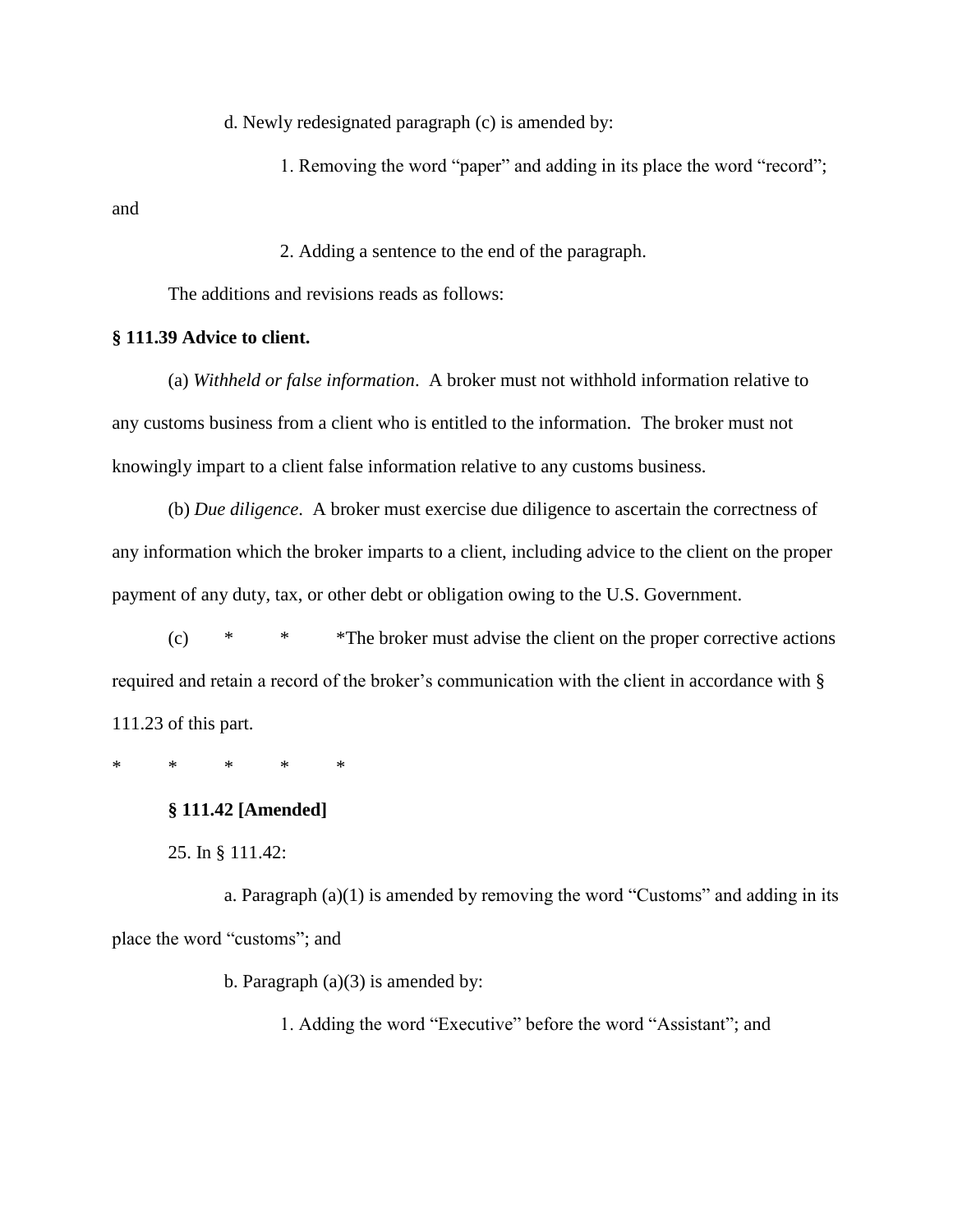d. Newly redesignated paragraph (c) is amended by:

1. Removing the word "paper" and adding in its place the word "record"; and

2. Adding a sentence to the end of the paragraph.

The additions and revisions reads as follows:

**§ 111.39 Advice to client.**

(a) *Withheld or false information*. A broker must not withhold information relative to any customs business from a client who is entitled to the information. The broker must not knowingly impart to a client false information relative to any customs business.

(b) *Due diligence*. A broker must exercise due diligence to ascertain the correctness of any information which the broker imparts to a client, including advice to the client on the proper payment of any duty, tax, or other debt or obligation owing to the U.S. Government.

(c) * * * The broker must advise the client on the proper corrective actions required and retain a record of the broker's communication with the client in accordance with § 111.23 of this part.

\* \* \* \* \*

**§ 111.42 [Amended]**

25. In § 111.42:

a. Paragraph (a)(1) is amended by removing the word "Customs" and adding in its place the word "customs"; and

b. Paragraph (a)(3) is amended by:

1. Adding the word "Executive" before the word "Assistant"; and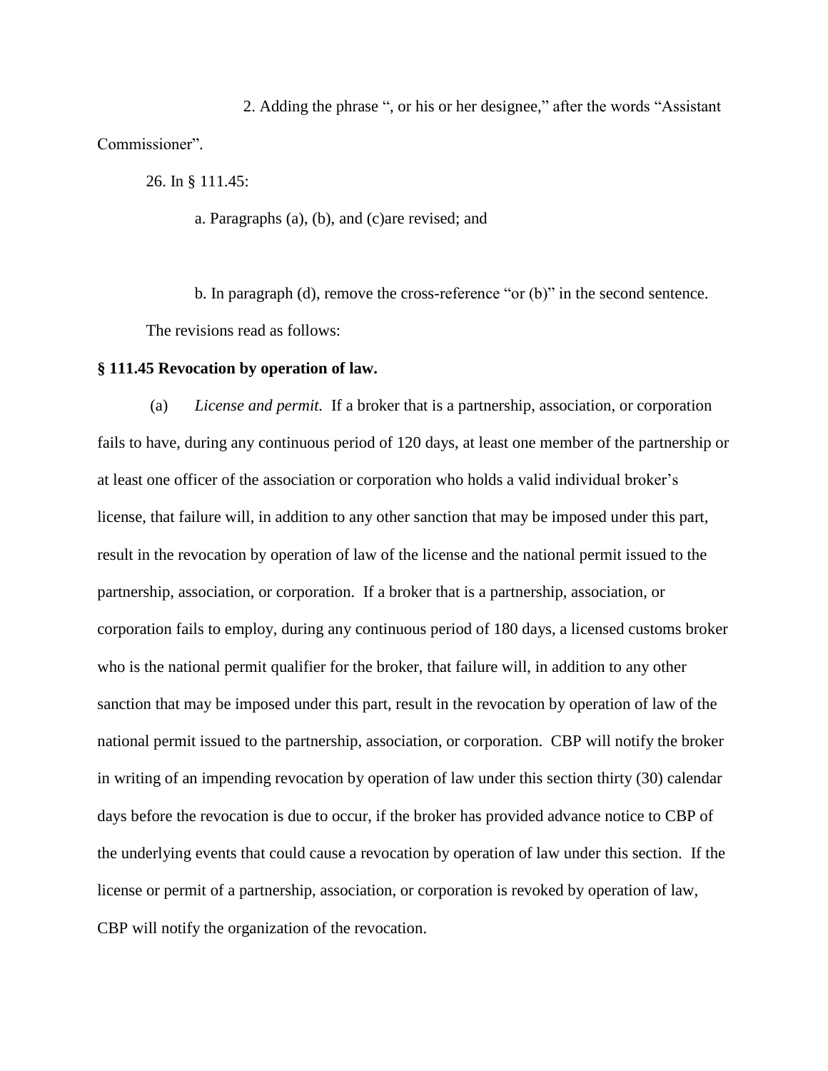2. Adding the phrase ", or his or her designee," after the words "Assistant Commissioner".

26. In § 111.45:

a. Paragraphs (a), (b), and (c)are revised; and

b. In paragraph (d), remove the cross-reference "or (b)" in the second sentence.

The revisions read as follows:

**§ 111.45 Revocation by operation of law.**

(a) *License and permit.* If a broker that is a partnership, association, or corporation fails to have, during any continuous period of 120 days, at least one member of the partnership or at least one officer of the association or corporation who holds a valid individual broker's license, that failure will, in addition to any other sanction that may be imposed under this part, result in the revocation by operation of law of the license and the national permit issued to the partnership, association, or corporation. If a broker that is a partnership, association, or corporation fails to employ, during any continuous period of 180 days, a licensed customs broker who is the national permit qualifier for the broker, that failure will, in addition to any other sanction that may be imposed under this part, result in the revocation by operation of law of the national permit issued to the partnership, association, or corporation. CBP will notify the broker in writing of an impending revocation by operation of law under this section thirty (30) calendar days before the revocation is due to occur, if the broker has provided advance notice to CBP of the underlying events that could cause a revocation by operation of law under this section. If the license or permit of a partnership, association, or corporation is revoked by operation of law, CBP will notify the organization of the revocation.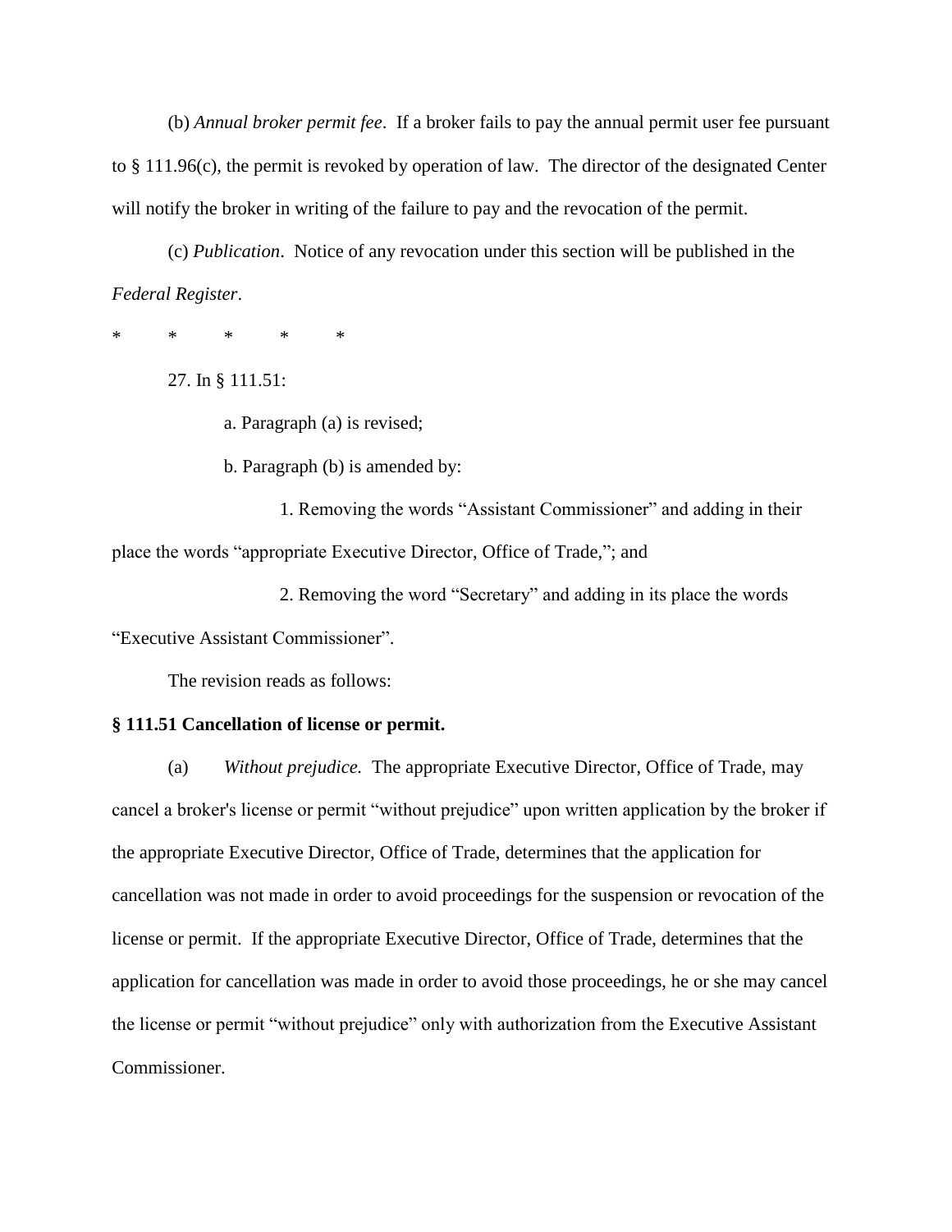(b) *Annual broker permit fee*. If a broker fails to pay the annual permit user fee pursuant to § 111.96(c), the permit is revoked by operation of law. The director of the designated Center will notify the broker in writing of the failure to pay and the revocation of the permit.

(c) *Publication*. Notice of any revocation under this section will be published in the *Federal Register*.

\*   \*   \*   \*   \*

27. In § 111.51:

a. Paragraph (a) is revised;

b. Paragraph (b) is amended by:

1. Removing the words "Assistant Commissioner" and adding in their place the words "appropriate Executive Director, Office of Trade,"; and

2. Removing the word "Secretary" and adding in its place the words "Executive Assistant Commissioner".

The revision reads as follows:

**§ 111.51 Cancellation of license or permit.**

(a) *Without prejudice.* The appropriate Executive Director, Office of Trade, may cancel a broker's license or permit "without prejudice" upon written application by the broker if the appropriate Executive Director, Office of Trade, determines that the application for cancellation was not made in order to avoid proceedings for the suspension or revocation of the license or permit. If the appropriate Executive Director, Office of Trade, determines that the application for cancellation was made in order to avoid those proceedings, he or she may cancel the license or permit "without prejudice" only with authorization from the Executive Assistant Commissioner.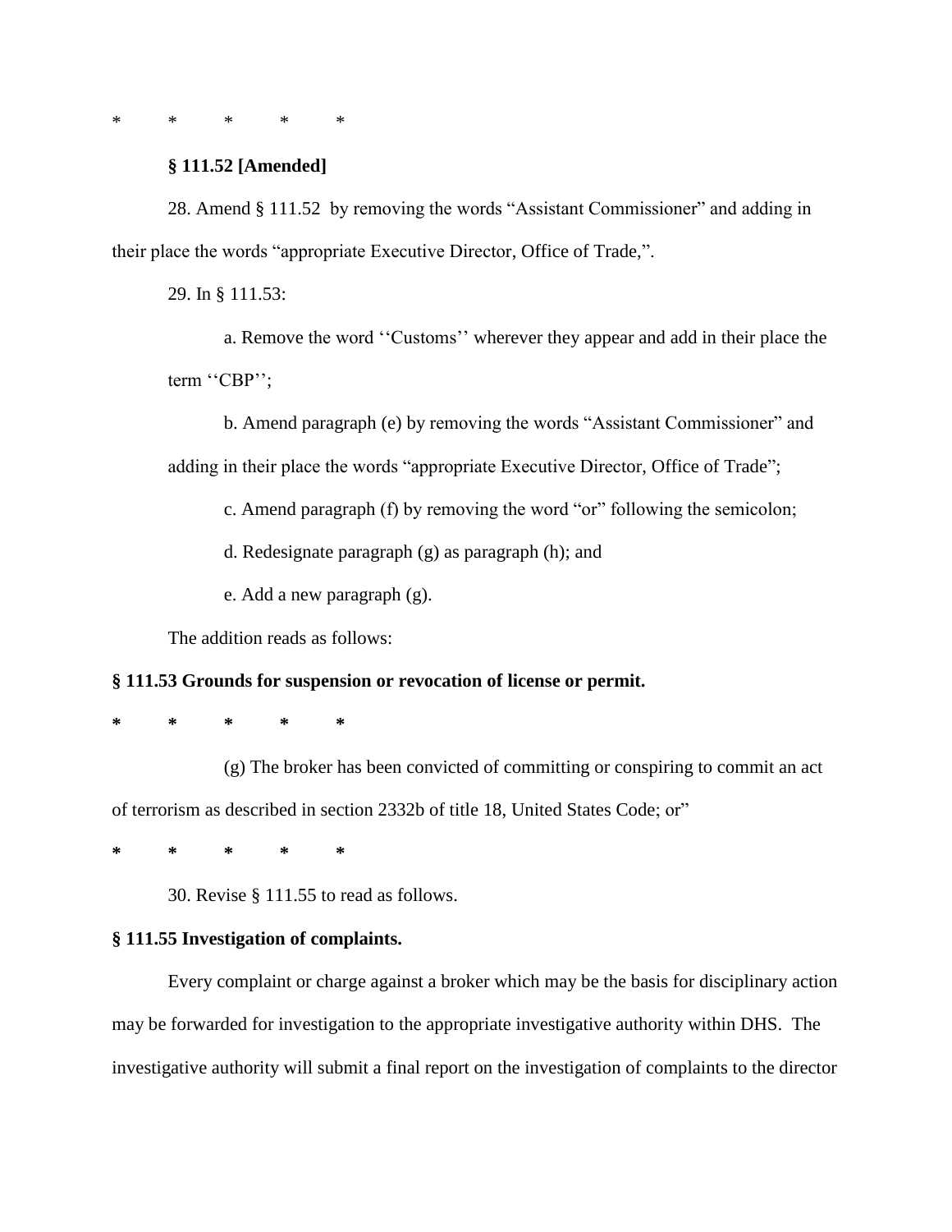\*     \*     \*     \*     \*

**§ 111.52 [Amended]**

28. Amend § 111.52 by removing the words “Assistant Commissioner” and adding in their place the words “appropriate Executive Director, Office of Trade,”.

29. In § 111.53:

a. Remove the word ‘‘Customs’’ wherever they appear and add in their place the term ‘‘CBP’’;

b. Amend paragraph (e) by removing the words “Assistant Commissioner” and adding in their place the words “appropriate Executive Director, Office of Trade”;

c. Amend paragraph (f) by removing the word “or” following the semicolon;

d. Redesignate paragraph (g) as paragraph (h); and

e. Add a new paragraph (g).

The addition reads as follows:

**§ 111.53 Grounds for suspension or revocation of license or permit.**

**\*     \*     \*     \*     \***

(g) The broker has been convicted of committing or conspiring to commit an act of terrorism as described in section 2332b of title 18, United States Code; or”

**\*     \*     \*     \*     \***

30. Revise § 111.55 to read as follows.

**§ 111.55 Investigation of complaints.**

Every complaint or charge against a broker which may be the basis for disciplinary action may be forwarded for investigation to the appropriate investigative authority within DHS. The investigative authority will submit a final report on the investigation of complaints to the director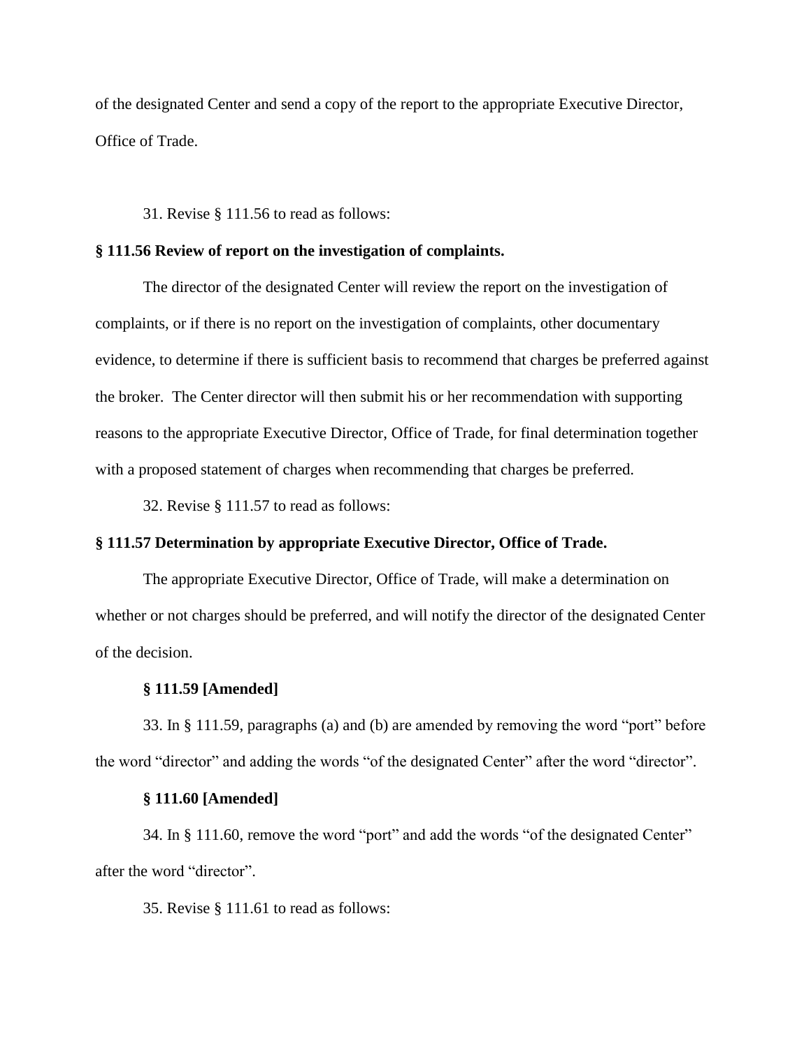of the designated Center and send a copy of the report to the appropriate Executive Director, Office of Trade.

31. Revise § 111.56 to read as follows:

**§ 111.56 Review of report on the investigation of complaints.**

The director of the designated Center will review the report on the investigation of complaints, or if there is no report on the investigation of complaints, other documentary evidence, to determine if there is sufficient basis to recommend that charges be preferred against the broker. The Center director will then submit his or her recommendation with supporting reasons to the appropriate Executive Director, Office of Trade, for final determination together with a proposed statement of charges when recommending that charges be preferred.

32. Revise § 111.57 to read as follows:

**§ 111.57 Determination by appropriate Executive Director, Office of Trade.**

The appropriate Executive Director, Office of Trade, will make a determination on whether or not charges should be preferred, and will notify the director of the designated Center of the decision.

**§ 111.59 [Amended]**

33. In § 111.59, paragraphs (a) and (b) are amended by removing the word "port" before the word "director" and adding the words "of the designated Center" after the word "director".

**§ 111.60 [Amended]**

34. In § 111.60, remove the word "port" and add the words "of the designated Center" after the word "director".

35. Revise § 111.61 to read as follows: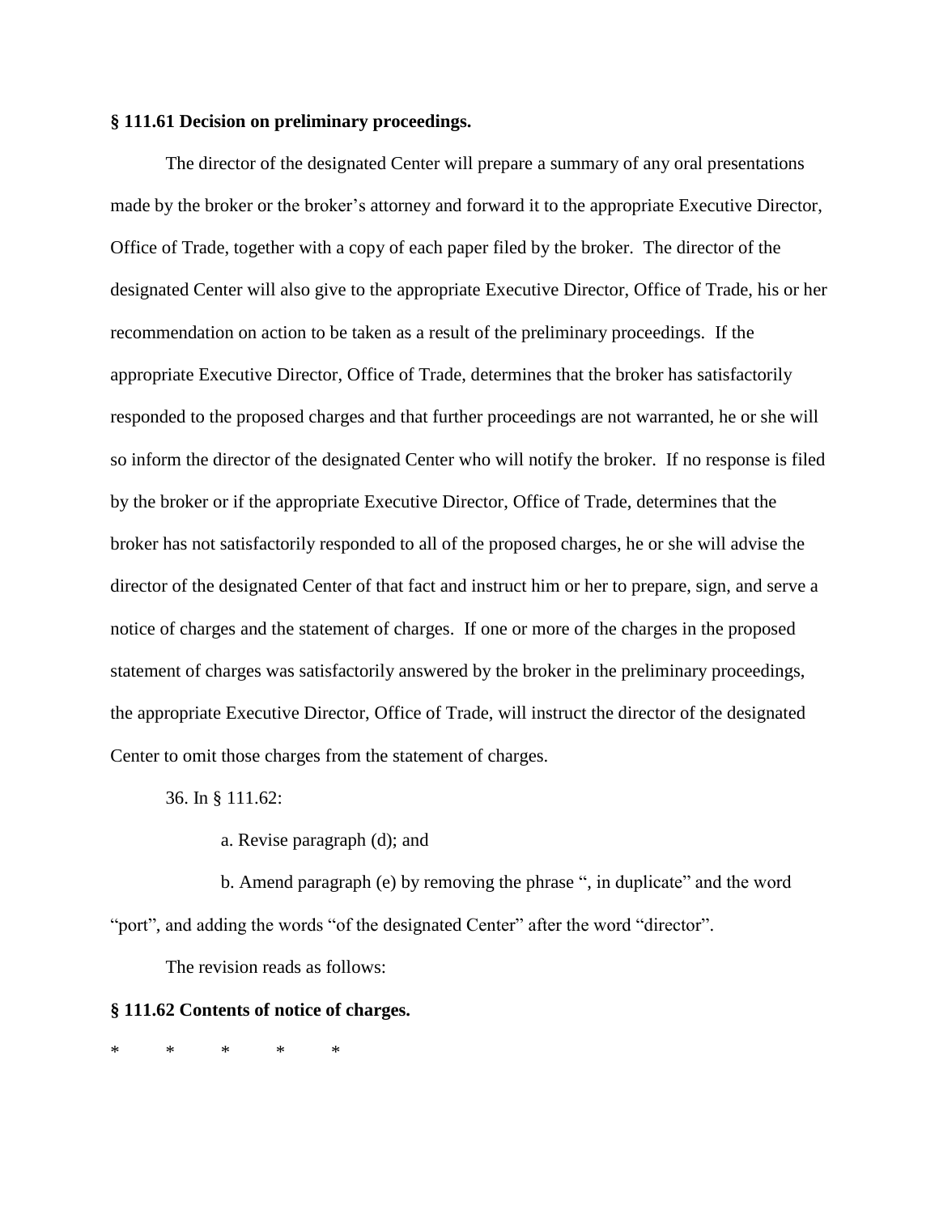**§ 111.61 Decision on preliminary proceedings.**

The director of the designated Center will prepare a summary of any oral presentations made by the broker or the broker's attorney and forward it to the appropriate Executive Director, Office of Trade, together with a copy of each paper filed by the broker. The director of the designated Center will also give to the appropriate Executive Director, Office of Trade, his or her recommendation on action to be taken as a result of the preliminary proceedings. If the appropriate Executive Director, Office of Trade, determines that the broker has satisfactorily responded to the proposed charges and that further proceedings are not warranted, he or she will so inform the director of the designated Center who will notify the broker. If no response is filed by the broker or if the appropriate Executive Director, Office of Trade, determines that the broker has not satisfactorily responded to all of the proposed charges, he or she will advise the director of the designated Center of that fact and instruct him or her to prepare, sign, and serve a notice of charges and the statement of charges. If one or more of the charges in the proposed statement of charges was satisfactorily answered by the broker in the preliminary proceedings, the appropriate Executive Director, Office of Trade, will instruct the director of the designated Center to omit those charges from the statement of charges.

36. In § 111.62:

a. Revise paragraph (d); and

b. Amend paragraph (e) by removing the phrase ", in duplicate" and the word "port", and adding the words "of the designated Center" after the word "director".

The revision reads as follows:

**§ 111.62 Contents of notice of charges.**

\* \* \* \* \*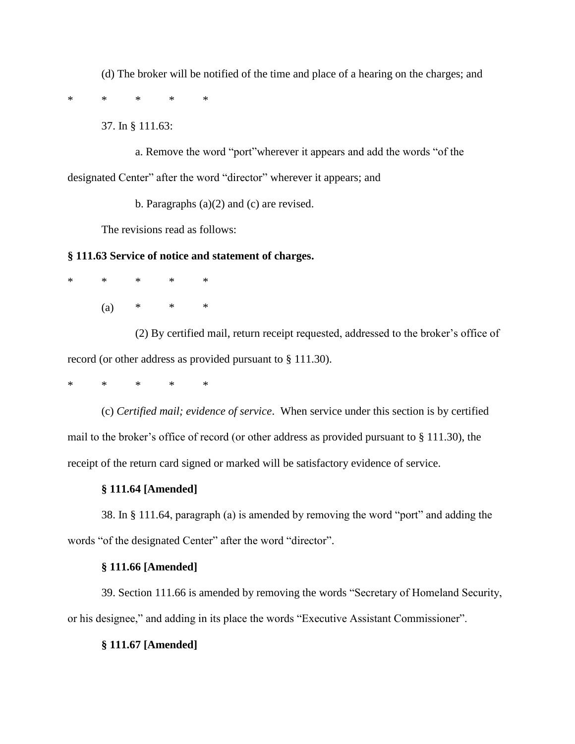(d) The broker will be notified of the time and place of a hearing on the charges; and

\*     \*     \*     \*     \*

37. In § 111.63:

a. Remove the word "port"wherever it appears and add the words "of the designated Center" after the word "director" wherever it appears; and

b. Paragraphs (a)(2) and (c) are revised.

The revisions read as follows:

**§ 111.63 Service of notice and statement of charges.**

\*     \*     \*     \*     \*

(a)     \*     \*     \*

(2) By certified mail, return receipt requested, addressed to the broker's office of record (or other address as provided pursuant to § 111.30).

\*     \*     \*     \*     \*

(c) *Certified mail; evidence of service*. When service under this section is by certified mail to the broker's office of record (or other address as provided pursuant to § 111.30), the receipt of the return card signed or marked will be satisfactory evidence of service.

**§ 111.64 [Amended]**

38. In § 111.64, paragraph (a) is amended by removing the word "port" and adding the words "of the designated Center" after the word "director".

**§ 111.66 [Amended]**

39. Section 111.66 is amended by removing the words "Secretary of Homeland Security, or his designee," and adding in its place the words "Executive Assistant Commissioner".

**§ 111.67 [Amended]**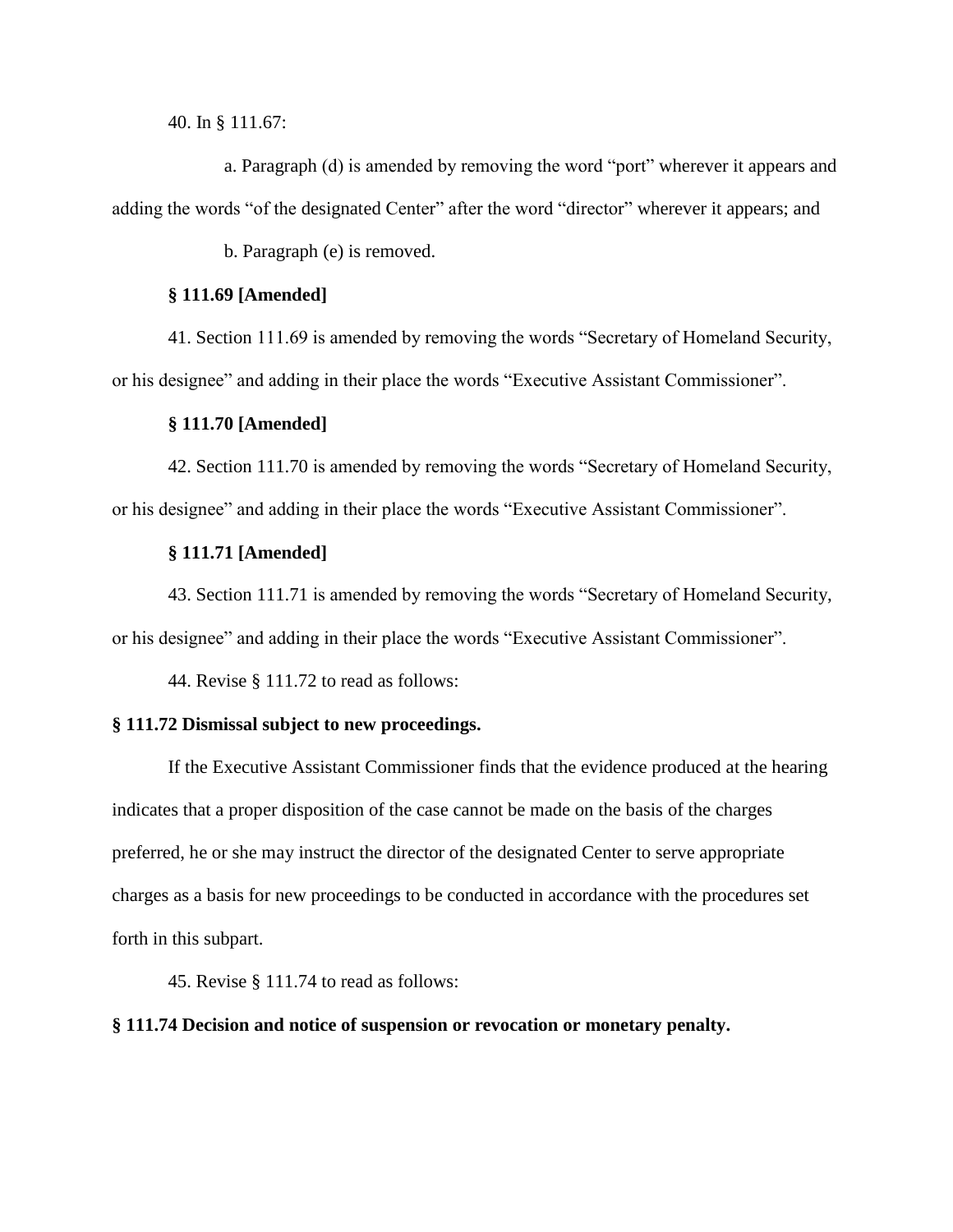40. In § 111.67:

a. Paragraph (d) is amended by removing the word "port" wherever it appears and adding the words "of the designated Center" after the word "director" wherever it appears; and

b. Paragraph (e) is removed.

**§ 111.69 [Amended]**

41. Section 111.69 is amended by removing the words "Secretary of Homeland Security, or his designee" and adding in their place the words "Executive Assistant Commissioner".

**§ 111.70 [Amended]**

42. Section 111.70 is amended by removing the words "Secretary of Homeland Security, or his designee" and adding in their place the words "Executive Assistant Commissioner".

**§ 111.71 [Amended]**

43. Section 111.71 is amended by removing the words "Secretary of Homeland Security, or his designee" and adding in their place the words "Executive Assistant Commissioner".

44. Revise § 111.72 to read as follows:

**§ 111.72 Dismissal subject to new proceedings.**

If the Executive Assistant Commissioner finds that the evidence produced at the hearing indicates that a proper disposition of the case cannot be made on the basis of the charges preferred, he or she may instruct the director of the designated Center to serve appropriate charges as a basis for new proceedings to be conducted in accordance with the procedures set forth in this subpart.

45. Revise § 111.74 to read as follows:

**§ 111.74 Decision and notice of suspension or revocation or monetary penalty.**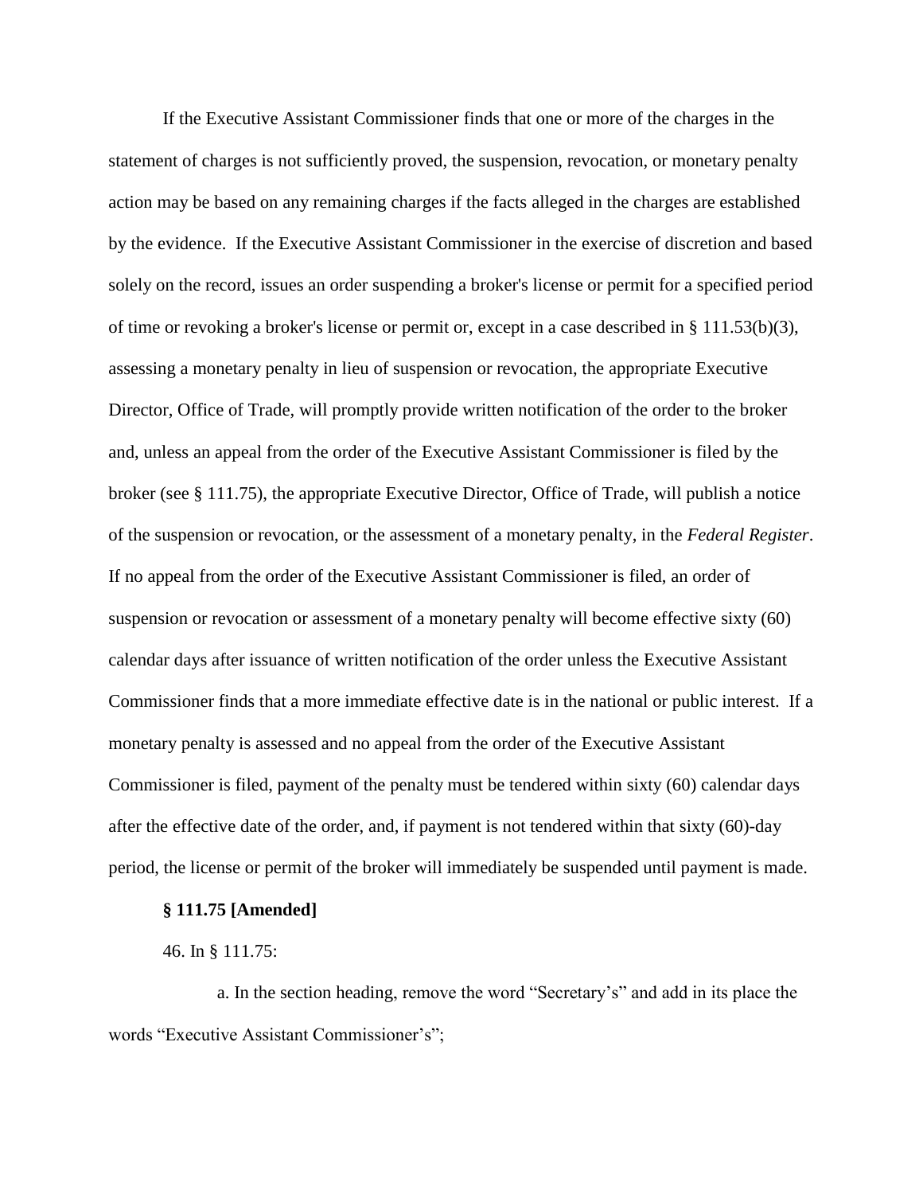If the Executive Assistant Commissioner finds that one or more of the charges in the statement of charges is not sufficiently proved, the suspension, revocation, or monetary penalty action may be based on any remaining charges if the facts alleged in the charges are established by the evidence. If the Executive Assistant Commissioner in the exercise of discretion and based solely on the record, issues an order suspending a broker's license or permit for a specified period of time or revoking a broker's license or permit or, except in a case described in § 111.53(b)(3), assessing a monetary penalty in lieu of suspension or revocation, the appropriate Executive Director, Office of Trade, will promptly provide written notification of the order to the broker and, unless an appeal from the order of the Executive Assistant Commissioner is filed by the broker (see § 111.75), the appropriate Executive Director, Office of Trade, will publish a notice of the suspension or revocation, or the assessment of a monetary penalty, in the *Federal Register*. If no appeal from the order of the Executive Assistant Commissioner is filed, an order of suspension or revocation or assessment of a monetary penalty will become effective sixty (60) calendar days after issuance of written notification of the order unless the Executive Assistant Commissioner finds that a more immediate effective date is in the national or public interest. If a monetary penalty is assessed and no appeal from the order of the Executive Assistant Commissioner is filed, payment of the penalty must be tendered within sixty (60) calendar days after the effective date of the order, and, if payment is not tendered within that sixty (60)-day period, the license or permit of the broker will immediately be suspended until payment is made.

**§ 111.75 [Amended]**

46. In § 111.75:

a. In the section heading, remove the word "Secretary's" and add in its place the words "Executive Assistant Commissioner's";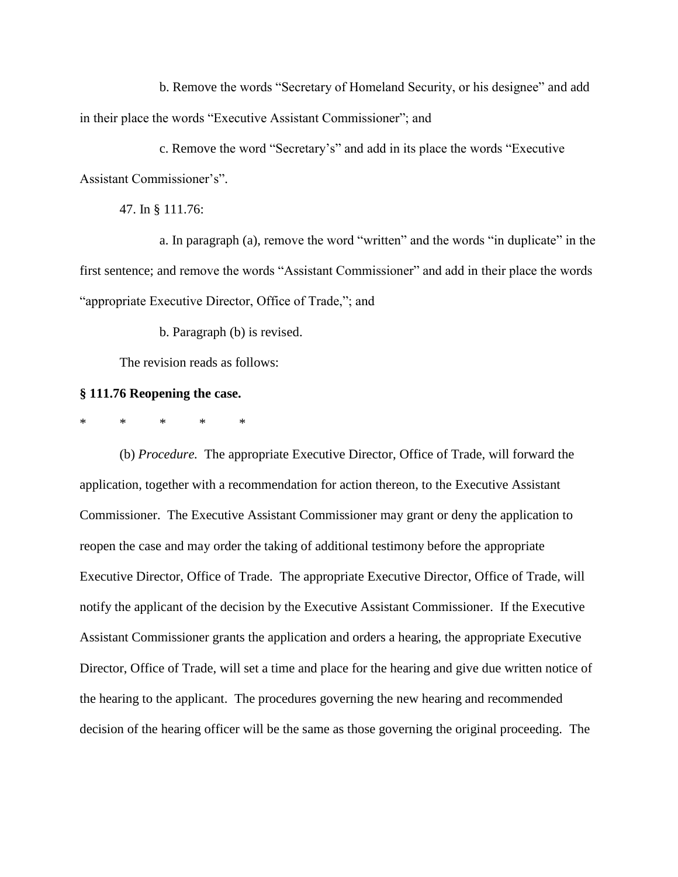b. Remove the words "Secretary of Homeland Security, or his designee" and add in their place the words "Executive Assistant Commissioner"; and

c. Remove the word "Secretary's" and add in its place the words "Executive Assistant Commissioner's".

47. In § 111.76:

a. In paragraph (a), remove the word "written" and the words "in duplicate" in the first sentence; and remove the words "Assistant Commissioner" and add in their place the words "appropriate Executive Director, Office of Trade,"; and

b. Paragraph (b) is revised.

The revision reads as follows:

**§ 111.76 Reopening the case.**

\* \* \* \* \*

(b) *Procedure.* The appropriate Executive Director, Office of Trade, will forward the application, together with a recommendation for action thereon, to the Executive Assistant Commissioner. The Executive Assistant Commissioner may grant or deny the application to reopen the case and may order the taking of additional testimony before the appropriate Executive Director, Office of Trade. The appropriate Executive Director, Office of Trade, will notify the applicant of the decision by the Executive Assistant Commissioner. If the Executive Assistant Commissioner grants the application and orders a hearing, the appropriate Executive Director, Office of Trade, will set a time and place for the hearing and give due written notice of the hearing to the applicant. The procedures governing the new hearing and recommended decision of the hearing officer will be the same as those governing the original proceeding. The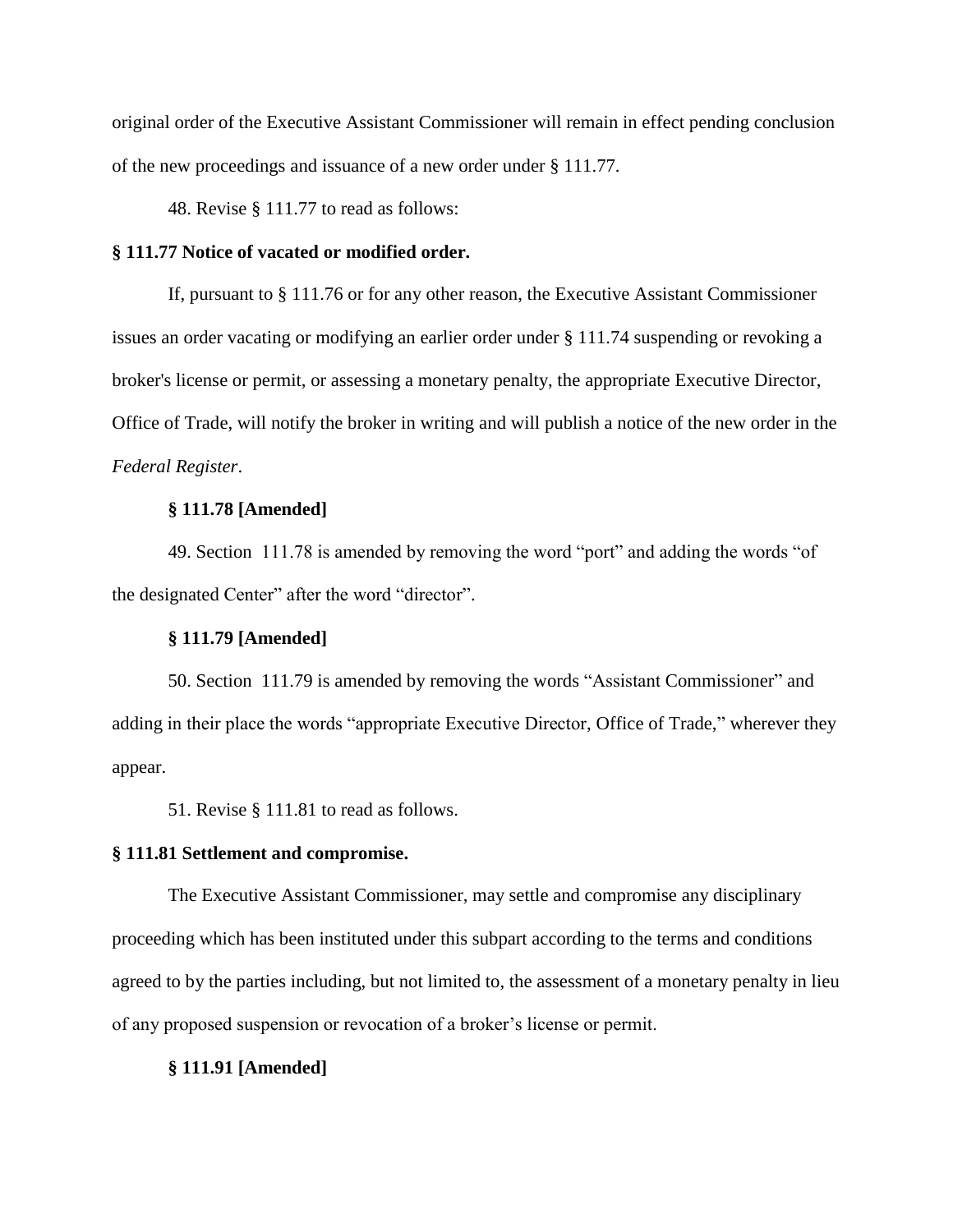original order of the Executive Assistant Commissioner will remain in effect pending conclusion of the new proceedings and issuance of a new order under § 111.77.

48. Revise § 111.77 to read as follows:

**§ 111.77 Notice of vacated or modified order.**

If, pursuant to § 111.76 or for any other reason, the Executive Assistant Commissioner issues an order vacating or modifying an earlier order under § 111.74 suspending or revoking a broker's license or permit, or assessing a monetary penalty, the appropriate Executive Director, Office of Trade, will notify the broker in writing and will publish a notice of the new order in the *Federal Register*.

**§ 111.78 [Amended]**

49. Section 111.78 is amended by removing the word "port" and adding the words "of the designated Center" after the word "director".

**§ 111.79 [Amended]**

50. Section 111.79 is amended by removing the words "Assistant Commissioner" and adding in their place the words "appropriate Executive Director, Office of Trade," wherever they appear.

51. Revise § 111.81 to read as follows.

**§ 111.81 Settlement and compromise.**

The Executive Assistant Commissioner, may settle and compromise any disciplinary proceeding which has been instituted under this subpart according to the terms and conditions agreed to by the parties including, but not limited to, the assessment of a monetary penalty in lieu of any proposed suspension or revocation of a broker's license or permit.

**§ 111.91 [Amended]**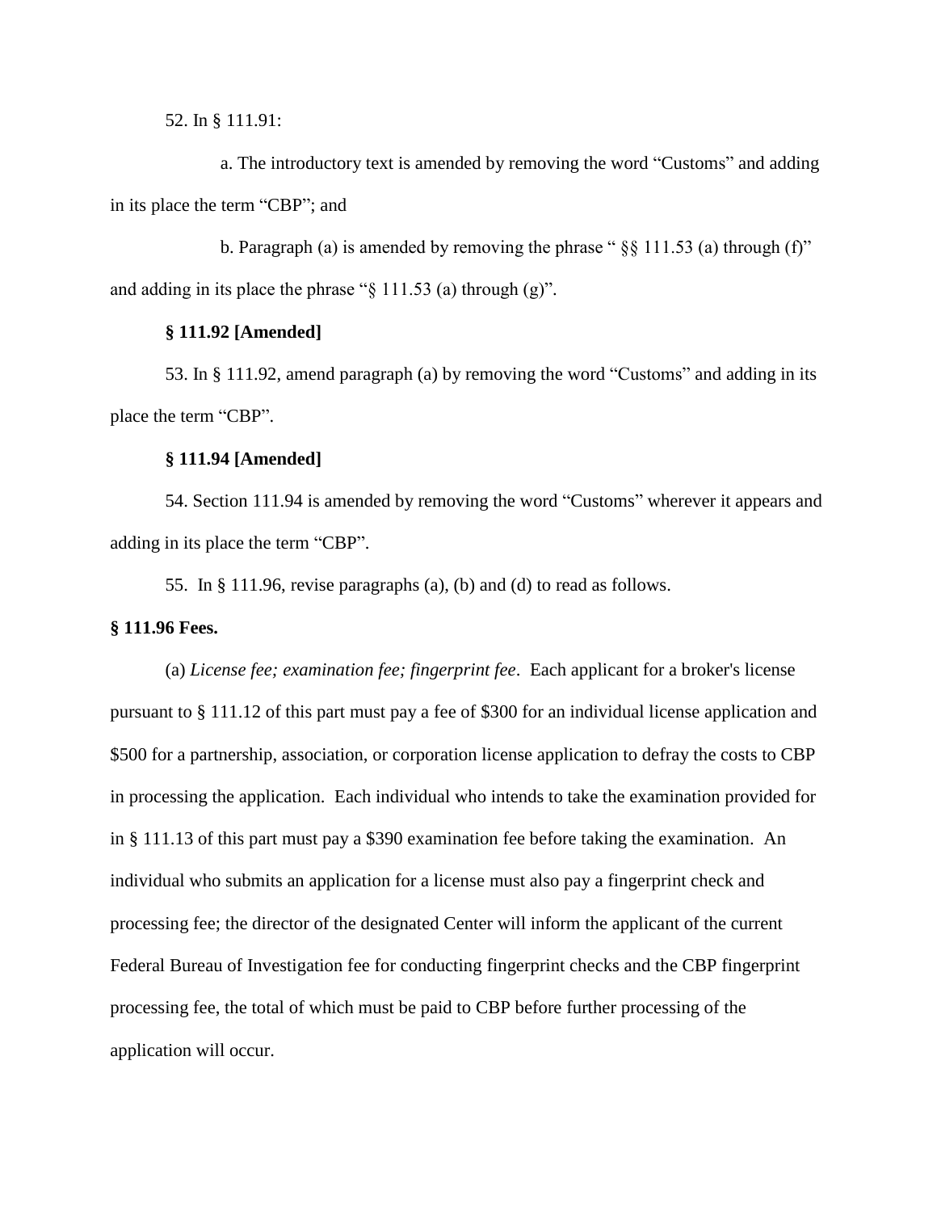52. In § 111.91:

a. The introductory text is amended by removing the word "Customs" and adding in its place the term "CBP"; and

b. Paragraph (a) is amended by removing the phrase " §§ 111.53 (a) through (f)" and adding in its place the phrase "§ 111.53 (a) through (g)".

**§ 111.92 [Amended]**

53. In § 111.92, amend paragraph (a) by removing the word "Customs" and adding in its place the term "CBP".

**§ 111.94 [Amended]**

54. Section 111.94 is amended by removing the word "Customs" wherever it appears and adding in its place the term "CBP".

55. In § 111.96, revise paragraphs (a), (b) and (d) to read as follows.

**§ 111.96 Fees.**

(a) *License fee; examination fee; fingerprint fee*. Each applicant for a broker's license pursuant to § 111.12 of this part must pay a fee of $300 for an individual license application and $500 for a partnership, association, or corporation license application to defray the costs to CBP in processing the application. Each individual who intends to take the examination provided for in § 111.13 of this part must pay a $390 examination fee before taking the examination. An individual who submits an application for a license must also pay a fingerprint check and processing fee; the director of the designated Center will inform the applicant of the current Federal Bureau of Investigation fee for conducting fingerprint checks and the CBP fingerprint processing fee, the total of which must be paid to CBP before further processing of the application will occur.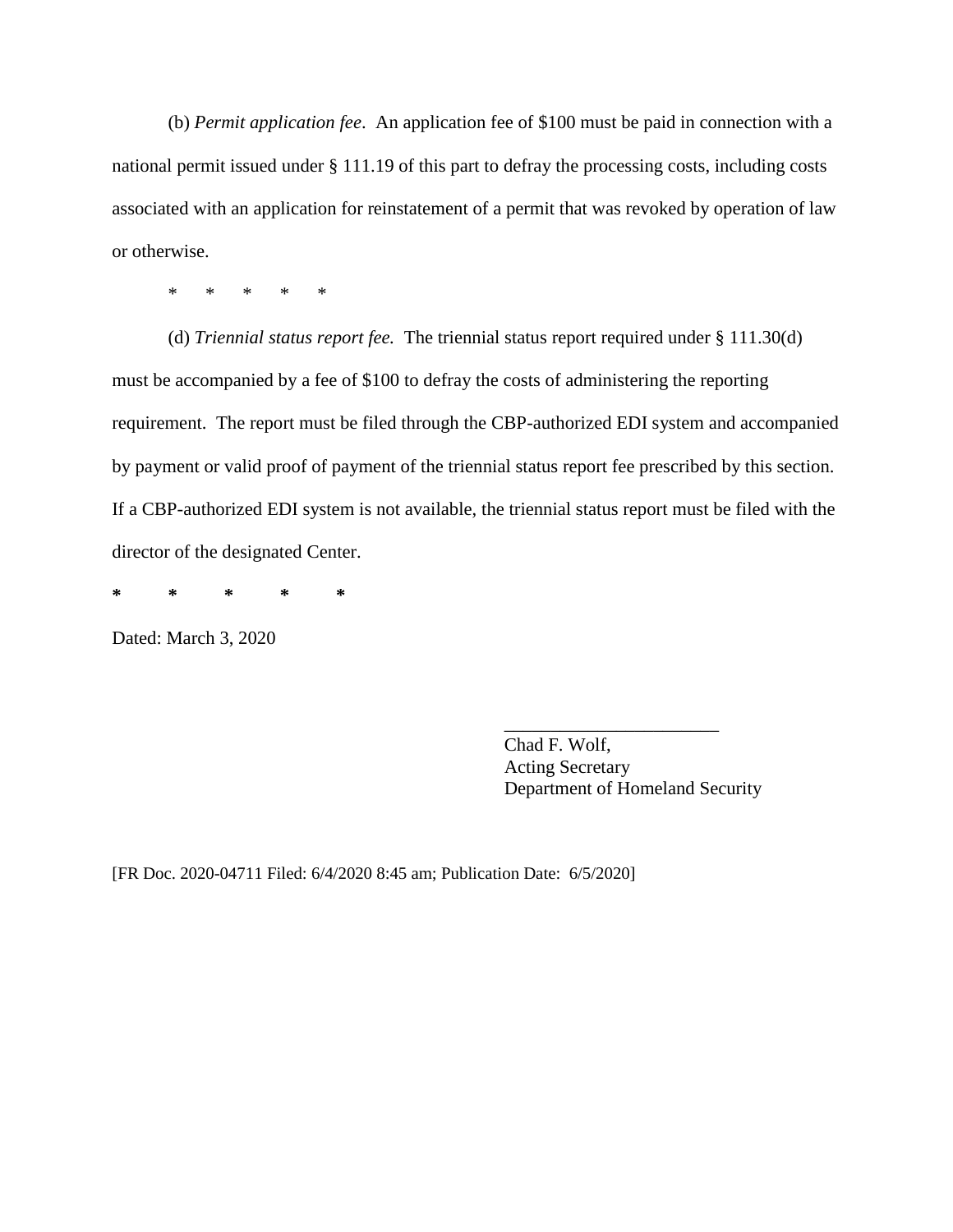(b) *Permit application fee*. An application fee of $100 must be paid in connection with a national permit issued under § 111.19 of this part to defray the processing costs, including costs associated with an application for reinstatement of a permit that was revoked by operation of law or otherwise.

\* \* \* \* \*

(d) *Triennial status report fee.* The triennial status report required under § 111.30(d) must be accompanied by a fee of $100 to defray the costs of administering the reporting requirement. The report must be filed through the CBP-authorized EDI system and accompanied by payment or valid proof of payment of the triennial status report fee prescribed by this section. If a CBP-authorized EDI system is not available, the triennial status report must be filed with the director of the designated Center.

**\* \* \* \* \***

Dated: March 3, 2020

\_\_\_\_\_\_\_\_\_\_\_\_\_\_\_\_\_\_\_\_\_\_\_\_
Chad F. Wolf,
Acting Secretary
Department of Homeland Security

[FR Doc. 2020-04711 Filed: 6/4/2020 8:45 am; Publication Date: 6/5/2020]